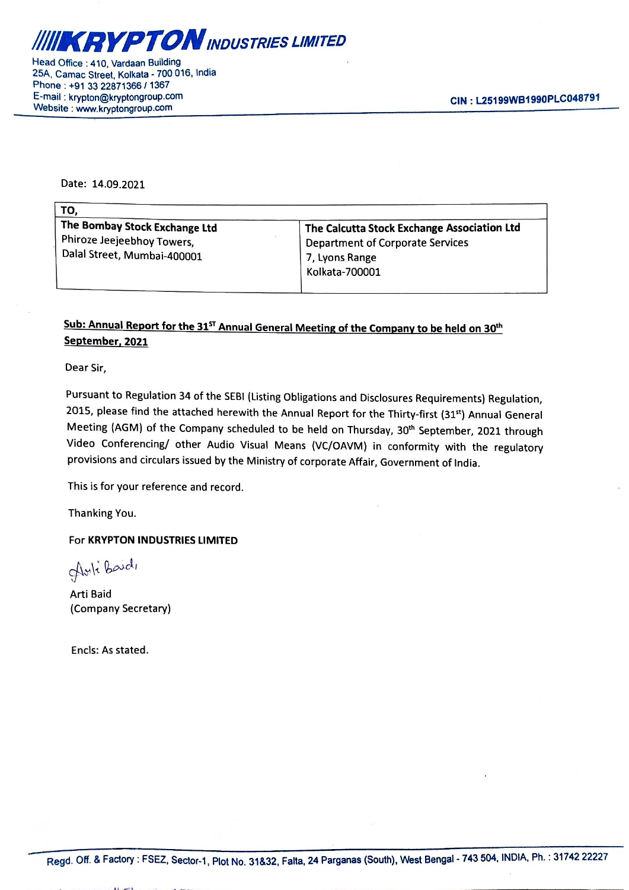# KRYPTON INDUSTRIES LIMITED

Head Office : 410, Vardaan Building
25A, Camac Street, Kolkata - 700 016, India
Phone : +91 33 22871366 / 1367
E-mail : krypton@kryptongroup.com
Website : www.kryptongroup.com

CIN : L25199WB1990PLC048791

Date: 14.09.2021

| TO, | |
|---|---|
| **The Bombay Stock Exchange Ltd**<br>Phiroze Jeejeebhoy Towers,<br>Dalal Street, Mumbai-400001 | **The Calcutta Stock Exchange Association Ltd**<br>Department of Corporate Services<br>7, Lyons Range<br>Kolkata-700001 |

**Sub: Annual Report for the 31ST Annual General Meeting of the Company to be held on 30th September, 2021**

Dear Sir,

Pursuant to Regulation 34 of the SEBI (Listing Obligations and Disclosures Requirements) Regulation, 2015, please find the attached herewith the Annual Report for the Thirty-first (31st) Annual General Meeting (AGM) of the Company scheduled to be held on Thursday, 30th September, 2021 through Video Conferencing/ other Audio Visual Means (VC/OAVM) in conformity with the regulatory provisions and circulars issued by the Ministry of corporate Affair, Government of India.

This is for your reference and record.

Thanking You.

For **KRYPTON INDUSTRIES LIMITED**

Arti Baid
(Company Secretary)

Encls: As stated.

Regd. Off. & Factory : FSEZ, Sector-1, Plot No. 31&32, Falta, 24 Parganas (South), West Bengal - 743 504, INDIA, Ph. : 31742 22227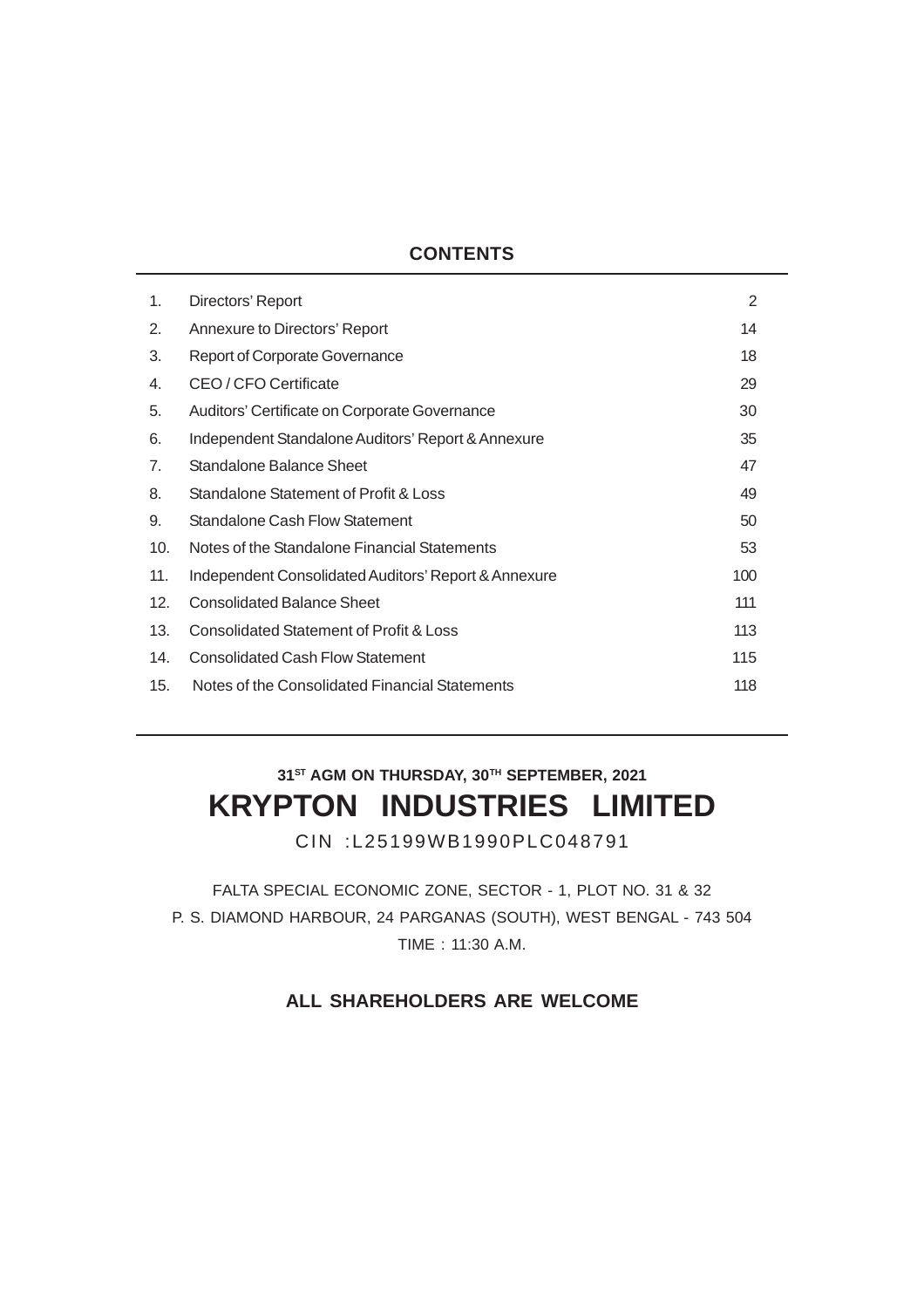## CONTENTS

| | | |
|---|---|---|
| 1. | Directors' Report | 2 |
| 2. | Annexure to Directors' Report | 14 |
| 3. | Report of Corporate Governance | 18 |
| 4. | CEO / CFO Certificate | 29 |
| 5. | Auditors' Certificate on Corporate Governance | 30 |
| 6. | Independent Standalone Auditors' Report & Annexure | 35 |
| 7. | Standalone Balance Sheet | 47 |
| 8. | Standalone Statement of Profit & Loss | 49 |
| 9. | Standalone Cash Flow Statement | 50 |
| 10. | Notes of the Standalone Financial Statements | 53 |
| 11. | Independent Consolidated Auditors' Report & Annexure | 100 |
| 12. | Consolidated Balance Sheet | 111 |
| 13. | Consolidated Statement of Profit & Loss | 113 |
| 14. | Consolidated Cash Flow Statement | 115 |
| 15. | Notes of the Consolidated Financial Statements | 118 |

**31ST AGM ON THURSDAY, 30TH SEPTEMBER, 2021**

# KRYPTON INDUSTRIES LIMITED

CIN :L25199WB1990PLC048791

FALTA SPECIAL ECONOMIC ZONE, SECTOR - 1, PLOT NO. 31 & 32

P. S. DIAMOND HARBOUR, 24 PARGANAS (SOUTH), WEST BENGAL - 743 504

TIME : 11:30 A.M.

**ALL SHAREHOLDERS ARE WELCOME**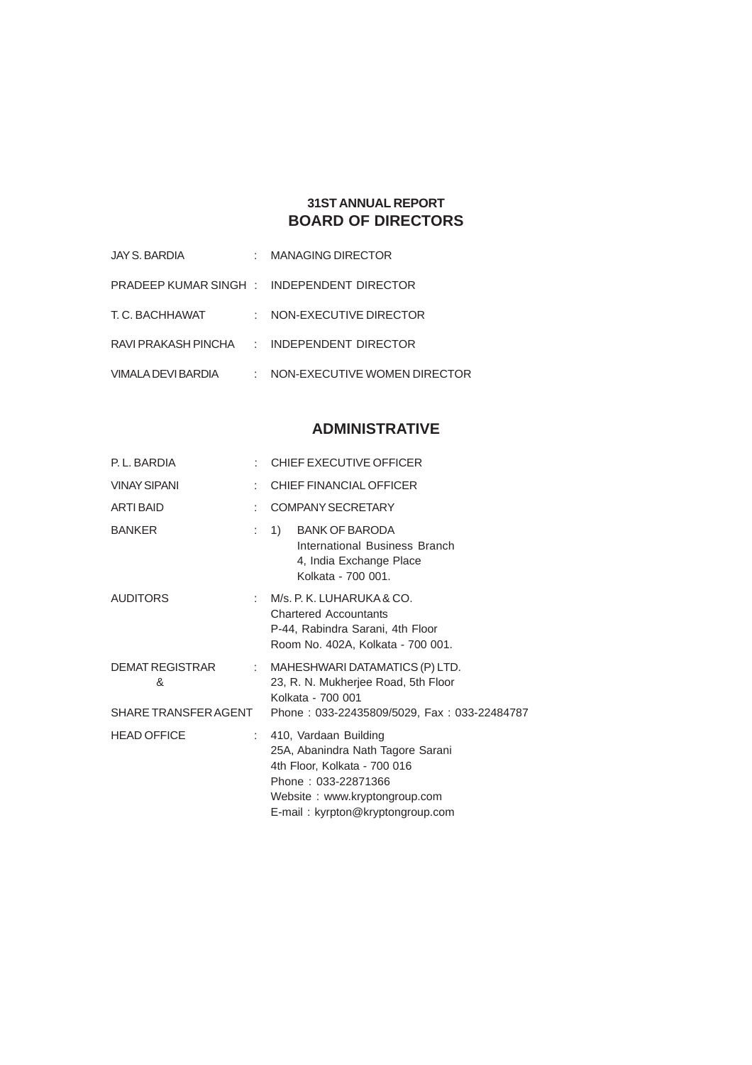**31ST ANNUAL REPORT**

# BOARD OF DIRECTORS

| | | |
|---|---|---|
| JAY S. BARDIA | : | MANAGING DIRECTOR |
| PRADEEP KUMAR SINGH | : | INDEPENDENT DIRECTOR |
| T. C. BACHHAWAT | : | NON-EXECUTIVE DIRECTOR |
| RAVI PRAKASH PINCHA | : | INDEPENDENT DIRECTOR |
| VIMALA DEVI BARDIA | : | NON-EXECUTIVE WOMEN DIRECTOR |

## ADMINISTRATIVE

| | | |
|---|---|---|
| P. L. BARDIA | : | CHIEF EXECUTIVE OFFICER |
| VINAY SIPANI | : | CHIEF FINANCIAL OFFICER |
| ARTI BAID | : | COMPANY SECRETARY |
| BANKER | : | 1) BANK OF BARODA<br>International Business Branch<br>4, India Exchange Place<br>Kolkata - 700 001. |
| AUDITORS | : | M/s. P. K. LUHARUKA & CO.<br>Chartered Accountants<br>P-44, Rabindra Sarani, 4th Floor<br>Room No. 402A, Kolkata - 700 001. |
| DEMAT REGISTRAR<br>&<br>SHARE TRANSFER AGENT | : | MAHESHWARI DATAMATICS (P) LTD.<br>23, R. N. Mukherjee Road, 5th Floor<br>Kolkata - 700 001<br>Phone : 033-22435809/5029, Fax : 033-22484787 |
| HEAD OFFICE | : | 410, Vardaan Building<br>25A, Abanindra Nath Tagore Sarani<br>4th Floor, Kolkata - 700 016<br>Phone : 033-22871366<br>Website : www.kryptongroup.com<br>E-mail : kyrpton@kryptongroup.com |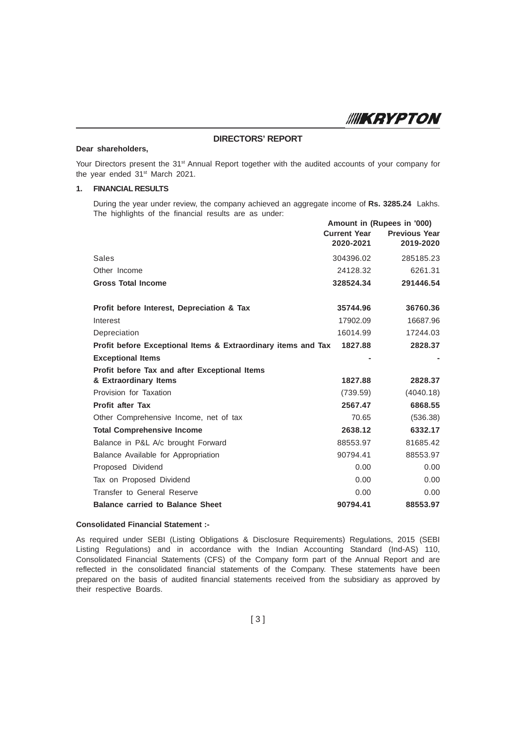## DIRECTORS' REPORT

**Dear shareholders,**

Your Directors present the 31st Annual Report together with the audited accounts of your company for the year ended 31st March 2021.

### 1. FINANCIAL RESULTS

During the year under review, the company achieved an aggregate income of **Rs. 3285.24** Lakhs. The highlights of the financial results are as under:

| | Amount in (Rupees in '000) | |
|---|---|---|
| | **Current Year 2020-2021** | **Previous Year 2019-2020** |
| Sales | 304396.02 | 285185.23 |
| Other Income | 24128.32 | 6261.31 |
| **Gross Total Income** | **328524.34** | **291446.54** |
| **Profit before Interest, Depreciation & Tax** | **35744.96** | **36760.36** |
| Interest | 17902.09 | 16687.96 |
| Depreciation | 16014.99 | 17244.03 |
| **Profit before Exceptional Items & Extraordinary items and Tax** | **1827.88** | **2828.37** |
| **Exceptional Items** | - | - |
| **Profit before Tax and after Exceptional Items & Extraordinary Items** | **1827.88** | **2828.37** |
| Provision for Taxation | (739.59) | (4040.18) |
| **Profit after Tax** | **2567.47** | **6868.55** |
| Other Comprehensive Income, net of tax | 70.65 | (536.38) |
| **Total Comprehensive Income** | **2638.12** | **6332.17** |
| Balance in P&L A/c brought Forward | 88553.97 | 81685.42 |
| Balance Available for Appropriation | 90794.41 | 88553.97 |
| Proposed Dividend | 0.00 | 0.00 |
| Tax on Proposed Dividend | 0.00 | 0.00 |
| Transfer to General Reserve | 0.00 | 0.00 |
| **Balance carried to Balance Sheet** | **90794.41** | **88553.97** |

**Consolidated Financial Statement :-**

As required under SEBI (Listing Obligations & Disclosure Requirements) Regulations, 2015 (SEBI Listing Regulations) and in accordance with the Indian Accounting Standard (Ind-AS) 110, Consolidated Financial Statements (CFS) of the Company form part of the Annual Report and are reflected in the consolidated financial statements of the Company. These statements have been prepared on the basis of audited financial statements received from the subsidiary as approved by their respective Boards.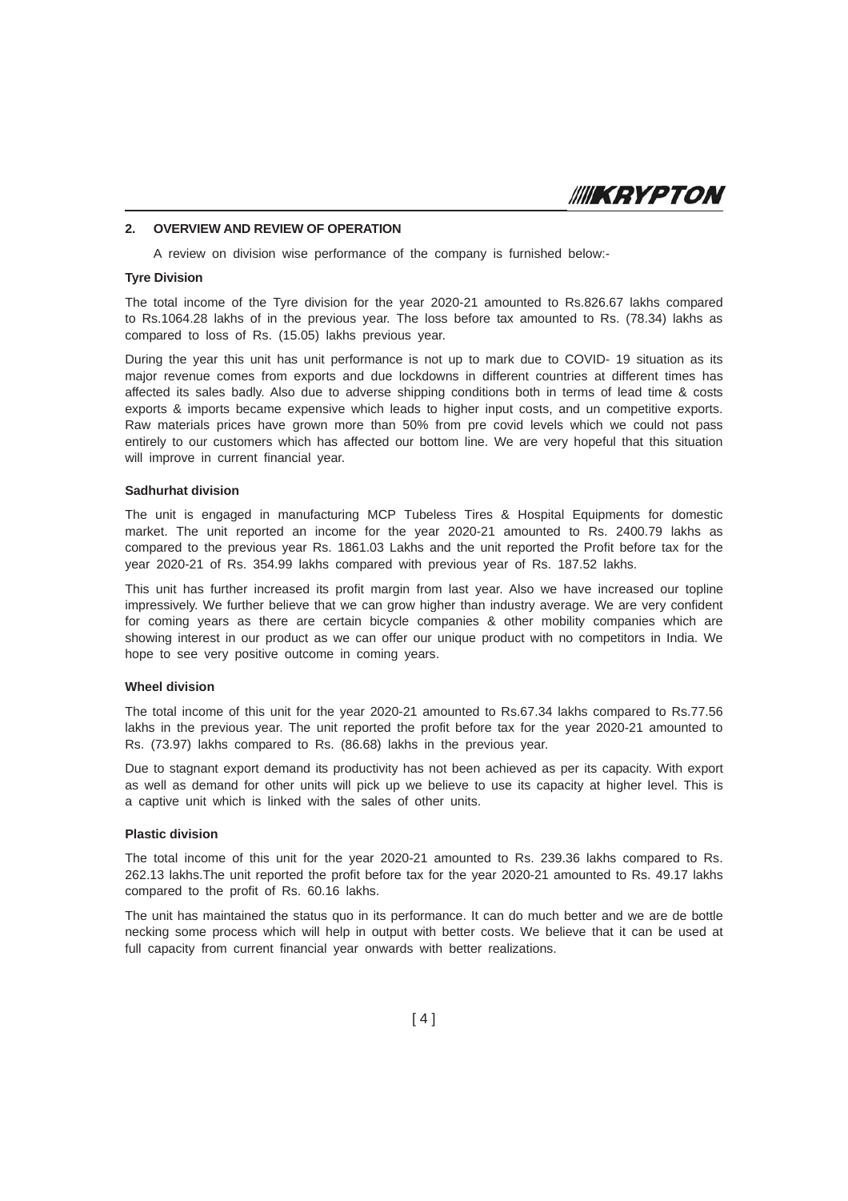## 2. OVERVIEW AND REVIEW OF OPERATION

A review on division wise performance of the company is furnished below:-

**Tyre Division**

The total income of the Tyre division for the year 2020-21 amounted to Rs.826.67 lakhs compared to Rs.1064.28 lakhs of in the previous year. The loss before tax amounted to Rs. (78.34) lakhs as compared to loss of Rs. (15.05) lakhs previous year.

During the year this unit has unit performance is not up to mark due to COVID- 19 situation as its major revenue comes from exports and due lockdowns in different countries at different times has affected its sales badly. Also due to adverse shipping conditions both in terms of lead time & costs exports & imports became expensive which leads to higher input costs, and un competitive exports. Raw materials prices have grown more than 50% from pre covid levels which we could not pass entirely to our customers which has affected our bottom line. We are very hopeful that this situation will improve in current financial year.

**Sadhurhat division**

The unit is engaged in manufacturing MCP Tubeless Tires & Hospital Equipments for domestic market. The unit reported an income for the year 2020-21 amounted to Rs. 2400.79 lakhs as compared to the previous year Rs. 1861.03 Lakhs and the unit reported the Profit before tax for the year 2020-21 of Rs. 354.99 lakhs compared with previous year of Rs. 187.52 lakhs.

This unit has further increased its profit margin from last year. Also we have increased our topline impressively. We further believe that we can grow higher than industry average. We are very confident for coming years as there are certain bicycle companies & other mobility companies which are showing interest in our product as we can offer our unique product with no competitors in India. We hope to see very positive outcome in coming years.

**Wheel division**

The total income of this unit for the year 2020-21 amounted to Rs.67.34 lakhs compared to Rs.77.56 lakhs in the previous year. The unit reported the profit before tax for the year 2020-21 amounted to Rs. (73.97) lakhs compared to Rs. (86.68) lakhs in the previous year.

Due to stagnant export demand its productivity has not been achieved as per its capacity. With export as well as demand for other units will pick up we believe to use its capacity at higher level. This is a captive unit which is linked with the sales of other units.

**Plastic division**

The total income of this unit for the year 2020-21 amounted to Rs. 239.36 lakhs compared to Rs. 262.13 lakhs.The unit reported the profit before tax for the year 2020-21 amounted to Rs. 49.17 lakhs compared to the profit of Rs. 60.16 lakhs.

The unit has maintained the status quo in its performance. It can do much better and we are de bottle necking some process which will help in output with better costs. We believe that it can be used at full capacity from current financial year onwards with better realizations.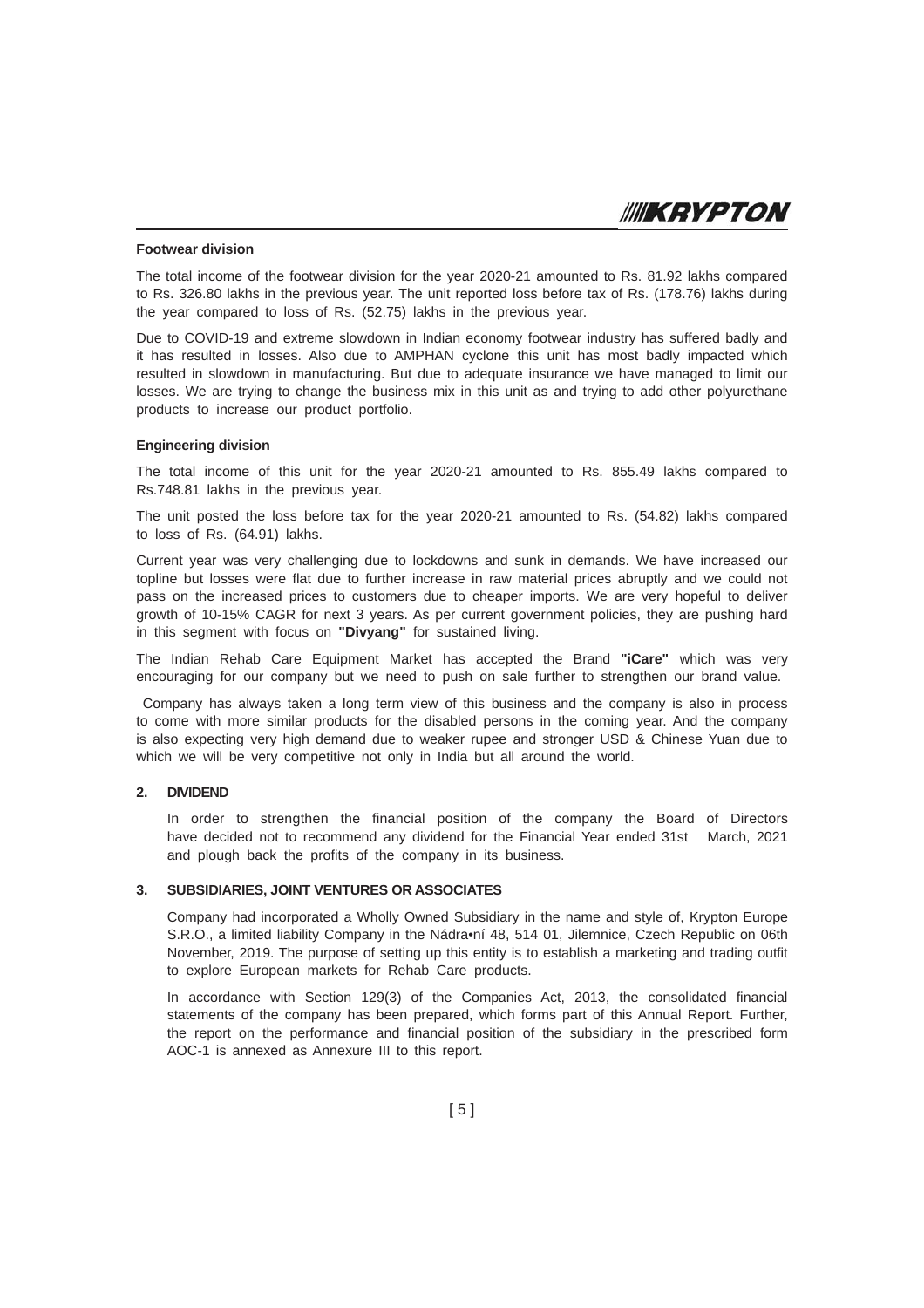**Footwear division**

The total income of the footwear division for the year 2020-21 amounted to Rs. 81.92 lakhs compared to Rs. 326.80 lakhs in the previous year. The unit reported loss before tax of Rs. (178.76) lakhs during the year compared to loss of Rs. (52.75) lakhs in the previous year.

Due to COVID-19 and extreme slowdown in Indian economy footwear industry has suffered badly and it has resulted in losses. Also due to AMPHAN cyclone this unit has most badly impacted which resulted in slowdown in manufacturing. But due to adequate insurance we have managed to limit our losses. We are trying to change the business mix in this unit as and trying to add other polyurethane products to increase our product portfolio.

**Engineering division**

The total income of this unit for the year 2020-21 amounted to Rs. 855.49 lakhs compared to Rs.748.81 lakhs in the previous year.

The unit posted the loss before tax for the year 2020-21 amounted to Rs. (54.82) lakhs compared to loss of Rs. (64.91) lakhs.

Current year was very challenging due to lockdowns and sunk in demands. We have increased our topline but losses were flat due to further increase in raw material prices abruptly and we could not pass on the increased prices to customers due to cheaper imports. We are very hopeful to deliver growth of 10-15% CAGR for next 3 years. As per current government policies, they are pushing hard in this segment with focus on **"Divyang"** for sustained living.

The Indian Rehab Care Equipment Market has accepted the Brand **"iCare"** which was very encouraging for our company but we need to push on sale further to strengthen our brand value.

Company has always taken a long term view of this business and the company is also in process to come with more similar products for the disabled persons in the coming year. And the company is also expecting very high demand due to weaker rupee and stronger USD & Chinese Yuan due to which we will be very competitive not only in India but all around the world.

## 2. DIVIDEND

In order to strengthen the financial position of the company the Board of Directors have decided not to recommend any dividend for the Financial Year ended 31st March, 2021 and plough back the profits of the company in its business.

## 3. SUBSIDIARIES, JOINT VENTURES OR ASSOCIATES

Company had incorporated a Wholly Owned Subsidiary in the name and style of, Krypton Europe S.R.O., a limited liability Company in the Nádra•ní 48, 514 01, Jilemnice, Czech Republic on 06th November, 2019. The purpose of setting up this entity is to establish a marketing and trading outfit to explore European markets for Rehab Care products.

In accordance with Section 129(3) of the Companies Act, 2013, the consolidated financial statements of the company has been prepared, which forms part of this Annual Report. Further, the report on the performance and financial position of the subsidiary in the prescribed form AOC-1 is annexed as Annexure III to this report.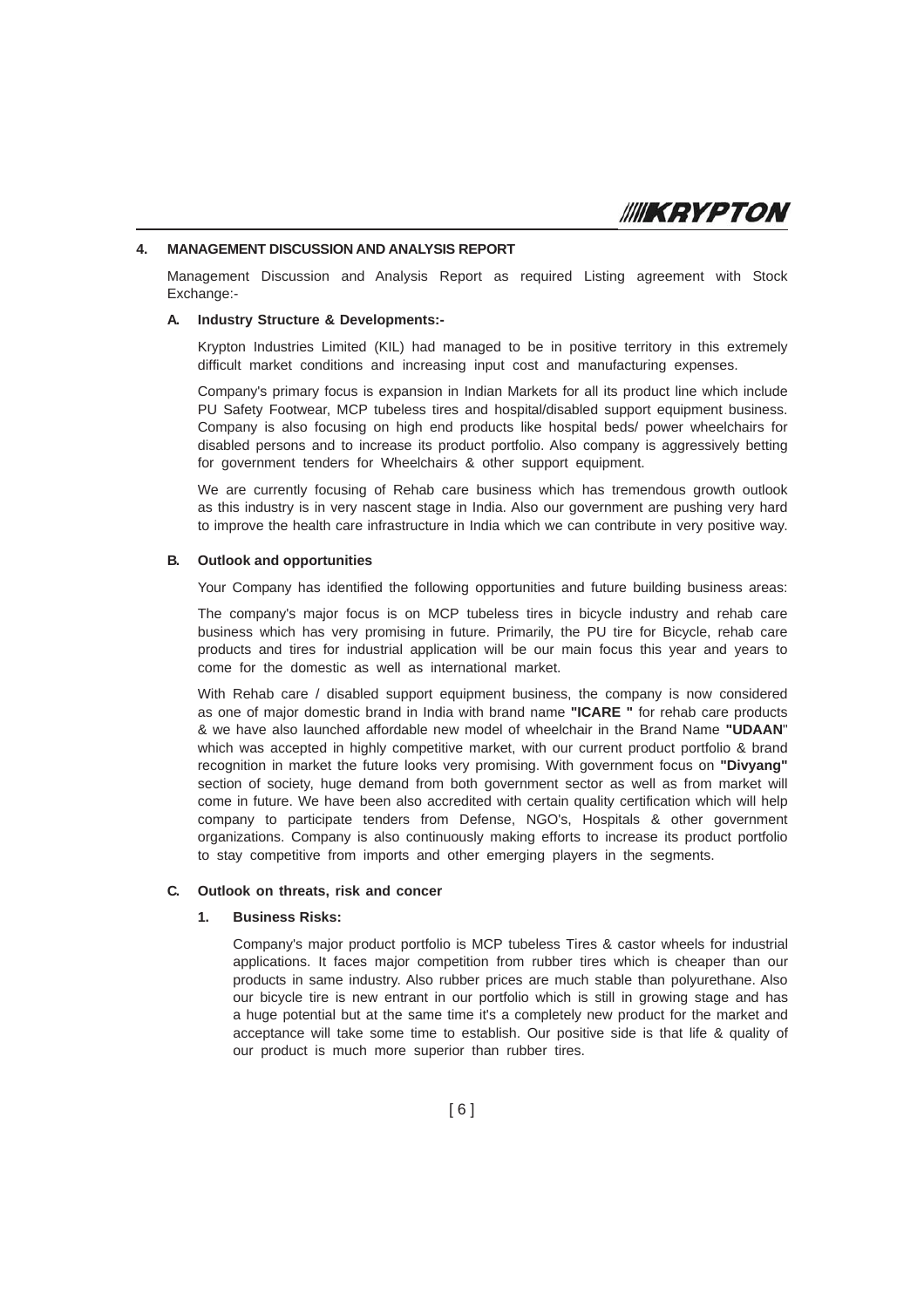## 4. MANAGEMENT DISCUSSION AND ANALYSIS REPORT

Management Discussion and Analysis Report as required Listing agreement with Stock Exchange:-

### A. Industry Structure & Developments:-

Krypton Industries Limited (KIL) had managed to be in positive territory in this extremely difficult market conditions and increasing input cost and manufacturing expenses.

Company's primary focus is expansion in Indian Markets for all its product line which include PU Safety Footwear, MCP tubeless tires and hospital/disabled support equipment business. Company is also focusing on high end products like hospital beds/ power wheelchairs for disabled persons and to increase its product portfolio. Also company is aggressively betting for government tenders for Wheelchairs & other support equipment.

We are currently focusing of Rehab care business which has tremendous growth outlook as this industry is in very nascent stage in India. Also our government are pushing very hard to improve the health care infrastructure in India which we can contribute in very positive way.

### B. Outlook and opportunities

Your Company has identified the following opportunities and future building business areas:

The company's major focus is on MCP tubeless tires in bicycle industry and rehab care business which has very promising in future. Primarily, the PU tire for Bicycle, rehab care products and tires for industrial application will be our main focus this year and years to come for the domestic as well as international market.

With Rehab care / disabled support equipment business, the company is now considered as one of major domestic brand in India with brand name **"ICARE "** for rehab care products & we have also launched affordable new model of wheelchair in the Brand Name **"UDAAN**" which was accepted in highly competitive market, with our current product portfolio & brand recognition in market the future looks very promising. With government focus on **"Divyang"** section of society, huge demand from both government sector as well as from market will come in future. We have been also accredited with certain quality certification which will help company to participate tenders from Defense, NGO's, Hospitals & other government organizations. Company is also continuously making efforts to increase its product portfolio to stay competitive from imports and other emerging players in the segments.

### C. Outlook on threats, risk and concer

#### 1. Business Risks:

Company's major product portfolio is MCP tubeless Tires & castor wheels for industrial applications. It faces major competition from rubber tires which is cheaper than our products in same industry. Also rubber prices are much stable than polyurethane. Also our bicycle tire is new entrant in our portfolio which is still in growing stage and has a huge potential but at the same time it's a completely new product for the market and acceptance will take some time to establish. Our positive side is that life & quality of our product is much more superior than rubber tires.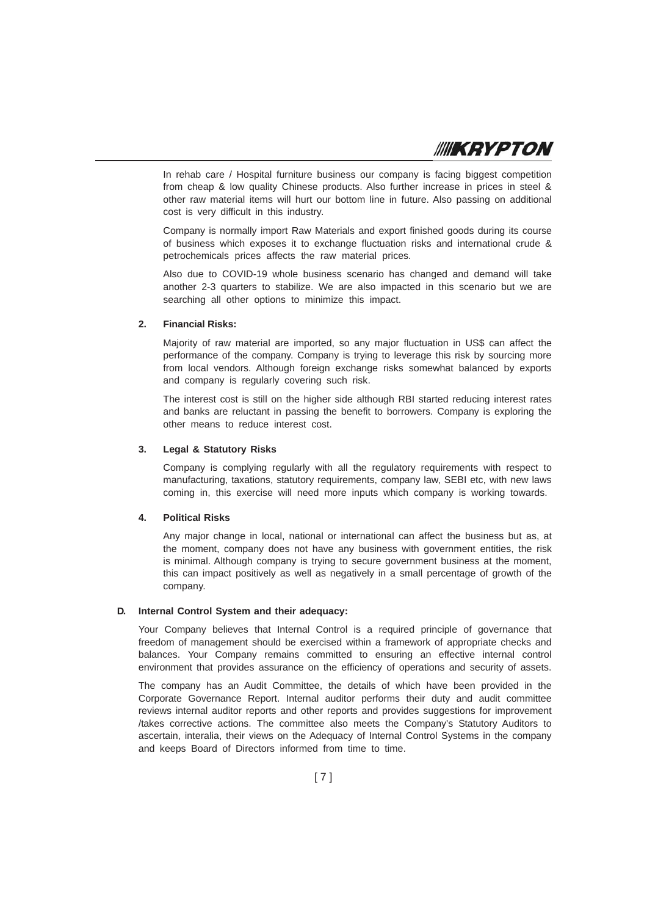In rehab care / Hospital furniture business our company is facing biggest competition from cheap & low quality Chinese products. Also further increase in prices in steel & other raw material items will hurt our bottom line in future. Also passing on additional cost is very difficult in this industry.

Company is normally import Raw Materials and export finished goods during its course of business which exposes it to exchange fluctuation risks and international crude & petrochemicals prices affects the raw material prices.

Also due to COVID-19 whole business scenario has changed and demand will take another 2-3 quarters to stabilize. We are also impacted in this scenario but we are searching all other options to minimize this impact.

**2. Financial Risks:**

Majority of raw material are imported, so any major fluctuation in US$ can affect the performance of the company. Company is trying to leverage this risk by sourcing more from local vendors. Although foreign exchange risks somewhat balanced by exports and company is regularly covering such risk.

The interest cost is still on the higher side although RBI started reducing interest rates and banks are reluctant in passing the benefit to borrowers. Company is exploring the other means to reduce interest cost.

**3. Legal & Statutory Risks**

Company is complying regularly with all the regulatory requirements with respect to manufacturing, taxations, statutory requirements, company law, SEBI etc, with new laws coming in, this exercise will need more inputs which company is working towards.

**4. Political Risks**

Any major change in local, national or international can affect the business but as, at the moment, company does not have any business with government entities, the risk is minimal. Although company is trying to secure government business at the moment, this can impact positively as well as negatively in a small percentage of growth of the company.

**D. Internal Control System and their adequacy:**

Your Company believes that Internal Control is a required principle of governance that freedom of management should be exercised within a framework of appropriate checks and balances. Your Company remains committed to ensuring an effective internal control environment that provides assurance on the efficiency of operations and security of assets.

The company has an Audit Committee, the details of which have been provided in the Corporate Governance Report. Internal auditor performs their duty and audit committee reviews internal auditor reports and other reports and provides suggestions for improvement /takes corrective actions. The committee also meets the Company's Statutory Auditors to ascertain, interalia, their views on the Adequacy of Internal Control Systems in the company and keeps Board of Directors informed from time to time.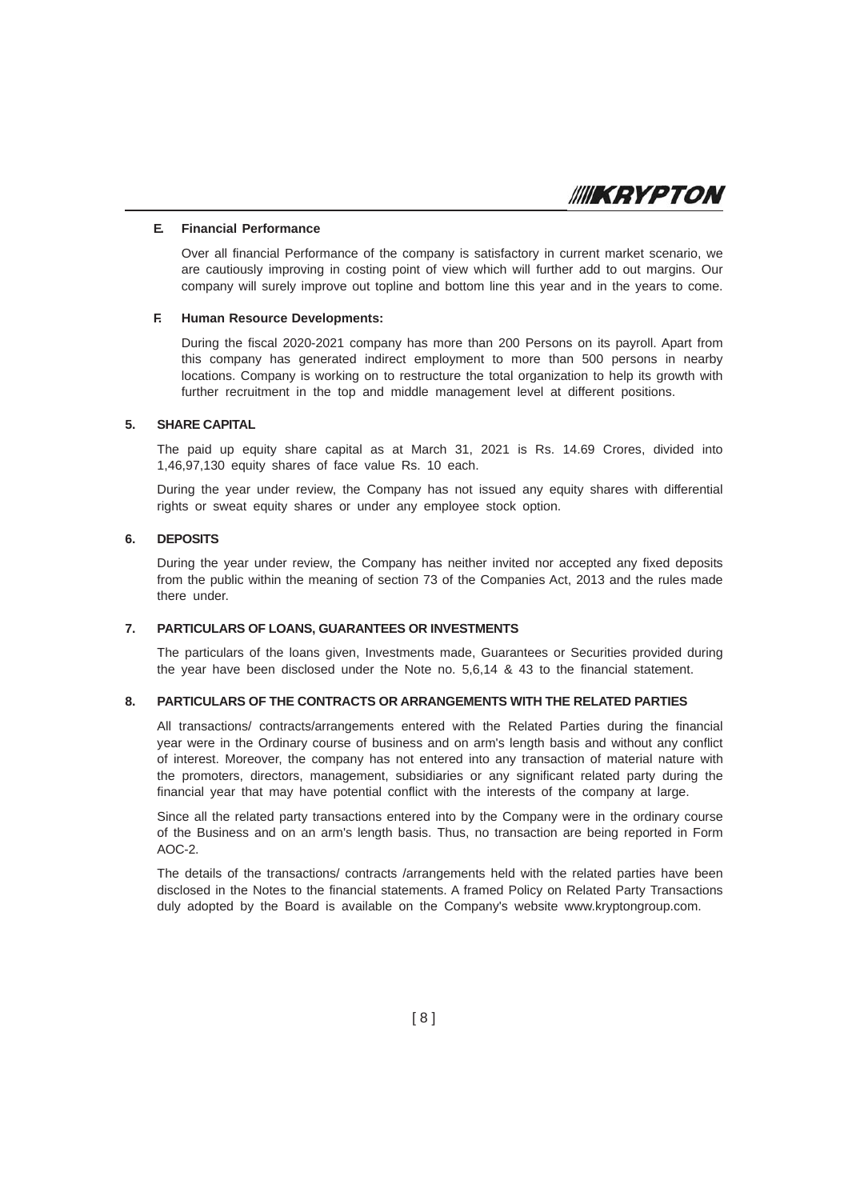### E. Financial Performance

Over all financial Performance of the company is satisfactory in current market scenario, we are cautiously improving in costing point of view which will further add to out margins. Our company will surely improve out topline and bottom line this year and in the years to come.

### F. Human Resource Developments:

During the fiscal 2020-2021 company has more than 200 Persons on its payroll. Apart from this company has generated indirect employment to more than 500 persons in nearby locations. Company is working on to restructure the total organization to help its growth with further recruitment in the top and middle management level at different positions.

## 5. SHARE CAPITAL

The paid up equity share capital as at March 31, 2021 is Rs. 14.69 Crores, divided into 1,46,97,130 equity shares of face value Rs. 10 each.

During the year under review, the Company has not issued any equity shares with differential rights or sweat equity shares or under any employee stock option.

## 6. DEPOSITS

During the year under review, the Company has neither invited nor accepted any fixed deposits from the public within the meaning of section 73 of the Companies Act, 2013 and the rules made there under.

## 7. PARTICULARS OF LOANS, GUARANTEES OR INVESTMENTS

The particulars of the loans given, Investments made, Guarantees or Securities provided during the year have been disclosed under the Note no. 5,6,14 & 43 to the financial statement.

## 8. PARTICULARS OF THE CONTRACTS OR ARRANGEMENTS WITH THE RELATED PARTIES

All transactions/ contracts/arrangements entered with the Related Parties during the financial year were in the Ordinary course of business and on arm's length basis and without any conflict of interest. Moreover, the company has not entered into any transaction of material nature with the promoters, directors, management, subsidiaries or any significant related party during the financial year that may have potential conflict with the interests of the company at large.

Since all the related party transactions entered into by the Company were in the ordinary course of the Business and on an arm's length basis. Thus, no transaction are being reported in Form AOC-2.

The details of the transactions/ contracts /arrangements held with the related parties have been disclosed in the Notes to the financial statements. A framed Policy on Related Party Transactions duly adopted by the Board is available on the Company's website www.kryptongroup.com.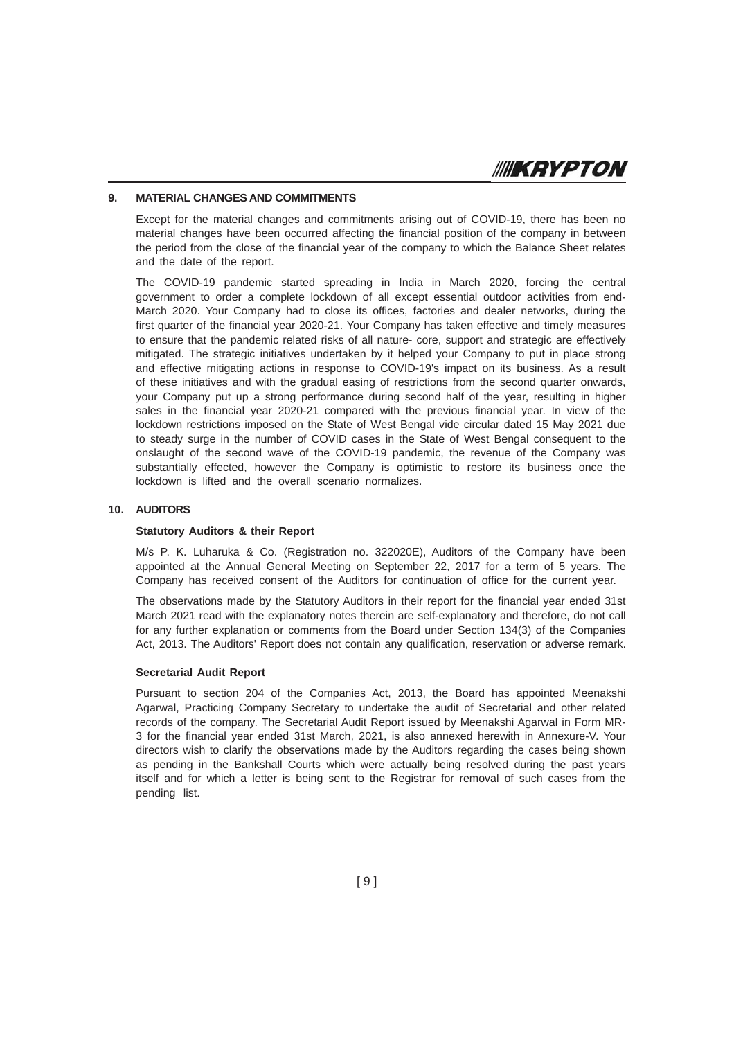## 9. MATERIAL CHANGES AND COMMITMENTS

Except for the material changes and commitments arising out of COVID-19, there has been no material changes have been occurred affecting the financial position of the company in between the period from the close of the financial year of the company to which the Balance Sheet relates and the date of the report.

The COVID-19 pandemic started spreading in India in March 2020, forcing the central government to order a complete lockdown of all except essential outdoor activities from end-March 2020. Your Company had to close its offices, factories and dealer networks, during the first quarter of the financial year 2020-21. Your Company has taken effective and timely measures to ensure that the pandemic related risks of all nature- core, support and strategic are effectively mitigated. The strategic initiatives undertaken by it helped your Company to put in place strong and effective mitigating actions in response to COVID-19's impact on its business. As a result of these initiatives and with the gradual easing of restrictions from the second quarter onwards, your Company put up a strong performance during second half of the year, resulting in higher sales in the financial year 2020-21 compared with the previous financial year. In view of the lockdown restrictions imposed on the State of West Bengal vide circular dated 15 May 2021 due to steady surge in the number of COVID cases in the State of West Bengal consequent to the onslaught of the second wave of the COVID-19 pandemic, the revenue of the Company was substantially effected, however the Company is optimistic to restore its business once the lockdown is lifted and the overall scenario normalizes.

## 10. AUDITORS

### Statutory Auditors & their Report

M/s P. K. Luharuka & Co. (Registration no. 322020E), Auditors of the Company have been appointed at the Annual General Meeting on September 22, 2017 for a term of 5 years. The Company has received consent of the Auditors for continuation of office for the current year.

The observations made by the Statutory Auditors in their report for the financial year ended 31st March 2021 read with the explanatory notes therein are self-explanatory and therefore, do not call for any further explanation or comments from the Board under Section 134(3) of the Companies Act, 2013. The Auditors' Report does not contain any qualification, reservation or adverse remark.

### Secretarial Audit Report

Pursuant to section 204 of the Companies Act, 2013, the Board has appointed Meenakshi Agarwal, Practicing Company Secretary to undertake the audit of Secretarial and other related records of the company. The Secretarial Audit Report issued by Meenakshi Agarwal in Form MR-3 for the financial year ended 31st March, 2021, is also annexed herewith in Annexure-V. Your directors wish to clarify the observations made by the Auditors regarding the cases being shown as pending in the Bankshall Courts which were actually being resolved during the past years itself and for which a letter is being sent to the Registrar for removal of such cases from the pending list.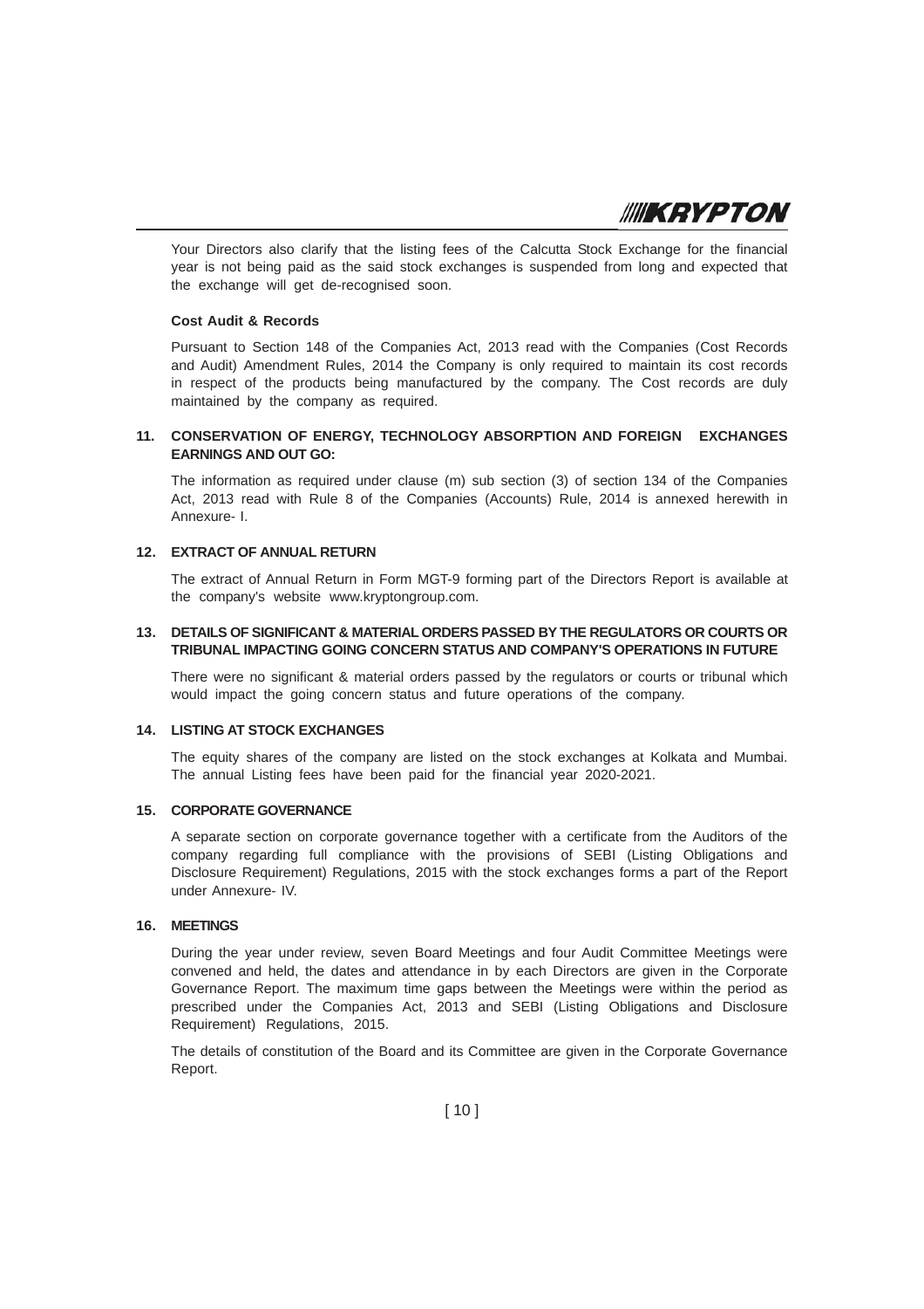Your Directors also clarify that the listing fees of the Calcutta Stock Exchange for the financial year is not being paid as the said stock exchanges is suspended from long and expected that the exchange will get de-recognised soon.

**Cost Audit & Records**

Pursuant to Section 148 of the Companies Act, 2013 read with the Companies (Cost Records and Audit) Amendment Rules, 2014 the Company is only required to maintain its cost records in respect of the products being manufactured by the company. The Cost records are duly maintained by the company as required.

## 11. CONSERVATION OF ENERGY, TECHNOLOGY ABSORPTION AND FOREIGN EXCHANGES EARNINGS AND OUT GO:

The information as required under clause (m) sub section (3) of section 134 of the Companies Act, 2013 read with Rule 8 of the Companies (Accounts) Rule, 2014 is annexed herewith in Annexure- I.

## 12. EXTRACT OF ANNUAL RETURN

The extract of Annual Return in Form MGT-9 forming part of the Directors Report is available at the company's website www.kryptongroup.com.

## 13. DETAILS OF SIGNIFICANT & MATERIAL ORDERS PASSED BY THE REGULATORS OR COURTS OR TRIBUNAL IMPACTING GOING CONCERN STATUS AND COMPANY'S OPERATIONS IN FUTURE

There were no significant & material orders passed by the regulators or courts or tribunal which would impact the going concern status and future operations of the company.

## 14. LISTING AT STOCK EXCHANGES

The equity shares of the company are listed on the stock exchanges at Kolkata and Mumbai. The annual Listing fees have been paid for the financial year 2020-2021.

## 15. CORPORATE GOVERNANCE

A separate section on corporate governance together with a certificate from the Auditors of the company regarding full compliance with the provisions of SEBI (Listing Obligations and Disclosure Requirement) Regulations, 2015 with the stock exchanges forms a part of the Report under Annexure- IV.

## 16. MEETINGS

During the year under review, seven Board Meetings and four Audit Committee Meetings were convened and held, the dates and attendance in by each Directors are given in the Corporate Governance Report. The maximum time gaps between the Meetings were within the period as prescribed under the Companies Act, 2013 and SEBI (Listing Obligations and Disclosure Requirement) Regulations, 2015.

The details of constitution of the Board and its Committee are given in the Corporate Governance Report.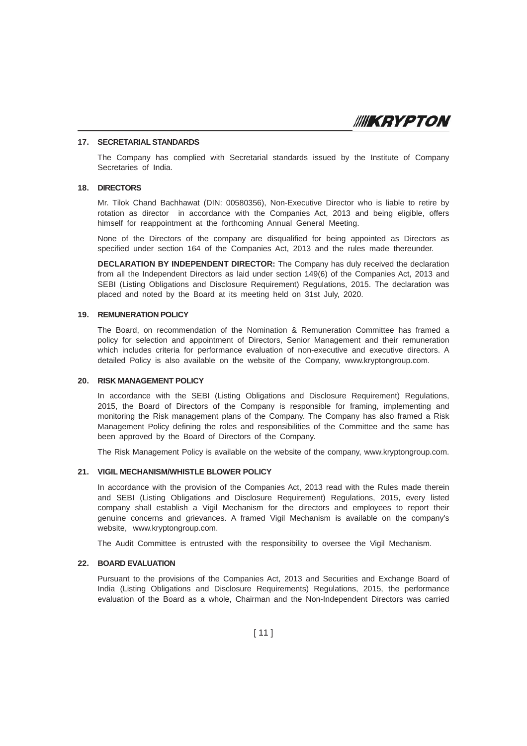## 17. SECRETARIAL STANDARDS

The Company has complied with Secretarial standards issued by the Institute of Company Secretaries of India.

## 18. DIRECTORS

Mr. Tilok Chand Bachhawat (DIN: 00580356), Non-Executive Director who is liable to retire by rotation as director in accordance with the Companies Act, 2013 and being eligible, offers himself for reappointment at the forthcoming Annual General Meeting.

None of the Directors of the company are disqualified for being appointed as Directors as specified under section 164 of the Companies Act, 2013 and the rules made thereunder.

**DECLARATION BY INDEPENDENT DIRECTOR:** The Company has duly received the declaration from all the Independent Directors as laid under section 149(6) of the Companies Act, 2013 and SEBI (Listing Obligations and Disclosure Requirement) Regulations, 2015. The declaration was placed and noted by the Board at its meeting held on 31st July, 2020.

## 19. REMUNERATION POLICY

The Board, on recommendation of the Nomination & Remuneration Committee has framed a policy for selection and appointment of Directors, Senior Management and their remuneration which includes criteria for performance evaluation of non-executive and executive directors. A detailed Policy is also available on the website of the Company, www.kryptongroup.com.

## 20. RISK MANAGEMENT POLICY

In accordance with the SEBI (Listing Obligations and Disclosure Requirement) Regulations, 2015, the Board of Directors of the Company is responsible for framing, implementing and monitoring the Risk management plans of the Company. The Company has also framed a Risk Management Policy defining the roles and responsibilities of the Committee and the same has been approved by the Board of Directors of the Company.

The Risk Management Policy is available on the website of the company, www.kryptongroup.com.

## 21. VIGIL MECHANISM/WHISTLE BLOWER POLICY

In accordance with the provision of the Companies Act, 2013 read with the Rules made therein and SEBI (Listing Obligations and Disclosure Requirement) Regulations, 2015, every listed company shall establish a Vigil Mechanism for the directors and employees to report their genuine concerns and grievances. A framed Vigil Mechanism is available on the company's website, www.kryptongroup.com.

The Audit Committee is entrusted with the responsibility to oversee the Vigil Mechanism.

## 22. BOARD EVALUATION

Pursuant to the provisions of the Companies Act, 2013 and Securities and Exchange Board of India (Listing Obligations and Disclosure Requirements) Regulations, 2015, the performance evaluation of the Board as a whole, Chairman and the Non-Independent Directors was carried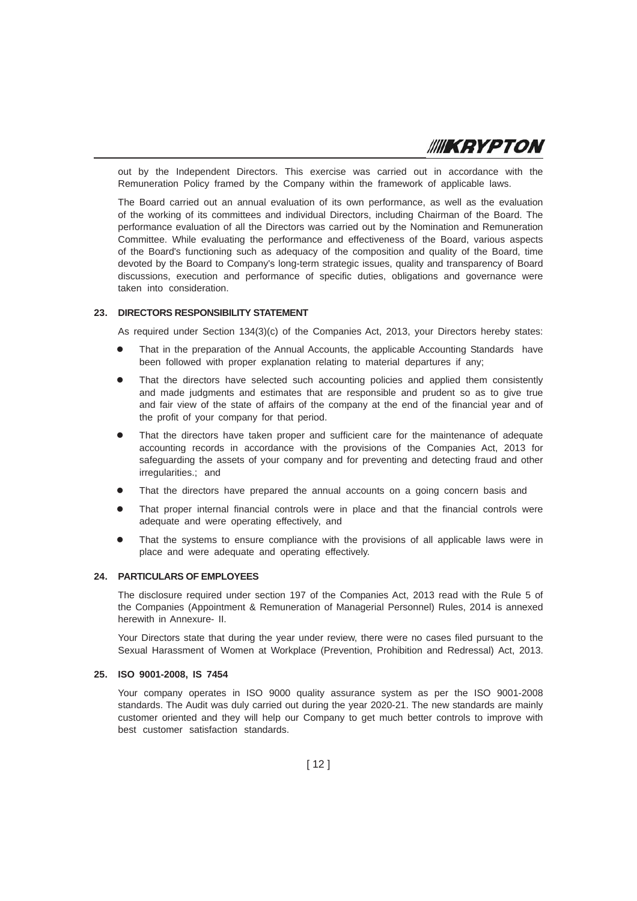out by the Independent Directors. This exercise was carried out in accordance with the Remuneration Policy framed by the Company within the framework of applicable laws.

The Board carried out an annual evaluation of its own performance, as well as the evaluation of the working of its committees and individual Directors, including Chairman of the Board. The performance evaluation of all the Directors was carried out by the Nomination and Remuneration Committee. While evaluating the performance and effectiveness of the Board, various aspects of the Board's functioning such as adequacy of the composition and quality of the Board, time devoted by the Board to Company's long-term strategic issues, quality and transparency of Board discussions, execution and performance of specific duties, obligations and governance were taken into consideration.

## 23. DIRECTORS RESPONSIBILITY STATEMENT

As required under Section 134(3)(c) of the Companies Act, 2013, your Directors hereby states:

- That in the preparation of the Annual Accounts, the applicable Accounting Standards have been followed with proper explanation relating to material departures if any;
- That the directors have selected such accounting policies and applied them consistently and made judgments and estimates that are responsible and prudent so as to give true and fair view of the state of affairs of the company at the end of the financial year and of the profit of your company for that period.
- That the directors have taken proper and sufficient care for the maintenance of adequate accounting records in accordance with the provisions of the Companies Act, 2013 for safeguarding the assets of your company and for preventing and detecting fraud and other irregularities.; and
- That the directors have prepared the annual accounts on a going concern basis and
- That proper internal financial controls were in place and that the financial controls were adequate and were operating effectively, and
- That the systems to ensure compliance with the provisions of all applicable laws were in place and were adequate and operating effectively.

## 24. PARTICULARS OF EMPLOYEES

The disclosure required under section 197 of the Companies Act, 2013 read with the Rule 5 of the Companies (Appointment & Remuneration of Managerial Personnel) Rules, 2014 is annexed herewith in Annexure- II.

Your Directors state that during the year under review, there were no cases filed pursuant to the Sexual Harassment of Women at Workplace (Prevention, Prohibition and Redressal) Act, 2013.

## 25. ISO 9001-2008, IS 7454

Your company operates in ISO 9000 quality assurance system as per the ISO 9001-2008 standards. The Audit was duly carried out during the year 2020-21. The new standards are mainly customer oriented and they will help our Company to get much better controls to improve with best customer satisfaction standards.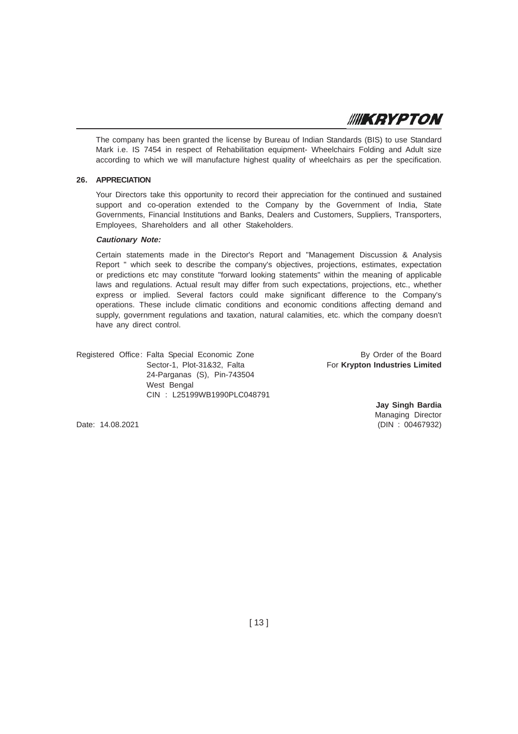The company has been granted the license by Bureau of Indian Standards (BIS) to use Standard Mark i.e. IS 7454 in respect of Rehabilitation equipment- Wheelchairs Folding and Adult size according to which we will manufacture highest quality of wheelchairs as per the specification.

## 26. APPRECIATION

Your Directors take this opportunity to record their appreciation for the continued and sustained support and co-operation extended to the Company by the Government of India, State Governments, Financial Institutions and Banks, Dealers and Customers, Suppliers, Transporters, Employees, Shareholders and all other Stakeholders.

***Cautionary Note:***

Certain statements made in the Director's Report and "Management Discussion & Analysis Report " which seek to describe the company's objectives, projections, estimates, expectation or predictions etc may constitute "forward looking statements" within the meaning of applicable laws and regulations. Actual result may differ from such expectations, projections, etc., whether express or implied. Several factors could make significant difference to the Company's operations. These include climatic conditions and economic conditions affecting demand and supply, government regulations and taxation, natural calamities, etc. which the company doesn't have any direct control.

Registered Office: Falta Special Economic Zone
Sector-1, Plot-31&32, Falta
24-Parganas (S), Pin-743504
West Bengal
CIN : L25199WB1990PLC048791

By Order of the Board
For **Krypton Industries Limited**

**Jay Singh Bardia**
Managing Director
(DIN : 00467932)

Date: 14.08.2021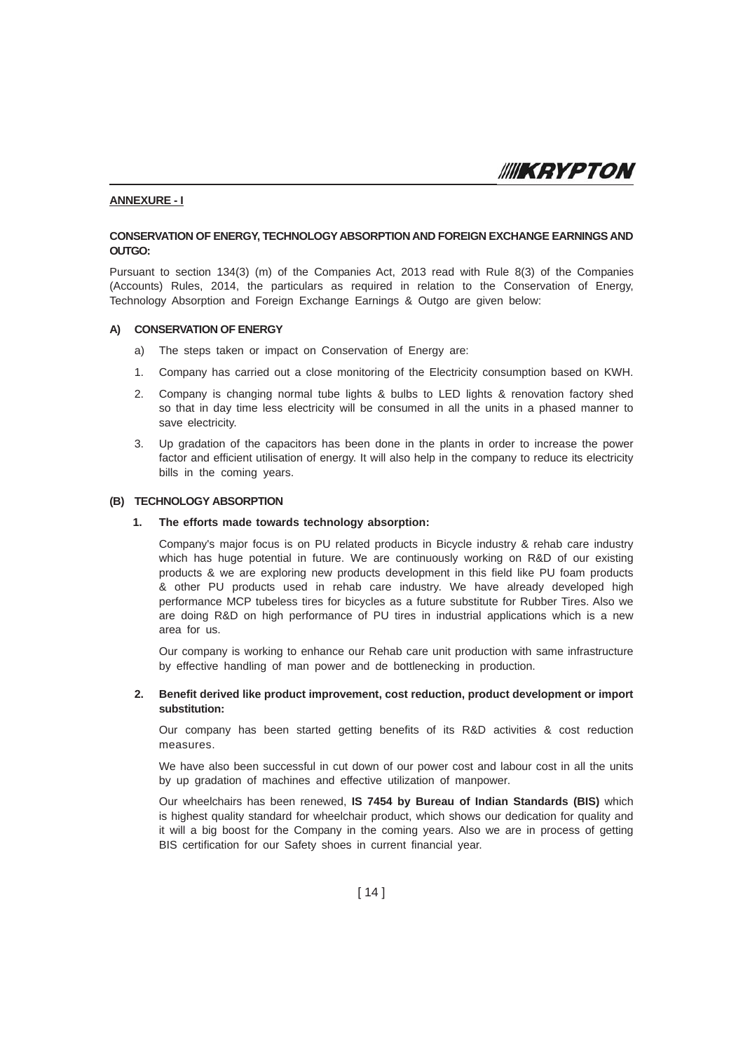**ANNEXURE - I**

**CONSERVATION OF ENERGY, TECHNOLOGY ABSORPTION AND FOREIGN EXCHANGE EARNINGS AND OUTGO:**

Pursuant to section 134(3) (m) of the Companies Act, 2013 read with Rule 8(3) of the Companies (Accounts) Rules, 2014, the particulars as required in relation to the Conservation of Energy, Technology Absorption and Foreign Exchange Earnings & Outgo are given below:

**A) CONSERVATION OF ENERGY**

a) The steps taken or impact on Conservation of Energy are:

1. Company has carried out a close monitoring of the Electricity consumption based on KWH.
2. Company is changing normal tube lights & bulbs to LED lights & renovation factory shed so that in day time less electricity will be consumed in all the units in a phased manner to save electricity.
3. Up gradation of the capacitors has been done in the plants in order to increase the power factor and efficient utilisation of energy. It will also help in the company to reduce its electricity bills in the coming years.

**(B) TECHNOLOGY ABSORPTION**

**1. The efforts made towards technology absorption:**

Company's major focus is on PU related products in Bicycle industry & rehab care industry which has huge potential in future. We are continuously working on R&D of our existing products & we are exploring new products development in this field like PU foam products & other PU products used in rehab care industry. We have already developed high performance MCP tubeless tires for bicycles as a future substitute for Rubber Tires. Also we are doing R&D on high performance of PU tires in industrial applications which is a new area for us.

Our company is working to enhance our Rehab care unit production with same infrastructure by effective handling of man power and de bottlenecking in production.

**2. Benefit derived like product improvement, cost reduction, product development or import substitution:**

Our company has been started getting benefits of its R&D activities & cost reduction measures.

We have also been successful in cut down of our power cost and labour cost in all the units by up gradation of machines and effective utilization of manpower.

Our wheelchairs has been renewed, **IS 7454 by Bureau of Indian Standards (BIS)** which is highest quality standard for wheelchair product, which shows our dedication for quality and it will a big boost for the Company in the coming years. Also we are in process of getting BIS certification for our Safety shoes in current financial year.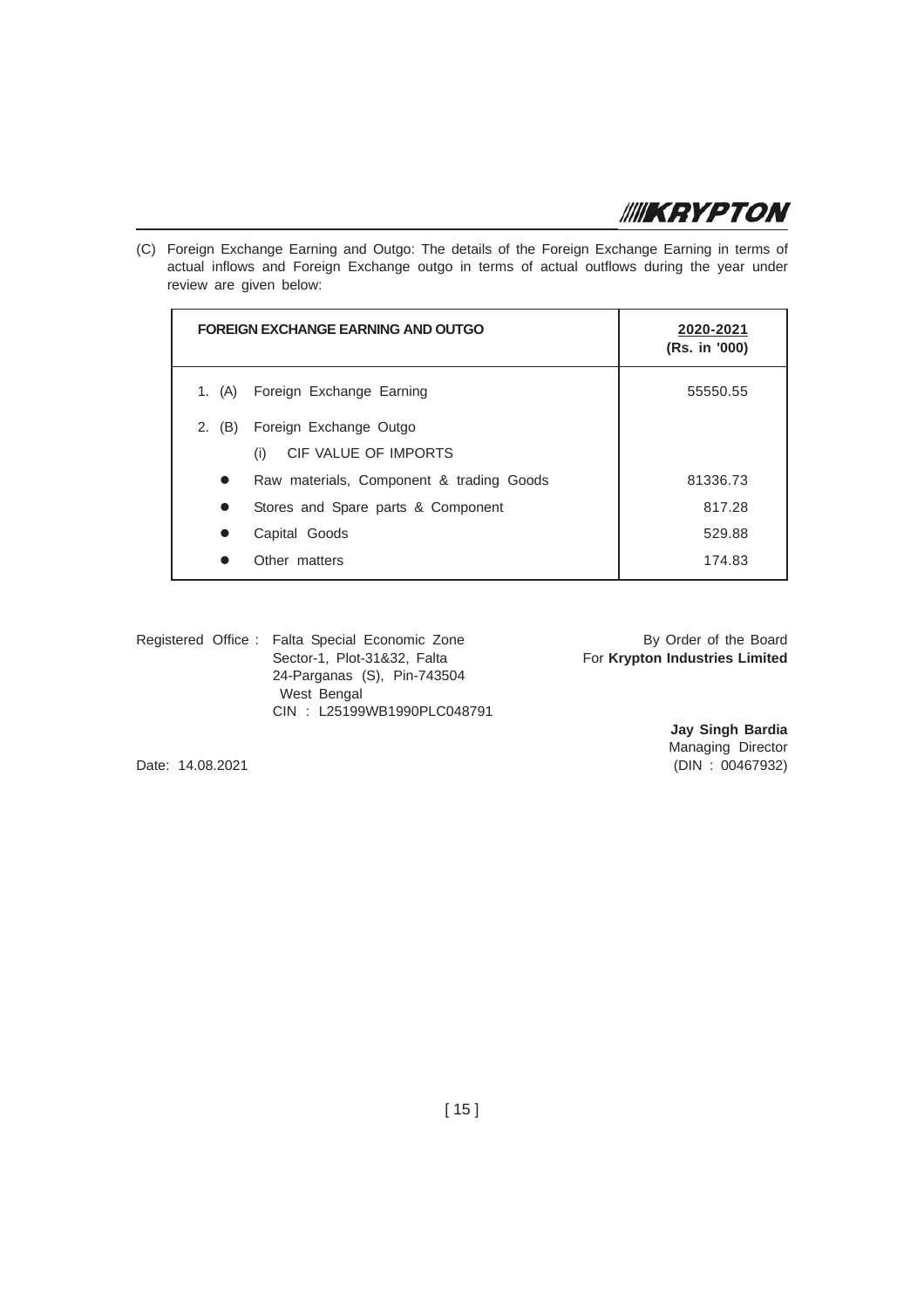(C) Foreign Exchange Earning and Outgo: The details of the Foreign Exchange Earning in terms of actual inflows and Foreign Exchange outgo in terms of actual outflows during the year under review are given below:

| FOREIGN EXCHANGE EARNING AND OUTGO | 2020-2021 (Rs. in '000) |
|---|---|
| 1. (A) Foreign Exchange Earning | 55550.55 |
| 2. (B) Foreign Exchange Outgo | |
| (i) CIF VALUE OF IMPORTS | |
| • Raw materials, Component & trading Goods | 81336.73 |
| • Stores and Spare parts & Component | 817.28 |
| • Capital Goods | 529.88 |
| • Other matters | 174.83 |

Registered Office : Falta Special Economic Zone
Sector-1, Plot-31&32, Falta
24-Parganas (S), Pin-743504
West Bengal
CIN : L25199WB1990PLC048791

By Order of the Board
For **Krypton Industries Limited**

**Jay Singh Bardia**
Managing Director
(DIN : 00467932)

Date: 14.08.2021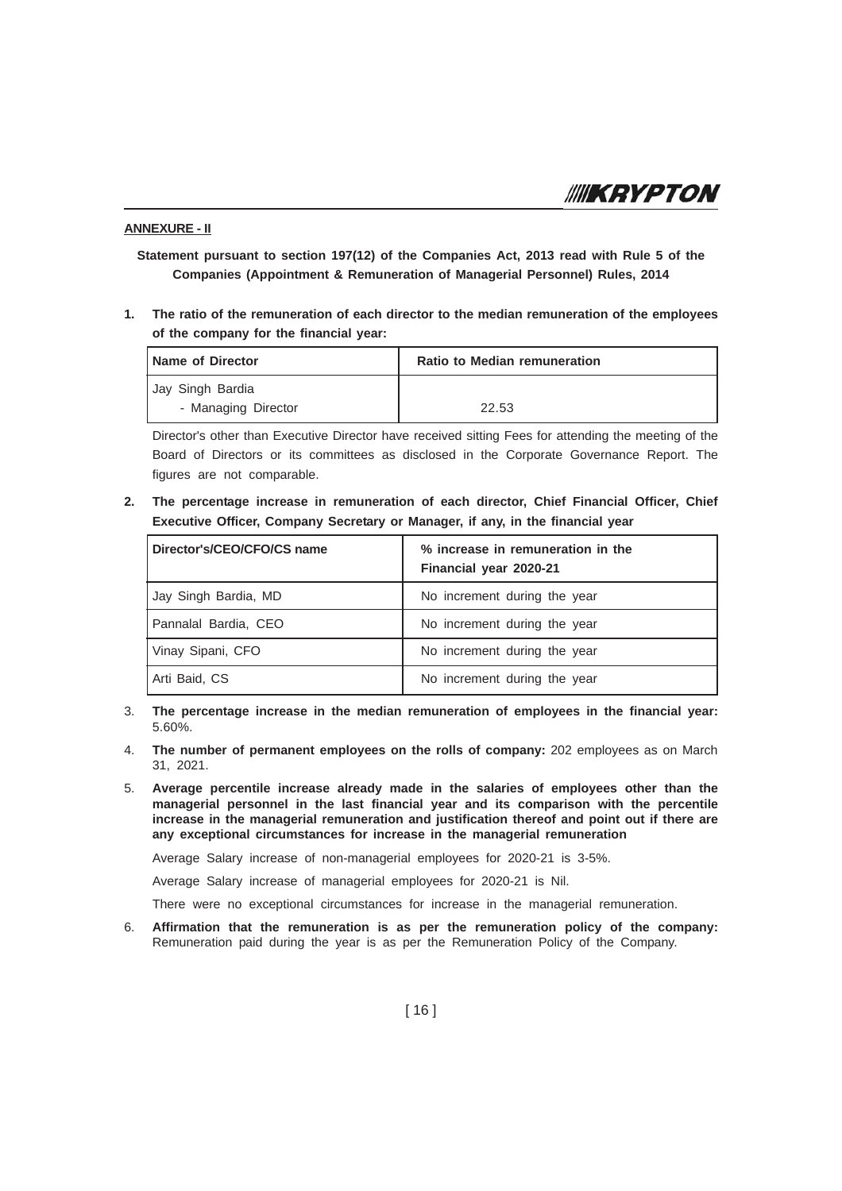**ANNEXURE - II**

**Statement pursuant to section 197(12) of the Companies Act, 2013 read with Rule 5 of the Companies (Appointment & Remuneration of Managerial Personnel) Rules, 2014**

**1. The ratio of the remuneration of each director to the median remuneration of the employees of the company for the financial year:**

| Name of Director | Ratio to Median remuneration |
|---|---|
| Jay Singh Bardia - Managing Director | 22.53 |

Director's other than Executive Director have received sitting Fees for attending the meeting of the Board of Directors or its committees as disclosed in the Corporate Governance Report. The figures are not comparable.

**2. The percentage increase in remuneration of each director, Chief Financial Officer, Chief Executive Officer, Company Secretary or Manager, if any, in the financial year**

| Director's/CEO/CFO/CS name | % increase in remuneration in the Financial year 2020-21 |
|---|---|
| Jay Singh Bardia, MD | No increment during the year |
| Pannalal Bardia, CEO | No increment during the year |
| Vinay Sipani, CFO | No increment during the year |
| Arti Baid, CS | No increment during the year |

3. **The percentage increase in the median remuneration of employees in the financial year:** 5.60%.

4. **The number of permanent employees on the rolls of company:** 202 employees as on March 31, 2021.

5. **Average percentile increase already made in the salaries of employees other than the managerial personnel in the last financial year and its comparison with the percentile increase in the managerial remuneration and justification thereof and point out if there are any exceptional circumstances for increase in the managerial remuneration**

   Average Salary increase of non-managerial employees for 2020-21 is 3-5%.

   Average Salary increase of managerial employees for 2020-21 is Nil.

   There were no exceptional circumstances for increase in the managerial remuneration.

6. **Affirmation that the remuneration is as per the remuneration policy of the company:** Remuneration paid during the year is as per the Remuneration Policy of the Company.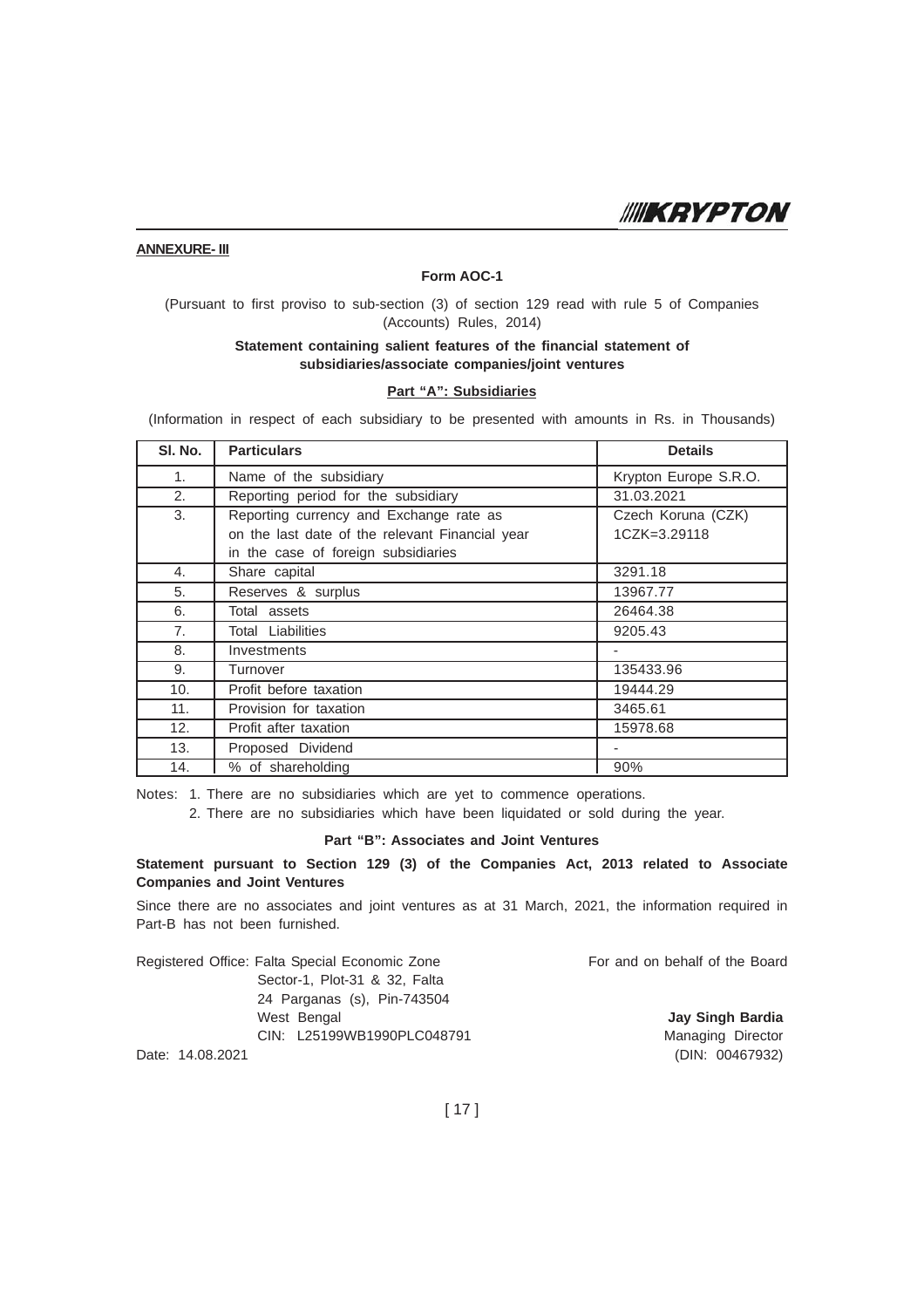**ANNEXURE- III**

**Form AOC-1**

(Pursuant to first proviso to sub-section (3) of section 129 read with rule 5 of Companies (Accounts) Rules, 2014)

**Statement containing salient features of the financial statement of subsidiaries/associate companies/joint ventures**

**Part "A": Subsidiaries**

(Information in respect of each subsidiary to be presented with amounts in Rs. in Thousands)

| Sl. No. | Particulars | Details |
|---|---|---|
| 1. | Name of the subsidiary | Krypton Europe S.R.O. |
| 2. | Reporting period for the subsidiary | 31.03.2021 |
| 3. | Reporting currency and Exchange rate as on the last date of the relevant Financial year in the case of foreign subsidiaries | Czech Koruna (CZK) 1CZK=3.29118 |
| 4. | Share capital | 3291.18 |
| 5. | Reserves & surplus | 13967.77 |
| 6. | Total assets | 26464.38 |
| 7. | Total Liabilities | 9205.43 |
| 8. | Investments | - |
| 9. | Turnover | 135433.96 |
| 10. | Profit before taxation | 19444.29 |
| 11. | Provision for taxation | 3465.61 |
| 12. | Profit after taxation | 15978.68 |
| 13. | Proposed Dividend | - |
| 14. | % of shareholding | 90% |

Notes: 1. There are no subsidiaries which are yet to commence operations.

2. There are no subsidiaries which have been liquidated or sold during the year.

**Part "B": Associates and Joint Ventures**

**Statement pursuant to Section 129 (3) of the Companies Act, 2013 related to Associate Companies and Joint Ventures**

Since there are no associates and joint ventures as at 31 March, 2021, the information required in Part-B has not been furnished.

Registered Office: Falta Special Economic Zone
Sector-1, Plot-31 & 32, Falta
24 Parganas (s), Pin-743504
West Bengal
CIN: L25199WB1990PLC048791

Date: 14.08.2021

For and on behalf of the Board

**Jay Singh Bardia**
Managing Director
(DIN: 00467932)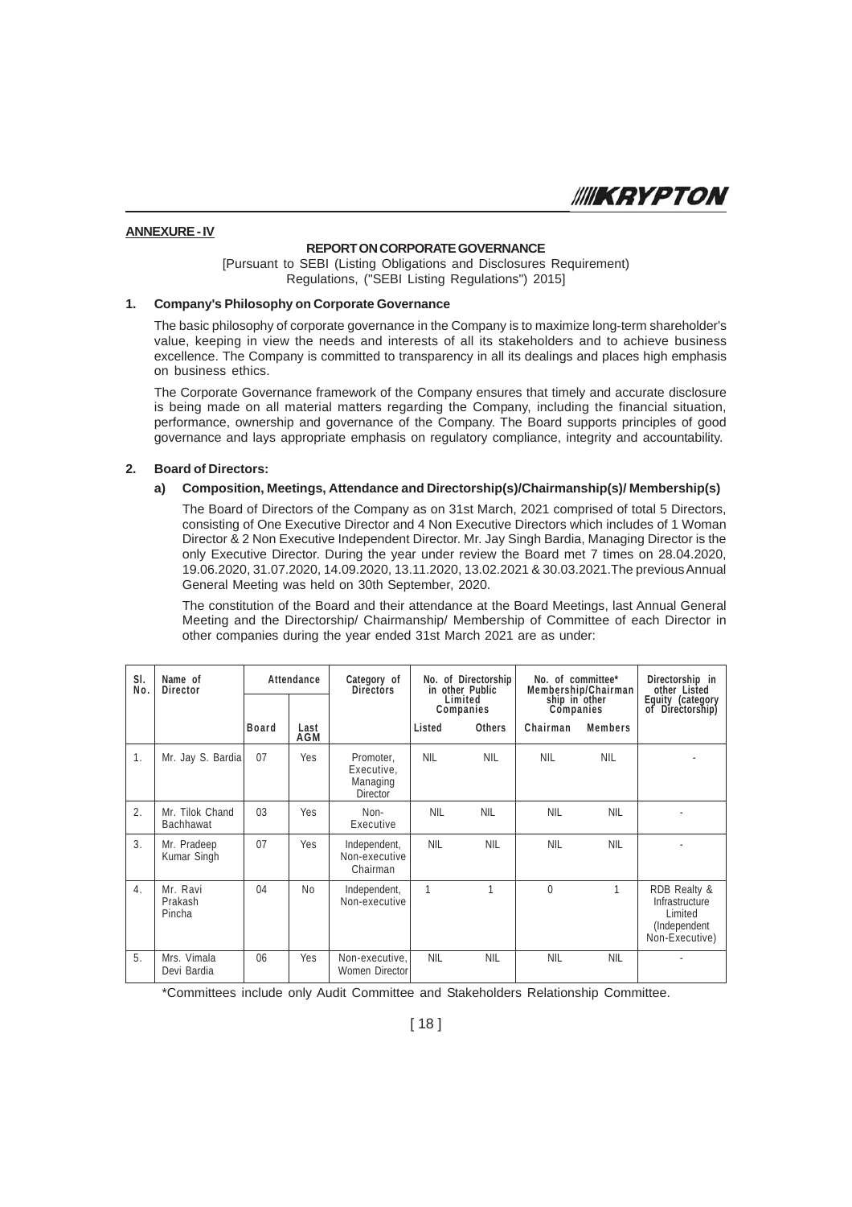**ANNEXURE - IV**

## REPORT ON CORPORATE GOVERNANCE

[Pursuant to SEBI (Listing Obligations and Disclosures Requirement) Regulations, ("SEBI Listing Regulations") 2015]

### 1. Company's Philosophy on Corporate Governance

The basic philosophy of corporate governance in the Company is to maximize long-term shareholder's value, keeping in view the needs and interests of all its stakeholders and to achieve business excellence. The Company is committed to transparency in all its dealings and places high emphasis on business ethics.

The Corporate Governance framework of the Company ensures that timely and accurate disclosure is being made on all material matters regarding the Company, including the financial situation, performance, ownership and governance of the Company. The Board supports principles of good governance and lays appropriate emphasis on regulatory compliance, integrity and accountability.

### 2. Board of Directors:

#### a) Composition, Meetings, Attendance and Directorship(s)/Chairmanship(s)/ Membership(s)

The Board of Directors of the Company as on 31st March, 2021 comprised of total 5 Directors, consisting of One Executive Director and 4 Non Executive Directors which includes of 1 Woman Director & 2 Non Executive Independent Director. Mr. Jay Singh Bardia, Managing Director is the only Executive Director. During the year under review the Board met 7 times on 28.04.2020, 19.06.2020, 31.07.2020, 14.09.2020, 13.11.2020, 13.02.2021 & 30.03.2021.The previous Annual General Meeting was held on 30th September, 2020.

The constitution of the Board and their attendance at the Board Meetings, last Annual General Meeting and the Directorship/ Chairmanship/ Membership of Committee of each Director in other companies during the year ended 31st March 2021 are as under:

| Sl. No. | Name of Director | Attendance | | Category of Directors | No. of Directorship in other Public Limited Companies | | No. of committee* Membership/Chairman ship in other Companies | | Directorship in other Listed Equity (category of Directorship) |
|---|---|---|---|---|---|---|---|---|---|
| | | Board | Last AGM | | Listed | Others | Chairman | Members | |
| 1. | Mr. Jay S. Bardia | 07 | Yes | Promoter, Executive, Managing Director | NIL | NIL | NIL | NIL | - |
| 2. | Mr. Tilok Chand Bachhawat | 03 | Yes | Non-Executive | NIL | NIL | NIL | NIL | - |
| 3. | Mr. Pradeep Kumar Singh | 07 | Yes | Independent, Non-executive Chairman | NIL | NIL | NIL | NIL | - |
| 4. | Mr. Ravi Prakash Pincha | 04 | No | Independent, Non-executive | 1 | 1 | 0 | 1 | RDB Realty & Infrastructure Limited (Independent Non-Executive) |
| 5. | Mrs. Vimala Devi Bardia | 06 | Yes | Non-executive, Women Director | NIL | NIL | NIL | NIL | - |

*Committees include only Audit Committee and Stakeholders Relationship Committee.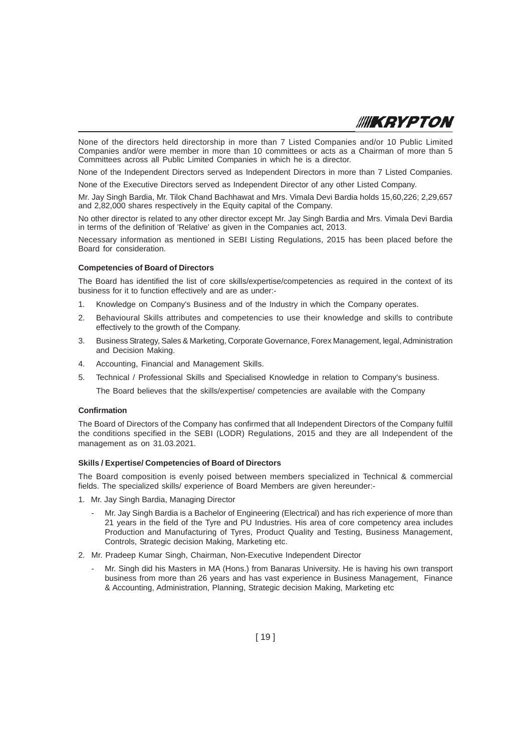None of the directors held directorship in more than 7 Listed Companies and/or 10 Public Limited Companies and/or were member in more than 10 committees or acts as a Chairman of more than 5 Committees across all Public Limited Companies in which he is a director.

None of the Independent Directors served as Independent Directors in more than 7 Listed Companies.

None of the Executive Directors served as Independent Director of any other Listed Company.

Mr. Jay Singh Bardia, Mr. Tilok Chand Bachhawat and Mrs. Vimala Devi Bardia holds 15,60,226; 2,29,657 and 2,82,000 shares respectively in the Equity capital of the Company.

No other director is related to any other director except Mr. Jay Singh Bardia and Mrs. Vimala Devi Bardia in terms of the definition of 'Relative' as given in the Companies act, 2013.

Necessary information as mentioned in SEBI Listing Regulations, 2015 has been placed before the Board for consideration.

**Competencies of Board of Directors**

The Board has identified the list of core skills/expertise/competencies as required in the context of its business for it to function effectively and are as under:-

1. Knowledge on Company's Business and of the Industry in which the Company operates.
2. Behavioural Skills attributes and competencies to use their knowledge and skills to contribute effectively to the growth of the Company.
3. Business Strategy, Sales & Marketing, Corporate Governance, Forex Management, legal, Administration and Decision Making.
4. Accounting, Financial and Management Skills.
5. Technical / Professional Skills and Specialised Knowledge in relation to Company's business.

   The Board believes that the skills/expertise/ competencies are available with the Company

**Confirmation**

The Board of Directors of the Company has confirmed that all Independent Directors of the Company fulfill the conditions specified in the SEBI (LODR) Regulations, 2015 and they are all Independent of the management as on 31.03.2021.

**Skills / Expertise/ Competencies of Board of Directors**

The Board composition is evenly poised between members specialized in Technical & commercial fields. The specialized skills/ experience of Board Members are given hereunder:-

1. Mr. Jay Singh Bardia, Managing Director
   - Mr. Jay Singh Bardia is a Bachelor of Engineering (Electrical) and has rich experience of more than 21 years in the field of the Tyre and PU Industries. His area of core competency area includes Production and Manufacturing of Tyres, Product Quality and Testing, Business Management, Controls, Strategic decision Making, Marketing etc.
2. Mr. Pradeep Kumar Singh, Chairman, Non-Executive Independent Director
   - Mr. Singh did his Masters in MA (Hons.) from Banaras University. He is having his own transport business from more than 26 years and has vast experience in Business Management, Finance & Accounting, Administration, Planning, Strategic decision Making, Marketing etc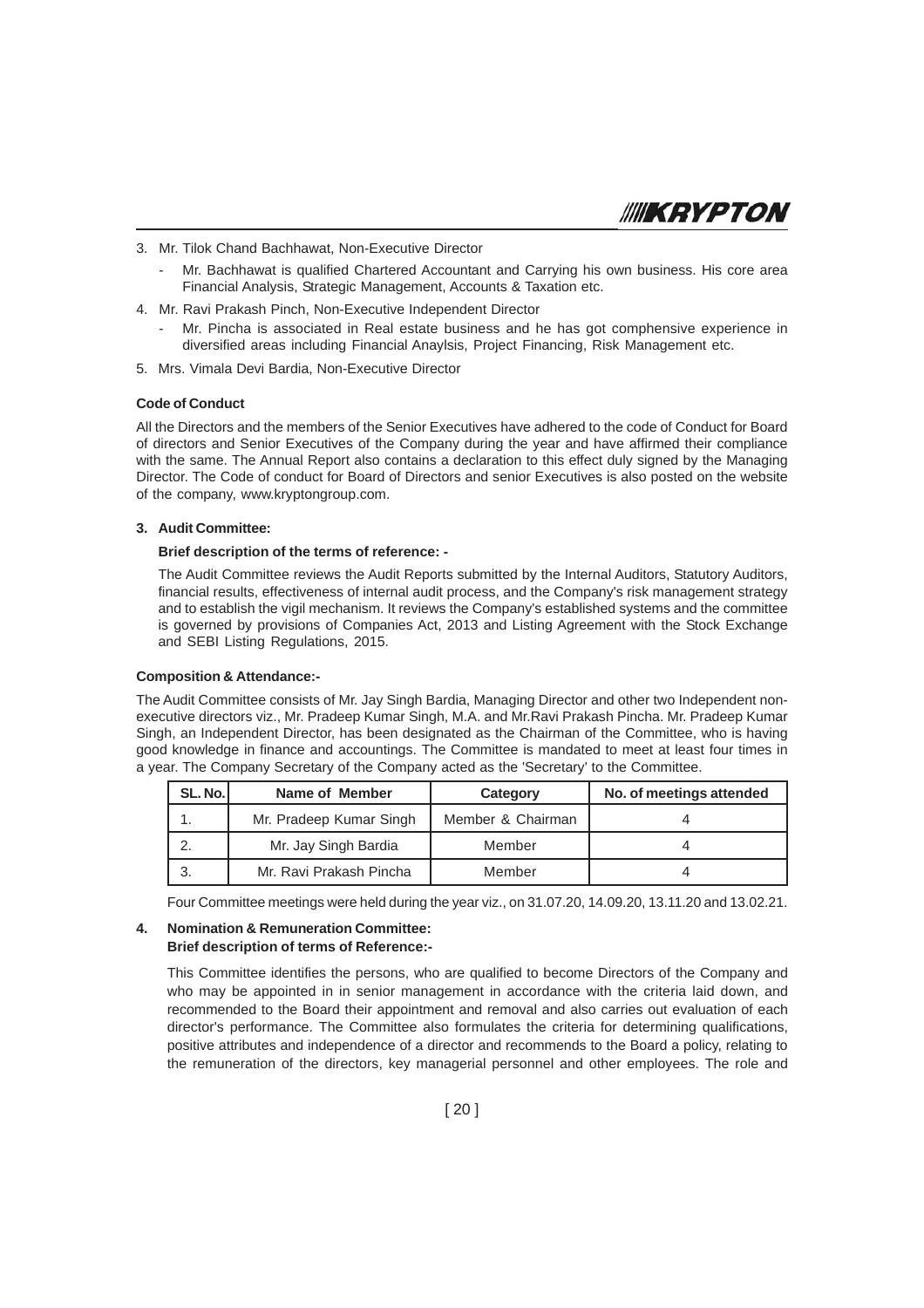3. Mr. Tilok Chand Bachhawat, Non-Executive Director

   - Mr. Bachhawat is qualified Chartered Accountant and Carrying his own business. His core area Financial Analysis, Strategic Management, Accounts & Taxation etc.

4. Mr. Ravi Prakash Pinch, Non-Executive Independent Director

   - Mr. Pincha is associated in Real estate business and he has got comphensive experience in diversified areas including Financial Anaylsis, Project Financing, Risk Management etc.

5. Mrs. Vimala Devi Bardia, Non-Executive Director

**Code of Conduct**

All the Directors and the members of the Senior Executives have adhered to the code of Conduct for Board of directors and Senior Executives of the Company during the year and have affirmed their compliance with the same. The Annual Report also contains a declaration to this effect duly signed by the Managing Director. The Code of conduct for Board of Directors and senior Executives is also posted on the website of the company, www.kryptongroup.com.

**3. Audit Committee:**

**Brief description of the terms of reference: -**

The Audit Committee reviews the Audit Reports submitted by the Internal Auditors, Statutory Auditors, financial results, effectiveness of internal audit process, and the Company's risk management strategy and to establish the vigil mechanism. It reviews the Company's established systems and the committee is governed by provisions of Companies Act, 2013 and Listing Agreement with the Stock Exchange and SEBI Listing Regulations, 2015.

**Composition & Attendance:-**

The Audit Committee consists of Mr. Jay Singh Bardia, Managing Director and other two Independent non-executive directors viz., Mr. Pradeep Kumar Singh, M.A. and Mr.Ravi Prakash Pincha. Mr. Pradeep Kumar Singh, an Independent Director, has been designated as the Chairman of the Committee, who is having good knowledge in finance and accountings. The Committee is mandated to meet at least four times in a year. The Company Secretary of the Company acted as the 'Secretary' to the Committee.

| SL. No. | Name of Member | Category | No. of meetings attended |
|---|---|---|---|
| 1. | Mr. Pradeep Kumar Singh | Member & Chairman | 4 |
| 2. | Mr. Jay Singh Bardia | Member | 4 |
| 3. | Mr. Ravi Prakash Pincha | Member | 4 |

Four Committee meetings were held during the year viz., on 31.07.20, 14.09.20, 13.11.20 and 13.02.21.

**4. Nomination & Remuneration Committee:**
**Brief description of terms of Reference:-**

This Committee identifies the persons, who are qualified to become Directors of the Company and who may be appointed in in senior management in accordance with the criteria laid down, and recommended to the Board their appointment and removal and also carries out evaluation of each director's performance. The Committee also formulates the criteria for determining qualifications, positive attributes and independence of a director and recommends to the Board a policy, relating to the remuneration of the directors, key managerial personnel and other employees. The role and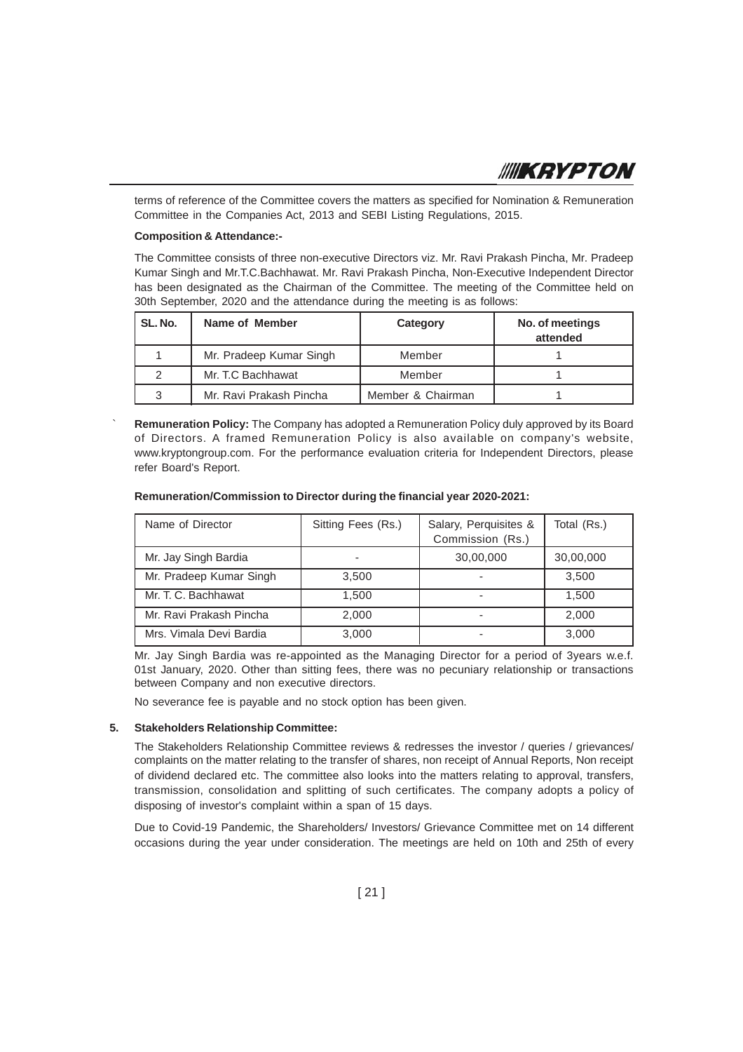terms of reference of the Committee covers the matters as specified for Nomination & Remuneration Committee in the Companies Act, 2013 and SEBI Listing Regulations, 2015.

**Composition & Attendance:-**

The Committee consists of three non-executive Directors viz. Mr. Ravi Prakash Pincha, Mr. Pradeep Kumar Singh and Mr.T.C.Bachhawat. Mr. Ravi Prakash Pincha, Non-Executive Independent Director has been designated as the Chairman of the Committee. The meeting of the Committee held on 30th September, 2020 and the attendance during the meeting is as follows:

| SL. No. | Name of Member | Category | No. of meetings attended |
|---|---|---|---|
| 1 | Mr. Pradeep Kumar Singh | Member | 1 |
| 2 | Mr. T.C Bachhawat | Member | 1 |
| 3 | Mr. Ravi Prakash Pincha | Member & Chairman | 1 |

**Remuneration Policy:** The Company has adopted a Remuneration Policy duly approved by its Board of Directors. A framed Remuneration Policy is also available on company's website, www.kryptongroup.com. For the performance evaluation criteria for Independent Directors, please refer Board's Report.

**Remuneration/Commission to Director during the financial year 2020-2021:**

| Name of Director | Sitting Fees (Rs.) | Salary, Perquisites & Commission (Rs.) | Total (Rs.) |
|---|---|---|---|
| Mr. Jay Singh Bardia | - | 30,00,000 | 30,00,000 |
| Mr. Pradeep Kumar Singh | 3,500 | - | 3,500 |
| Mr. T. C. Bachhawat | 1,500 | - | 1,500 |
| Mr. Ravi Prakash Pincha | 2,000 | - | 2,000 |
| Mrs. Vimala Devi Bardia | 3,000 | - | 3,000 |

Mr. Jay Singh Bardia was re-appointed as the Managing Director for a period of 3years w.e.f. 01st January, 2020. Other than sitting fees, there was no pecuniary relationship or transactions between Company and non executive directors.

No severance fee is payable and no stock option has been given.

**5. Stakeholders Relationship Committee:**

The Stakeholders Relationship Committee reviews & redresses the investor / queries / grievances/ complaints on the matter relating to the transfer of shares, non receipt of Annual Reports, Non receipt of dividend declared etc. The committee also looks into the matters relating to approval, transfers, transmission, consolidation and splitting of such certificates. The company adopts a policy of disposing of investor's complaint within a span of 15 days.

Due to Covid-19 Pandemic, the Shareholders/ Investors/ Grievance Committee met on 14 different occasions during the year under consideration. The meetings are held on 10th and 25th of every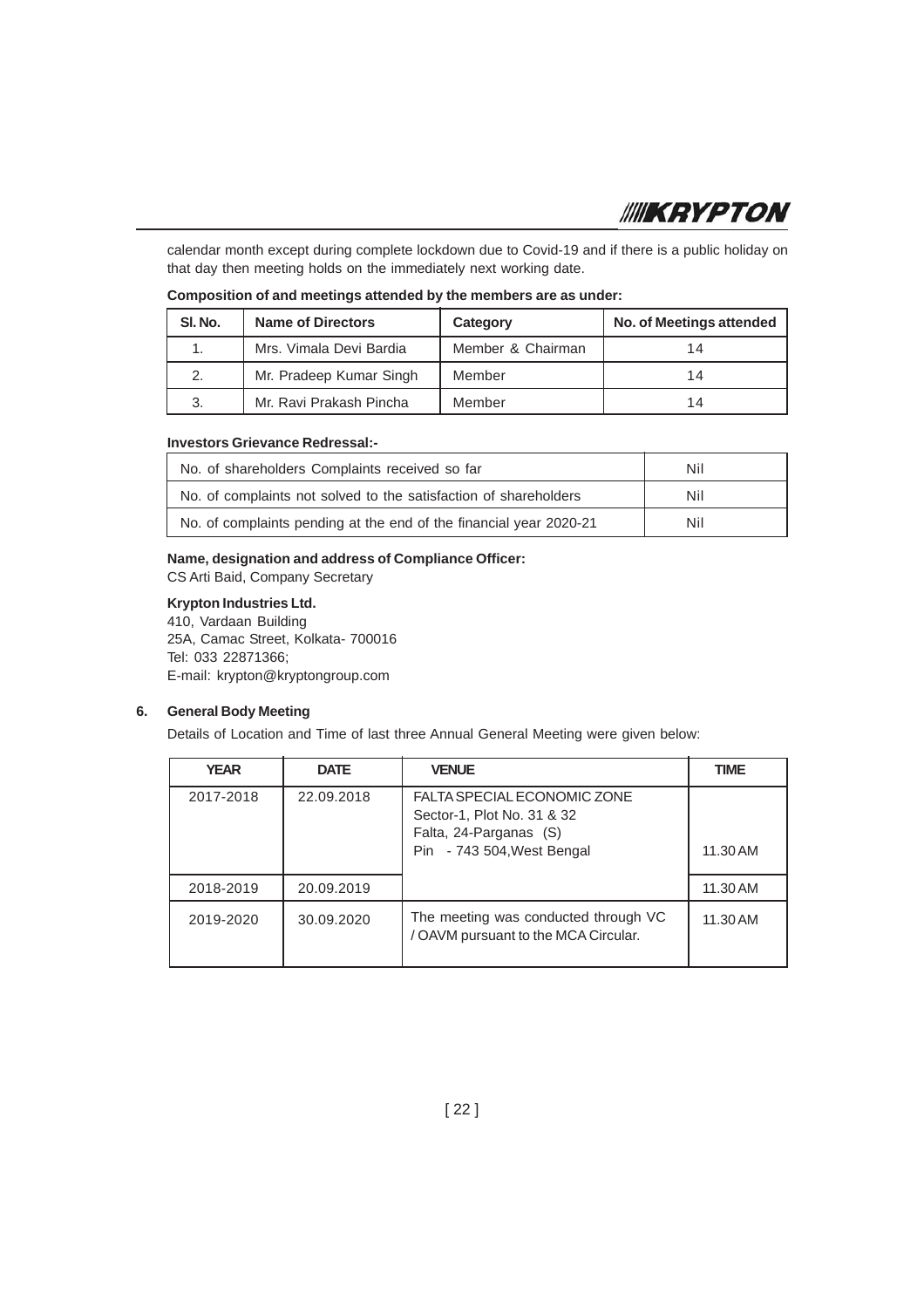calendar month except during complete lockdown due to Covid-19 and if there is a public holiday on that day then meeting holds on the immediately next working date.

**Composition of and meetings attended by the members are as under:**

| Sl. No. | Name of Directors | Category | No. of Meetings attended |
|---|---|---|---|
| 1. | Mrs. Vimala Devi Bardia | Member & Chairman | 14 |
| 2. | Mr. Pradeep Kumar Singh | Member | 14 |
| 3. | Mr. Ravi Prakash Pincha | Member | 14 |

**Investors Grievance Redressal:-**

| | |
|---|---|
| No. of shareholders Complaints received so far | Nil |
| No. of complaints not solved to the satisfaction of shareholders | Nil |
| No. of complaints pending at the end of the financial year 2020-21 | Nil |

**Name, designation and address of Compliance Officer:**
CS Arti Baid, Company Secretary

**Krypton Industries Ltd.**
410, Vardaan Building
25A, Camac Street, Kolkata- 700016
Tel: 033 22871366;
E-mail: krypton@kryptongroup.com

**6. General Body Meeting**

Details of Location and Time of last three Annual General Meeting were given below:

| YEAR | DATE | VENUE | TIME |
|---|---|---|---|
| 2017-2018 | 22.09.2018 | FALTA SPECIAL ECONOMIC ZONE Sector-1, Plot No. 31 & 32 Falta, 24-Parganas (S) Pin - 743 504,West Bengal | 11.30 AM |
| 2018-2019 | 20.09.2019 | | 11.30 AM |
| 2019-2020 | 30.09.2020 | The meeting was conducted through VC / OAVM pursuant to the MCA Circular. | 11.30 AM |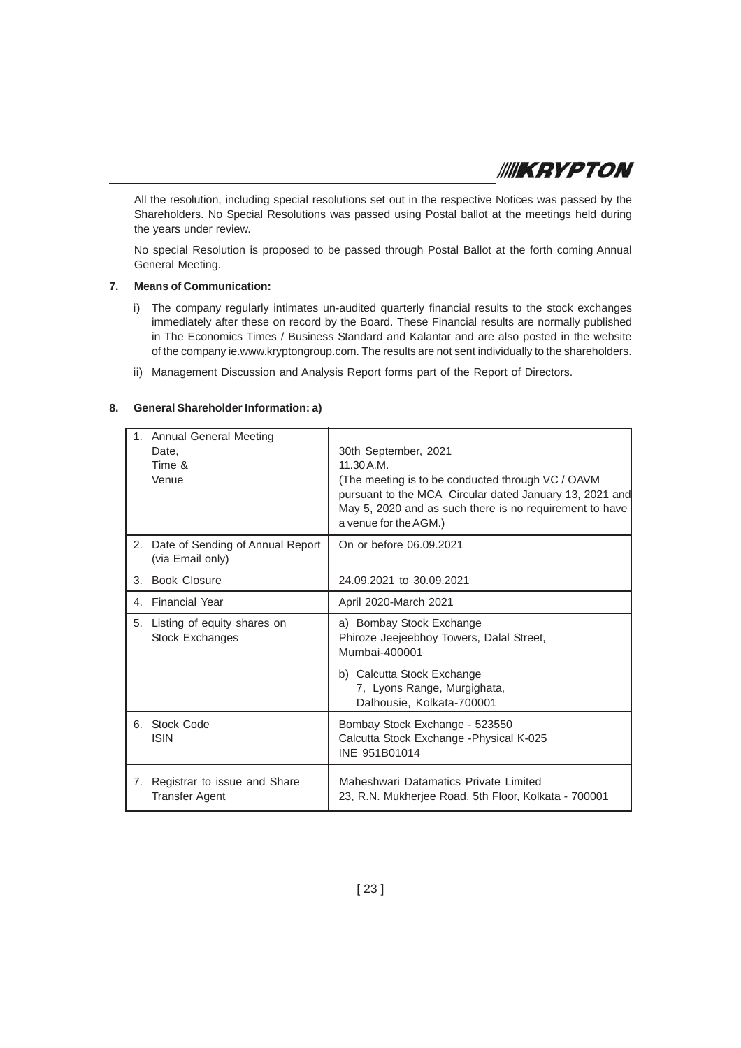All the resolution, including special resolutions set out in the respective Notices was passed by the Shareholders. No Special Resolutions was passed using Postal ballot at the meetings held during the years under review.

No special Resolution is proposed to be passed through Postal Ballot at the forth coming Annual General Meeting.

**7. Means of Communication:**

i) The company regularly intimates un-audited quarterly financial results to the stock exchanges immediately after these on record by the Board. These Financial results are normally published in The Economics Times / Business Standard and Kalantar and are also posted in the website of the company ie.www.kryptongroup.com. The results are not sent individually to the shareholders.

ii) Management Discussion and Analysis Report forms part of the Report of Directors.

**8. General Shareholder Information: a)**

| | |
|---|---|
| 1. Annual General Meeting<br>Date,<br>Time &<br>Venue | 30th September, 2021<br>11.30 A.M.<br>(The meeting is to be conducted through VC / OAVM pursuant to the MCA Circular dated January 13, 2021 and May 5, 2020 and as such there is no requirement to have a venue for the AGM.) |
| 2. Date of Sending of Annual Report (via Email only) | On or before 06.09.2021 |
| 3. Book Closure | 24.09.2021 to 30.09.2021 |
| 4. Financial Year | April 2020-March 2021 |
| 5. Listing of equity shares on Stock Exchanges | a) Bombay Stock Exchange<br>Phiroze Jeejeebhoy Towers, Dalal Street, Mumbai-400001<br>b) Calcutta Stock Exchange<br>7, Lyons Range, Murgighata, Dalhousie, Kolkata-700001 |
| 6. Stock Code<br>ISIN | Bombay Stock Exchange - 523550<br>Calcutta Stock Exchange -Physical K-025<br>INE 951B01014 |
| 7. Registrar to issue and Share Transfer Agent | Maheshwari Datamatics Private Limited<br>23, R.N. Mukherjee Road, 5th Floor, Kolkata - 700001 |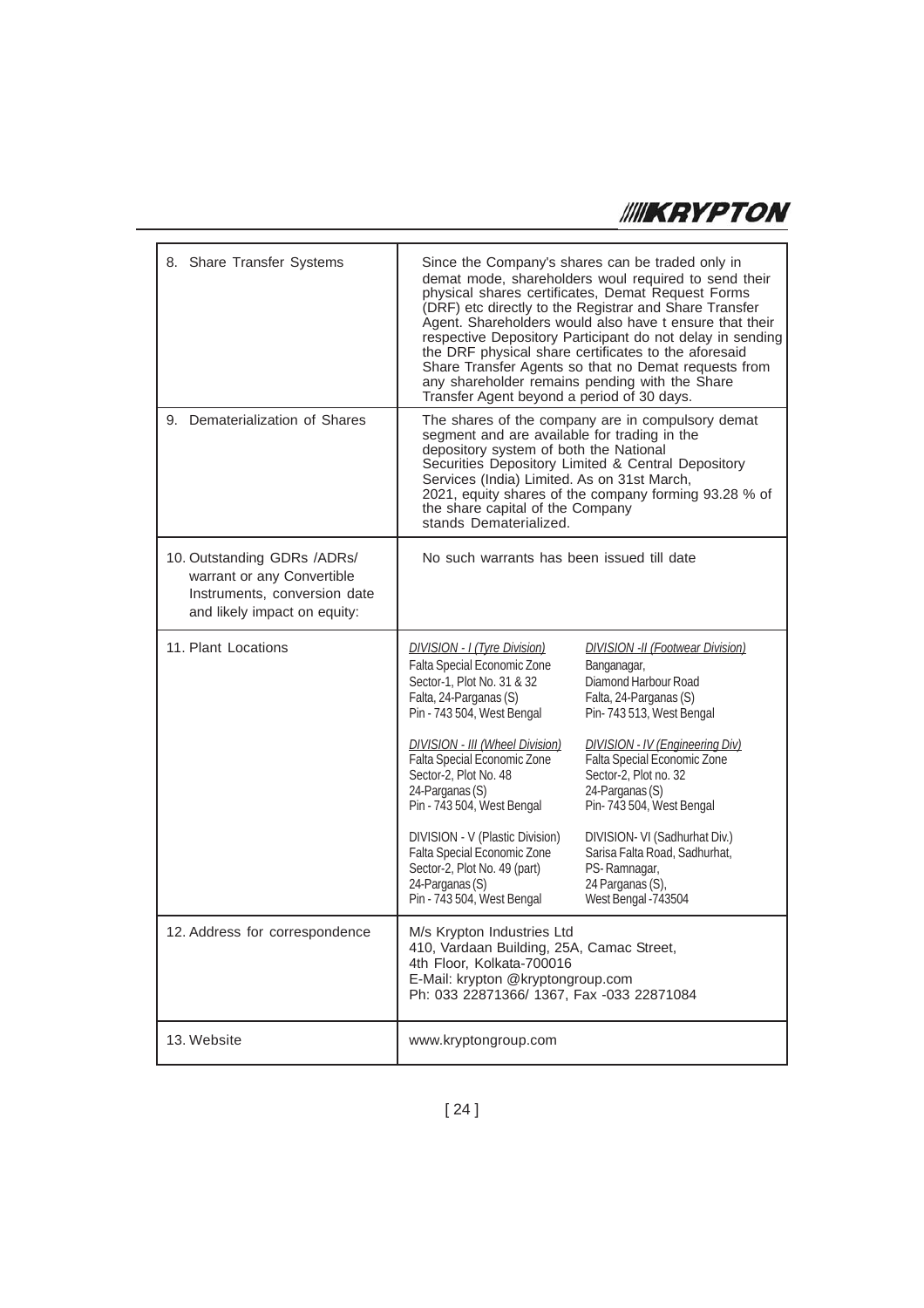| | |
|---|---|
| 8. Share Transfer Systems | Since the Company's shares can be traded only in demat mode, shareholders woul required to send their physical shares certificates, Demat Request Forms (DRF) etc directly to the Registrar and Share Transfer Agent. Shareholders would also have t ensure that their respective Depository Participant do not delay in sending the DRF physical share certificates to the aforesaid Share Transfer Agents so that no Demat requests from any shareholder remains pending with the Share Transfer Agent beyond a period of 30 days. |
| 9. Dematerialization of Shares | The shares of the company are in compulsory demat segment and are available for trading in the depository system of both the National Securities Depository Limited & Central Depository Services (India) Limited. As on 31st March, 2021, equity shares of the company forming 93.28 % of the share capital of the Company stands Dematerialized. |
| 10. Outstanding GDRs /ADRs/ warrant or any Convertible Instruments, conversion date and likely impact on equity: | No such warrants has been issued till date |
| 11. Plant Locations | *DIVISION - I (Tyre Division)*<br>Falta Special Economic Zone<br>Sector-1, Plot No. 31 & 32<br>Falta, 24-Parganas (S)<br>Pin - 743 504, West Bengal<br><br>*DIVISION -II (Footwear Division)*<br>Banganagar,<br>Diamond Harbour Road<br>Falta, 24-Parganas (S)<br>Pin- 743 513, West Bengal<br><br>*DIVISION - III (Wheel Division)*<br>Falta Special Economic Zone<br>Sector-2, Plot No. 48<br>24-Parganas (S)<br>Pin - 743 504, West Bengal<br><br>*DIVISION - IV (Engineering Div)*<br>Falta Special Economic Zone<br>Sector-2, Plot no. 32<br>24-Parganas (S)<br>Pin- 743 504, West Bengal<br><br>DIVISION - V (Plastic Division)<br>Falta Special Economic Zone<br>Sector-2, Plot No. 49 (part)<br>24-Parganas (S)<br>Pin - 743 504, West Bengal<br><br>DIVISION- VI (Sadhurhat Div.)<br>Sarisa Falta Road, Sadhurhat,<br>PS- Ramnagar,<br>24 Parganas (S),<br>West Bengal -743504 |
| 12. Address for correspondence | M/s Krypton Industries Ltd<br>410, Vardaan Building, 25A, Camac Street,<br>4th Floor, Kolkata-700016<br>E-Mail: krypton @kryptongroup.com<br>Ph: 033 22871366/ 1367, Fax -033 22871084 |
| 13. Website | www.kryptongroup.com |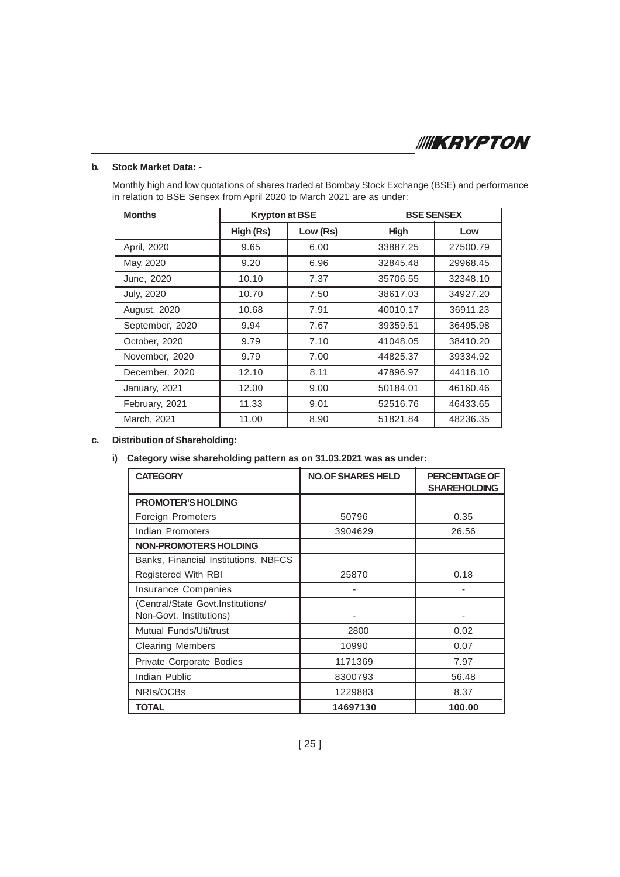**b. Stock Market Data: -**

Monthly high and low quotations of shares traded at Bombay Stock Exchange (BSE) and performance in relation to BSE Sensex from April 2020 to March 2021 are as under:

| Months | Krypton at BSE | | BSE SENSEX | |
|---|---|---|---|---|
| | High (Rs) | Low (Rs) | High | Low |
| April, 2020 | 9.65 | 6.00 | 33887.25 | 27500.79 |
| May, 2020 | 9.20 | 6.96 | 32845.48 | 29968.45 |
| June, 2020 | 10.10 | 7.37 | 35706.55 | 32348.10 |
| July, 2020 | 10.70 | 7.50 | 38617.03 | 34927.20 |
| August, 2020 | 10.68 | 7.91 | 40010.17 | 36911.23 |
| September, 2020 | 9.94 | 7.67 | 39359.51 | 36495.98 |
| October, 2020 | 9.79 | 7.10 | 41048.05 | 38410.20 |
| November, 2020 | 9.79 | 7.00 | 44825.37 | 39334.92 |
| December, 2020 | 12.10 | 8.11 | 47896.97 | 44118.10 |
| January, 2021 | 12.00 | 9.00 | 50184.01 | 46160.46 |
| February, 2021 | 11.33 | 9.01 | 52516.76 | 46433.65 |
| March, 2021 | 11.00 | 8.90 | 51821.84 | 48236.35 |

**c. Distribution of Shareholding:**

**i) Category wise shareholding pattern as on 31.03.2021 was as under:**

| CATEGORY | NO.OF SHARES HELD | PERCENTAGE OF SHAREHOLDING |
|---|---|---|
| **PROMOTER'S HOLDING** | | |
| Foreign Promoters | 50796 | 0.35 |
| Indian Promoters | 3904629 | 26.56 |
| **NON-PROMOTERS HOLDING** | | |
| Banks, Financial Institutions, NBFCS Registered With RBI | 25870 | 0.18 |
| Insurance Companies | - | - |
| (Central/State Govt.Institutions/ Non-Govt. Institutions) | - | - |
| Mutual Funds/Uti/trust | 2800 | 0.02 |
| Clearing Members | 10990 | 0.07 |
| Private Corporate Bodies | 1171369 | 7.97 |
| Indian Public | 8300793 | 56.48 |
| NRIs/OCBs | 1229883 | 8.37 |
| **TOTAL** | **14697130** | **100.00** |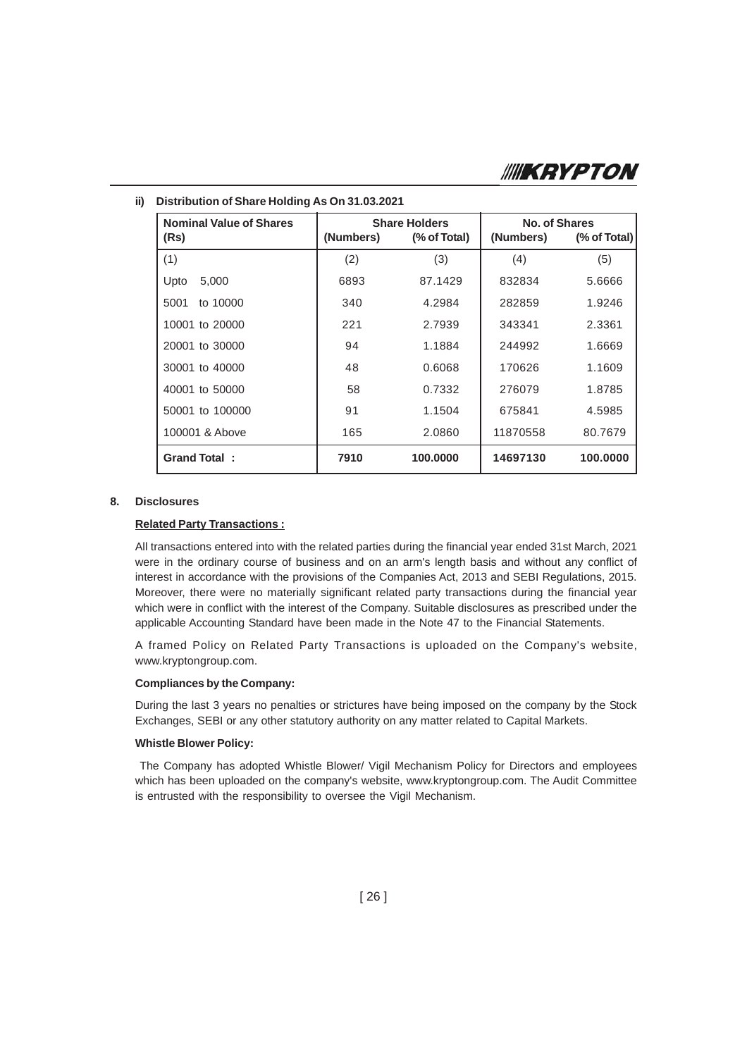**ii) Distribution of Share Holding As On 31.03.2021**

| Nominal Value of Shares (Rs) | Share Holders | | No. of Shares | |
|---|---|---|---|---|
| | (Numbers) | (% of Total) | (Numbers) | (% of Total) |
| (1) | (2) | (3) | (4) | (5) |
| Upto 5,000 | 6893 | 87.1429 | 832834 | 5.6666 |
| 5001 to 10000 | 340 | 4.2984 | 282859 | 1.9246 |
| 10001 to 20000 | 221 | 2.7939 | 343341 | 2.3361 |
| 20001 to 30000 | 94 | 1.1884 | 244992 | 1.6669 |
| 30001 to 40000 | 48 | 0.6068 | 170626 | 1.1609 |
| 40001 to 50000 | 58 | 0.7332 | 276079 | 1.8785 |
| 50001 to 100000 | 91 | 1.1504 | 675841 | 4.5985 |
| 100001 & Above | 165 | 2.0860 | 11870558 | 80.7679 |
| **Grand Total :** | **7910** | **100.0000** | **14697130** | **100.0000** |

## 8. Disclosures

**Related Party Transactions :**

All transactions entered into with the related parties during the financial year ended 31st March, 2021 were in the ordinary course of business and on an arm's length basis and without any conflict of interest in accordance with the provisions of the Companies Act, 2013 and SEBI Regulations, 2015. Moreover, there were no materially significant related party transactions during the financial year which were in conflict with the interest of the Company. Suitable disclosures as prescribed under the applicable Accounting Standard have been made in the Note 47 to the Financial Statements.

A framed Policy on Related Party Transactions is uploaded on the Company's website, www.kryptongroup.com.

**Compliances by the Company:**

During the last 3 years no penalties or strictures have being imposed on the company by the Stock Exchanges, SEBI or any other statutory authority on any matter related to Capital Markets.

**Whistle Blower Policy:**

The Company has adopted Whistle Blower/ Vigil Mechanism Policy for Directors and employees which has been uploaded on the company's website, www.kryptongroup.com. The Audit Committee is entrusted with the responsibility to oversee the Vigil Mechanism.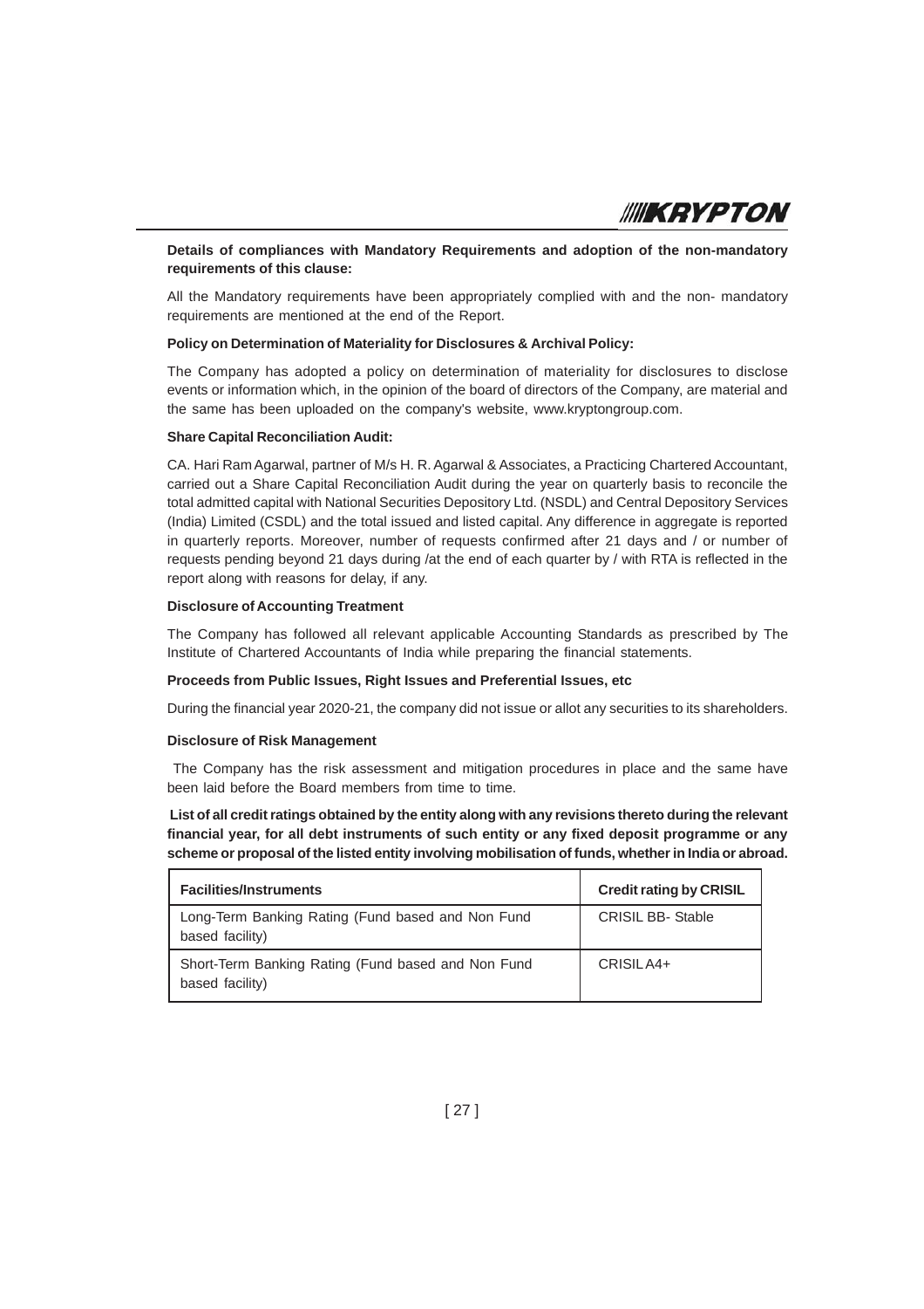**Details of compliances with Mandatory Requirements and adoption of the non-mandatory requirements of this clause:**

All the Mandatory requirements have been appropriately complied with and the non- mandatory requirements are mentioned at the end of the Report.

**Policy on Determination of Materiality for Disclosures & Archival Policy:**

The Company has adopted a policy on determination of materiality for disclosures to disclose events or information which, in the opinion of the board of directors of the Company, are material and the same has been uploaded on the company's website, www.kryptongroup.com.

**Share Capital Reconciliation Audit:**

CA. Hari Ram Agarwal, partner of M/s H. R. Agarwal & Associates, a Practicing Chartered Accountant, carried out a Share Capital Reconciliation Audit during the year on quarterly basis to reconcile the total admitted capital with National Securities Depository Ltd. (NSDL) and Central Depository Services (India) Limited (CSDL) and the total issued and listed capital. Any difference in aggregate is reported in quarterly reports. Moreover, number of requests confirmed after 21 days and / or number of requests pending beyond 21 days during /at the end of each quarter by / with RTA is reflected in the report along with reasons for delay, if any.

**Disclosure of Accounting Treatment**

The Company has followed all relevant applicable Accounting Standards as prescribed by The Institute of Chartered Accountants of India while preparing the financial statements.

**Proceeds from Public Issues, Right Issues and Preferential Issues, etc**

During the financial year 2020-21, the company did not issue or allot any securities to its shareholders.

**Disclosure of Risk Management**

The Company has the risk assessment and mitigation procedures in place and the same have been laid before the Board members from time to time.

**List of all credit ratings obtained by the entity along with any revisions thereto during the relevant financial year, for all debt instruments of such entity or any fixed deposit programme or any scheme or proposal of the listed entity involving mobilisation of funds, whether in India or abroad.**

| Facilities/Instruments | Credit rating by CRISIL |
|---|---|
| Long-Term Banking Rating (Fund based and Non Fund based facility) | CRISIL BB- Stable |
| Short-Term Banking Rating (Fund based and Non Fund based facility) | CRISIL A4+ |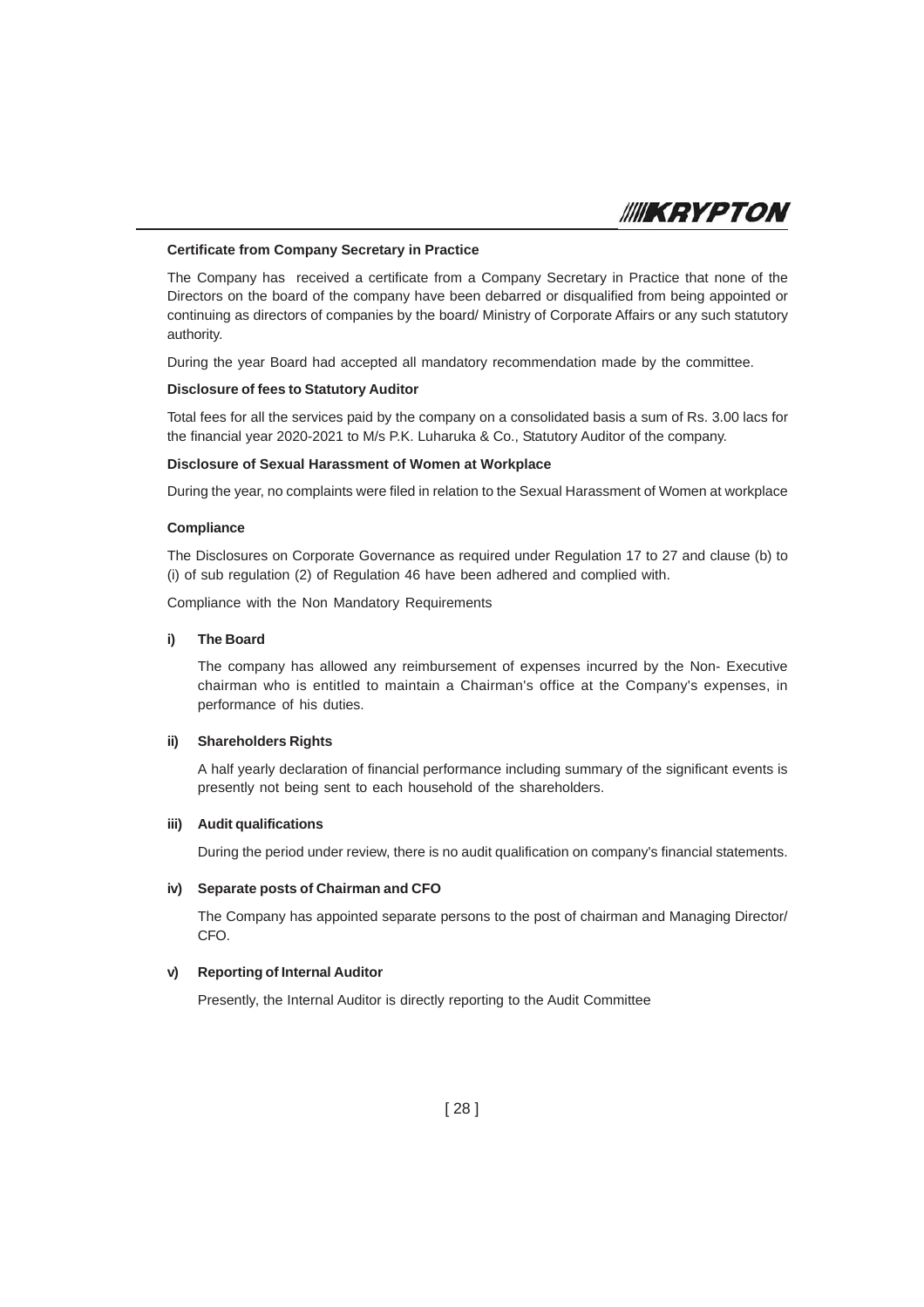**Certificate from Company Secretary in Practice**

The Company has received a certificate from a Company Secretary in Practice that none of the Directors on the board of the company have been debarred or disqualified from being appointed or continuing as directors of companies by the board/ Ministry of Corporate Affairs or any such statutory authority.

During the year Board had accepted all mandatory recommendation made by the committee.

**Disclosure of fees to Statutory Auditor**

Total fees for all the services paid by the company on a consolidated basis a sum of Rs. 3.00 lacs for the financial year 2020-2021 to M/s P.K. Luharuka & Co., Statutory Auditor of the company.

**Disclosure of Sexual Harassment of Women at Workplace**

During the year, no complaints were filed in relation to the Sexual Harassment of Women at workplace

**Compliance**

The Disclosures on Corporate Governance as required under Regulation 17 to 27 and clause (b) to (i) of sub regulation (2) of Regulation 46 have been adhered and complied with.

Compliance with the Non Mandatory Requirements

**i) The Board**

The company has allowed any reimbursement of expenses incurred by the Non- Executive chairman who is entitled to maintain a Chairman's office at the Company's expenses, in performance of his duties.

**ii) Shareholders Rights**

A half yearly declaration of financial performance including summary of the significant events is presently not being sent to each household of the shareholders.

**iii) Audit qualifications**

During the period under review, there is no audit qualification on company's financial statements.

**iv) Separate posts of Chairman and CFO**

The Company has appointed separate persons to the post of chairman and Managing Director/ CFO.

**v) Reporting of Internal Auditor**

Presently, the Internal Auditor is directly reporting to the Audit Committee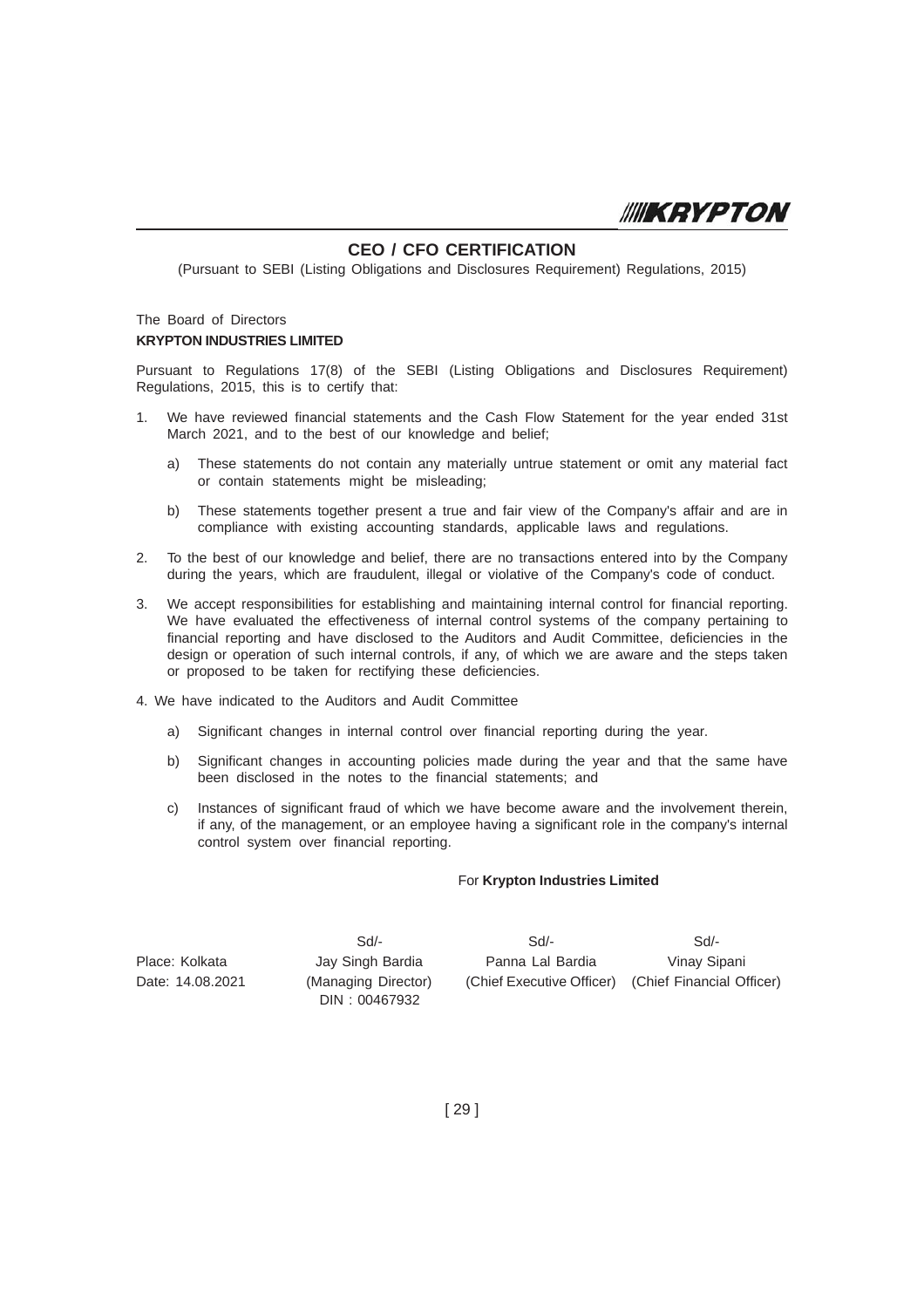## CEO / CFO CERTIFICATION

(Pursuant to SEBI (Listing Obligations and Disclosures Requirement) Regulations, 2015)

The Board of Directors
**KRYPTON INDUSTRIES LIMITED**

Pursuant to Regulations 17(8) of the SEBI (Listing Obligations and Disclosures Requirement) Regulations, 2015, this is to certify that:

1. We have reviewed financial statements and the Cash Flow Statement for the year ended 31st March 2021, and to the best of our knowledge and belief;

   a) These statements do not contain any materially untrue statement or omit any material fact or contain statements might be misleading;

   b) These statements together present a true and fair view of the Company's affair and are in compliance with existing accounting standards, applicable laws and regulations.

2. To the best of our knowledge and belief, there are no transactions entered into by the Company during the years, which are fraudulent, illegal or violative of the Company's code of conduct.

3. We accept responsibilities for establishing and maintaining internal control for financial reporting. We have evaluated the effectiveness of internal control systems of the company pertaining to financial reporting and have disclosed to the Auditors and Audit Committee, deficiencies in the design or operation of such internal controls, if any, of which we are aware and the steps taken or proposed to be taken for rectifying these deficiencies.

4. We have indicated to the Auditors and Audit Committee

   a) Significant changes in internal control over financial reporting during the year.

   b) Significant changes in accounting policies made during the year and that the same have been disclosed in the notes to the financial statements; and

   c) Instances of significant fraud of which we have become aware and the involvement therein, if any, of the management, or an employee having a significant role in the company's internal control system over financial reporting.

For **Krypton Industries Limited**

| | Sd/- | Sd/- | Sd/- |
|---|---|---|---|
| Place: Kolkata | Jay Singh Bardia | Panna Lal Bardia | Vinay Sipani |
| Date: 14.08.2021 | (Managing Director) DIN : 00467932 | (Chief Executive Officer) | (Chief Financial Officer) |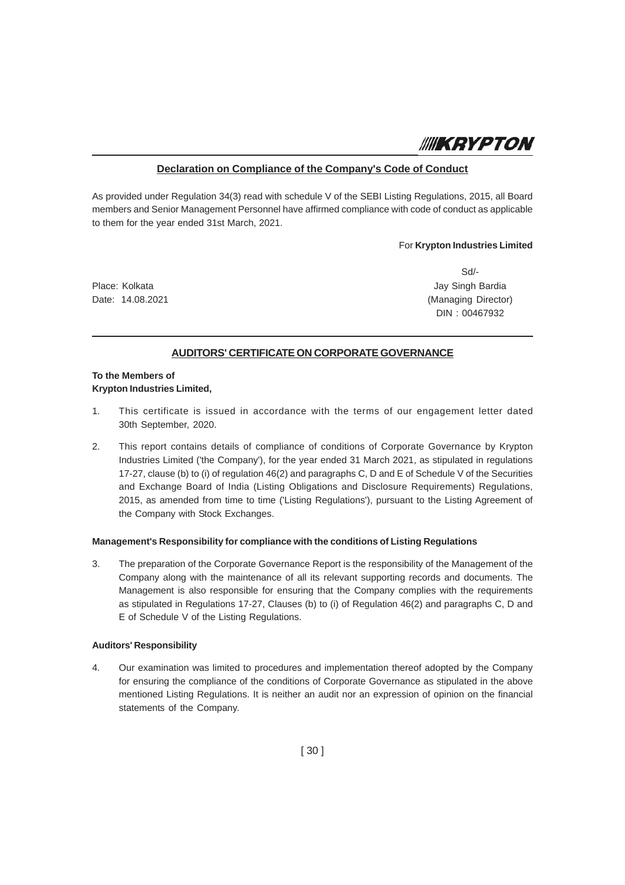## Declaration on Compliance of the Company's Code of Conduct

As provided under Regulation 34(3) read with schedule V of the SEBI Listing Regulations, 2015, all Board members and Senior Management Personnel have affirmed compliance with code of conduct as applicable to them for the year ended 31st March, 2021.

For **Krypton Industries Limited**

Sd/-
Jay Singh Bardia
(Managing Director)
DIN : 00467932

Place: Kolkata
Date: 14.08.2021

## AUDITORS' CERTIFICATE ON CORPORATE GOVERNANCE

**To the Members of**
**Krypton Industries Limited,**

1. This certificate is issued in accordance with the terms of our engagement letter dated 30th September, 2020.

2. This report contains details of compliance of conditions of Corporate Governance by Krypton Industries Limited ('the Company'), for the year ended 31 March 2021, as stipulated in regulations 17-27, clause (b) to (i) of regulation 46(2) and paragraphs C, D and E of Schedule V of the Securities and Exchange Board of India (Listing Obligations and Disclosure Requirements) Regulations, 2015, as amended from time to time ('Listing Regulations'), pursuant to the Listing Agreement of the Company with Stock Exchanges.

**Management's Responsibility for compliance with the conditions of Listing Regulations**

3. The preparation of the Corporate Governance Report is the responsibility of the Management of the Company along with the maintenance of all its relevant supporting records and documents. The Management is also responsible for ensuring that the Company complies with the requirements as stipulated in Regulations 17-27, Clauses (b) to (i) of Regulation 46(2) and paragraphs C, D and E of Schedule V of the Listing Regulations.

**Auditors' Responsibility**

4. Our examination was limited to procedures and implementation thereof adopted by the Company for ensuring the compliance of the conditions of Corporate Governance as stipulated in the above mentioned Listing Regulations. It is neither an audit nor an expression of opinion on the financial statements of the Company.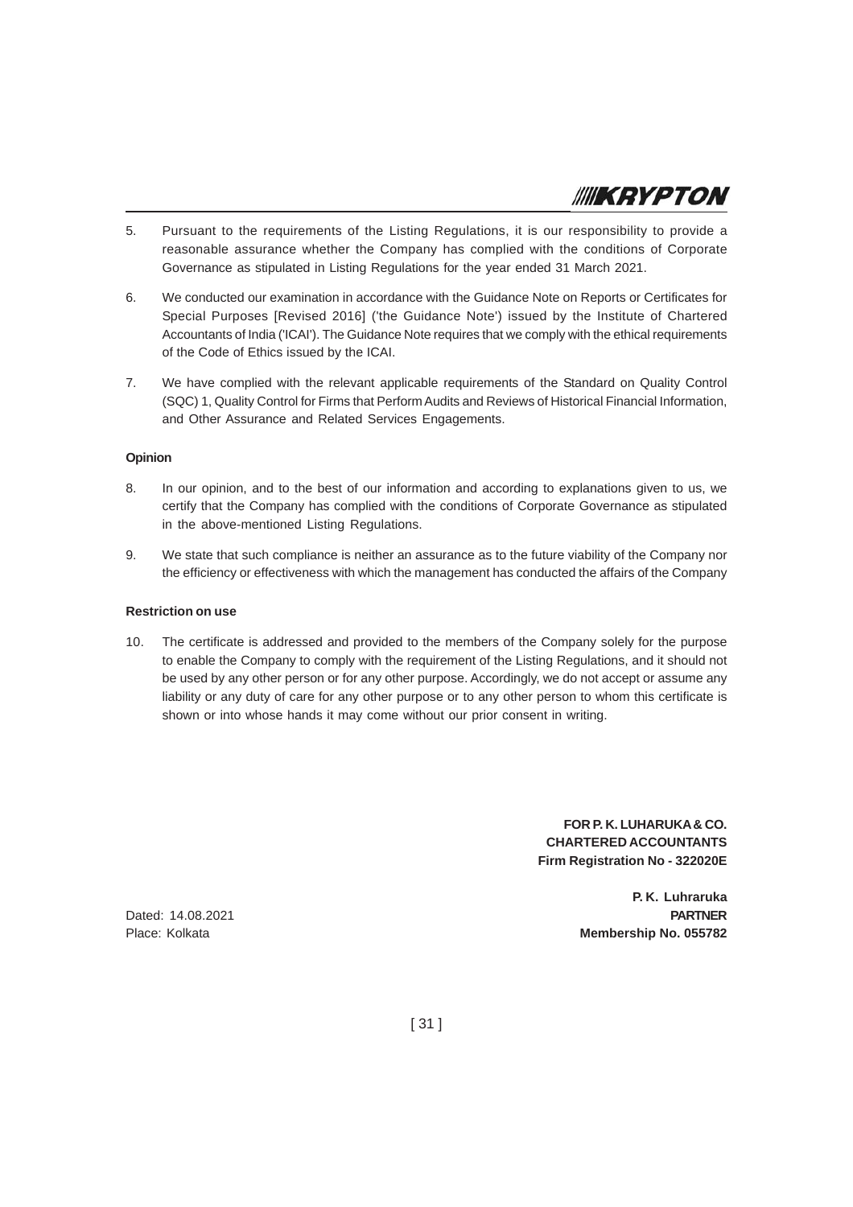5. Pursuant to the requirements of the Listing Regulations, it is our responsibility to provide a reasonable assurance whether the Company has complied with the conditions of Corporate Governance as stipulated in Listing Regulations for the year ended 31 March 2021.

6. We conducted our examination in accordance with the Guidance Note on Reports or Certificates for Special Purposes [Revised 2016] ('the Guidance Note') issued by the Institute of Chartered Accountants of India ('ICAI'). The Guidance Note requires that we comply with the ethical requirements of the Code of Ethics issued by the ICAI.

7. We have complied with the relevant applicable requirements of the Standard on Quality Control (SQC) 1, Quality Control for Firms that Perform Audits and Reviews of Historical Financial Information, and Other Assurance and Related Services Engagements.

**Opinion**

8. In our opinion, and to the best of our information and according to explanations given to us, we certify that the Company has complied with the conditions of Corporate Governance as stipulated in the above-mentioned Listing Regulations.

9. We state that such compliance is neither an assurance as to the future viability of the Company nor the efficiency or effectiveness with which the management has conducted the affairs of the Company

**Restriction on use**

10. The certificate is addressed and provided to the members of the Company solely for the purpose to enable the Company to comply with the requirement of the Listing Regulations, and it should not be used by any other person or for any other purpose. Accordingly, we do not accept or assume any liability or any duty of care for any other purpose or to any other person to whom this certificate is shown or into whose hands it may come without our prior consent in writing.

**FOR P. K. LUHARUKA & CO.**
**CHARTERED ACCOUNTANTS**
**Firm Registration No - 322020E**

**P. K. Luhraruka**
**PARTNER**
**Membership No. 055782**

Dated: 14.08.2021
Place: Kolkata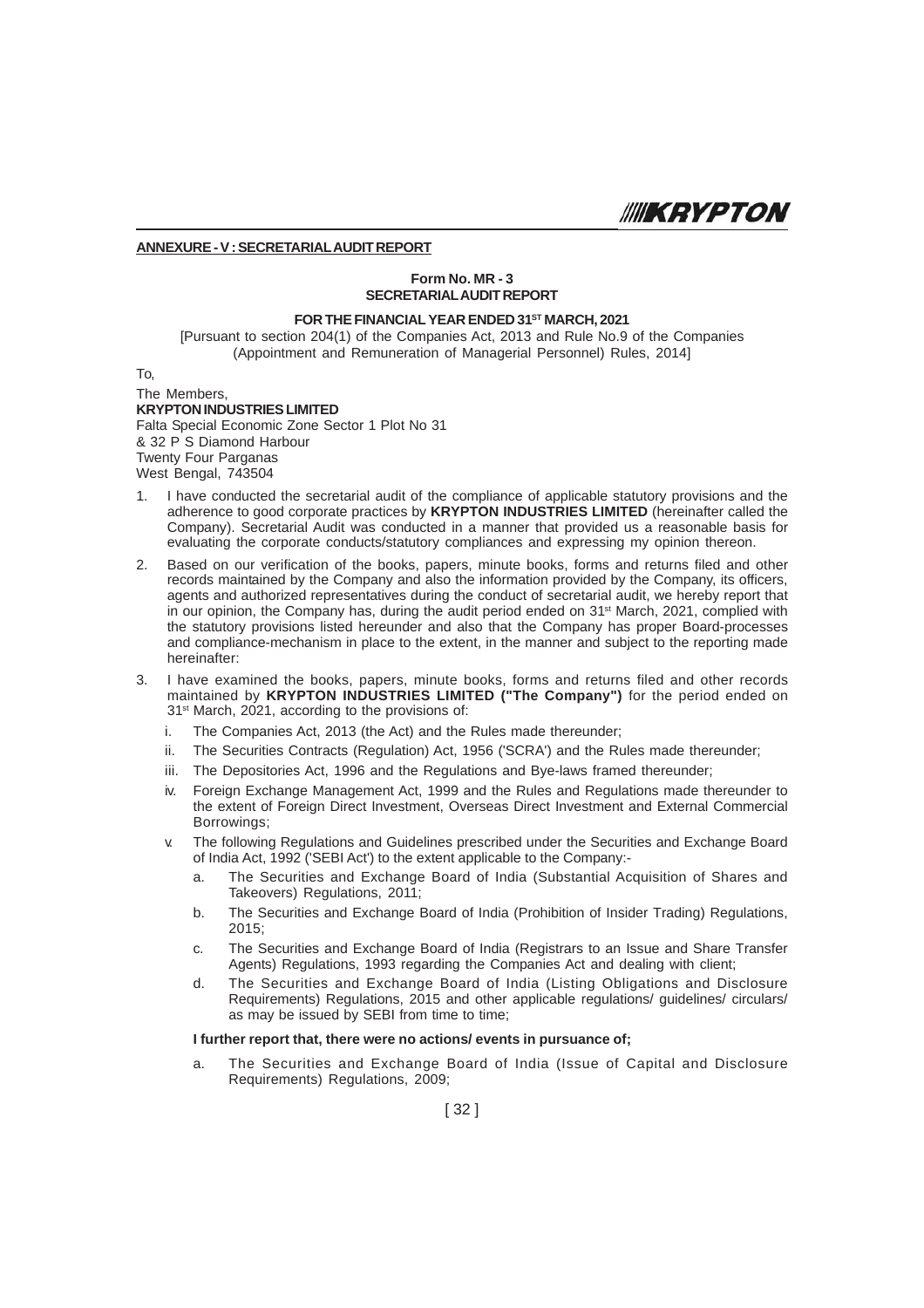## ANNEXURE - V : SECRETARIAL AUDIT REPORT

**Form No. MR - 3**
**SECRETARIAL AUDIT REPORT**

**FOR THE FINANCIAL YEAR ENDED 31ST MARCH, 2021**

[Pursuant to section 204(1) of the Companies Act, 2013 and Rule No.9 of the Companies (Appointment and Remuneration of Managerial Personnel) Rules, 2014]

To,

The Members,
**KRYPTON INDUSTRIES LIMITED**
Falta Special Economic Zone Sector 1 Plot No 31
& 32 P S Diamond Harbour
Twenty Four Parganas
West Bengal, 743504

1. I have conducted the secretarial audit of the compliance of applicable statutory provisions and the adherence to good corporate practices by **KRYPTON INDUSTRIES LIMITED** (hereinafter called the Company). Secretarial Audit was conducted in a manner that provided us a reasonable basis for evaluating the corporate conducts/statutory compliances and expressing my opinion thereon.

2. Based on our verification of the books, papers, minute books, forms and returns filed and other records maintained by the Company and also the information provided by the Company, its officers, agents and authorized representatives during the conduct of secretarial audit, we hereby report that in our opinion, the Company has, during the audit period ended on 31st March, 2021, complied with the statutory provisions listed hereunder and also that the Company has proper Board-processes and compliance-mechanism in place to the extent, in the manner and subject to the reporting made hereinafter:

3. I have examined the books, papers, minute books, forms and returns filed and other records maintained by **KRYPTON INDUSTRIES LIMITED ("The Company")** for the period ended on 31st March, 2021, according to the provisions of:

   i. The Companies Act, 2013 (the Act) and the Rules made thereunder;

   ii. The Securities Contracts (Regulation) Act, 1956 ('SCRA') and the Rules made thereunder;

   iii. The Depositories Act, 1996 and the Regulations and Bye-laws framed thereunder;

   iv. Foreign Exchange Management Act, 1999 and the Rules and Regulations made thereunder to the extent of Foreign Direct Investment, Overseas Direct Investment and External Commercial Borrowings;

   v. The following Regulations and Guidelines prescribed under the Securities and Exchange Board of India Act, 1992 ('SEBI Act') to the extent applicable to the Company:-

      a. The Securities and Exchange Board of India (Substantial Acquisition of Shares and Takeovers) Regulations, 2011;

      b. The Securities and Exchange Board of India (Prohibition of Insider Trading) Regulations, 2015;

      c. The Securities and Exchange Board of India (Registrars to an Issue and Share Transfer Agents) Regulations, 1993 regarding the Companies Act and dealing with client;

      d. The Securities and Exchange Board of India (Listing Obligations and Disclosure Requirements) Regulations, 2015 and other applicable regulations/ guidelines/ circulars/ as may be issued by SEBI from time to time;

   **I further report that, there were no actions/ events in pursuance of;**

      a. The Securities and Exchange Board of India (Issue of Capital and Disclosure Requirements) Regulations, 2009;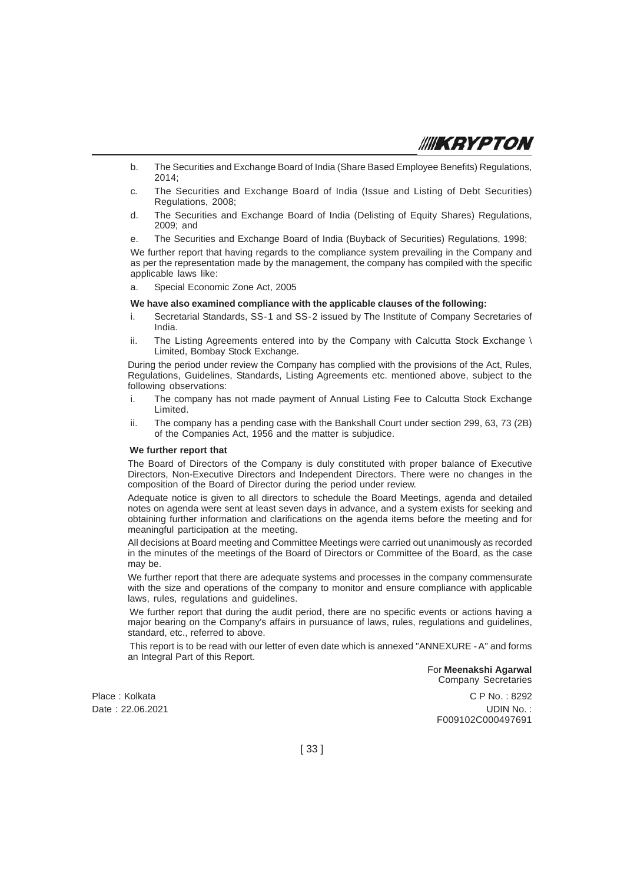b. The Securities and Exchange Board of India (Share Based Employee Benefits) Regulations, 2014;

c. The Securities and Exchange Board of India (Issue and Listing of Debt Securities) Regulations, 2008;

d. The Securities and Exchange Board of India (Delisting of Equity Shares) Regulations, 2009; and

e. The Securities and Exchange Board of India (Buyback of Securities) Regulations, 1998;

We further report that having regards to the compliance system prevailing in the Company and as per the representation made by the management, the company has compiled with the specific applicable laws like:

a. Special Economic Zone Act, 2005

**We have also examined compliance with the applicable clauses of the following:**

i. Secretarial Standards, SS-1 and SS-2 issued by The Institute of Company Secretaries of India.

ii. The Listing Agreements entered into by the Company with Calcutta Stock Exchange \ Limited, Bombay Stock Exchange.

During the period under review the Company has complied with the provisions of the Act, Rules, Regulations, Guidelines, Standards, Listing Agreements etc. mentioned above, subject to the following observations:

i. The company has not made payment of Annual Listing Fee to Calcutta Stock Exchange Limited.

ii. The company has a pending case with the Bankshall Court under section 299, 63, 73 (2B) of the Companies Act, 1956 and the matter is subjudice.

**We further report that**

The Board of Directors of the Company is duly constituted with proper balance of Executive Directors, Non-Executive Directors and Independent Directors. There were no changes in the composition of the Board of Director during the period under review.

Adequate notice is given to all directors to schedule the Board Meetings, agenda and detailed notes on agenda were sent at least seven days in advance, and a system exists for seeking and obtaining further information and clarifications on the agenda items before the meeting and for meaningful participation at the meeting.

All decisions at Board meeting and Committee Meetings were carried out unanimously as recorded in the minutes of the meetings of the Board of Directors or Committee of the Board, as the case may be.

We further report that there are adequate systems and processes in the company commensurate with the size and operations of the company to monitor and ensure compliance with applicable laws, rules, regulations and guidelines.

We further report that during the audit period, there are no specific events or actions having a major bearing on the Company's affairs in pursuance of laws, rules, regulations and guidelines, standard, etc., referred to above.

This report is to be read with our letter of even date which is annexed "ANNEXURE - A" and forms an Integral Part of this Report.

For **Meenakshi Agarwal**
Company Secretaries

Place : Kolkata
Date : 22.06.2021

C P No. : 8292
UDIN No. :
F009102C000497691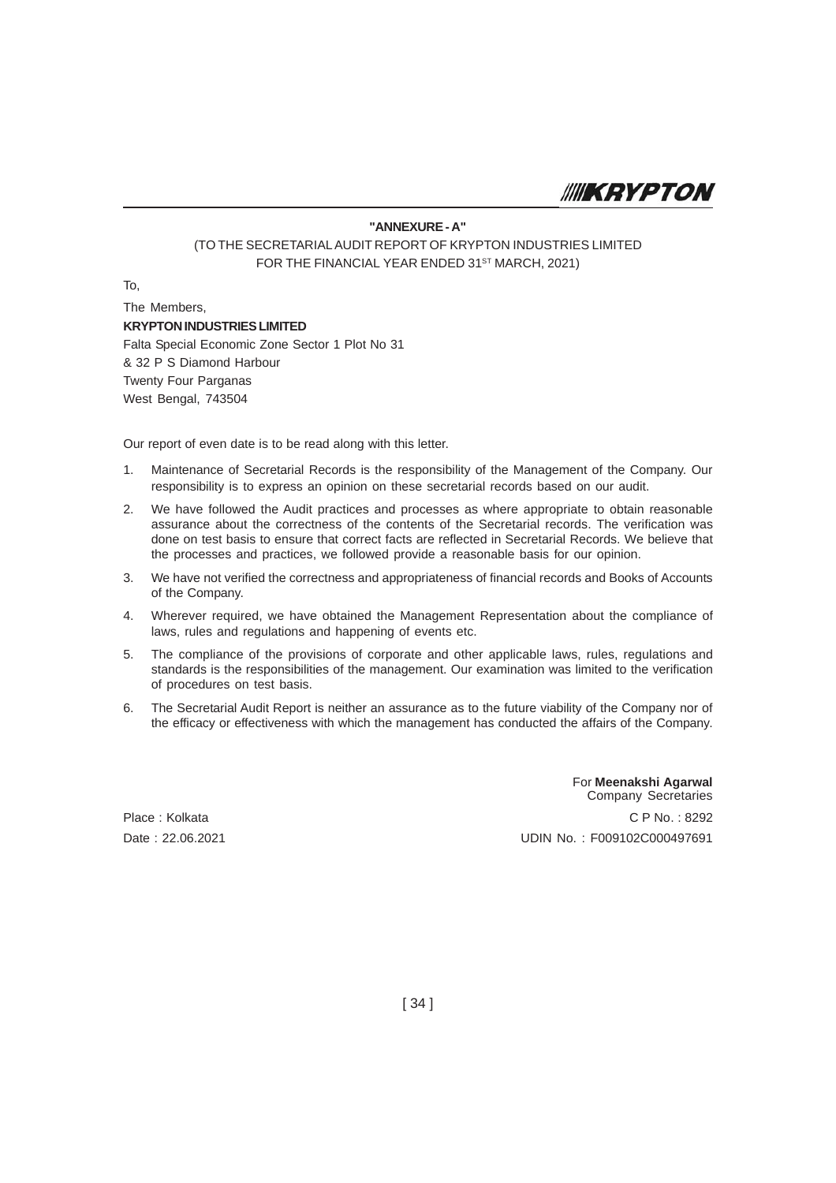**"ANNEXURE - A"**

(TO THE SECRETARIAL AUDIT REPORT OF KRYPTON INDUSTRIES LIMITED
FOR THE FINANCIAL YEAR ENDED 31ST MARCH, 2021)

To,

The Members,

**KRYPTON INDUSTRIES LIMITED**

Falta Special Economic Zone Sector 1 Plot No 31
& 32 P S Diamond Harbour
Twenty Four Parganas
West Bengal, 743504

Our report of even date is to be read along with this letter.

1. Maintenance of Secretarial Records is the responsibility of the Management of the Company. Our responsibility is to express an opinion on these secretarial records based on our audit.
2. We have followed the Audit practices and processes as where appropriate to obtain reasonable assurance about the correctness of the contents of the Secretarial records. The verification was done on test basis to ensure that correct facts are reflected in Secretarial Records. We believe that the processes and practices, we followed provide a reasonable basis for our opinion.
3. We have not verified the correctness and appropriateness of financial records and Books of Accounts of the Company.
4. Wherever required, we have obtained the Management Representation about the compliance of laws, rules and regulations and happening of events etc.
5. The compliance of the provisions of corporate and other applicable laws, rules, regulations and standards is the responsibilities of the management. Our examination was limited to the verification of procedures on test basis.
6. The Secretarial Audit Report is neither an assurance as to the future viability of the Company nor of the efficacy or effectiveness with which the management has conducted the affairs of the Company.

For **Meenakshi Agarwal**
Company Secretaries

Place : Kolkata
C P No. : 8292

Date : 22.06.2021
UDIN No. : F009102C000497691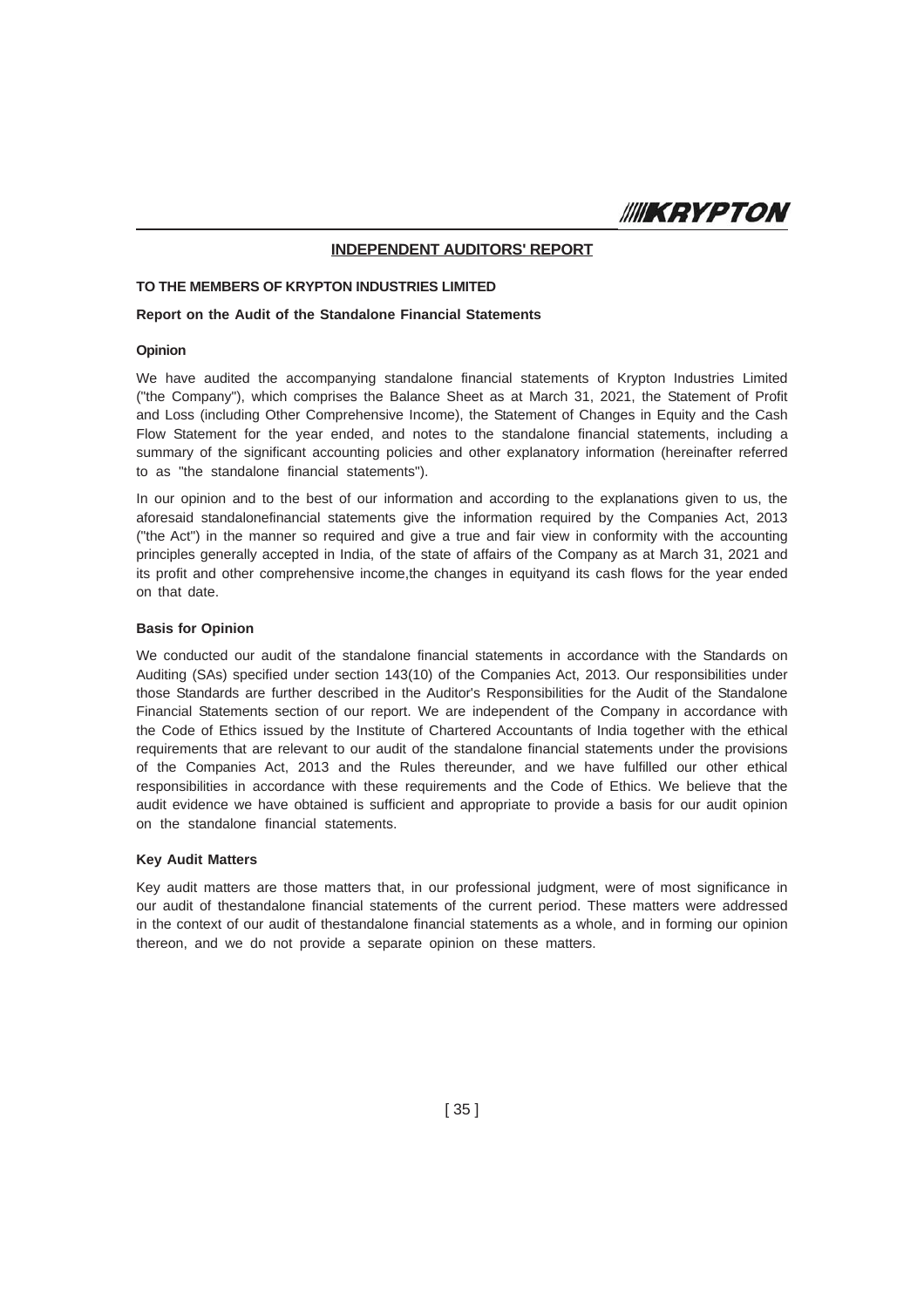## INDEPENDENT AUDITORS' REPORT

**TO THE MEMBERS OF KRYPTON INDUSTRIES LIMITED**

**Report on the Audit of the Standalone Financial Statements**

**Opinion**

We have audited the accompanying standalone financial statements of Krypton Industries Limited ("the Company"), which comprises the Balance Sheet as at March 31, 2021, the Statement of Profit and Loss (including Other Comprehensive Income), the Statement of Changes in Equity and the Cash Flow Statement for the year ended, and notes to the standalone financial statements, including a summary of the significant accounting policies and other explanatory information (hereinafter referred to as "the standalone financial statements").

In our opinion and to the best of our information and according to the explanations given to us, the aforesaid standalonefinancial statements give the information required by the Companies Act, 2013 ("the Act") in the manner so required and give a true and fair view in conformity with the accounting principles generally accepted in India, of the state of affairs of the Company as at March 31, 2021 and its profit and other comprehensive income,the changes in equityand its cash flows for the year ended on that date.

**Basis for Opinion**

We conducted our audit of the standalone financial statements in accordance with the Standards on Auditing (SAs) specified under section 143(10) of the Companies Act, 2013. Our responsibilities under those Standards are further described in the Auditor's Responsibilities for the Audit of the Standalone Financial Statements section of our report. We are independent of the Company in accordance with the Code of Ethics issued by the Institute of Chartered Accountants of India together with the ethical requirements that are relevant to our audit of the standalone financial statements under the provisions of the Companies Act, 2013 and the Rules thereunder, and we have fulfilled our other ethical responsibilities in accordance with these requirements and the Code of Ethics. We believe that the audit evidence we have obtained is sufficient and appropriate to provide a basis for our audit opinion on the standalone financial statements.

**Key Audit Matters**

Key audit matters are those matters that, in our professional judgment, were of most significance in our audit of thestandalone financial statements of the current period. These matters were addressed in the context of our audit of thestandalone financial statements as a whole, and in forming our opinion thereon, and we do not provide a separate opinion on these matters.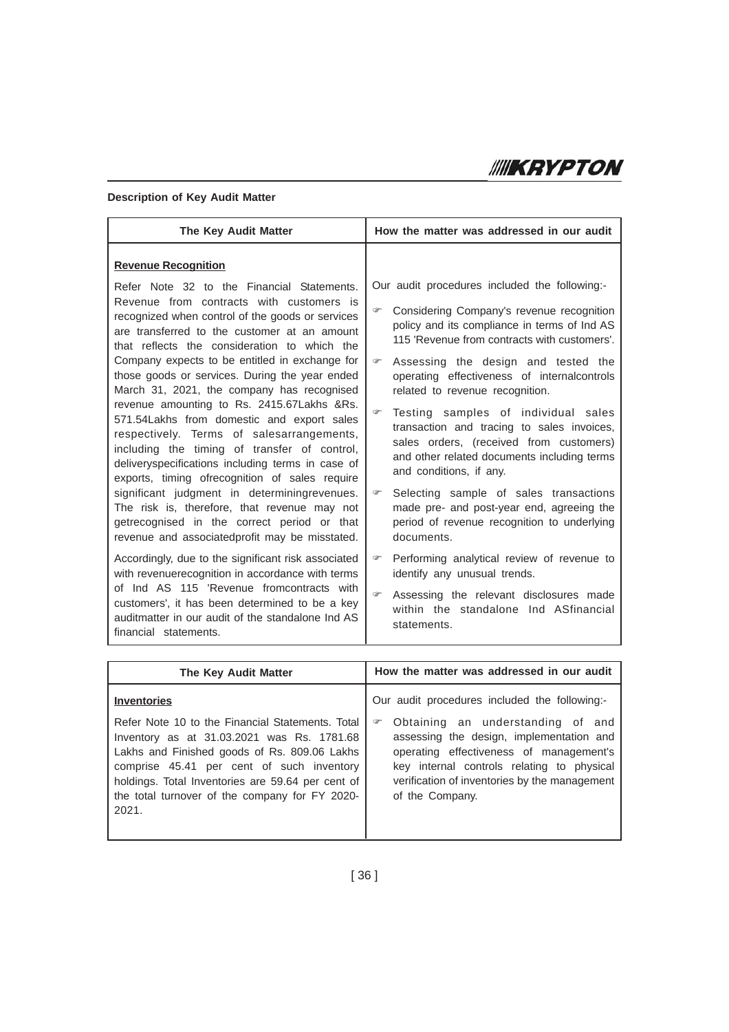**Description of Key Audit Matter**

| The Key Audit Matter | How the matter was addressed in our audit |
|---|---|
| **Revenue Recognition**<br><br>Refer Note 32 to the Financial Statements. Revenue from contracts with customers is recognized when control of the goods or services are transferred to the customer at an amount that reflects the consideration to which the Company expects to be entitled in exchange for those goods or services. During the year ended March 31, 2021, the company has recognised revenue amounting to Rs. 2415.67Lakhs &Rs. 571.54Lakhs from domestic and export sales respectively. Terms of salesarrangements, including the timing of transfer of control, deliveryspecifications including terms in case of exports, timing ofrecognition of sales require significant judgment in determiningrevenues. The risk is, therefore, that revenue may not getrecognised in the correct period or that revenue and associatedprofit may be misstated.<br><br>Accordingly, due to the significant risk associated with revenuerecognition in accordance with terms of Ind AS 115 'Revenue fromcontracts with customers', it has been determined to be a key auditmatter in our audit of the standalone Ind AS financial statements. | Our audit procedures included the following:-<br><br>☞ Considering Company's revenue recognition policy and its compliance in terms of Ind AS 115 'Revenue from contracts with customers'.<br><br>☞ Assessing the design and tested the operating effectiveness of internalcontrols related to revenue recognition.<br><br>☞ Testing samples of individual sales transaction and tracing to sales invoices, sales orders, (received from customers) and other related documents including terms and conditions, if any.<br><br>☞ Selecting sample of sales transactions made pre- and post-year end, agreeing the period of revenue recognition to underlying documents.<br><br>☞ Performing analytical review of revenue to identify any unusual trends.<br><br>☞ Assessing the relevant disclosures made within the standalone Ind ASfinancial statements. |

| The Key Audit Matter | How the matter was addressed in our audit |
|---|---|
| **Inventories**<br><br>Refer Note 10 to the Financial Statements. Total Inventory as at 31.03.2021 was Rs. 1781.68 Lakhs and Finished goods of Rs. 809.06 Lakhs comprise 45.41 per cent of such inventory holdings. Total Inventories are 59.64 per cent of the total turnover of the company for FY 2020-2021. | Our audit procedures included the following:-<br><br>☞ Obtaining an understanding of and assessing the design, implementation and operating effectiveness of management's key internal controls relating to physical verification of inventories by the management of the Company. |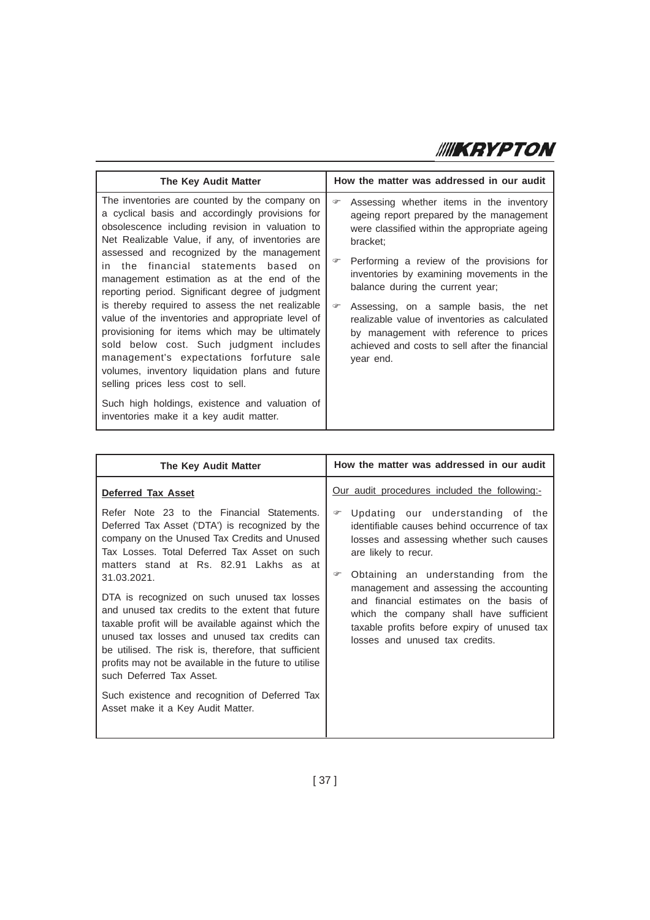| The Key Audit Matter | How the matter was addressed in our audit |
|---|---|
| The inventories are counted by the company on a cyclical basis and accordingly provisions for obsolescence including revision in valuation to Net Realizable Value, if any, of inventories are assessed and recognized by the management in the financial statements based on management estimation as at the end of the reporting period. Significant degree of judgment is thereby required to assess the net realizable value of the inventories and appropriate level of provisioning for items which may be ultimately sold below cost. Such judgment includes management's expectations forfuture sale volumes, inventory liquidation plans and future selling prices less cost to sell.<br><br>Such high holdings, existence and valuation of inventories make it a key audit matter. | ☞ Assessing whether items in the inventory ageing report prepared by the management were classified within the appropriate ageing bracket;<br><br>☞ Performing a review of the provisions for inventories by examining movements in the balance during the current year;<br><br>☞ Assessing, on a sample basis, the net realizable value of inventories as calculated by management with reference to prices achieved and costs to sell after the financial year end. |

| The Key Audit Matter | How the matter was addressed in our audit |
|---|---|
| **Deferred Tax Asset**<br><br>Refer Note 23 to the Financial Statements. Deferred Tax Asset ('DTA') is recognized by the company on the Unused Tax Credits and Unused Tax Losses. Total Deferred Tax Asset on such matters stand at Rs. 82.91 Lakhs as at 31.03.2021.<br><br>DTA is recognized on such unused tax losses and unused tax credits to the extent that future taxable profit will be available against which the unused tax losses and unused tax credits can be utilised. The risk is, therefore, that sufficient profits may not be available in the future to utilise such Deferred Tax Asset.<br><br>Such existence and recognition of Deferred Tax Asset make it a Key Audit Matter. | Our audit procedures included the following:-<br><br>☞ Updating our understanding of the identifiable causes behind occurrence of tax losses and assessing whether such causes are likely to recur.<br><br>☞ Obtaining an understanding from the management and assessing the accounting and financial estimates on the basis of which the company shall have sufficient taxable profits before expiry of unused tax losses and unused tax credits. |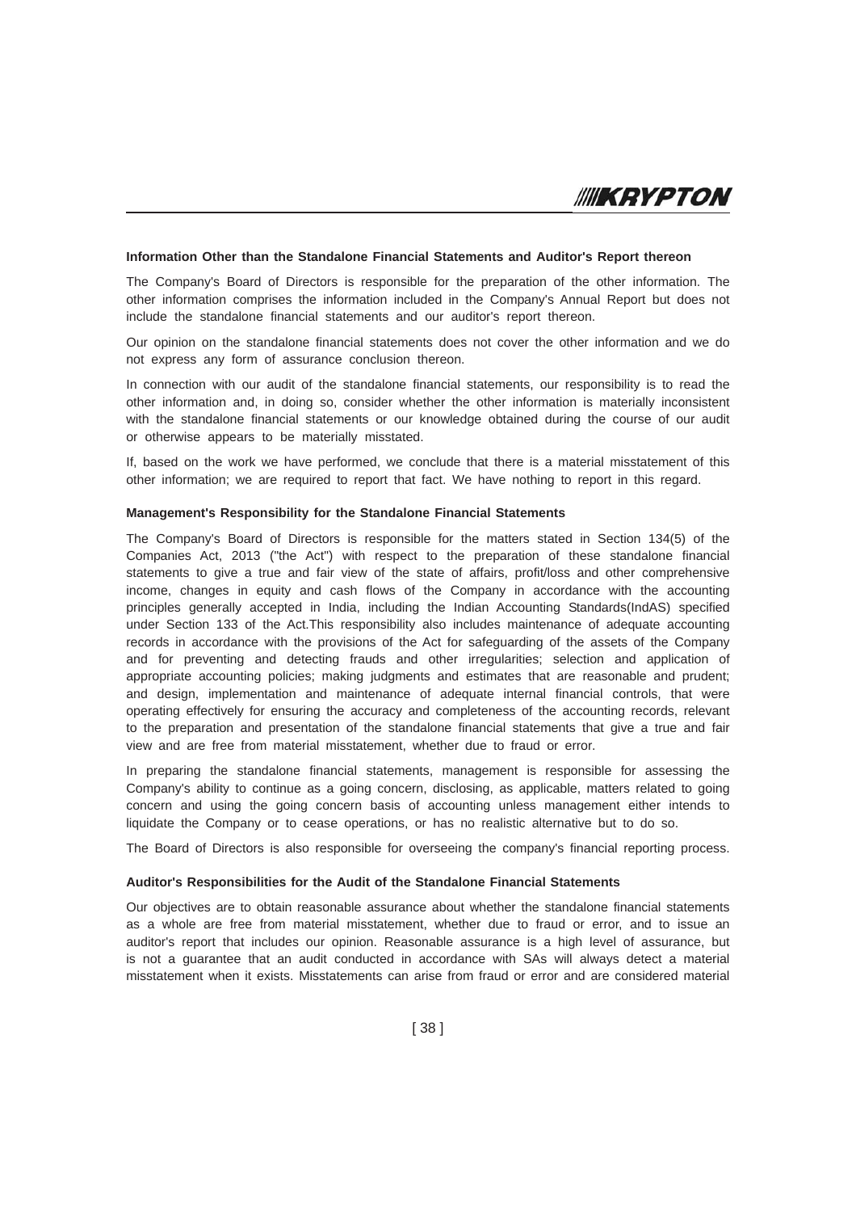**Information Other than the Standalone Financial Statements and Auditor's Report thereon**

The Company's Board of Directors is responsible for the preparation of the other information. The other information comprises the information included in the Company's Annual Report but does not include the standalone financial statements and our auditor's report thereon.

Our opinion on the standalone financial statements does not cover the other information and we do not express any form of assurance conclusion thereon.

In connection with our audit of the standalone financial statements, our responsibility is to read the other information and, in doing so, consider whether the other information is materially inconsistent with the standalone financial statements or our knowledge obtained during the course of our audit or otherwise appears to be materially misstated.

If, based on the work we have performed, we conclude that there is a material misstatement of this other information; we are required to report that fact. We have nothing to report in this regard.

**Management's Responsibility for the Standalone Financial Statements**

The Company's Board of Directors is responsible for the matters stated in Section 134(5) of the Companies Act, 2013 ("the Act") with respect to the preparation of these standalone financial statements to give a true and fair view of the state of affairs, profit/loss and other comprehensive income, changes in equity and cash flows of the Company in accordance with the accounting principles generally accepted in India, including the Indian Accounting Standards(IndAS) specified under Section 133 of the Act.This responsibility also includes maintenance of adequate accounting records in accordance with the provisions of the Act for safeguarding of the assets of the Company and for preventing and detecting frauds and other irregularities; selection and application of appropriate accounting policies; making judgments and estimates that are reasonable and prudent; and design, implementation and maintenance of adequate internal financial controls, that were operating effectively for ensuring the accuracy and completeness of the accounting records, relevant to the preparation and presentation of the standalone financial statements that give a true and fair view and are free from material misstatement, whether due to fraud or error.

In preparing the standalone financial statements, management is responsible for assessing the Company's ability to continue as a going concern, disclosing, as applicable, matters related to going concern and using the going concern basis of accounting unless management either intends to liquidate the Company or to cease operations, or has no realistic alternative but to do so.

The Board of Directors is also responsible for overseeing the company's financial reporting process.

**Auditor's Responsibilities for the Audit of the Standalone Financial Statements**

Our objectives are to obtain reasonable assurance about whether the standalone financial statements as a whole are free from material misstatement, whether due to fraud or error, and to issue an auditor's report that includes our opinion. Reasonable assurance is a high level of assurance, but is not a guarantee that an audit conducted in accordance with SAs will always detect a material misstatement when it exists. Misstatements can arise from fraud or error and are considered material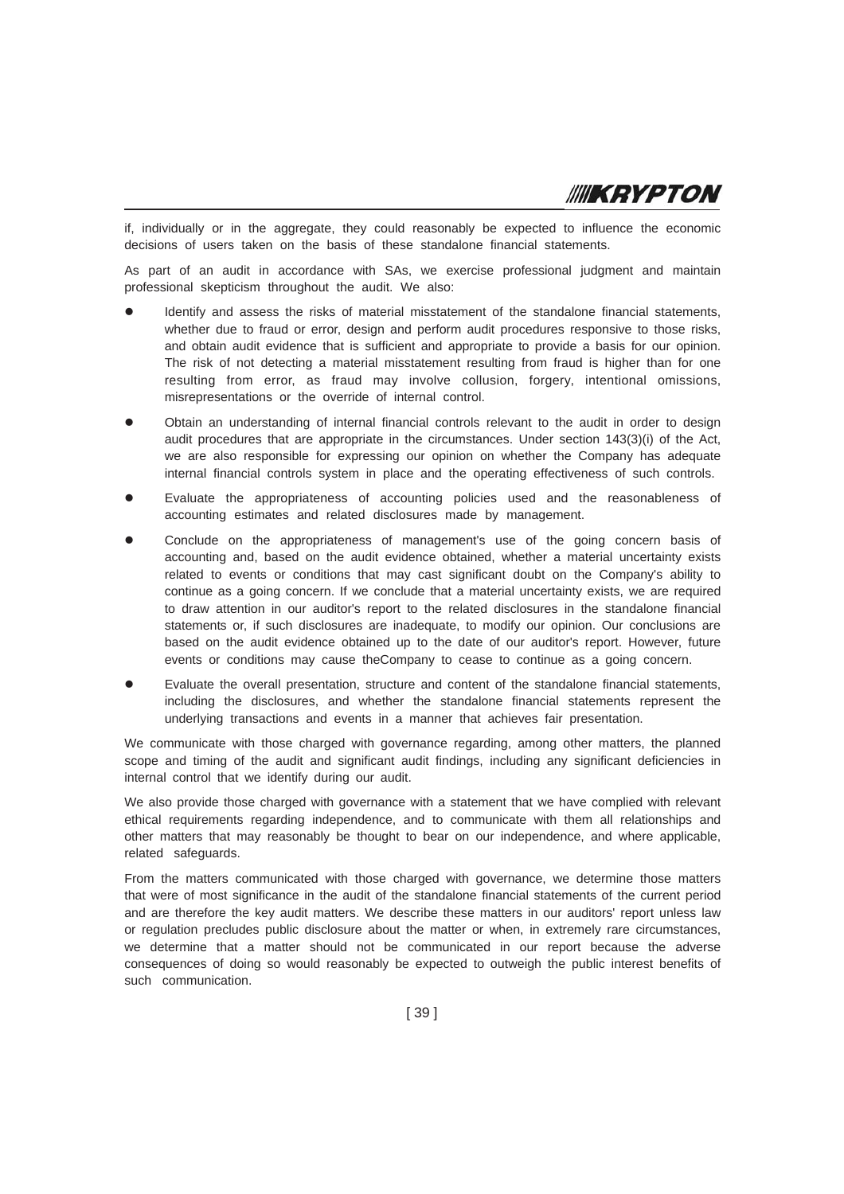if, individually or in the aggregate, they could reasonably be expected to influence the economic decisions of users taken on the basis of these standalone financial statements.

As part of an audit in accordance with SAs, we exercise professional judgment and maintain professional skepticism throughout the audit. We also:

- Identify and assess the risks of material misstatement of the standalone financial statements, whether due to fraud or error, design and perform audit procedures responsive to those risks, and obtain audit evidence that is sufficient and appropriate to provide a basis for our opinion. The risk of not detecting a material misstatement resulting from fraud is higher than for one resulting from error, as fraud may involve collusion, forgery, intentional omissions, misrepresentations or the override of internal control.
- Obtain an understanding of internal financial controls relevant to the audit in order to design audit procedures that are appropriate in the circumstances. Under section 143(3)(i) of the Act, we are also responsible for expressing our opinion on whether the Company has adequate internal financial controls system in place and the operating effectiveness of such controls.
- Evaluate the appropriateness of accounting policies used and the reasonableness of accounting estimates and related disclosures made by management.
- Conclude on the appropriateness of management's use of the going concern basis of accounting and, based on the audit evidence obtained, whether a material uncertainty exists related to events or conditions that may cast significant doubt on the Company's ability to continue as a going concern. If we conclude that a material uncertainty exists, we are required to draw attention in our auditor's report to the related disclosures in the standalone financial statements or, if such disclosures are inadequate, to modify our opinion. Our conclusions are based on the audit evidence obtained up to the date of our auditor's report. However, future events or conditions may cause theCompany to cease to continue as a going concern.
- Evaluate the overall presentation, structure and content of the standalone financial statements, including the disclosures, and whether the standalone financial statements represent the underlying transactions and events in a manner that achieves fair presentation.

We communicate with those charged with governance regarding, among other matters, the planned scope and timing of the audit and significant audit findings, including any significant deficiencies in internal control that we identify during our audit.

We also provide those charged with governance with a statement that we have complied with relevant ethical requirements regarding independence, and to communicate with them all relationships and other matters that may reasonably be thought to bear on our independence, and where applicable, related safeguards.

From the matters communicated with those charged with governance, we determine those matters that were of most significance in the audit of the standalone financial statements of the current period and are therefore the key audit matters. We describe these matters in our auditors' report unless law or regulation precludes public disclosure about the matter or when, in extremely rare circumstances, we determine that a matter should not be communicated in our report because the adverse consequences of doing so would reasonably be expected to outweigh the public interest benefits of such communication.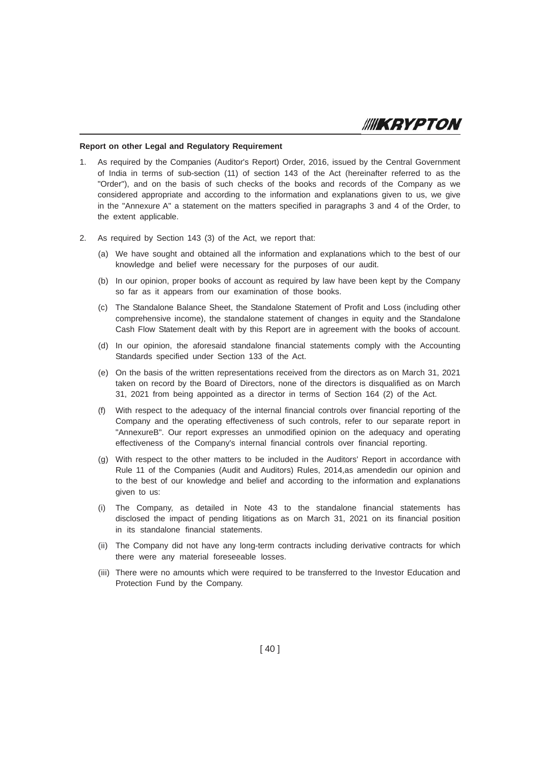#### Report on other Legal and Regulatory Requirement

1. As required by the Companies (Auditor's Report) Order, 2016, issued by the Central Government of India in terms of sub-section (11) of section 143 of the Act (hereinafter referred to as the "Order"), and on the basis of such checks of the books and records of the Company as we considered appropriate and according to the information and explanations given to us, we give in the "Annexure A" a statement on the matters specified in paragraphs 3 and 4 of the Order, to the extent applicable.

2. As required by Section 143 (3) of the Act, we report that:

   (a) We have sought and obtained all the information and explanations which to the best of our knowledge and belief were necessary for the purposes of our audit.

   (b) In our opinion, proper books of account as required by law have been kept by the Company so far as it appears from our examination of those books.

   (c) The Standalone Balance Sheet, the Standalone Statement of Profit and Loss (including other comprehensive income), the standalone statement of changes in equity and the Standalone Cash Flow Statement dealt with by this Report are in agreement with the books of account.

   (d) In our opinion, the aforesaid standalone financial statements comply with the Accounting Standards specified under Section 133 of the Act.

   (e) On the basis of the written representations received from the directors as on March 31, 2021 taken on record by the Board of Directors, none of the directors is disqualified as on March 31, 2021 from being appointed as a director in terms of Section 164 (2) of the Act.

   (f) With respect to the adequacy of the internal financial controls over financial reporting of the Company and the operating effectiveness of such controls, refer to our separate report in "AnnexureB". Our report expresses an unmodified opinion on the adequacy and operating effectiveness of the Company's internal financial controls over financial reporting.

   (g) With respect to the other matters to be included in the Auditors' Report in accordance with Rule 11 of the Companies (Audit and Auditors) Rules, 2014,as amendedin our opinion and to the best of our knowledge and belief and according to the information and explanations given to us:

   (i) The Company, as detailed in Note 43 to the standalone financial statements has disclosed the impact of pending litigations as on March 31, 2021 on its financial position in its standalone financial statements.

   (ii) The Company did not have any long-term contracts including derivative contracts for which there were any material foreseeable losses.

   (iii) There were no amounts which were required to be transferred to the Investor Education and Protection Fund by the Company.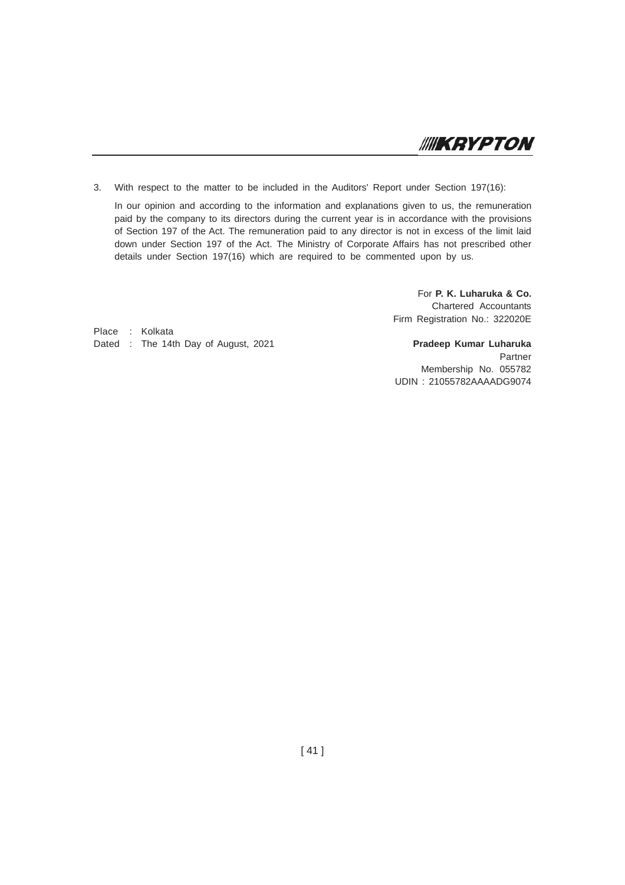3. With respect to the matter to be included in the Auditors' Report under Section 197(16):

   In our opinion and according to the information and explanations given to us, the remuneration paid by the company to its directors during the current year is in accordance with the provisions of Section 197 of the Act. The remuneration paid to any director is not in excess of the limit laid down under Section 197 of the Act. The Ministry of Corporate Affairs has not prescribed other details under Section 197(16) which are required to be commented upon by us.

For **P. K. Luharuka & Co.**
Chartered Accountants
Firm Registration No.: 322020E

Place : Kolkata
Dated : The 14th Day of August, 2021

**Pradeep Kumar Luharuka**
Partner
Membership No. 055782
UDIN : 21055782AAAADG9074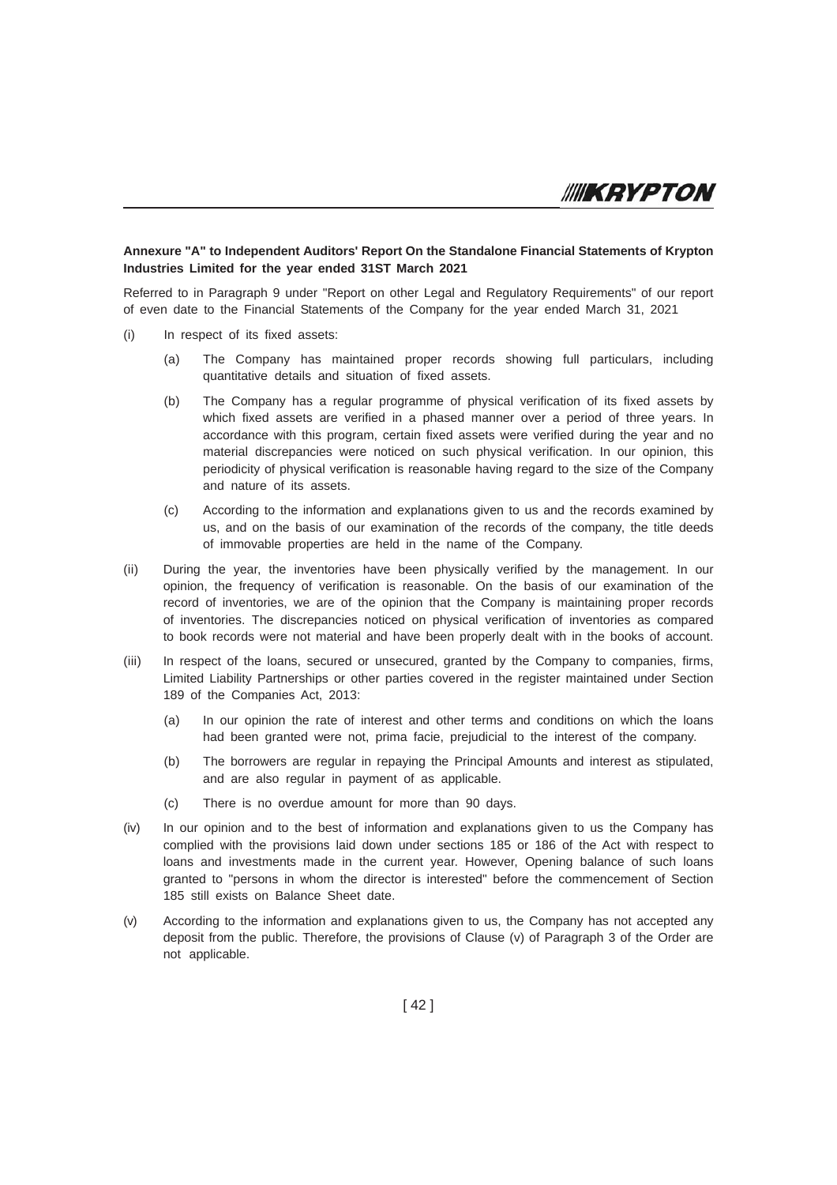**Annexure "A" to Independent Auditors' Report On the Standalone Financial Statements of Krypton Industries Limited for the year ended 31ST March 2021**

Referred to in Paragraph 9 under "Report on other Legal and Regulatory Requirements" of our report of even date to the Financial Statements of the Company for the year ended March 31, 2021

(i) In respect of its fixed assets:

  (a) The Company has maintained proper records showing full particulars, including quantitative details and situation of fixed assets.

  (b) The Company has a regular programme of physical verification of its fixed assets by which fixed assets are verified in a phased manner over a period of three years. In accordance with this program, certain fixed assets were verified during the year and no material discrepancies were noticed on such physical verification. In our opinion, this periodicity of physical verification is reasonable having regard to the size of the Company and nature of its assets.

  (c) According to the information and explanations given to us and the records examined by us, and on the basis of our examination of the records of the company, the title deeds of immovable properties are held in the name of the Company.

(ii) During the year, the inventories have been physically verified by the management. In our opinion, the frequency of verification is reasonable. On the basis of our examination of the record of inventories, we are of the opinion that the Company is maintaining proper records of inventories. The discrepancies noticed on physical verification of inventories as compared to book records were not material and have been properly dealt with in the books of account.

(iii) In respect of the loans, secured or unsecured, granted by the Company to companies, firms, Limited Liability Partnerships or other parties covered in the register maintained under Section 189 of the Companies Act, 2013:

  (a) In our opinion the rate of interest and other terms and conditions on which the loans had been granted were not, prima facie, prejudicial to the interest of the company.

  (b) The borrowers are regular in repaying the Principal Amounts and interest as stipulated, and are also regular in payment of as applicable.

  (c) There is no overdue amount for more than 90 days.

(iv) In our opinion and to the best of information and explanations given to us the Company has complied with the provisions laid down under sections 185 or 186 of the Act with respect to loans and investments made in the current year. However, Opening balance of such loans granted to "persons in whom the director is interested" before the commencement of Section 185 still exists on Balance Sheet date.

(v) According to the information and explanations given to us, the Company has not accepted any deposit from the public. Therefore, the provisions of Clause (v) of Paragraph 3 of the Order are not applicable.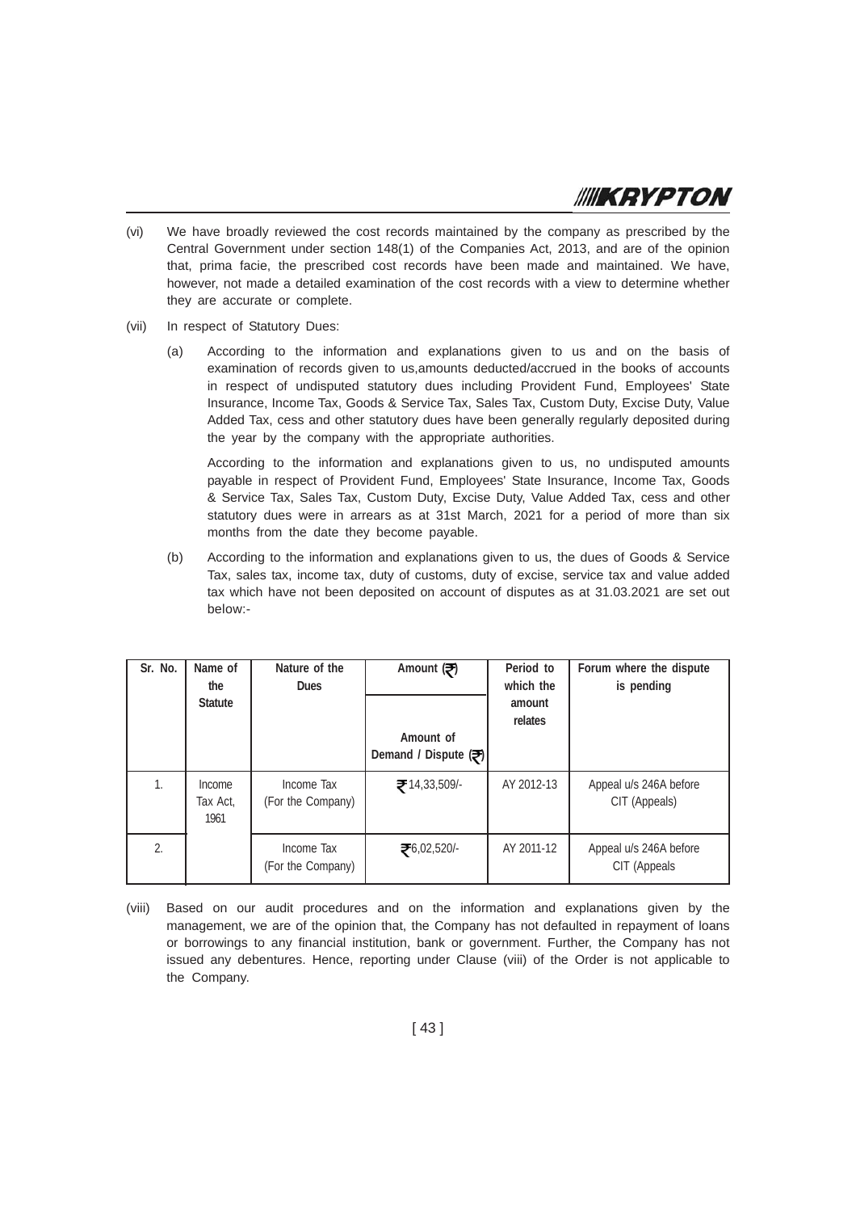(vi) We have broadly reviewed the cost records maintained by the company as prescribed by the Central Government under section 148(1) of the Companies Act, 2013, and are of the opinion that, prima facie, the prescribed cost records have been made and maintained. We have, however, not made a detailed examination of the cost records with a view to determine whether they are accurate or complete.

(vii) In respect of Statutory Dues:

(a) According to the information and explanations given to us and on the basis of examination of records given to us,amounts deducted/accrued in the books of accounts in respect of undisputed statutory dues including Provident Fund, Employees' State Insurance, Income Tax, Goods & Service Tax, Sales Tax, Custom Duty, Excise Duty, Value Added Tax, cess and other statutory dues have been generally regularly deposited during the year by the company with the appropriate authorities.

According to the information and explanations given to us, no undisputed amounts payable in respect of Provident Fund, Employees' State Insurance, Income Tax, Goods & Service Tax, Sales Tax, Custom Duty, Excise Duty, Value Added Tax, cess and other statutory dues were in arrears as at 31st March, 2021 for a period of more than six months from the date they become payable.

(b) According to the information and explanations given to us, the dues of Goods & Service Tax, sales tax, income tax, duty of customs, duty of excise, service tax and value added tax which have not been deposited on account of disputes as at 31.03.2021 are set out below:-

| Sr. No. | Name of the Statute | Nature of the Dues | Amount (₹) Amount of Demand / Dispute (₹) | Period to which the amount relates | Forum where the dispute is pending |
|---|---|---|---|---|---|
| 1. | Income Tax Act, 1961 | Income Tax (For the Company) | ₹14,33,509/- | AY 2012-13 | Appeal u/s 246A before CIT (Appeals) |
| 2. | | Income Tax (For the Company) | ₹6,02,520/- | AY 2011-12 | Appeal u/s 246A before CIT (Appeals |

(viii) Based on our audit procedures and on the information and explanations given by the management, we are of the opinion that, the Company has not defaulted in repayment of loans or borrowings to any financial institution, bank or government. Further, the Company has not issued any debentures. Hence, reporting under Clause (viii) of the Order is not applicable to the Company.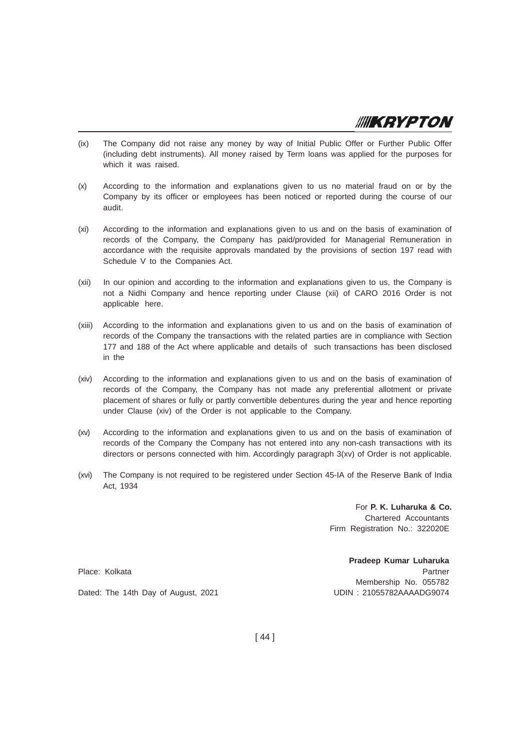(ix) The Company did not raise any money by way of Initial Public Offer or Further Public Offer (including debt instruments). All money raised by Term loans was applied for the purposes for which it was raised.

(x) According to the information and explanations given to us no material fraud on or by the Company by its officer or employees has been noticed or reported during the course of our audit.

(xi) According to the information and explanations given to us and on the basis of examination of records of the Company, the Company has paid/provided for Managerial Remuneration in accordance with the requisite approvals mandated by the provisions of section 197 read with Schedule V to the Companies Act.

(xii) In our opinion and according to the information and explanations given to us, the Company is not a Nidhi Company and hence reporting under Clause (xii) of CARO 2016 Order is not applicable here.

(xiii) According to the information and explanations given to us and on the basis of examination of records of the Company the transactions with the related parties are in compliance with Section 177 and 188 of the Act where applicable and details of such transactions has been disclosed in the

(xiv) According to the information and explanations given to us and on the basis of examination of records of the Company, the Company has not made any preferential allotment or private placement of shares or fully or partly convertible debentures during the year and hence reporting under Clause (xiv) of the Order is not applicable to the Company.

(xv) According to the information and explanations given to us and on the basis of examination of records of the Company the Company has not entered into any non-cash transactions with its directors or persons connected with him. Accordingly paragraph 3(xv) of Order is not applicable.

(xvi) The Company is not required to be registered under Section 45-IA of the Reserve Bank of India Act, 1934

For **P. K. Luharuka & Co.**
Chartered Accountants
Firm Registration No.: 322020E

**Pradeep Kumar Luharuka**
Partner
Membership No. 055782
UDIN : 21055782AAAADG9074

Place: Kolkata

Dated: The 14th Day of August, 2021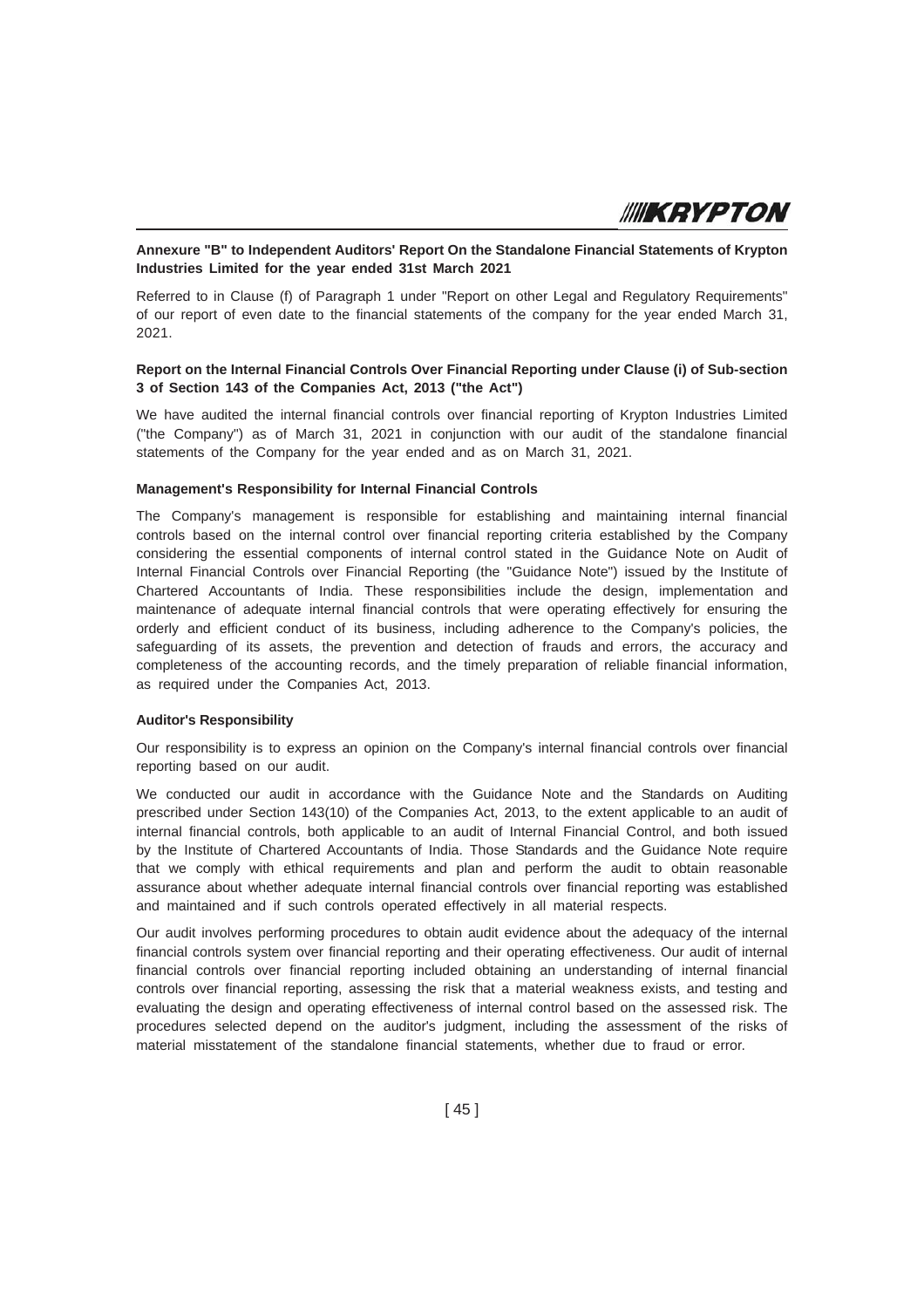**Annexure "B" to Independent Auditors' Report On the Standalone Financial Statements of Krypton Industries Limited for the year ended 31st March 2021**

Referred to in Clause (f) of Paragraph 1 under "Report on other Legal and Regulatory Requirements" of our report of even date to the financial statements of the company for the year ended March 31, 2021.

**Report on the Internal Financial Controls Over Financial Reporting under Clause (i) of Sub-section 3 of Section 143 of the Companies Act, 2013 ("the Act")**

We have audited the internal financial controls over financial reporting of Krypton Industries Limited ("the Company") as of March 31, 2021 in conjunction with our audit of the standalone financial statements of the Company for the year ended and as on March 31, 2021.

**Management's Responsibility for Internal Financial Controls**

The Company's management is responsible for establishing and maintaining internal financial controls based on the internal control over financial reporting criteria established by the Company considering the essential components of internal control stated in the Guidance Note on Audit of Internal Financial Controls over Financial Reporting (the "Guidance Note") issued by the Institute of Chartered Accountants of India. These responsibilities include the design, implementation and maintenance of adequate internal financial controls that were operating effectively for ensuring the orderly and efficient conduct of its business, including adherence to the Company's policies, the safeguarding of its assets, the prevention and detection of frauds and errors, the accuracy and completeness of the accounting records, and the timely preparation of reliable financial information, as required under the Companies Act, 2013.

**Auditor's Responsibility**

Our responsibility is to express an opinion on the Company's internal financial controls over financial reporting based on our audit.

We conducted our audit in accordance with the Guidance Note and the Standards on Auditing prescribed under Section 143(10) of the Companies Act, 2013, to the extent applicable to an audit of internal financial controls, both applicable to an audit of Internal Financial Control, and both issued by the Institute of Chartered Accountants of India. Those Standards and the Guidance Note require that we comply with ethical requirements and plan and perform the audit to obtain reasonable assurance about whether adequate internal financial controls over financial reporting was established and maintained and if such controls operated effectively in all material respects.

Our audit involves performing procedures to obtain audit evidence about the adequacy of the internal financial controls system over financial reporting and their operating effectiveness. Our audit of internal financial controls over financial reporting included obtaining an understanding of internal financial controls over financial reporting, assessing the risk that a material weakness exists, and testing and evaluating the design and operating effectiveness of internal control based on the assessed risk. The procedures selected depend on the auditor's judgment, including the assessment of the risks of material misstatement of the standalone financial statements, whether due to fraud or error.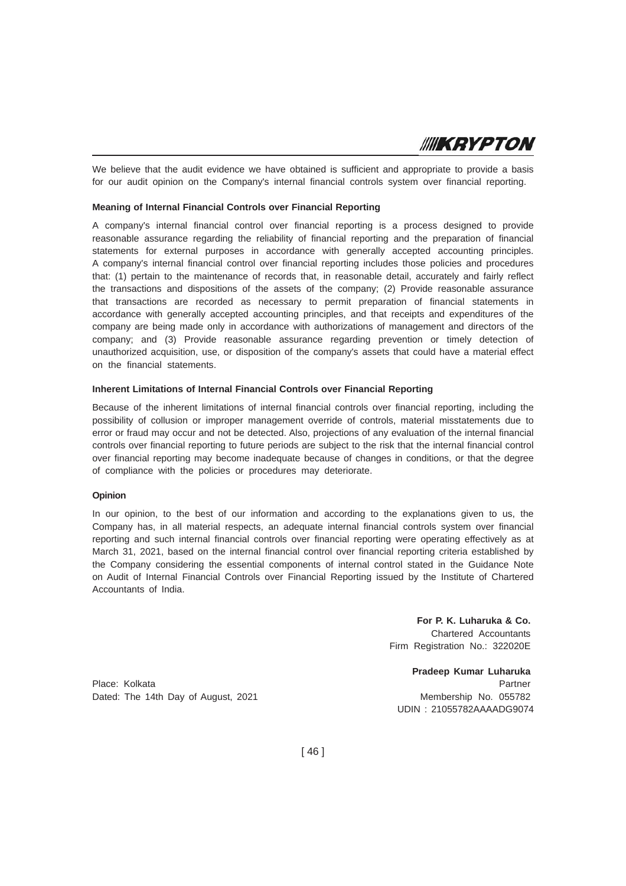We believe that the audit evidence we have obtained is sufficient and appropriate to provide a basis for our audit opinion on the Company's internal financial controls system over financial reporting.

**Meaning of Internal Financial Controls over Financial Reporting**

A company's internal financial control over financial reporting is a process designed to provide reasonable assurance regarding the reliability of financial reporting and the preparation of financial statements for external purposes in accordance with generally accepted accounting principles. A company's internal financial control over financial reporting includes those policies and procedures that: (1) pertain to the maintenance of records that, in reasonable detail, accurately and fairly reflect the transactions and dispositions of the assets of the company; (2) Provide reasonable assurance that transactions are recorded as necessary to permit preparation of financial statements in accordance with generally accepted accounting principles, and that receipts and expenditures of the company are being made only in accordance with authorizations of management and directors of the company; and (3) Provide reasonable assurance regarding prevention or timely detection of unauthorized acquisition, use, or disposition of the company's assets that could have a material effect on the financial statements.

**Inherent Limitations of Internal Financial Controls over Financial Reporting**

Because of the inherent limitations of internal financial controls over financial reporting, including the possibility of collusion or improper management override of controls, material misstatements due to error or fraud may occur and not be detected. Also, projections of any evaluation of the internal financial controls over financial reporting to future periods are subject to the risk that the internal financial control over financial reporting may become inadequate because of changes in conditions, or that the degree of compliance with the policies or procedures may deteriorate.

**Opinion**

In our opinion, to the best of our information and according to the explanations given to us, the Company has, in all material respects, an adequate internal financial controls system over financial reporting and such internal financial controls over financial reporting were operating effectively as at March 31, 2021, based on the internal financial control over financial reporting criteria established by the Company considering the essential components of internal control stated in the Guidance Note on Audit of Internal Financial Controls over Financial Reporting issued by the Institute of Chartered Accountants of India.

**For P. K. Luharuka & Co.**
Chartered Accountants
Firm Registration No.: 322020E

**Pradeep Kumar Luharuka**
Partner
Membership No. 055782
UDIN : 21055782AAAADG9074

Place: Kolkata
Dated: The 14th Day of August, 2021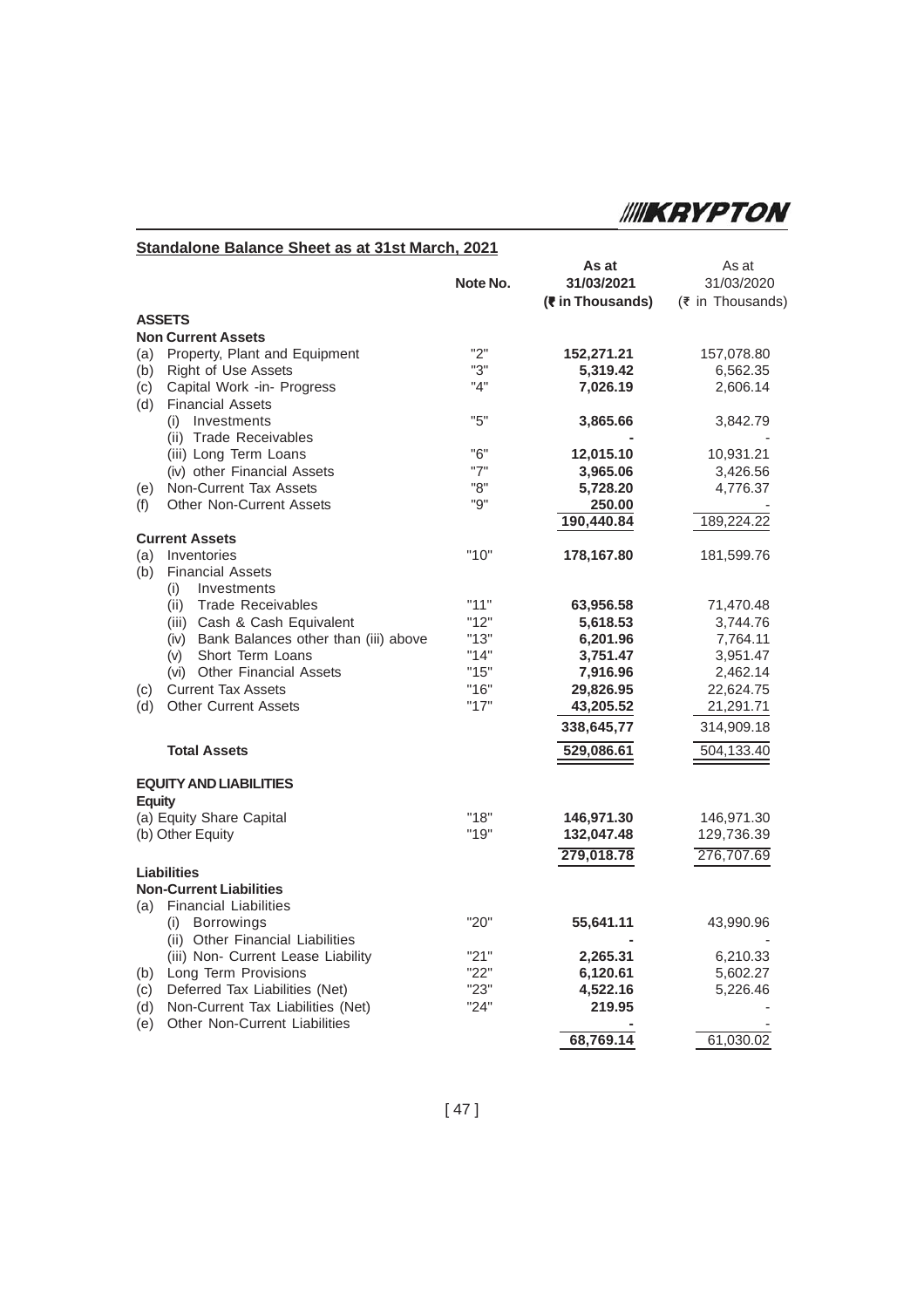## Standalone Balance Sheet as at 31st March, 2021

| | Note No. | As at 31/03/2021 (₹ in Thousands) | As at 31/03/2020 (₹ in Thousands) |
|---|---|---|---|
| **ASSETS** | | | |
| **Non Current Assets** | | | |
| (a) Property, Plant and Equipment | "2" | **152,271.21** | 157,078.80 |
| (b) Right of Use Assets | "3" | **5,319.42** | 6,562.35 |
| (c) Capital Work -in- Progress | "4" | **7,026.19** | 2,606.14 |
| (d) Financial Assets | | | |
| (i) Investments | "5" | **3,865.66** | 3,842.79 |
| (ii) Trade Receivables | | **-** | - |
| (iii) Long Term Loans | "6" | **12,015.10** | 10,931.21 |
| (iv) other Financial Assets | "7" | **3,965.06** | 3,426.56 |
| (e) Non-Current Tax Assets | "8" | **5,728.20** | 4,776.37 |
| (f) Other Non-Current Assets | "9" | **250.00** | - |
| | | **190,440.84** | 189,224.22 |
| **Current Assets** | | | |
| (a) Inventories | "10" | **178,167.80** | 181,599.76 |
| (b) Financial Assets | | | |
| (i) Investments | | | |
| (ii) Trade Receivables | "11" | **63,956.58** | 71,470.48 |
| (iii) Cash & Cash Equivalent | "12" | **5,618.53** | 3,744.76 |
| (iv) Bank Balances other than (iii) above | "13" | **6,201.96** | 7,764.11 |
| (v) Short Term Loans | "14" | **3,751.47** | 3,951.47 |
| (vi) Other Financial Assets | "15" | **7,916.96** | 2,462.14 |
| (c) Current Tax Assets | "16" | **29,826.95** | 22,624.75 |
| (d) Other Current Assets | "17" | **43,205.52** | 21,291.71 |
| | | **338,645,77** | 314,909.18 |
| **Total Assets** | | **529,086.61** | 504,133.40 |
| **EQUITY AND LIABILITIES** | | | |
| **Equity** | | | |
| (a) Equity Share Capital | "18" | **146,971.30** | 146,971.30 |
| (b) Other Equity | "19" | **132,047.48** | 129,736.39 |
| | | **279,018.78** | 276,707.69 |
| **Liabilities** | | | |
| **Non-Current Liabilities** | | | |
| (a) Financial Liabilities | | | |
| (i) Borrowings | "20" | **55,641.11** | 43,990.96 |
| (ii) Other Financial Liabilities | | **-** | - |
| (iii) Non- Current Lease Liability | "21" | **2,265.31** | 6,210.33 |
| (b) Long Term Provisions | "22" | **6,120.61** | 5,602.27 |
| (c) Deferred Tax Liabilities (Net) | "23" | **4,522.16** | 5,226.46 |
| (d) Non-Current Tax Liabilities (Net) | "24" | **219.95** | - |
| (e) Other Non-Current Liabilities | | **-** | - |
| | | **68,769.14** | 61,030.02 |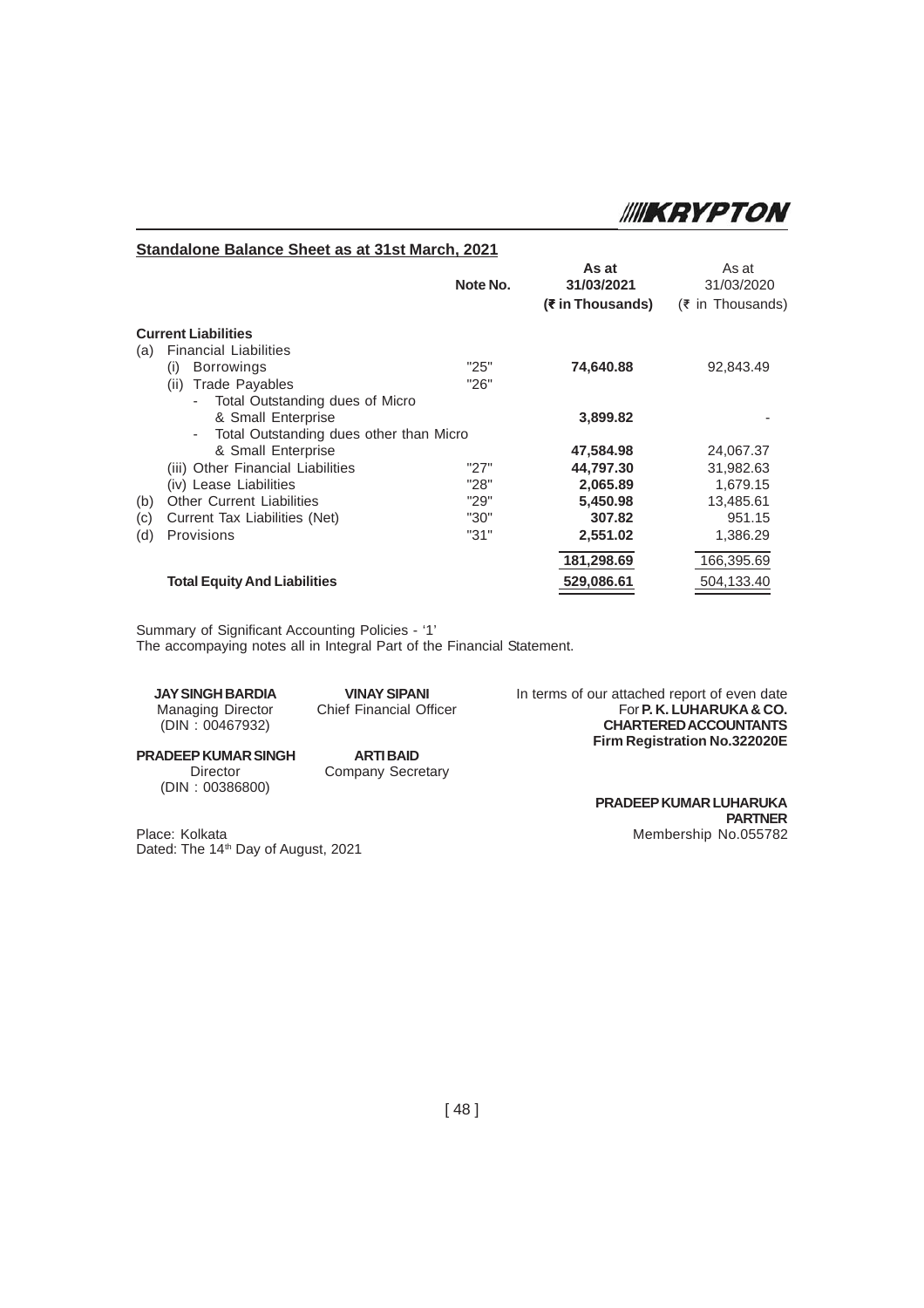## Standalone Balance Sheet as at 31st March, 2021

| | Note No. | As at 31/03/2021 (₹ in Thousands) | As at 31/03/2020 (₹ in Thousands) |
|---|---|---|---|
| **Current Liabilities** | | | |
| (a) Financial Liabilities | | | |
| (i) Borrowings | "25" | **74,640.88** | 92,843.49 |
| (ii) Trade Payables | "26" | | |
| - Total Outstanding dues of Micro & Small Enterprise | | **3,899.82** | - |
| - Total Outstanding dues other than Micro & Small Enterprise | | **47,584.98** | 24,067.37 |
| (iii) Other Financial Liabilities | "27" | **44,797.30** | 31,982.63 |
| (iv) Lease Liabilities | "28" | **2,065.89** | 1,679.15 |
| (b) Other Current Liabilities | "29" | **5,450.98** | 13,485.61 |
| (c) Current Tax Liabilities (Net) | "30" | **307.82** | 951.15 |
| (d) Provisions | "31" | **2,551.02** | 1,386.29 |
| | | **181,298.69** | 166,395.69 |
| **Total Equity And Liabilities** | | **529,086.61** | 504,133.40 |

Summary of Significant Accounting Policies - '1'
The accompaying notes all in Integral Part of the Financial Statement.

**JAY SINGH BARDIA**
Managing Director
(DIN : 00467932)

**VINAY SIPANI**
Chief Financial Officer

**PRADEEP KUMAR SINGH**
Director
(DIN : 00386800)

**ARTI BAID**
Company Secretary

In terms of our attached report of even date
For **P. K. LUHARUKA & CO.**
**CHARTERED ACCOUNTANTS**
**Firm Registration No.322020E**

**PRADEEP KUMAR LUHARUKA**
**PARTNER**
Membership No.055782

Place: Kolkata
Dated: The 14th Day of August, 2021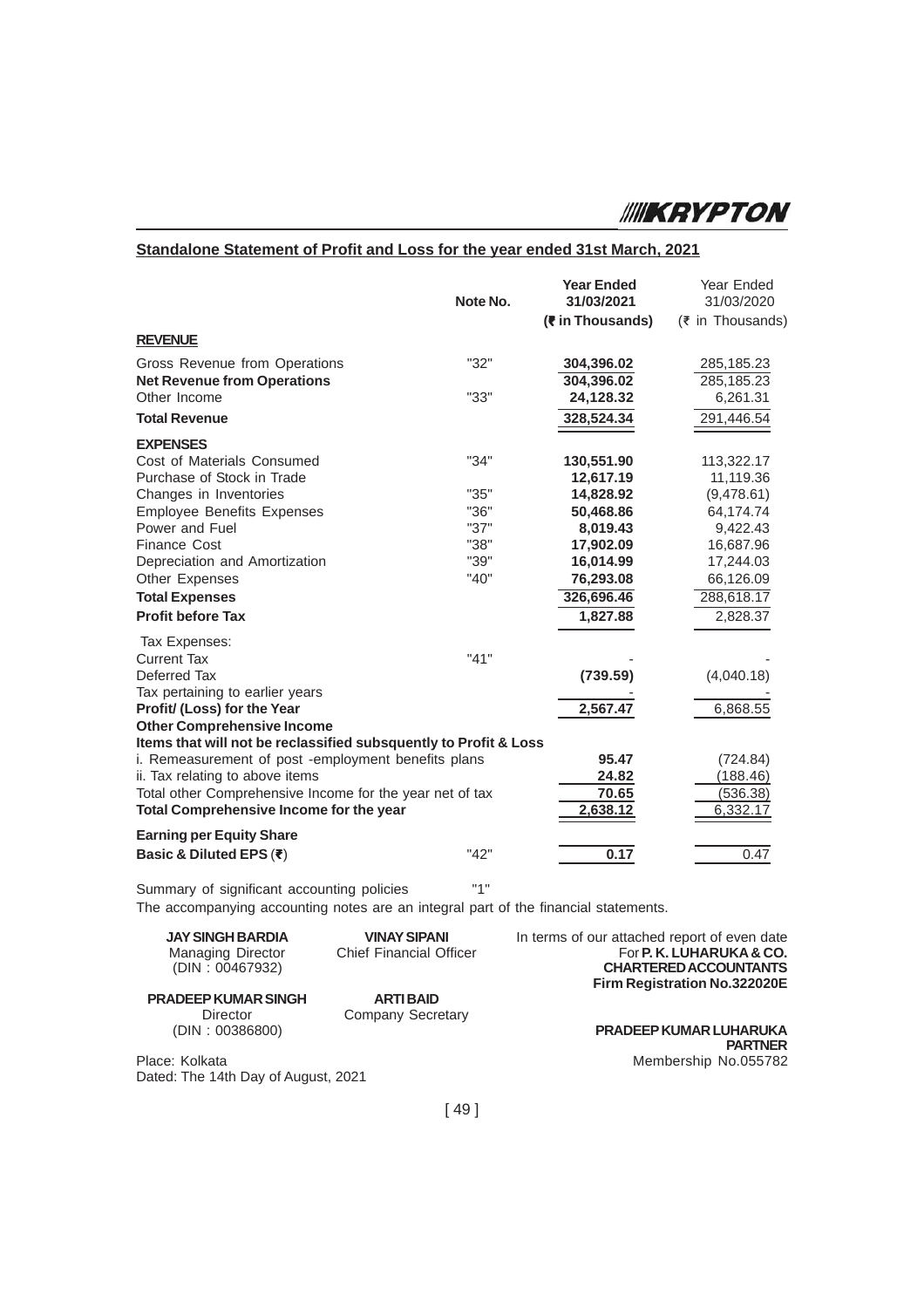## Standalone Statement of Profit and Loss for the year ended 31st March, 2021

| | Note No. | Year Ended 31/03/2021 (₹ in Thousands) | Year Ended 31/03/2020 (₹ in Thousands) |
|---|---|---|---|
| **REVENUE** | | | |
| Gross Revenue from Operations | "32" | **304,396.02** | 285,185.23 |
| **Net Revenue from Operations** | | **304,396.02** | 285,185.23 |
| Other Income | "33" | **24,128.32** | 6,261.31 |
| **Total Revenue** | | **328,524.34** | 291,446.54 |
| **EXPENSES** | | | |
| Cost of Materials Consumed | "34" | **130,551.90** | 113,322.17 |
| Purchase of Stock in Trade | | **12,617.19** | 11,119.36 |
| Changes in Inventories | "35" | **14,828.92** | (9,478.61) |
| Employee Benefits Expenses | "36" | **50,468.86** | 64,174.74 |
| Power and Fuel | "37" | **8,019.43** | 9,422.43 |
| Finance Cost | "38" | **17,902.09** | 16,687.96 |
| Depreciation and Amortization | "39" | **16,014.99** | 17,244.03 |
| Other Expenses | "40" | **76,293.08** | 66,126.09 |
| **Total Expenses** | | **326,696.46** | 288,618.17 |
| **Profit before Tax** | | **1,827.88** | 2,828.37 |
| Tax Expenses: | | | |
| Current Tax | "41" | - | - |
| Deferred Tax | | **(739.59)** | (4,040.18) |
| Tax pertaining to earlier years | | - | - |
| **Profit/ (Loss) for the Year** | | **2,567.47** | 6,868.55 |
| **Other Comprehensive Income** | | | |
| **Items that will not be reclassified subsequently to Profit & Loss** | | | |
| i. Remeasurement of post -employment benefits plans | | **95.47** | (724.84) |
| ii. Tax relating to above items | | **24.82** | (188.46) |
| Total other Comprehensive Income for the year net of tax | | **70.65** | (536.38) |
| **Total Comprehensive Income for the year** | | **2,638.12** | 6,332.17 |
| **Earning per Equity Share** | | | |
| **Basic & Diluted EPS (₹)** | "42" | **0.17** | 0.47 |

Summary of significant accounting policies "1"

The accompanying accounting notes are an integral part of the financial statements.

**JAY SINGH BARDIA**
Managing Director
(DIN : 00467932)

**VINAY SIPANI**
Chief Financial Officer

**PRADEEP KUMAR SINGH**
Director
(DIN : 00386800)

**ARTI BAID**
Company Secretary

In terms of our attached report of even date
For **P. K. LUHARUKA & CO.**
**CHARTERED ACCOUNTANTS**
**Firm Registration No.322020E**

**PRADEEP KUMAR LUHARUKA**
**PARTNER**
Membership No.055782

Place: Kolkata
Dated: The 14th Day of August, 2021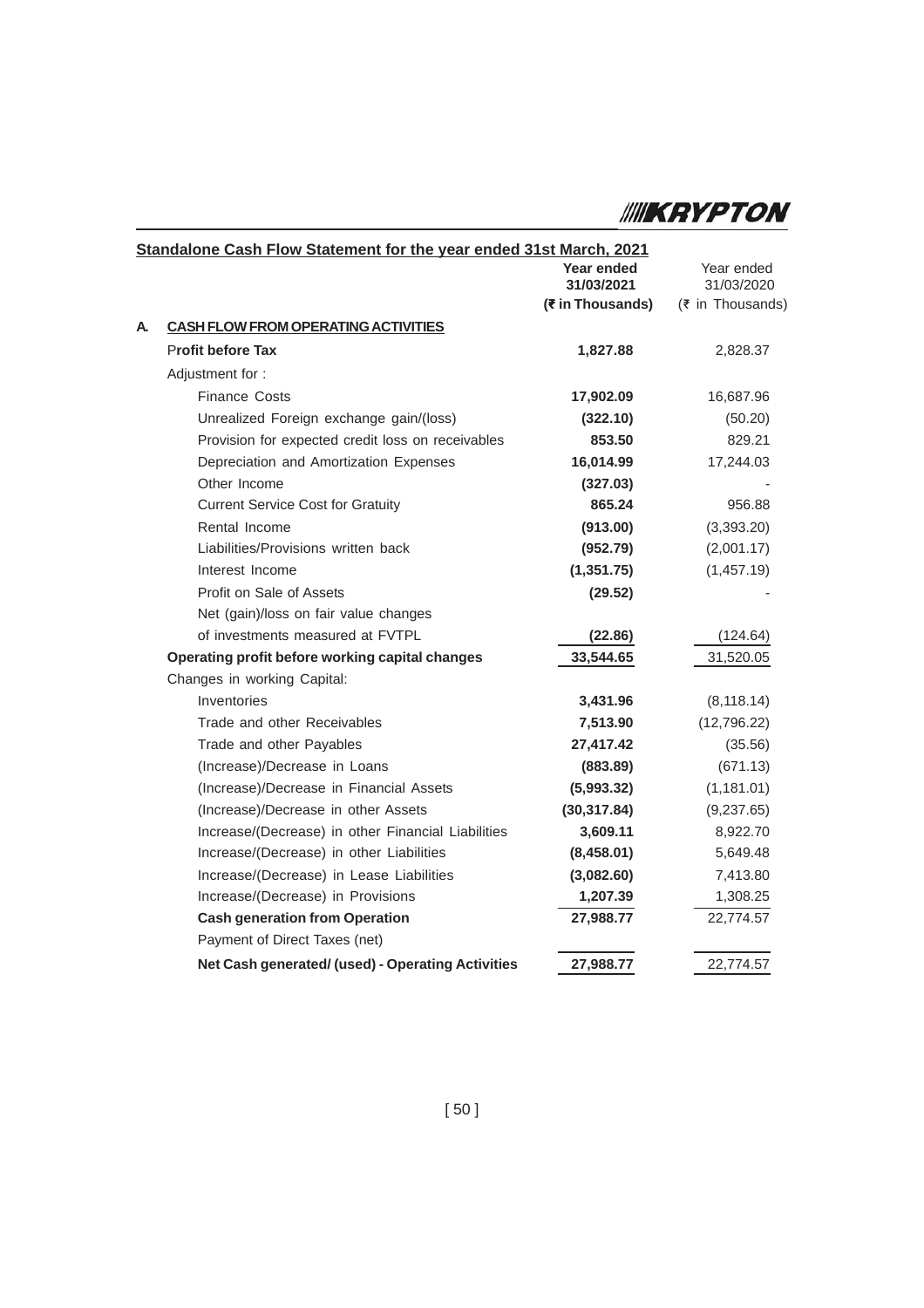## Standalone Cash Flow Statement for the year ended 31st March, 2021

| | | Year ended 31/03/2021 (₹ in Thousands) | Year ended 31/03/2020 (₹ in Thousands) |
|---|---|---|---|
| **A.** | **CASH FLOW FROM OPERATING ACTIVITIES** | | |
| | **Profit before Tax** | **1,827.88** | 2,828.37 |
| | Adjustment for : | | |
| | Finance Costs | **17,902.09** | 16,687.96 |
| | Unrealized Foreign exchange gain/(loss) | **(322.10)** | (50.20) |
| | Provision for expected credit loss on receivables | **853.50** | 829.21 |
| | Depreciation and Amortization Expenses | **16,014.99** | 17,244.03 |
| | Other Income | **(327.03)** | - |
| | Current Service Cost for Gratuity | **865.24** | 956.88 |
| | Rental Income | **(913.00)** | (3,393.20) |
| | Liabilities/Provisions written back | **(952.79)** | (2,001.17) |
| | Interest Income | **(1,351.75)** | (1,457.19) |
| | Profit on Sale of Assets | **(29.52)** | - |
| | Net (gain)/loss on fair value changes of investments measured at FVTPL | **(22.86)** | (124.64) |
| | **Operating profit before working capital changes** | **33,544.65** | 31,520.05 |
| | Changes in working Capital: | | |
| | Inventories | **3,431.96** | (8,118.14) |
| | Trade and other Receivables | **7,513.90** | (12,796.22) |
| | Trade and other Payables | **27,417.42** | (35.56) |
| | (Increase)/Decrease in Loans | **(883.89)** | (671.13) |
| | (Increase)/Decrease in Financial Assets | **(5,993.32)** | (1,181.01) |
| | (Increase)/Decrease in other Assets | **(30,317.84)** | (9,237.65) |
| | Increase/(Decrease) in other Financial Liabilities | **3,609.11** | 8,922.70 |
| | Increase/(Decrease) in other Liabilities | **(8,458.01)** | 5,649.48 |
| | Increase/(Decrease) in Lease Liabilities | **(3,082.60)** | 7,413.80 |
| | Increase/(Decrease) in Provisions | **1,207.39** | 1,308.25 |
| | **Cash generation from Operation** | **27,988.77** | 22,774.57 |
| | Payment of Direct Taxes (net) | | |
| | **Net Cash generated/ (used) - Operating Activities** | **27,988.77** | 22,774.57 |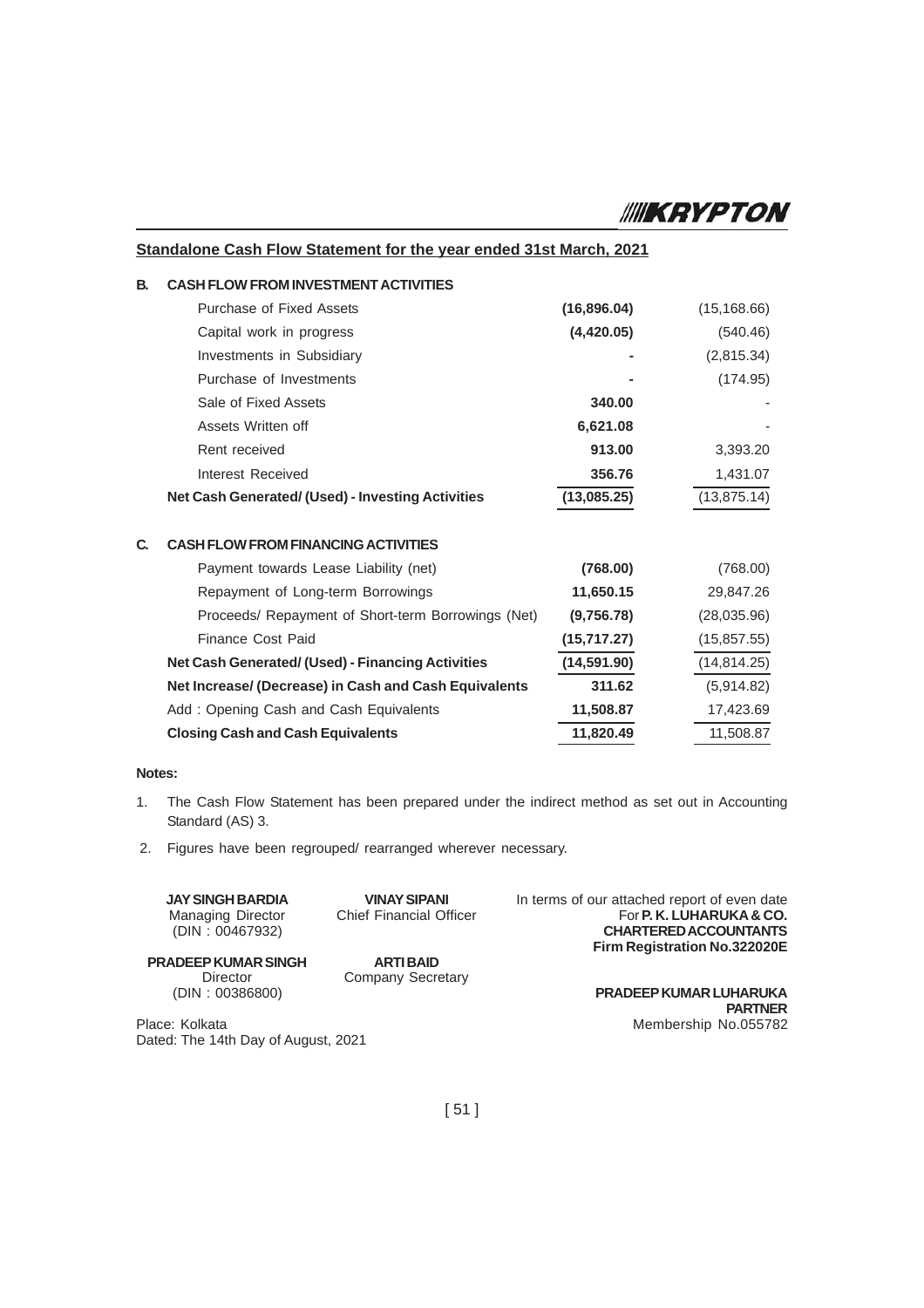## Standalone Cash Flow Statement for the year ended 31st March, 2021

| | | | |
|---|---|---|---|
| **B.** | **CASH FLOW FROM INVESTMENT ACTIVITIES** | | |
| | Purchase of Fixed Assets | **(16,896.04)** | (15,168.66) |
| | Capital work in progress | **(4,420.05)** | (540.46) |
| | Investments in Subsidiary | **-** | (2,815.34) |
| | Purchase of Investments | **-** | (174.95) |
| | Sale of Fixed Assets | **340.00** | - |
| | Assets Written off | **6,621.08** | - |
| | Rent received | **913.00** | 3,393.20 |
| | Interest Received | **356.76** | 1,431.07 |
| | **Net Cash Generated/ (Used) - Investing Activities** | **(13,085.25)** | (13,875.14) |
| **C.** | **CASH FLOW FROM FINANCING ACTIVITIES** | | |
| | Payment towards Lease Liability (net) | **(768.00)** | (768.00) |
| | Repayment of Long-term Borrowings | **11,650.15** | 29,847.26 |
| | Proceeds/ Repayment of Short-term Borrowings (Net) | **(9,756.78)** | (28,035.96) |
| | Finance Cost Paid | **(15,717.27)** | (15,857.55) |
| | **Net Cash Generated/ (Used) - Financing Activities** | **(14,591.90)** | (14,814.25) |
| | **Net Increase/ (Decrease) in Cash and Cash Equivalents** | **311.62** | (5,914.82) |
| | Add : Opening Cash and Cash Equivalents | **11,508.87** | 17,423.69 |
| | **Closing Cash and Cash Equivalents** | **11,820.49** | 11,508.87 |

**Notes:**

1. The Cash Flow Statement has been prepared under the indirect method as set out in Accounting Standard (AS) 3.
2. Figures have been regrouped/ rearranged wherever necessary.

**JAY SINGH BARDIA**
Managing Director
(DIN : 00467932)

**VINAY SIPANI**
Chief Financial Officer

**PRADEEP KUMAR SINGH**
Director
(DIN : 00386800)

**ARTI BAID**
Company Secretary

In terms of our attached report of even date
For **P. K. LUHARUKA & CO.**
**CHARTERED ACCOUNTANTS**
**Firm Registration No.322020E**

**PRADEEP KUMAR LUHARUKA**
**PARTNER**
Membership No.055782

Place: Kolkata
Dated: The 14th Day of August, 2021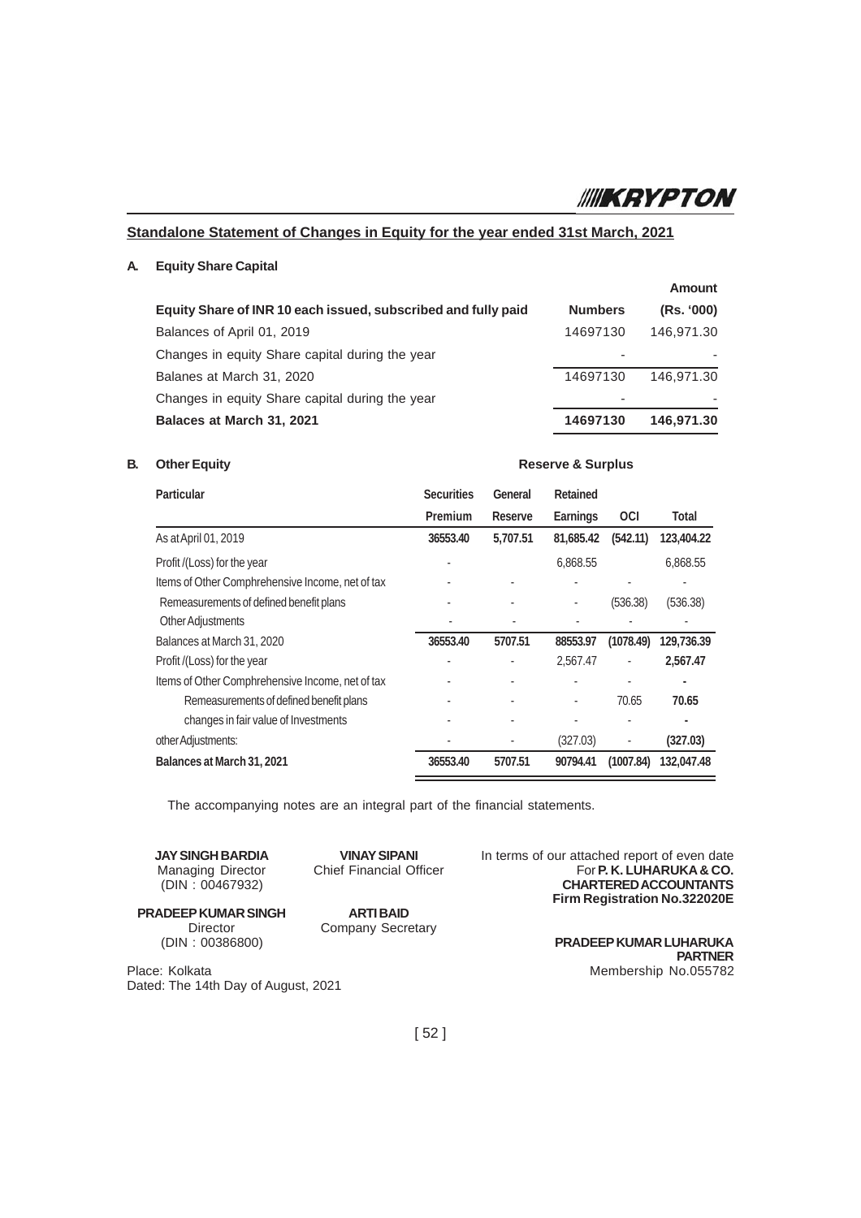## Standalone Statement of Changes in Equity for the year ended 31st March, 2021

### A. Equity Share Capital

| Equity Share of INR 10 each issued, subscribed and fully paid | Numbers | Amount (Rs. '000) |
|---|---|---|
| Balances of April 01, 2019 | 14697130 | 146,971.30 |
| Changes in equity Share capital during the year | - | - |
| Balanes at March 31, 2020 | 14697130 | 146,971.30 |
| Changes in equity Share capital during the year | - | - |
| **Balaces at March 31, 2021** | **14697130** | **146,971.30** |

### B. Other Equity

| Particular | Reserve & Surplus | | | | |
|---|---|---|---|---|---|
| | Securities Premium | General Reserve | Retained Earnings | OCI | Total |
| As at April 01, 2019 | **36553.40** | **5,707.51** | **81,685.42** | **(542.11)** | **123,404.22** |
| Profit /(Loss) for the year | - | | 6,868.55 | | 6,868.55 |
| Items of Other Comphrehensive Income, net of tax | - | - | - | - | - |
| Remeasurements of defined benefit plans | - | - | - | (536.38) | (536.38) |
| Other Adjustments | - | - | - | - | - |
| Balances at March 31, 2020 | **36553.40** | **5707.51** | **88553.97** | **(1078.49)** | **129,736.39** |
| Profit /(Loss) for the year | - | - | 2,567.47 | - | **2,567.47** |
| Items of Other Comphrehensive Income, net of tax | - | - | - | - | - |
| Remeasurements of defined benefit plans | - | - | - | 70.65 | **70.65** |
| changes in fair value of Investments | - | - | - | - | - |
| other Adjustments: | - | - | (327.03) | - | **(327.03)** |
| **Balances at March 31, 2021** | **36553.40** | **5707.51** | **90794.41** | **(1007.84)** | **132,047.48** |

The accompanying notes are an integral part of the financial statements.

**JAY SINGH BARDIA**
Managing Director
(DIN : 00467932)

**VINAY SIPANI**
Chief Financial Officer

**PRADEEP KUMAR SINGH**
Director
(DIN : 00386800)

**ARTI BAID**
Company Secretary

In terms of our attached report of even date
For **P. K. LUHARUKA & CO.**
**CHARTERED ACCOUNTANTS**
**Firm Registration No.322020E**

**PRADEEP KUMAR LUHARUKA**
**PARTNER**
Membership No.055782

Place: Kolkata
Dated: The 14th Day of August, 2021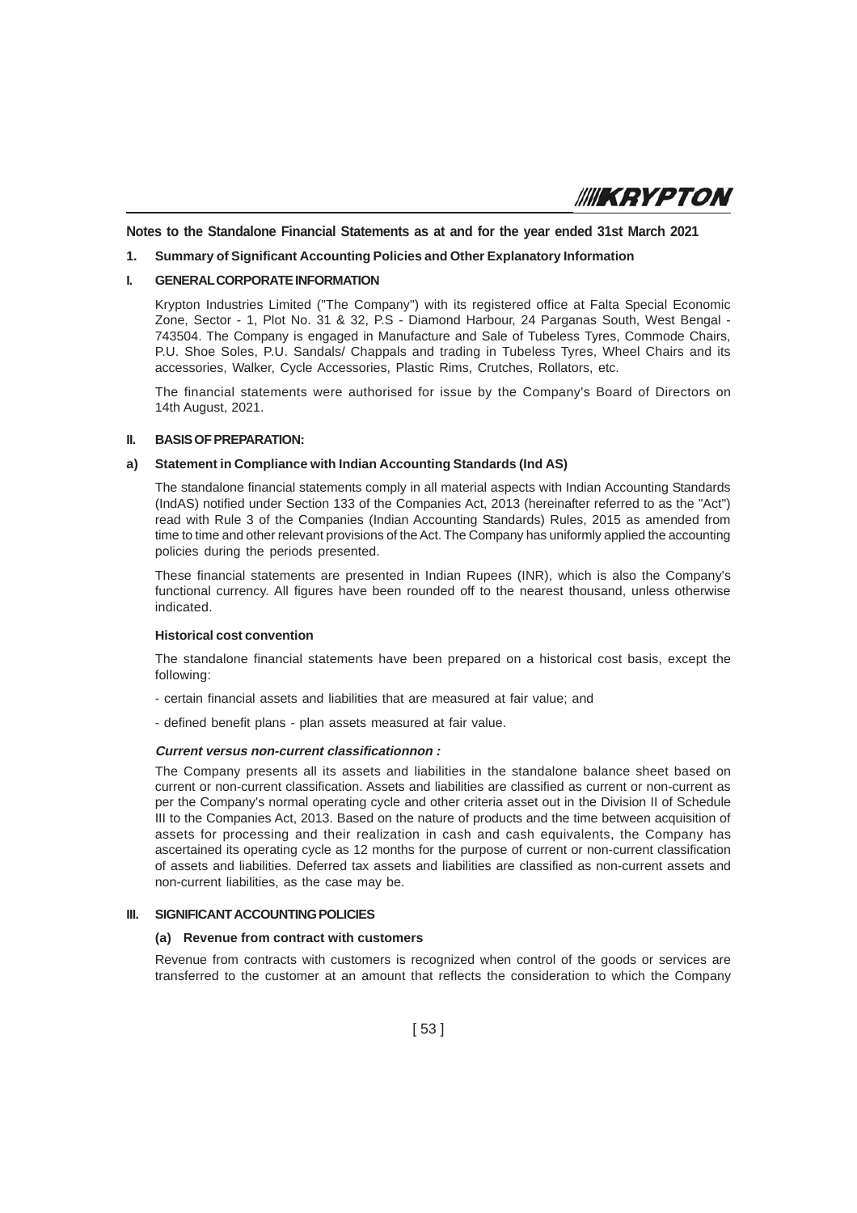**Notes to the Standalone Financial Statements as at and for the year ended 31st March 2021**

## 1. Summary of Significant Accounting Policies and Other Explanatory Information

### I. GENERAL CORPORATE INFORMATION

Krypton Industries Limited ("The Company") with its registered office at Falta Special Economic Zone, Sector - 1, Plot No. 31 & 32, P.S - Diamond Harbour, 24 Parganas South, West Bengal - 743504. The Company is engaged in Manufacture and Sale of Tubeless Tyres, Commode Chairs, P.U. Shoe Soles, P.U. Sandals/ Chappals and trading in Tubeless Tyres, Wheel Chairs and its accessories, Walker, Cycle Accessories, Plastic Rims, Crutches, Rollators, etc.

The financial statements were authorised for issue by the Company's Board of Directors on 14th August, 2021.

### II. BASIS OF PREPARATION:

#### a) Statement in Compliance with Indian Accounting Standards (Ind AS)

The standalone financial statements comply in all material aspects with Indian Accounting Standards (IndAS) notified under Section 133 of the Companies Act, 2013 (hereinafter referred to as the "Act") read with Rule 3 of the Companies (Indian Accounting Standards) Rules, 2015 as amended from time to time and other relevant provisions of the Act. The Company has uniformly applied the accounting policies during the periods presented.

These financial statements are presented in Indian Rupees (INR), which is also the Company's functional currency. All figures have been rounded off to the nearest thousand, unless otherwise indicated.

**Historical cost convention**

The standalone financial statements have been prepared on a historical cost basis, except the following:

- certain financial assets and liabilities that are measured at fair value; and

- defined benefit plans - plan assets measured at fair value.

***Current versus non-current classificationnon :***

The Company presents all its assets and liabilities in the standalone balance sheet based on current or non-current classification. Assets and liabilities are classified as current or non-current as per the Company's normal operating cycle and other criteria asset out in the Division II of Schedule III to the Companies Act, 2013. Based on the nature of products and the time between acquisition of assets for processing and their realization in cash and cash equivalents, the Company has ascertained its operating cycle as 12 months for the purpose of current or non-current classification of assets and liabilities. Deferred tax assets and liabilities are classified as non-current assets and non-current liabilities, as the case may be.

### III. SIGNIFICANT ACCOUNTING POLICIES

#### (a) Revenue from contract with customers

Revenue from contracts with customers is recognized when control of the goods or services are transferred to the customer at an amount that reflects the consideration to which the Company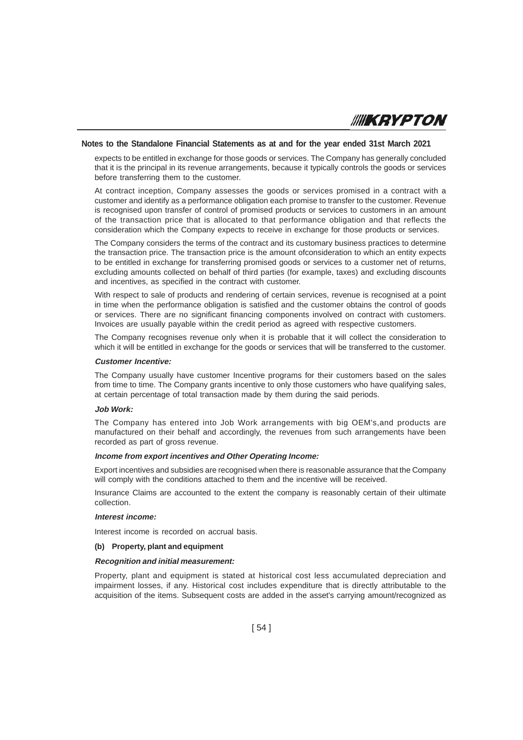## Notes to the Standalone Financial Statements as at and for the year ended 31st March 2021

expects to be entitled in exchange for those goods or services. The Company has generally concluded that it is the principal in its revenue arrangements, because it typically controls the goods or services before transferring them to the customer.

At contract inception, Company assesses the goods or services promised in a contract with a customer and identify as a performance obligation each promise to transfer to the customer. Revenue is recognised upon transfer of control of promised products or services to customers in an amount of the transaction price that is allocated to that performance obligation and that reflects the consideration which the Company expects to receive in exchange for those products or services.

The Company considers the terms of the contract and its customary business practices to determine the transaction price. The transaction price is the amount ofconsideration to which an entity expects to be entitled in exchange for transferring promised goods or services to a customer net of returns, excluding amounts collected on behalf of third parties (for example, taxes) and excluding discounts and incentives, as specified in the contract with customer.

With respect to sale of products and rendering of certain services, revenue is recognised at a point in time when the performance obligation is satisfied and the customer obtains the control of goods or services. There are no significant financing components involved on contract with customers. Invoices are usually payable within the credit period as agreed with respective customers.

The Company recognises revenue only when it is probable that it will collect the consideration to which it will be entitled in exchange for the goods or services that will be transferred to the customer.

***Customer Incentive:***

The Company usually have customer Incentive programs for their customers based on the sales from time to time. The Company grants incentive to only those customers who have qualifying sales, at certain percentage of total transaction made by them during the said periods.

***Job Work:***

The Company has entered into Job Work arrangements with big OEM's,and products are manufactured on their behalf and accordingly, the revenues from such arrangements have been recorded as part of gross revenue.

***Income from export incentives and Other Operating Income:***

Export incentives and subsidies are recognised when there is reasonable assurance that the Company will comply with the conditions attached to them and the incentive will be received.

Insurance Claims are accounted to the extent the company is reasonably certain of their ultimate collection.

***Interest income:***

Interest income is recorded on accrual basis.

**(b) Property, plant and equipment**

***Recognition and initial measurement:***

Property, plant and equipment is stated at historical cost less accumulated depreciation and impairment losses, if any. Historical cost includes expenditure that is directly attributable to the acquisition of the items. Subsequent costs are added in the asset's carrying amount/recognized as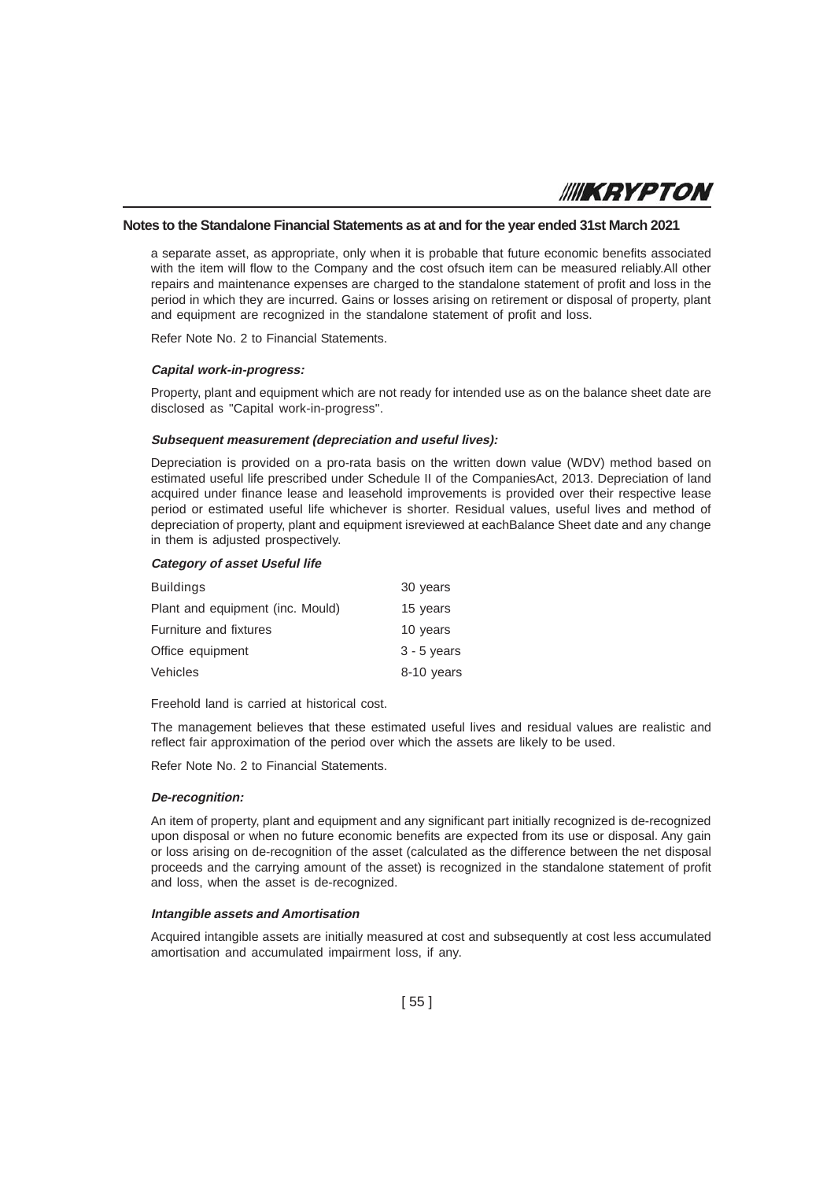## Notes to the Standalone Financial Statements as at and for the year ended 31st March 2021

a separate asset, as appropriate, only when it is probable that future economic benefits associated with the item will flow to the Company and the cost ofsuch item can be measured reliably.All other repairs and maintenance expenses are charged to the standalone statement of profit and loss in the period in which they are incurred. Gains or losses arising on retirement or disposal of property, plant and equipment are recognized in the standalone statement of profit and loss.

Refer Note No. 2 to Financial Statements.

***Capital work-in-progress:***

Property, plant and equipment which are not ready for intended use as on the balance sheet date are disclosed as "Capital work-in-progress".

***Subsequent measurement (depreciation and useful lives):***

Depreciation is provided on a pro-rata basis on the written down value (WDV) method based on estimated useful life prescribed under Schedule II of the CompaniesAct, 2013. Depreciation of land acquired under finance lease and leasehold improvements is provided over their respective lease period or estimated useful life whichever is shorter. Residual values, useful lives and method of depreciation of property, plant and equipment isreviewed at eachBalance Sheet date and any change in them is adjusted prospectively.

| ***Category of asset*** | ***Useful life*** |
|---|---|
| Buildings | 30 years |
| Plant and equipment (inc. Mould) | 15 years |
| Furniture and fixtures | 10 years |
| Office equipment | 3 - 5 years |
| Vehicles | 8-10 years |

Freehold land is carried at historical cost.

The management believes that these estimated useful lives and residual values are realistic and reflect fair approximation of the period over which the assets are likely to be used.

Refer Note No. 2 to Financial Statements.

***De-recognition:***

An item of property, plant and equipment and any significant part initially recognized is de-recognized upon disposal or when no future economic benefits are expected from its use or disposal. Any gain or loss arising on de-recognition of the asset (calculated as the difference between the net disposal proceeds and the carrying amount of the asset) is recognized in the standalone statement of profit and loss, when the asset is de-recognized.

***Intangible assets and Amortisation***

Acquired intangible assets are initially measured at cost and subsequently at cost less accumulated amortisation and accumulated impairment loss, if any.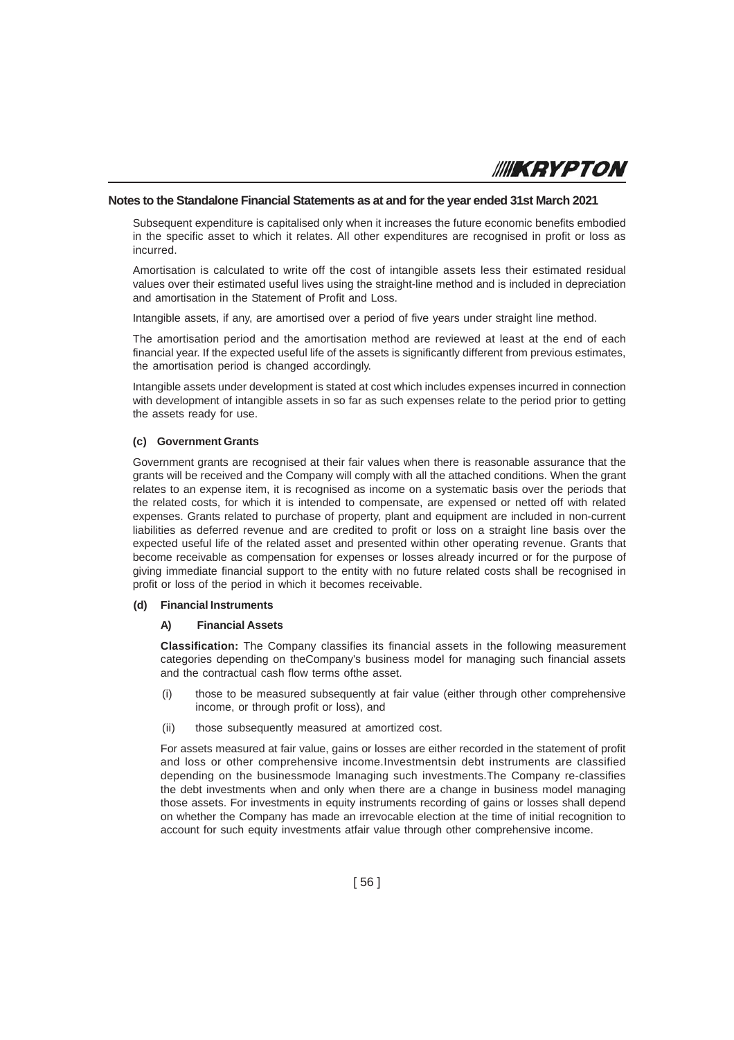## Notes to the Standalone Financial Statements as at and for the year ended 31st March 2021

Subsequent expenditure is capitalised only when it increases the future economic benefits embodied in the specific asset to which it relates. All other expenditures are recognised in profit or loss as incurred.

Amortisation is calculated to write off the cost of intangible assets less their estimated residual values over their estimated useful lives using the straight-line method and is included in depreciation and amortisation in the Statement of Profit and Loss.

Intangible assets, if any, are amortised over a period of five years under straight line method.

The amortisation period and the amortisation method are reviewed at least at the end of each financial year. If the expected useful life of the assets is significantly different from previous estimates, the amortisation period is changed accordingly.

Intangible assets under development is stated at cost which includes expenses incurred in connection with development of intangible assets in so far as such expenses relate to the period prior to getting the assets ready for use.

### (c) Government Grants

Government grants are recognised at their fair values when there is reasonable assurance that the grants will be received and the Company will comply with all the attached conditions. When the grant relates to an expense item, it is recognised as income on a systematic basis over the periods that the related costs, for which it is intended to compensate, are expensed or netted off with related expenses. Grants related to purchase of property, plant and equipment are included in non-current liabilities as deferred revenue and are credited to profit or loss on a straight line basis over the expected useful life of the related asset and presented within other operating revenue. Grants that become receivable as compensation for expenses or losses already incurred or for the purpose of giving immediate financial support to the entity with no future related costs shall be recognised in profit or loss of the period in which it becomes receivable.

### (d) Financial Instruments

#### A) Financial Assets

**Classification:** The Company classifies its financial assets in the following measurement categories depending on theCompany's business model for managing such financial assets and the contractual cash flow terms ofthe asset.

(i) those to be measured subsequently at fair value (either through other comprehensive income, or through profit or loss), and

(ii) those subsequently measured at amortized cost.

For assets measured at fair value, gains or losses are either recorded in the statement of profit and loss or other comprehensive income.Investmentsin debt instruments are classified depending on the businessmode lmanaging such investments.The Company re-classifies the debt investments when and only when there are a change in business model managing those assets. For investments in equity instruments recording of gains or losses shall depend on whether the Company has made an irrevocable election at the time of initial recognition to account for such equity investments atfair value through other comprehensive income.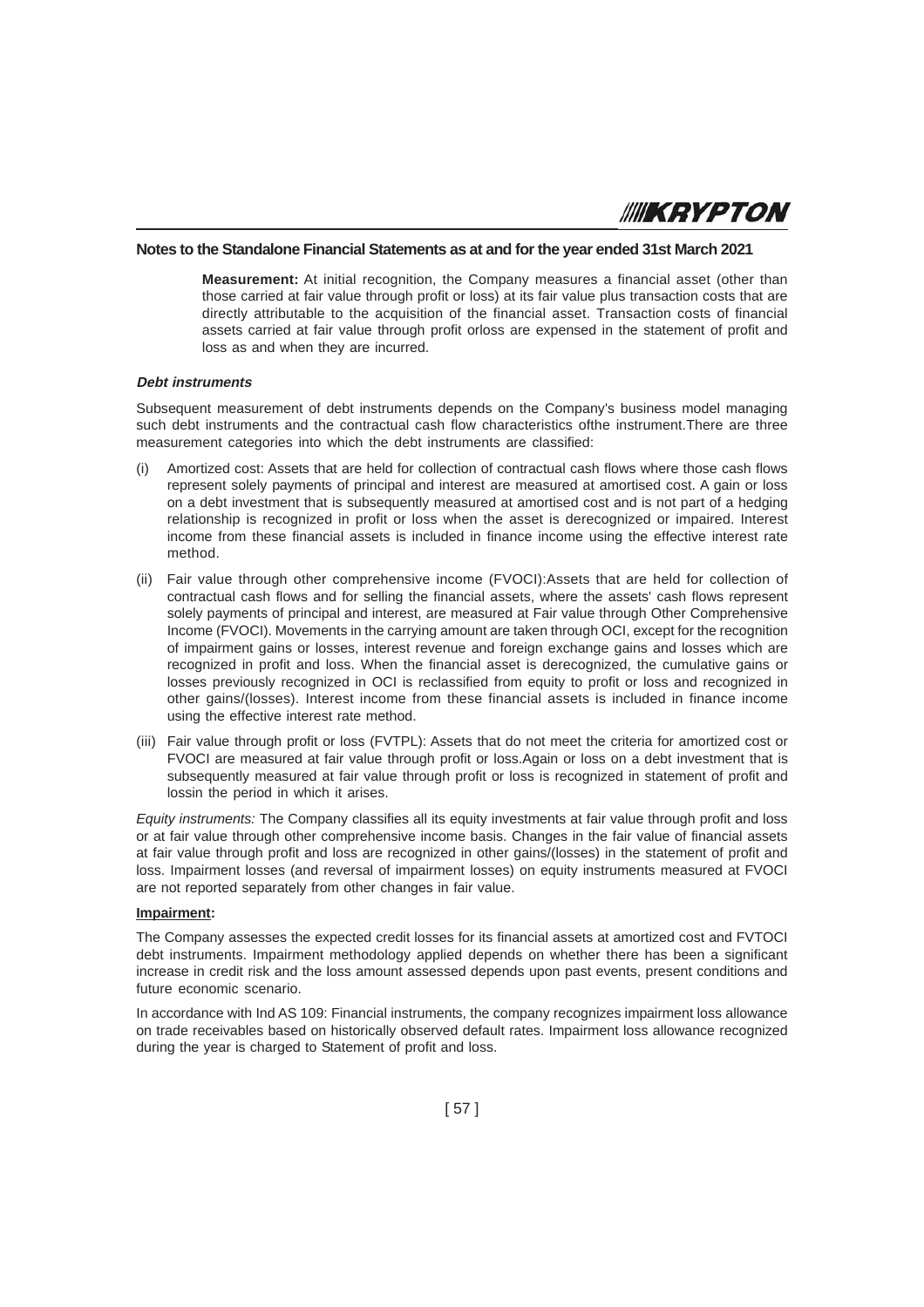**Measurement:** At initial recognition, the Company measures a financial asset (other than those carried at fair value through profit or loss) at its fair value plus transaction costs that are directly attributable to the acquisition of the financial asset. Transaction costs of financial assets carried at fair value through profit orloss are expensed in the statement of profit and loss as and when they are incurred.

***Debt instruments***

Subsequent measurement of debt instruments depends on the Company's business model managing such debt instruments and the contractual cash flow characteristics ofthe instrument.There are three measurement categories into which the debt instruments are classified:

(i) Amortized cost: Assets that are held for collection of contractual cash flows where those cash flows represent solely payments of principal and interest are measured at amortised cost. A gain or loss on a debt investment that is subsequently measured at amortised cost and is not part of a hedging relationship is recognized in profit or loss when the asset is derecognized or impaired. Interest income from these financial assets is included in finance income using the effective interest rate method.

(ii) Fair value through other comprehensive income (FVOCI):Assets that are held for collection of contractual cash flows and for selling the financial assets, where the assets' cash flows represent solely payments of principal and interest, are measured at Fair value through Other Comprehensive Income (FVOCI). Movements in the carrying amount are taken through OCI, except for the recognition of impairment gains or losses, interest revenue and foreign exchange gains and losses which are recognized in profit and loss. When the financial asset is derecognized, the cumulative gains or losses previously recognized in OCI is reclassified from equity to profit or loss and recognized in other gains/(losses). Interest income from these financial assets is included in finance income using the effective interest rate method.

(iii) Fair value through profit or loss (FVTPL): Assets that do not meet the criteria for amortized cost or FVOCI are measured at fair value through profit or loss.Again or loss on a debt investment that is subsequently measured at fair value through profit or loss is recognized in statement of profit and lossin the period in which it arises.

*Equity instruments:* The Company classifies all its equity investments at fair value through profit and loss or at fair value through other comprehensive income basis. Changes in the fair value of financial assets at fair value through profit and loss are recognized in other gains/(losses) in the statement of profit and loss. Impairment losses (and reversal of impairment losses) on equity instruments measured at FVOCI are not reported separately from other changes in fair value.

**Impairment:**

The Company assesses the expected credit losses for its financial assets at amortized cost and FVTOCI debt instruments. Impairment methodology applied depends on whether there has been a significant increase in credit risk and the loss amount assessed depends upon past events, present conditions and future economic scenario.

In accordance with Ind AS 109: Financial instruments, the company recognizes impairment loss allowance on trade receivables based on historically observed default rates. Impairment loss allowance recognized during the year is charged to Statement of profit and loss.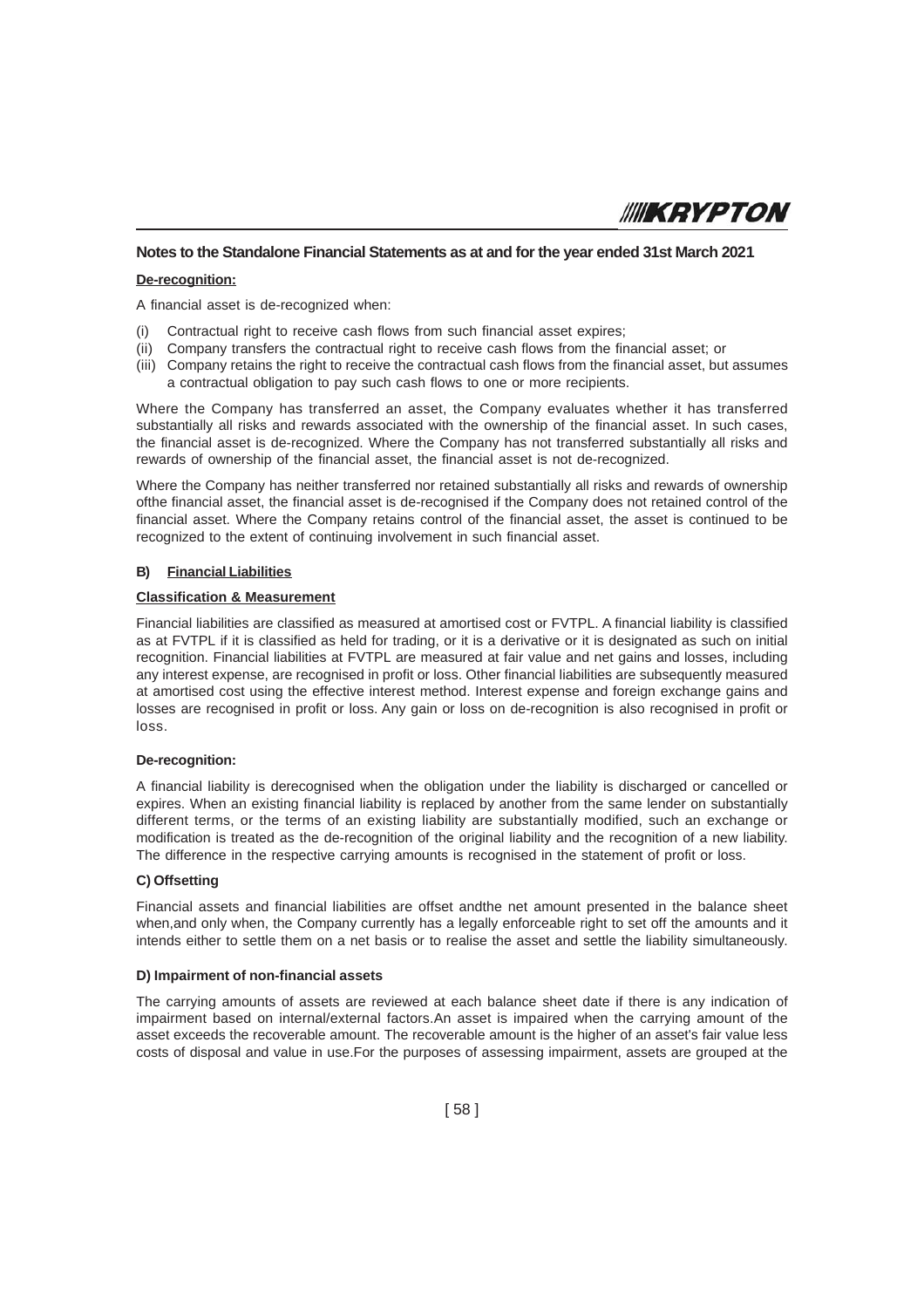## Notes to the Standalone Financial Statements as at and for the year ended 31st March 2021

**De-recognition:**

A financial asset is de-recognized when:

(i) Contractual right to receive cash flows from such financial asset expires;
(ii) Company transfers the contractual right to receive cash flows from the financial asset; or
(iii) Company retains the right to receive the contractual cash flows from the financial asset, but assumes a contractual obligation to pay such cash flows to one or more recipients.

Where the Company has transferred an asset, the Company evaluates whether it has transferred substantially all risks and rewards associated with the ownership of the financial asset. In such cases, the financial asset is de-recognized. Where the Company has not transferred substantially all risks and rewards of ownership of the financial asset, the financial asset is not de-recognized.

Where the Company has neither transferred nor retained substantially all risks and rewards of ownership ofthe financial asset, the financial asset is de-recognised if the Company does not retained control of the financial asset. Where the Company retains control of the financial asset, the asset is continued to be recognized to the extent of continuing involvement in such financial asset.

### B) Financial Liabilities

**Classification & Measurement**

Financial liabilities are classified as measured at amortised cost or FVTPL. A financial liability is classified as at FVTPL if it is classified as held for trading, or it is a derivative or it is designated as such on initial recognition. Financial liabilities at FVTPL are measured at fair value and net gains and losses, including any interest expense, are recognised in profit or loss. Other financial liabilities are subsequently measured at amortised cost using the effective interest method. Interest expense and foreign exchange gains and losses are recognised in profit or loss. Any gain or loss on de-recognition is also recognised in profit or loss.

**De-recognition:**

A financial liability is derecognised when the obligation under the liability is discharged or cancelled or expires. When an existing financial liability is replaced by another from the same lender on substantially different terms, or the terms of an existing liability are substantially modified, such an exchange or modification is treated as the de-recognition of the original liability and the recognition of a new liability. The difference in the respective carrying amounts is recognised in the statement of profit or loss.

### C) Offsetting

Financial assets and financial liabilities are offset andthe net amount presented in the balance sheet when,and only when, the Company currently has a legally enforceable right to set off the amounts and it intends either to settle them on a net basis or to realise the asset and settle the liability simultaneously.

### D) Impairment of non-financial assets

The carrying amounts of assets are reviewed at each balance sheet date if there is any indication of impairment based on internal/external factors.An asset is impaired when the carrying amount of the asset exceeds the recoverable amount. The recoverable amount is the higher of an asset's fair value less costs of disposal and value in use.For the purposes of assessing impairment, assets are grouped at the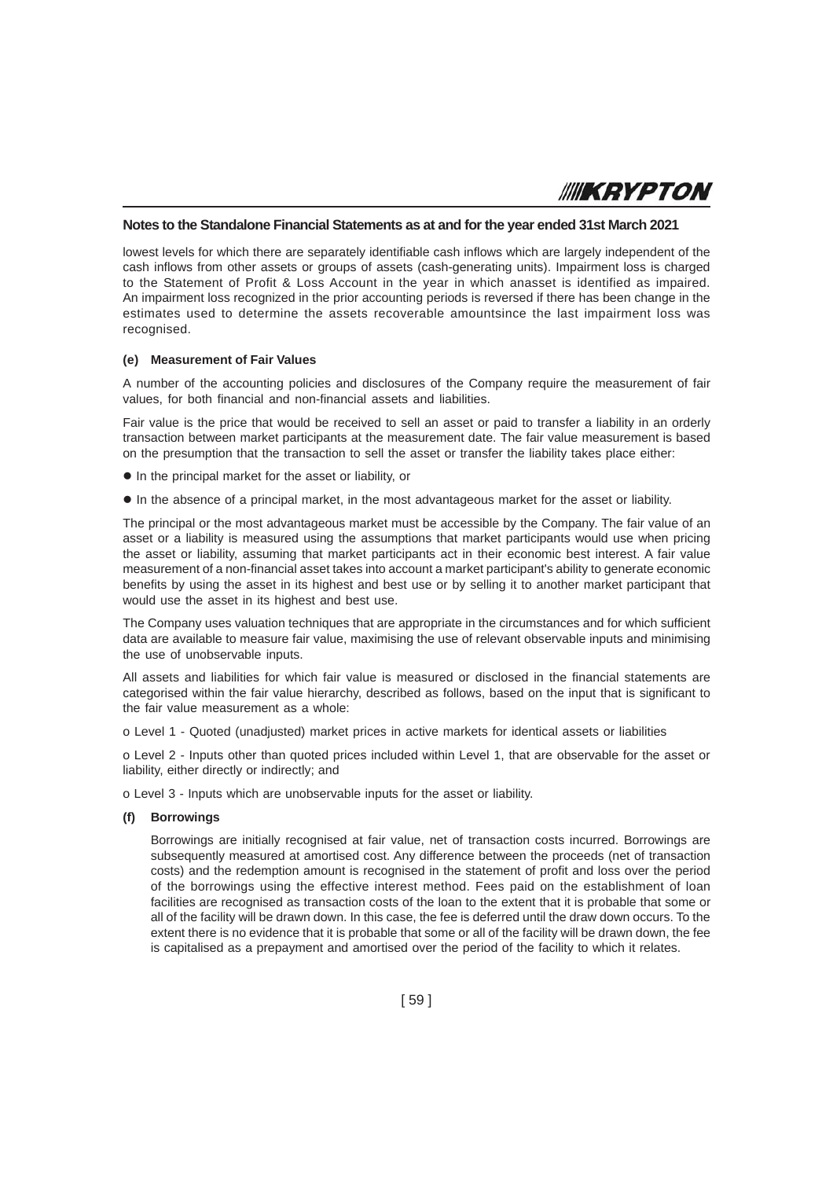### Notes to the Standalone Financial Statements as at and for the year ended 31st March 2021

lowest levels for which there are separately identifiable cash inflows which are largely independent of the cash inflows from other assets or groups of assets (cash-generating units). Impairment loss is charged to the Statement of Profit & Loss Account in the year in which anasset is identified as impaired. An impairment loss recognized in the prior accounting periods is reversed if there has been change in the estimates used to determine the assets recoverable amountsince the last impairment loss was recognised.

**(e) Measurement of Fair Values**

A number of the accounting policies and disclosures of the Company require the measurement of fair values, for both financial and non-financial assets and liabilities.

Fair value is the price that would be received to sell an asset or paid to transfer a liability in an orderly transaction between market participants at the measurement date. The fair value measurement is based on the presumption that the transaction to sell the asset or transfer the liability takes place either:

- In the principal market for the asset or liability, or
- In the absence of a principal market, in the most advantageous market for the asset or liability.

The principal or the most advantageous market must be accessible by the Company. The fair value of an asset or a liability is measured using the assumptions that market participants would use when pricing the asset or liability, assuming that market participants act in their economic best interest. A fair value measurement of a non-financial asset takes into account a market participant's ability to generate economic benefits by using the asset in its highest and best use or by selling it to another market participant that would use the asset in its highest and best use.

The Company uses valuation techniques that are appropriate in the circumstances and for which sufficient data are available to measure fair value, maximising the use of relevant observable inputs and minimising the use of unobservable inputs.

All assets and liabilities for which fair value is measured or disclosed in the financial statements are categorised within the fair value hierarchy, described as follows, based on the input that is significant to the fair value measurement as a whole:

o Level 1 - Quoted (unadjusted) market prices in active markets for identical assets or liabilities

o Level 2 - Inputs other than quoted prices included within Level 1, that are observable for the asset or liability, either directly or indirectly; and

o Level 3 - Inputs which are unobservable inputs for the asset or liability.

**(f) Borrowings**

Borrowings are initially recognised at fair value, net of transaction costs incurred. Borrowings are subsequently measured at amortised cost. Any difference between the proceeds (net of transaction costs) and the redemption amount is recognised in the statement of profit and loss over the period of the borrowings using the effective interest method. Fees paid on the establishment of loan facilities are recognised as transaction costs of the loan to the extent that it is probable that some or all of the facility will be drawn down. In this case, the fee is deferred until the draw down occurs. To the extent there is no evidence that it is probable that some or all of the facility will be drawn down, the fee is capitalised as a prepayment and amortised over the period of the facility to which it relates.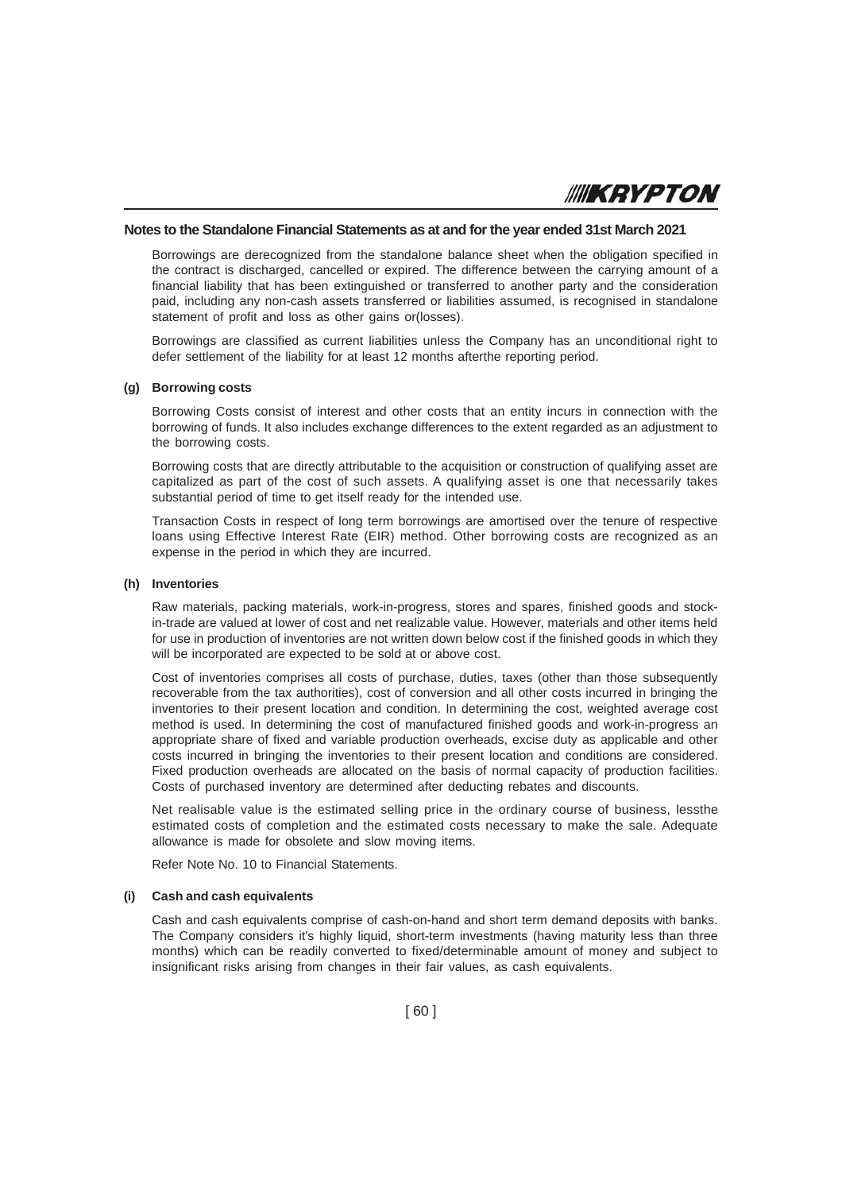Borrowings are derecognized from the standalone balance sheet when the obligation specified in the contract is discharged, cancelled or expired. The difference between the carrying amount of a financial liability that has been extinguished or transferred to another party and the consideration paid, including any non-cash assets transferred or liabilities assumed, is recognised in standalone statement of profit and loss as other gains or(losses).

Borrowings are classified as current liabilities unless the Company has an unconditional right to defer settlement of the liability for at least 12 months afterthe reporting period.

**(g) Borrowing costs**

Borrowing Costs consist of interest and other costs that an entity incurs in connection with the borrowing of funds. It also includes exchange differences to the extent regarded as an adjustment to the borrowing costs.

Borrowing costs that are directly attributable to the acquisition or construction of qualifying asset are capitalized as part of the cost of such assets. A qualifying asset is one that necessarily takes substantial period of time to get itself ready for the intended use.

Transaction Costs in respect of long term borrowings are amortised over the tenure of respective loans using Effective Interest Rate (EIR) method. Other borrowing costs are recognized as an expense in the period in which they are incurred.

**(h) Inventories**

Raw materials, packing materials, work-in-progress, stores and spares, finished goods and stock-in-trade are valued at lower of cost and net realizable value. However, materials and other items held for use in production of inventories are not written down below cost if the finished goods in which they will be incorporated are expected to be sold at or above cost.

Cost of inventories comprises all costs of purchase, duties, taxes (other than those subsequently recoverable from the tax authorities), cost of conversion and all other costs incurred in bringing the inventories to their present location and condition. In determining the cost, weighted average cost method is used. In determining the cost of manufactured finished goods and work-in-progress an appropriate share of fixed and variable production overheads, excise duty as applicable and other costs incurred in bringing the inventories to their present location and conditions are considered. Fixed production overheads are allocated on the basis of normal capacity of production facilities. Costs of purchased inventory are determined after deducting rebates and discounts.

Net realisable value is the estimated selling price in the ordinary course of business, lessthe estimated costs of completion and the estimated costs necessary to make the sale. Adequate allowance is made for obsolete and slow moving items.

Refer Note No. 10 to Financial Statements.

**(i) Cash and cash equivalents**

Cash and cash equivalents comprise of cash-on-hand and short term demand deposits with banks. The Company considers it's highly liquid, short-term investments (having maturity less than three months) which can be readily converted to fixed/determinable amount of money and subject to insignificant risks arising from changes in their fair values, as cash equivalents.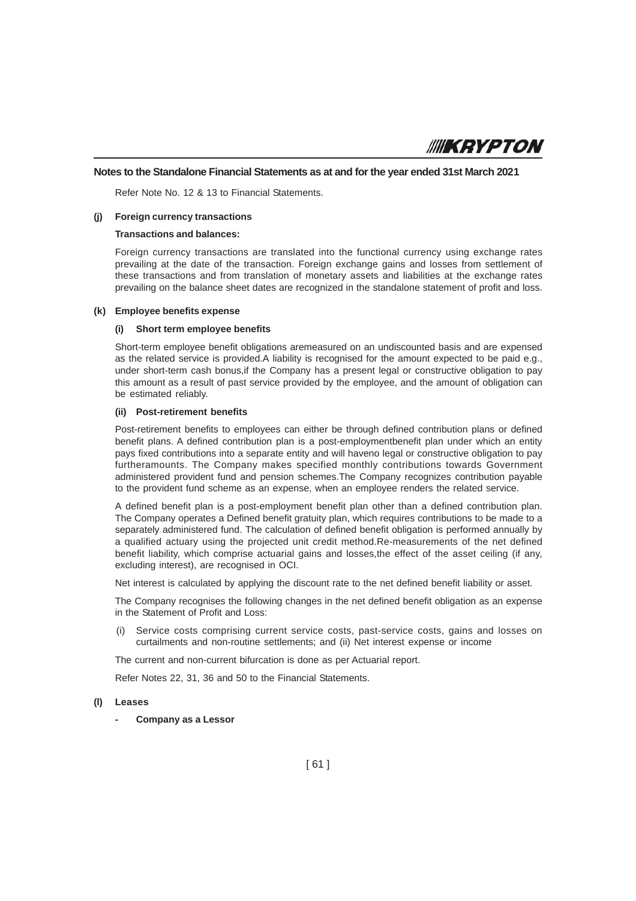Refer Note No. 12 & 13 to Financial Statements.

**(j) Foreign currency transactions**

**Transactions and balances:**

Foreign currency transactions are translated into the functional currency using exchange rates prevailing at the date of the transaction. Foreign exchange gains and losses from settlement of these transactions and from translation of monetary assets and liabilities at the exchange rates prevailing on the balance sheet dates are recognized in the standalone statement of profit and loss.

**(k) Employee benefits expense**

**(i) Short term employee benefits**

Short-term employee benefit obligations aremeasured on an undiscounted basis and are expensed as the related service is provided.A liability is recognised for the amount expected to be paid e.g., under short-term cash bonus,if the Company has a present legal or constructive obligation to pay this amount as a result of past service provided by the employee, and the amount of obligation can be estimated reliably.

**(ii) Post-retirement benefits**

Post-retirement benefits to employees can either be through defined contribution plans or defined benefit plans. A defined contribution plan is a post-employmentbenefit plan under which an entity pays fixed contributions into a separate entity and will haveno legal or constructive obligation to pay furtheramounts. The Company makes specified monthly contributions towards Government administered provident fund and pension schemes.The Company recognizes contribution payable to the provident fund scheme as an expense, when an employee renders the related service.

A defined benefit plan is a post-employment benefit plan other than a defined contribution plan. The Company operates a Defined benefit gratuity plan, which requires contributions to be made to a separately administered fund. The calculation of defined benefit obligation is performed annually by a qualified actuary using the projected unit credit method.Re-measurements of the net defined benefit liability, which comprise actuarial gains and losses,the effect of the asset ceiling (if any, excluding interest), are recognised in OCI.

Net interest is calculated by applying the discount rate to the net defined benefit liability or asset.

The Company recognises the following changes in the net defined benefit obligation as an expense in the Statement of Profit and Loss:

(i) Service costs comprising current service costs, past-service costs, gains and losses on curtailments and non-routine settlements; and (ii) Net interest expense or income

The current and non-current bifurcation is done as per Actuarial report.

Refer Notes 22, 31, 36 and 50 to the Financial Statements.

**(l) Leases**

- **Company as a Lessor**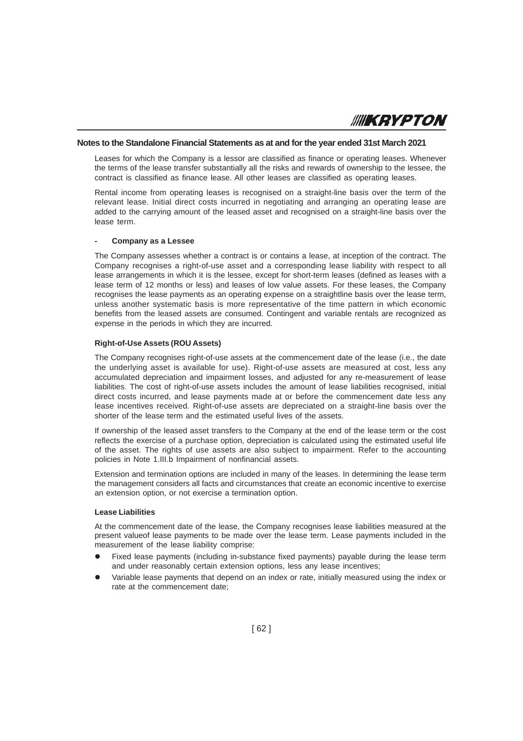## Notes to the Standalone Financial Statements as at and for the year ended 31st March 2021

Leases for which the Company is a lessor are classified as finance or operating leases. Whenever the terms of the lease transfer substantially all the risks and rewards of ownership to the lessee, the contract is classified as finance lease. All other leases are classified as operating leases.

Rental income from operating leases is recognised on a straight-line basis over the term of the relevant lease. Initial direct costs incurred in negotiating and arranging an operating lease are added to the carrying amount of the leased asset and recognised on a straight-line basis over the lease term.

- **Company as a Lessee**

The Company assesses whether a contract is or contains a lease, at inception of the contract. The Company recognises a right-of-use asset and a corresponding lease liability with respect to all lease arrangements in which it is the lessee, except for short-term leases (defined as leases with a lease term of 12 months or less) and leases of low value assets. For these leases, the Company recognises the lease payments as an operating expense on a straightline basis over the lease term, unless another systematic basis is more representative of the time pattern in which economic benefits from the leased assets are consumed. Contingent and variable rentals are recognized as expense in the periods in which they are incurred.

**Right-of-Use Assets (ROU Assets)**

The Company recognises right-of-use assets at the commencement date of the lease (i.e., the date the underlying asset is available for use). Right-of-use assets are measured at cost, less any accumulated depreciation and impairment losses, and adjusted for any re-measurement of lease liabilities. The cost of right-of-use assets includes the amount of lease liabilities recognised, initial direct costs incurred, and lease payments made at or before the commencement date less any lease incentives received. Right-of-use assets are depreciated on a straight-line basis over the shorter of the lease term and the estimated useful lives of the assets.

If ownership of the leased asset transfers to the Company at the end of the lease term or the cost reflects the exercise of a purchase option, depreciation is calculated using the estimated useful life of the asset. The rights of use assets are also subject to impairment. Refer to the accounting policies in Note 1.III.b Impairment of nonfinancial assets.

Extension and termination options are included in many of the leases. In determining the lease term the management considers all facts and circumstances that create an economic incentive to exercise an extension option, or not exercise a termination option.

**Lease Liabilities**

At the commencement date of the lease, the Company recognises lease liabilities measured at the present valueof lease payments to be made over the lease term. Lease payments included in the measurement of the lease liability comprise:

- Fixed lease payments (including in-substance fixed payments) payable during the lease term and under reasonably certain extension options, less any lease incentives;
- Variable lease payments that depend on an index or rate, initially measured using the index or rate at the commencement date;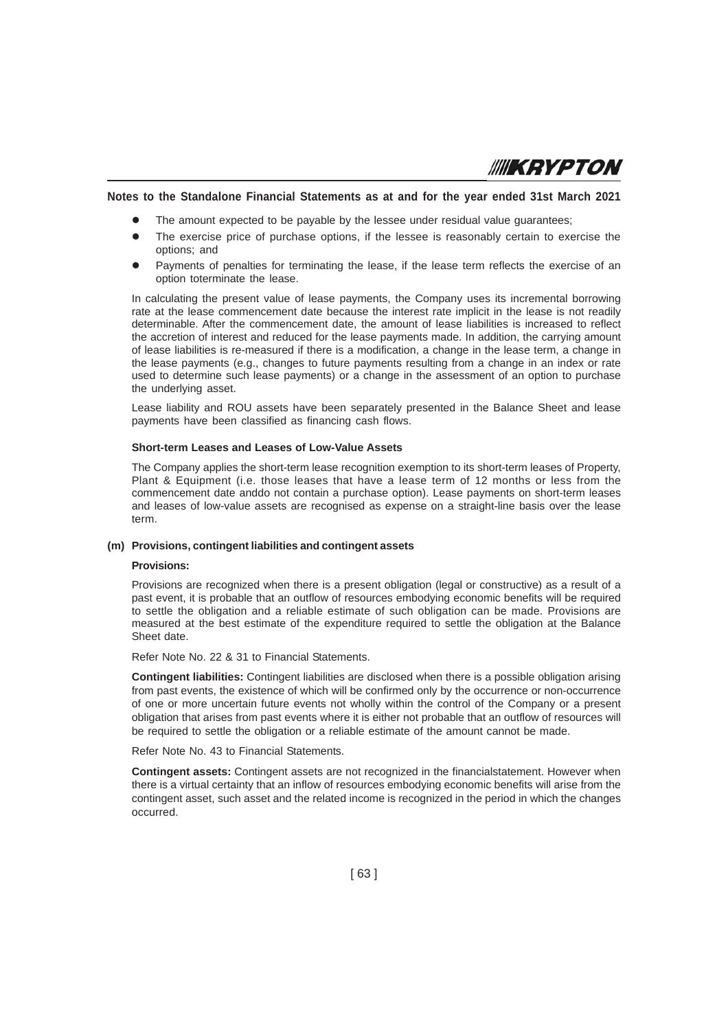**Notes to the Standalone Financial Statements as at and for the year ended 31st March 2021**

- The amount expected to be payable by the lessee under residual value guarantees;
- The exercise price of purchase options, if the lessee is reasonably certain to exercise the options; and
- Payments of penalties for terminating the lease, if the lease term reflects the exercise of an option toterminate the lease.

In calculating the present value of lease payments, the Company uses its incremental borrowing rate at the lease commencement date because the interest rate implicit in the lease is not readily determinable. After the commencement date, the amount of lease liabilities is increased to reflect the accretion of interest and reduced for the lease payments made. In addition, the carrying amount of lease liabilities is re-measured if there is a modification, a change in the lease term, a change in the lease payments (e.g., changes to future payments resulting from a change in an index or rate used to determine such lease payments) or a change in the assessment of an option to purchase the underlying asset.

Lease liability and ROU assets have been separately presented in the Balance Sheet and lease payments have been classified as financing cash flows.

**Short-term Leases and Leases of Low-Value Assets**

The Company applies the short-term lease recognition exemption to its short-term leases of Property, Plant & Equipment (i.e. those leases that have a lease term of 12 months or less from the commencement date anddo not contain a purchase option). Lease payments on short-term leases and leases of low-value assets are recognised as expense on a straight-line basis over the lease term.

**(m) Provisions, contingent liabilities and contingent assets**

**Provisions:**

Provisions are recognized when there is a present obligation (legal or constructive) as a result of a past event, it is probable that an outflow of resources embodying economic benefits will be required to settle the obligation and a reliable estimate of such obligation can be made. Provisions are measured at the best estimate of the expenditure required to settle the obligation at the Balance Sheet date.

Refer Note No. 22 & 31 to Financial Statements.

**Contingent liabilities:** Contingent liabilities are disclosed when there is a possible obligation arising from past events, the existence of which will be confirmed only by the occurrence or non-occurrence of one or more uncertain future events not wholly within the control of the Company or a present obligation that arises from past events where it is either not probable that an outflow of resources will be required to settle the obligation or a reliable estimate of the amount cannot be made.

Refer Note No. 43 to Financial Statements.

**Contingent assets:** Contingent assets are not recognized in the financialstatement. However when there is a virtual certainty that an inflow of resources embodying economic benefits will arise from the contingent asset, such asset and the related income is recognized in the period in which the changes occurred.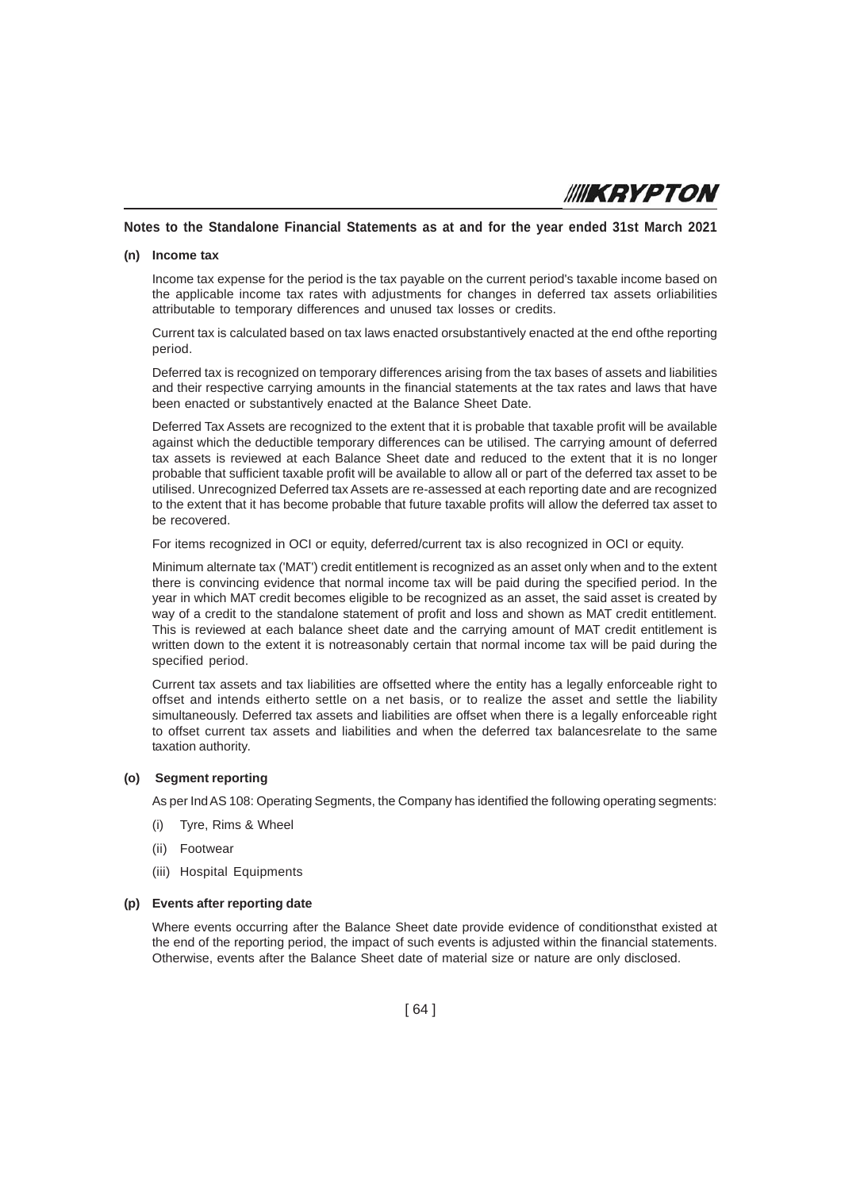**Notes to the Standalone Financial Statements as at and for the year ended 31st March 2021**

**(n) Income tax**

Income tax expense for the period is the tax payable on the current period's taxable income based on the applicable income tax rates with adjustments for changes in deferred tax assets orliabilities attributable to temporary differences and unused tax losses or credits.

Current tax is calculated based on tax laws enacted orsubstantively enacted at the end ofthe reporting period.

Deferred tax is recognized on temporary differences arising from the tax bases of assets and liabilities and their respective carrying amounts in the financial statements at the tax rates and laws that have been enacted or substantively enacted at the Balance Sheet Date.

Deferred Tax Assets are recognized to the extent that it is probable that taxable profit will be available against which the deductible temporary differences can be utilised. The carrying amount of deferred tax assets is reviewed at each Balance Sheet date and reduced to the extent that it is no longer probable that sufficient taxable profit will be available to allow all or part of the deferred tax asset to be utilised. Unrecognized Deferred tax Assets are re-assessed at each reporting date and are recognized to the extent that it has become probable that future taxable profits will allow the deferred tax asset to be recovered.

For items recognized in OCI or equity, deferred/current tax is also recognized in OCI or equity.

Minimum alternate tax ('MAT') credit entitlement is recognized as an asset only when and to the extent there is convincing evidence that normal income tax will be paid during the specified period. In the year in which MAT credit becomes eligible to be recognized as an asset, the said asset is created by way of a credit to the standalone statement of profit and loss and shown as MAT credit entitlement. This is reviewed at each balance sheet date and the carrying amount of MAT credit entitlement is written down to the extent it is notreasonably certain that normal income tax will be paid during the specified period.

Current tax assets and tax liabilities are offsetted where the entity has a legally enforceable right to offset and intends eitherto settle on a net basis, or to realize the asset and settle the liability simultaneously. Deferred tax assets and liabilities are offset when there is a legally enforceable right to offset current tax assets and liabilities and when the deferred tax balancesrelate to the same taxation authority.

**(o) Segment reporting**

As per Ind AS 108: Operating Segments, the Company has identified the following operating segments:

(i) Tyre, Rims & Wheel

(ii) Footwear

(iii) Hospital Equipments

**(p) Events after reporting date**

Where events occurring after the Balance Sheet date provide evidence of conditionsthat existed at the end of the reporting period, the impact of such events is adjusted within the financial statements. Otherwise, events after the Balance Sheet date of material size or nature are only disclosed.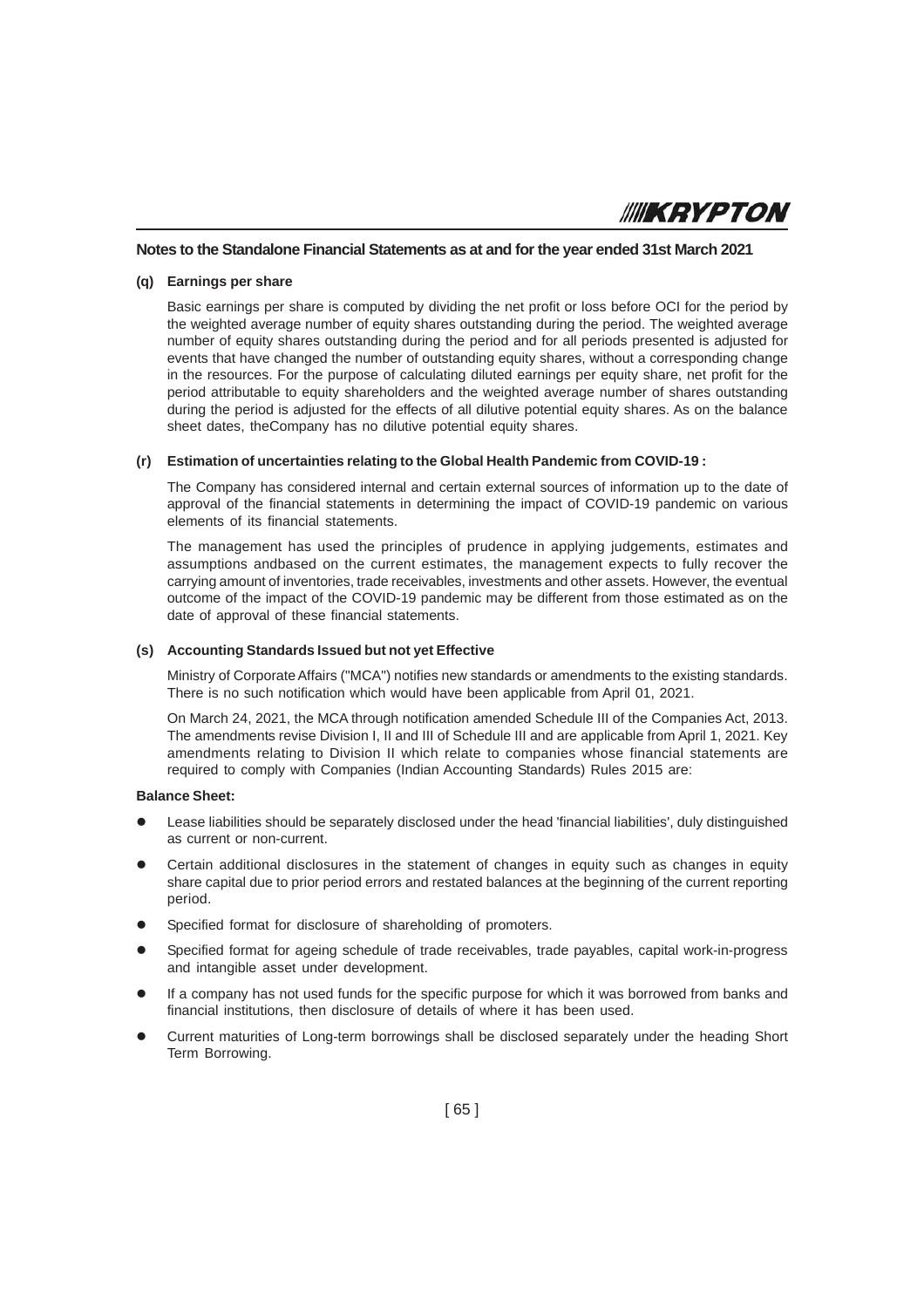## Notes to the Standalone Financial Statements as at and for the year ended 31st March 2021

### (q) Earnings per share

Basic earnings per share is computed by dividing the net profit or loss before OCI for the period by the weighted average number of equity shares outstanding during the period. The weighted average number of equity shares outstanding during the period and for all periods presented is adjusted for events that have changed the number of outstanding equity shares, without a corresponding change in the resources. For the purpose of calculating diluted earnings per equity share, net profit for the period attributable to equity shareholders and the weighted average number of shares outstanding during the period is adjusted for the effects of all dilutive potential equity shares. As on the balance sheet dates, theCompany has no dilutive potential equity shares.

### (r) Estimation of uncertainties relating to the Global Health Pandemic from COVID-19 :

The Company has considered internal and certain external sources of information up to the date of approval of the financial statements in determining the impact of COVID-19 pandemic on various elements of its financial statements.

The management has used the principles of prudence in applying judgements, estimates and assumptions andbased on the current estimates, the management expects to fully recover the carrying amount of inventories, trade receivables, investments and other assets. However, the eventual outcome of the impact of the COVID-19 pandemic may be different from those estimated as on the date of approval of these financial statements.

### (s) Accounting Standards Issued but not yet Effective

Ministry of Corporate Affairs ("MCA") notifies new standards or amendments to the existing standards. There is no such notification which would have been applicable from April 01, 2021.

On March 24, 2021, the MCA through notification amended Schedule III of the Companies Act, 2013. The amendments revise Division I, II and III of Schedule III and are applicable from April 1, 2021. Key amendments relating to Division II which relate to companies whose financial statements are required to comply with Companies (Indian Accounting Standards) Rules 2015 are:

**Balance Sheet:**

- Lease liabilities should be separately disclosed under the head 'financial liabilities', duly distinguished as current or non-current.
- Certain additional disclosures in the statement of changes in equity such as changes in equity share capital due to prior period errors and restated balances at the beginning of the current reporting period.
- Specified format for disclosure of shareholding of promoters.
- Specified format for ageing schedule of trade receivables, trade payables, capital work-in-progress and intangible asset under development.
- If a company has not used funds for the specific purpose for which it was borrowed from banks and financial institutions, then disclosure of details of where it has been used.
- Current maturities of Long-term borrowings shall be disclosed separately under the heading Short Term Borrowing.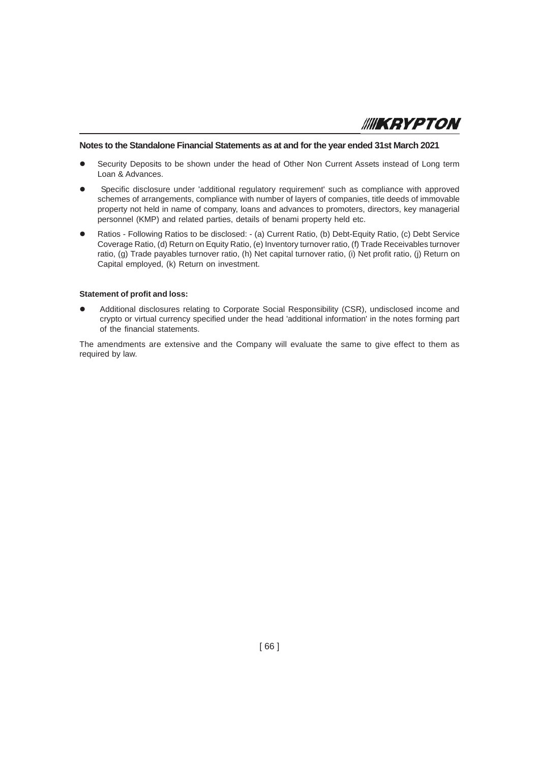**Notes to the Standalone Financial Statements as at and for the year ended 31st March 2021**

- Security Deposits to be shown under the head of Other Non Current Assets instead of Long term Loan & Advances.
- Specific disclosure under 'additional regulatory requirement' such as compliance with approved schemes of arrangements, compliance with number of layers of companies, title deeds of immovable property not held in name of company, loans and advances to promoters, directors, key managerial personnel (KMP) and related parties, details of benami property held etc.
- Ratios - Following Ratios to be disclosed: - (a) Current Ratio, (b) Debt-Equity Ratio, (c) Debt Service Coverage Ratio, (d) Return on Equity Ratio, (e) Inventory turnover ratio, (f) Trade Receivables turnover ratio, (g) Trade payables turnover ratio, (h) Net capital turnover ratio, (i) Net profit ratio, (j) Return on Capital employed, (k) Return on investment.

**Statement of profit and loss:**

- Additional disclosures relating to Corporate Social Responsibility (CSR), undisclosed income and crypto or virtual currency specified under the head 'additional information' in the notes forming part of the financial statements.

The amendments are extensive and the Company will evaluate the same to give effect to them as required by law.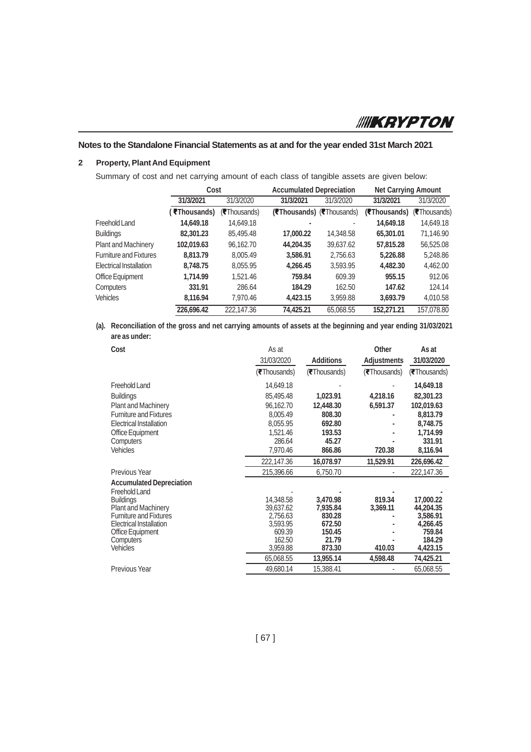## Notes to the Standalone Financial Statements as at and for the year ended 31st March 2021

### 2 Property, Plant And Equipment

Summary of cost and net carrying amount of each class of tangible assets are given below:

| | Cost | | Accumulated Depreciation | | Net Carrying Amount | |
|---|---|---|---|---|---|---|
| | **31/3/2021** | 31/3/2020 | **31/3/2021** | 31/3/2020 | **31/3/2021** | 31/3/2020 |
| | **(₹Thousands)** | (₹Thousands) | **(₹Thousands)** | (₹Thousands) | **(₹Thousands)** | (₹Thousands) |
| Freehold Land | **14,649.18** | 14,649.18 | **-** | - | **14,649.18** | 14,649.18 |
| Buildings | **82,301.23** | 85,495.48 | **17,000.22** | 14,348.58 | **65,301.01** | 71,146.90 |
| Plant and Machinery | **102,019.63** | 96,162.70 | **44,204.35** | 39,637.62 | **57,815.28** | 56,525.08 |
| Furniture and Fixtures | **8,813.79** | 8,005.49 | **3,586.91** | 2,756.63 | **5,226.88** | 5,248.86 |
| Electrical Installation | **8,748.75** | 8,055.95 | **4,266.45** | 3,593.95 | **4,482.30** | 4,462.00 |
| Office Equipment | **1,714.99** | 1,521.46 | **759.84** | 609.39 | **955.15** | 912.06 |
| Computers | **331.91** | 286.64 | **184.29** | 162.50 | **147.62** | 124.14 |
| Vehicles | **8,116.94** | 7,970.46 | **4,423.15** | 3,959.88 | **3,693.79** | 4,010.58 |
| | **226,696.42** | 222,147.36 | **74,425.21** | 65,068.55 | **152,271.21** | 157,078.80 |

**(a). Reconciliation of the gross and net carrying amounts of assets at the beginning and year ending 31/03/2021 are as under:**

| Cost | As at 31/03/2020 | Additions | Other Adjustments | As at 31/03/2020 |
|---|---|---|---|---|
| | (₹Thousands) | (₹Thousands) | (₹Thousands) | (₹Thousands) |
| Freehold Land | 14,649.18 | - | - | **14,649.18** |
| Buildings | 85,495.48 | **1,023.91** | **4,218.16** | **82,301.23** |
| Plant and Machinery | 96,162.70 | **12,448.30** | **6,591.37** | **102,019.63** |
| Furniture and Fixtures | 8,005.49 | **808.30** | **-** | **8,813.79** |
| Electrical Installation | 8,055.95 | **692.80** | **-** | **8,748.75** |
| Office Equipment | 1,521.46 | **193.53** | **-** | **1,714.99** |
| Computers | 286.64 | **45.27** | **-** | **331.91** |
| Vehicles | 7,970.46 | **866.86** | **720.38** | **8,116.94** |
| | 222,147.36 | **16,078.97** | **11,529.91** | **226,696.42** |
| Previous Year | 215,396.66 | 6,750.70 | - | 222,147.36 |
| **Accumulated Depreciation** | | | | |
| Freehold Land | - | **-** | **-** | **-** |
| Buildings | 14,348.58 | **3,470.98** | **819.34** | **17,000.22** |
| Plant and Machinery | 39,637.62 | **7,935.84** | **3,369.11** | **44,204.35** |
| Furniture and Fixtures | 2,756.63 | **830.28** | **-** | **3,586.91** |
| Electrical Installation | 3,593.95 | **672.50** | **-** | **4,266.45** |
| Office Equipment | 609.39 | **150.45** | **-** | **759.84** |
| Computers | 162.50 | **21.79** | **-** | **184.29** |
| Vehicles | 3,959.88 | **873.30** | **410.03** | **4,423.15** |
| | 65,068.55 | **13,955.14** | **4,598.48** | **74,425.21** |
| Previous Year | 49,680.14 | 15,388.41 | - | 65,068.55 |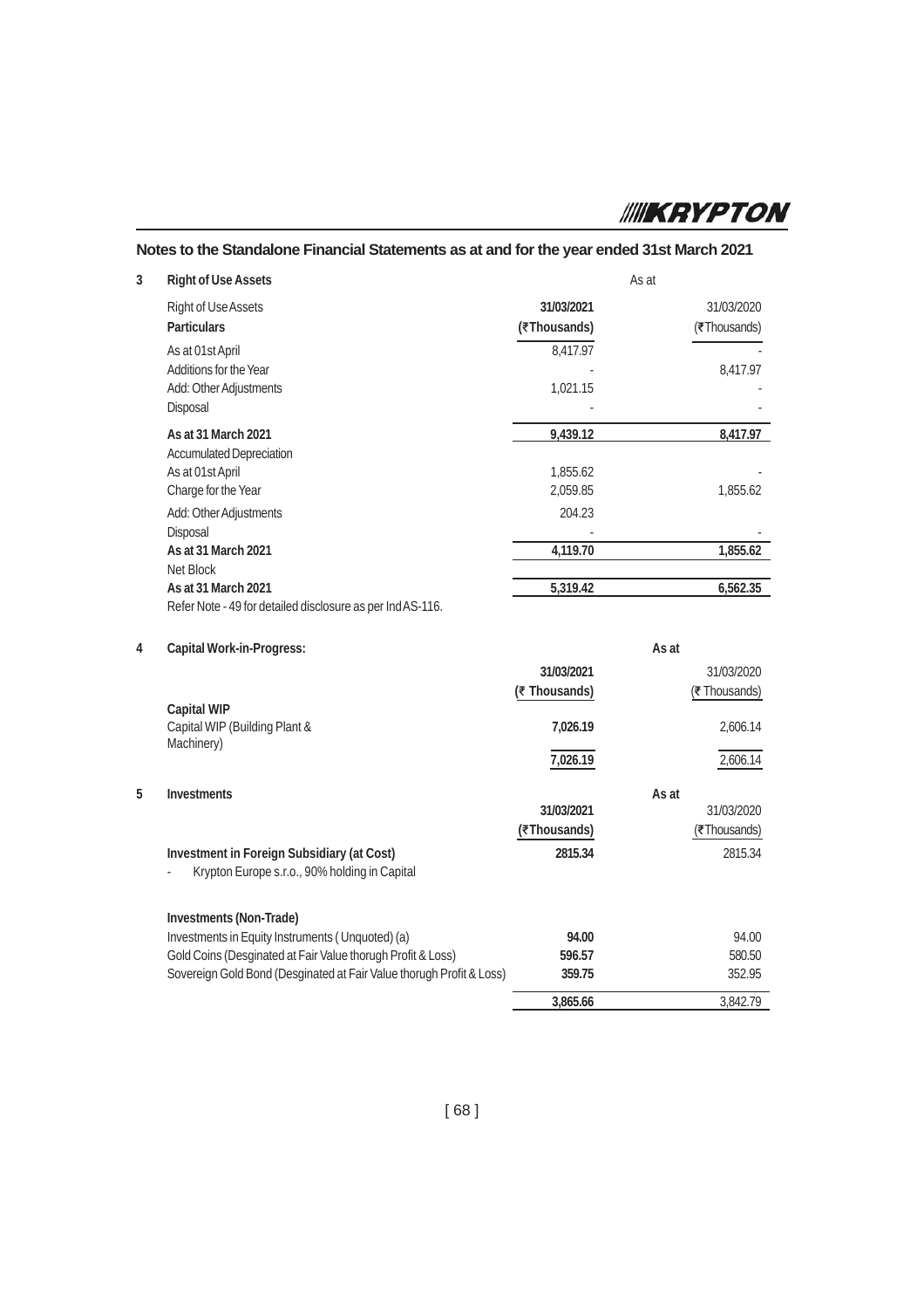## Notes to the Standalone Financial Statements as at and for the year ended 31st March 2021

### 3 Right of Use Assets

| Right of Use Assets | As at 31/03/2021 | 31/03/2020 |
|---|---|---|
| **Particulars** | **(₹Thousands)** | (₹Thousands) |
| As at 01st April | 8,417.97 | - |
| Additions for the Year | - | 8,417.97 |
| Add: Other Adjustments | 1,021.15 | - |
| Disposal | - | - |
| **As at 31 March 2021** | **9,439.12** | **8,417.97** |
| Accumulated Depreciation | | |
| As at 01st April | 1,855.62 | - |
| Charge for the Year | 2,059.85 | 1,855.62 |
| Add: Other Adjustments | 204.23 | |
| Disposal | - | - |
| **As at 31 March 2021** | **4,119.70** | **1,855.62** |
| Net Block | | |
| **As at 31 March 2021** | **5,319.42** | **6,562.35** |

Refer Note - 49 for detailed disclosure as per Ind AS-116.

### 4 Capital Work-in-Progress:

| | As at 31/03/2021 | 31/03/2020 |
|---|---|---|
| | **(₹ Thousands)** | (₹ Thousands) |
| **Capital WIP** | | |
| Capital WIP (Building Plant & Machinery) | **7,026.19** | 2,606.14 |
| | **7,026.19** | 2,606.14 |

### 5 Investments

| | As at 31/03/2021 | 31/03/2020 |
|---|---|---|
| | **(₹Thousands)** | (₹Thousands) |
| **Investment in Foreign Subsidiary (at Cost)** | **2815.34** | 2815.34 |
| - Krypton Europe s.r.o., 90% holding in Capital | | |
| **Investments (Non-Trade)** | | |
| Investments in Equity Instruments ( Unquoted) (a) | **94.00** | 94.00 |
| Gold Coins (Desginated at Fair Value thorugh Profit & Loss) | **596.57** | 580.50 |
| Sovereign Gold Bond (Desginated at Fair Value thorugh Profit & Loss) | **359.75** | 352.95 |
| | **3,865.66** | 3,842.79 |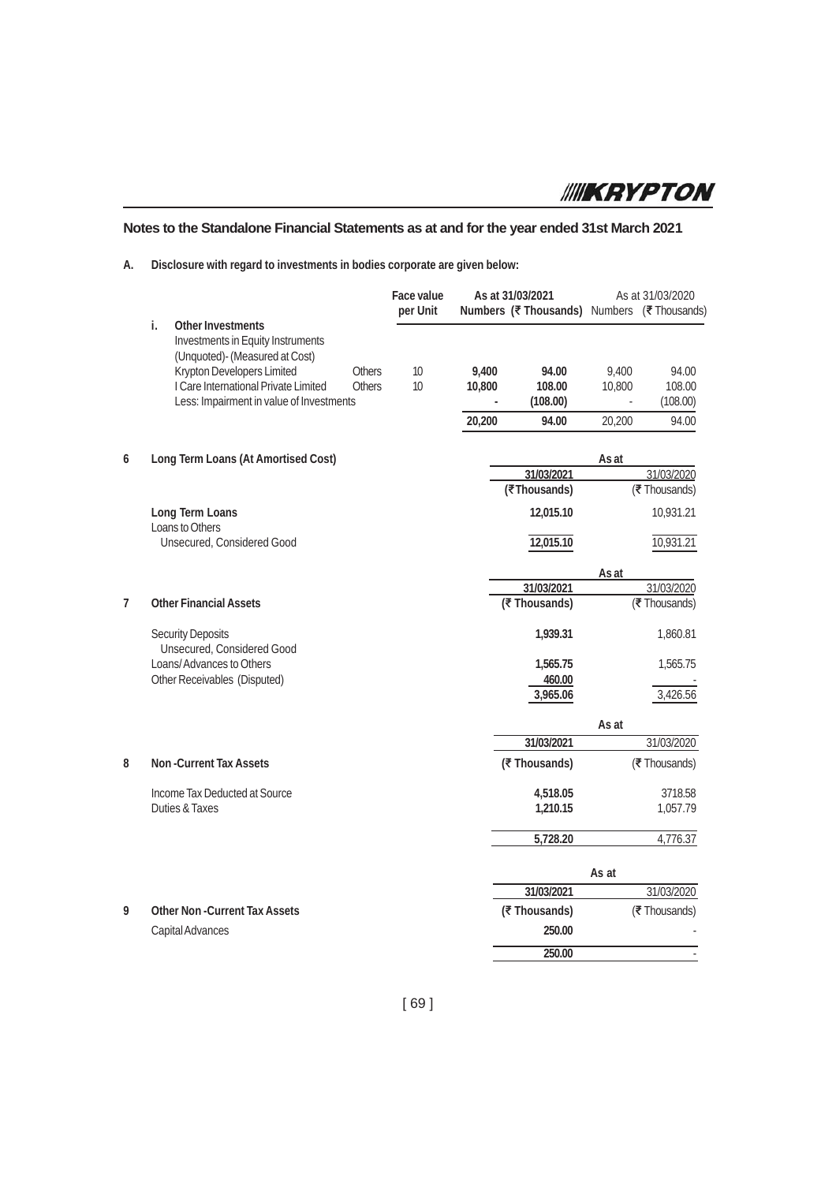## Notes to the Standalone Financial Statements as at and for the year ended 31st March 2021

**A. Disclosure with regard to investments in bodies corporate are given below:**

| | | Face value per Unit | As at 31/03/2021 Numbers | As at 31/03/2021 (₹ Thousands) | As at 31/03/2020 Numbers | As at 31/03/2020 (₹ Thousands) |
|---|---|---|---|---|---|---|
| **i. Other Investments** | | | | | | |
| Investments in Equity Instruments (Unquoted)- (Measured at Cost) | | | | | | |
| Krypton Developers Limited | Others | 10 | **9,400** | **94.00** | 9,400 | 94.00 |
| I Care International Private Limited | Others | 10 | **10,800** | **108.00** | 10,800 | 108.00 |
| Less: Impairment in value of Investments | | | **-** | **(108.00)** | - | (108.00) |
| | | | **20,200** | **94.00** | 20,200 | 94.00 |

**6 Long Term Loans (At Amortised Cost)**

| | As at 31/03/2021 (₹Thousands) | As at 31/03/2020 (₹ Thousands) |
|---|---|---|
| **Long Term Loans** | **12,015.10** | 10,931.21 |
| Loans to Others | | |
| Unsecured, Considered Good | **12,015.10** | 10,931.21 |

**7 Other Financial Assets**

| | As at 31/03/2021 (₹ Thousands) | As at 31/03/2020 (₹ Thousands) |
|---|---|---|
| Security Deposits | **1,939.31** | 1,860.81 |
| Unsecured, Considered Good | | |
| Loans/ Advances to Others | **1,565.75** | 1,565.75 |
| Other Receivables (Disputed) | **460.00** | - |
| | **3,965.06** | 3,426.56 |

**8 Non -Current Tax Assets**

| | As at 31/03/2021 (₹ Thousands) | As at 31/03/2020 (₹ Thousands) |
|---|---|---|
| Income Tax Deducted at Source | **4,518.05** | 3718.58 |
| Duties & Taxes | **1,210.15** | 1,057.79 |
| | **5,728.20** | 4,776.37 |

**9 Other Non -Current Tax Assets**

| | As at 31/03/2021 (₹ Thousands) | As at 31/03/2020 (₹ Thousands) |
|---|---|---|
| Capital Advances | **250.00** | - |
| | **250.00** | - |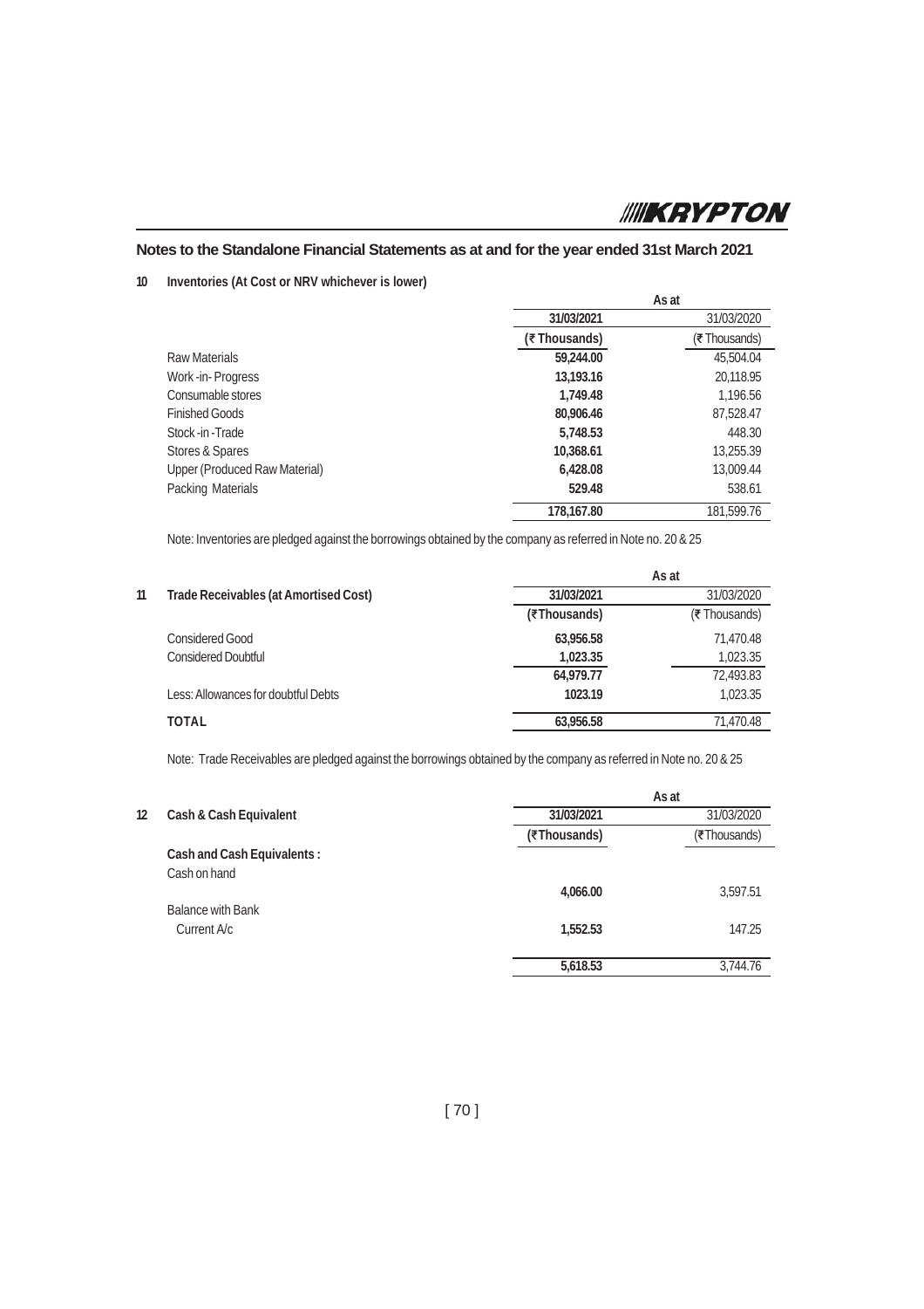## Notes to the Standalone Financial Statements as at and for the year ended 31st March 2021

**10 Inventories (At Cost or NRV whichever is lower)**

| | As at | |
|---|---|---|
| | **31/03/2021** | 31/03/2020 |
| | **(₹ Thousands)** | (₹ Thousands) |
| Raw Materials | **59,244.00** | 45,504.04 |
| Work -in- Progress | **13,193.16** | 20,118.95 |
| Consumable stores | **1,749.48** | 1,196.56 |
| Finished Goods | **80,906.46** | 87,528.47 |
| Stock -in -Trade | **5,748.53** | 448.30 |
| Stores & Spares | **10,368.61** | 13,255.39 |
| Upper (Produced Raw Material) | **6,428.08** | 13,009.44 |
| Packing Materials | **529.48** | 538.61 |
| | **178,167.80** | 181,599.76 |

Note: Inventories are pledged against the borrowings obtained by the company as referred in Note no. 20 & 25

| **11 Trade Receivables (at Amortised Cost)** | As at | |
|---|---|---|
| | **31/03/2021** | 31/03/2020 |
| | **(₹Thousands)** | (₹ Thousands) |
| Considered Good | **63,956.58** | 71,470.48 |
| Considered Doubtful | **1,023.35** | 1,023.35 |
| | **64,979.77** | 72,493.83 |
| Less: Allowances for doubtful Debts | **1023.19** | 1,023.35 |
| **TOTAL** | **63,956.58** | 71,470.48 |

Note: Trade Receivables are pledged against the borrowings obtained by the company as referred in Note no. 20 & 25

| **12 Cash & Cash Equivalent** | As at | |
|---|---|---|
| | **31/03/2021** | 31/03/2020 |
| | **(₹Thousands)** | (₹Thousands) |
| **Cash and Cash Equivalents :** | | |
| Cash on hand | **4,066.00** | 3,597.51 |
| Balance with Bank | | |
| Current A/c | **1,552.53** | 147.25 |
| | **5,618.53** | 3,744.76 |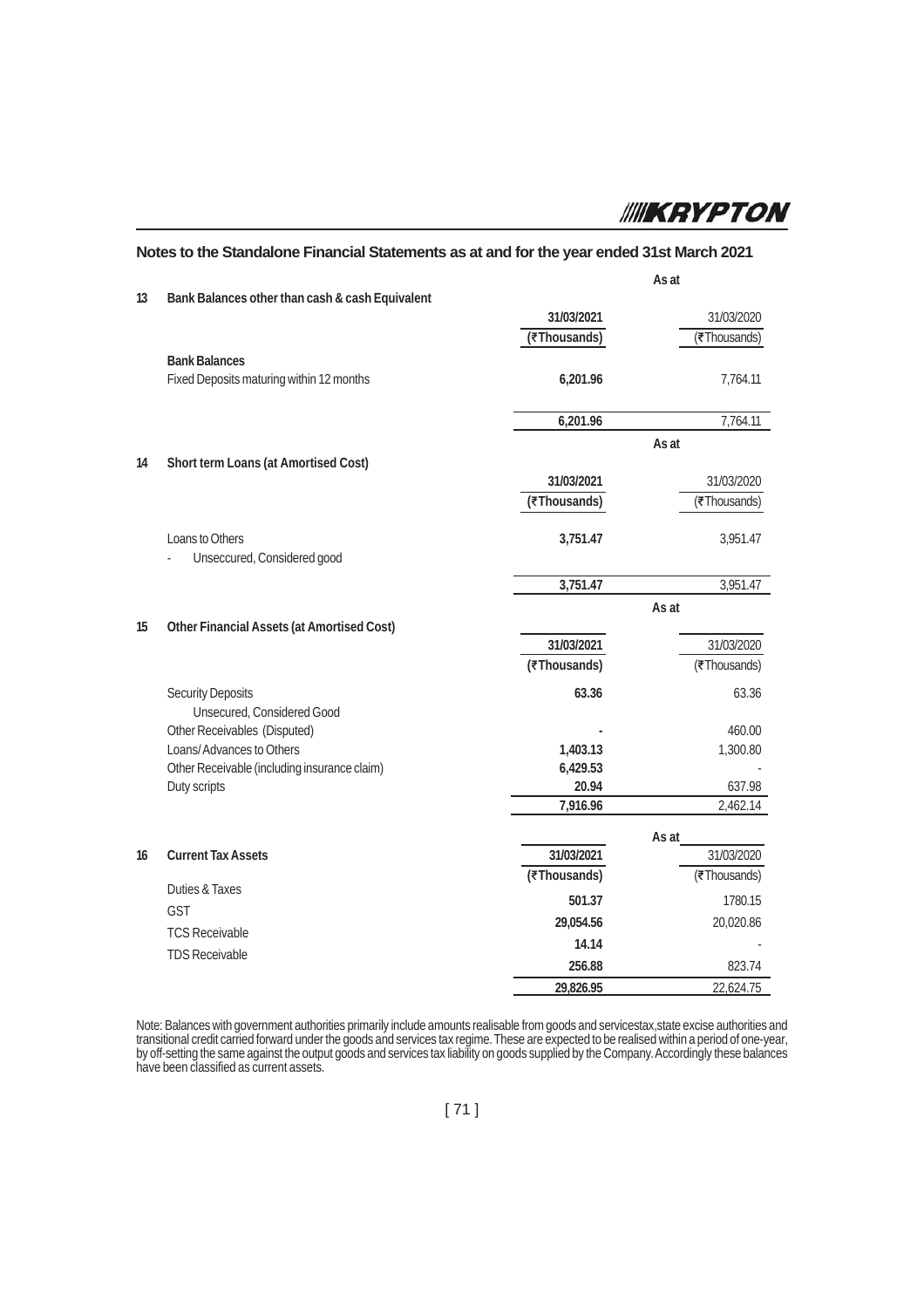## Notes to the Standalone Financial Statements as at and for the year ended 31st March 2021

**13 Bank Balances other than cash & cash Equivalent**

| | As at 31/03/2021 (₹Thousands) | As at 31/03/2020 (₹Thousands) |
|---|---|---|
| **Bank Balances** | | |
| Fixed Deposits maturing within 12 months | **6,201.96** | 7,764.11 |
| | **6,201.96** | 7,764.11 |

**14 Short term Loans (at Amortised Cost)**

| | As at 31/03/2021 (₹Thousands) | As at 31/03/2020 (₹Thousands) |
|---|---|---|
| Loans to Others | **3,751.47** | 3,951.47 |
| - Unseccured, Considered good | | |
| | **3,751.47** | 3,951.47 |

**15 Other Financial Assets (at Amortised Cost)**

| | As at 31/03/2021 (₹Thousands) | As at 31/03/2020 (₹Thousands) |
|---|---|---|
| Security Deposits | **63.36** | 63.36 |
| Unsecured, Considered Good | | |
| Other Receivables (Disputed) | **-** | 460.00 |
| Loans/ Advances to Others | **1,403.13** | 1,300.80 |
| Other Receivable (including insurance claim) | **6,429.53** | - |
| Duty scripts | **20.94** | 637.98 |
| | **7,916.96** | 2,462.14 |

**16 Current Tax Assets**

| | As at 31/03/2021 (₹Thousands) | As at 31/03/2020 (₹Thousands) |
|---|---|---|
| Duties & Taxes | **501.37** | 1780.15 |
| GST | **29,054.56** | 20,020.86 |
| TCS Receivable | **14.14** | - |
| TDS Receivable | **256.88** | 823.74 |
| | **29,826.95** | 22,624.75 |

Note: Balances with government authorities primarily include amounts realisable from goods and servicestax,state excise authorities and transitional credit carried forward under the goods and services tax regime. These are expected to be realised within a period of one-year, by off-setting the same against the output goods and services tax liability on goods supplied by the Company. Accordingly these balances have been classified as current assets.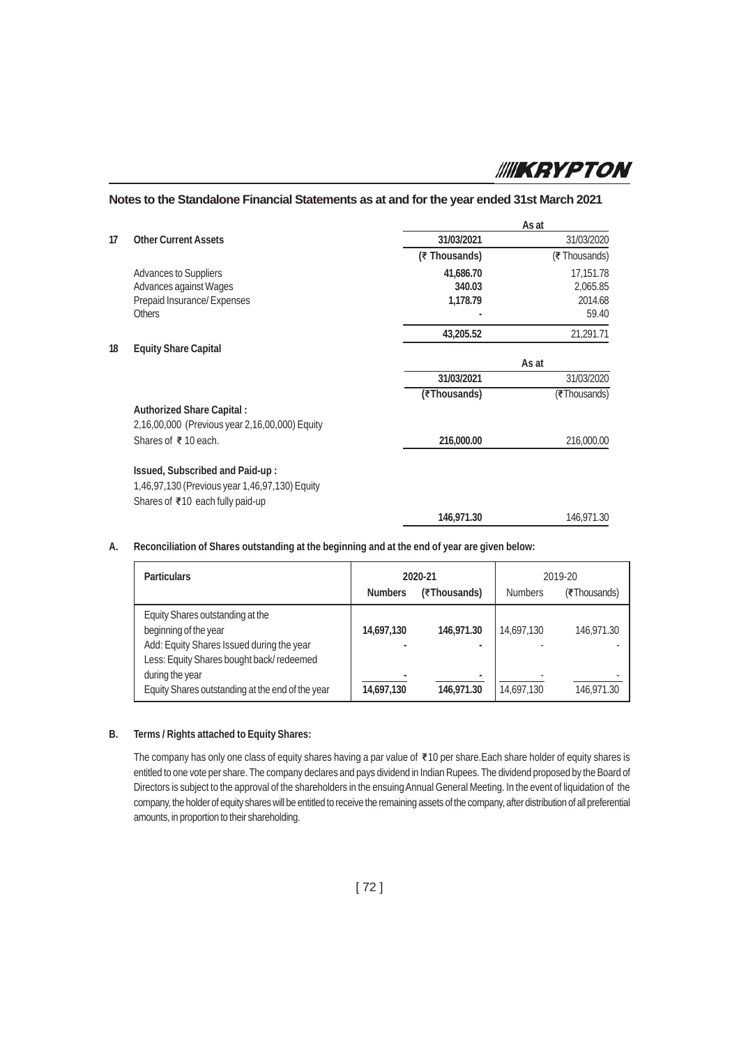## Notes to the Standalone Financial Statements as at and for the year ended 31st March 2021

**17 Other Current Assets**

| | As at 31/03/2021 | As at 31/03/2020 |
|---|---|---|
| | **(₹ Thousands)** | (₹ Thousands) |
| Advances to Suppliers | **41,686.70** | 17,151.78 |
| Advances against Wages | **340.03** | 2,065.85 |
| Prepaid Insurance/ Expenses | **1,178.79** | 2014.68 |
| Others | **-** | 59.40 |
| | **43,205.52** | 21,291.71 |

**18 Equity Share Capital**

| | As at 31/03/2021 | As at 31/03/2020 |
|---|---|---|
| | **(₹Thousands)** | (₹Thousands) |
| **Authorized Share Capital :** 2,16,00,000 (Previous year 2,16,00,000) Equity Shares of ₹ 10 each. | **216,000.00** | 216,000.00 |
| **Issued, Subscribed and Paid-up :** 1,46,97,130 (Previous year 1,46,97,130) Equity Shares of ₹10 each fully paid-up | **146,971.30** | 146,971.30 |

**A. Reconciliation of Shares outstanding at the beginning and at the end of year are given below:**

| Particulars | 2020-21 | | 2019-20 | |
|---|---|---|---|---|
| | **Numbers** | **(₹Thousands)** | Numbers | (₹Thousands) |
| Equity Shares outstanding at the beginning of the year | **14,697,130** | **146,971.30** | 14,697,130 | 146,971.30 |
| Add: Equity Shares Issued during the year | **-** | **-** | - | - |
| Less: Equity Shares bought back/ redeemed during the year | **-** | **-** | - | - |
| Equity Shares outstanding at the end of the year | **14,697,130** | **146,971.30** | 14,697,130 | 146,971.30 |

**B. Terms / Rights attached to Equity Shares:**

The company has only one class of equity shares having a par value of ₹10 per share.Each share holder of equity shares is entitled to one vote per share. The company declares and pays dividend in Indian Rupees. The dividend proposed by the Board of Directors is subject to the approval of the shareholders in the ensuing Annual General Meeting. In the event of liquidation of the company, the holder of equity shares will be entitled to receive the remaining assets of the company, after distribution of all preferential amounts, in proportion to their shareholding.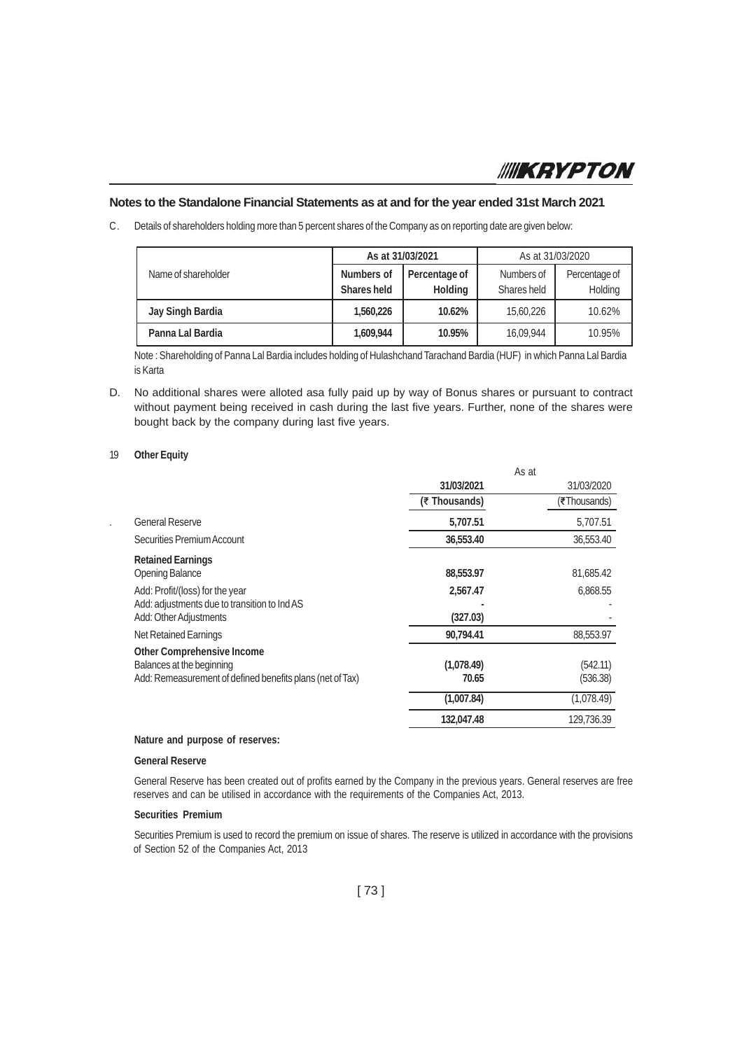## Notes to the Standalone Financial Statements as at and for the year ended 31st March 2021

C. Details of shareholders holding more than 5 percent shares of the Company as on reporting date are given below:

| Name of shareholder | As at 31/03/2021 | | As at 31/03/2020 | |
|---|---|---|---|---|
| | **Numbers of Shares held** | **Percentage of Holding** | Numbers of Shares held | Percentage of Holding |
| **Jay Singh Bardia** | **1,560,226** | **10.62%** | 15,60,226 | 10.62% |
| **Panna Lal Bardia** | **1,609,944** | **10.95%** | 16,09,944 | 10.95% |

Note : Shareholding of Panna Lal Bardia includes holding of Hulashchand Tarachand Bardia (HUF) in which Panna Lal Bardia is Karta

D. No additional shares were alloted asa fully paid up by way of Bonus shares or pursuant to contract without payment being received in cash during the last five years. Further, none of the shares were bought back by the company during last five years.

### 19 Other Equity

| | As at | |
|---|---|---|
| | **31/03/2021** | 31/03/2020 |
| | **(₹ Thousands)** | (₹Thousands) |
| General Reserve | **5,707.51** | 5,707.51 |
| Securities Premium Account | **36,553.40** | 36,553.40 |
| **Retained Earnings** | | |
| Opening Balance | **88,553.97** | 81,685.42 |
| Add: Profit/(loss) for the year | **2,567.47** | 6,868.55 |
| Add: adjustments due to transition to Ind AS | **-** | - |
| Add: Other Adjustments | **(327.03)** | - |
| Net Retained Earnings | **90,794.41** | 88,553.97 |
| **Other Comprehensive Income** | | |
| Balances at the beginning | **(1,078.49)** | (542.11) |
| Add: Remeasurement of defined benefits plans (net of Tax) | **70.65** | (536.38) |
| | **(1,007.84)** | (1,078.49) |
| | **132,047.48** | 129,736.39 |

**Nature and purpose of reserves:**

**General Reserve**

General Reserve has been created out of profits earned by the Company in the previous years. General reserves are free reserves and can be utilised in accordance with the requirements of the Companies Act, 2013.

**Securities Premium**

Securities Premium is used to record the premium on issue of shares. The reserve is utilized in accordance with the provisions of Section 52 of the Companies Act, 2013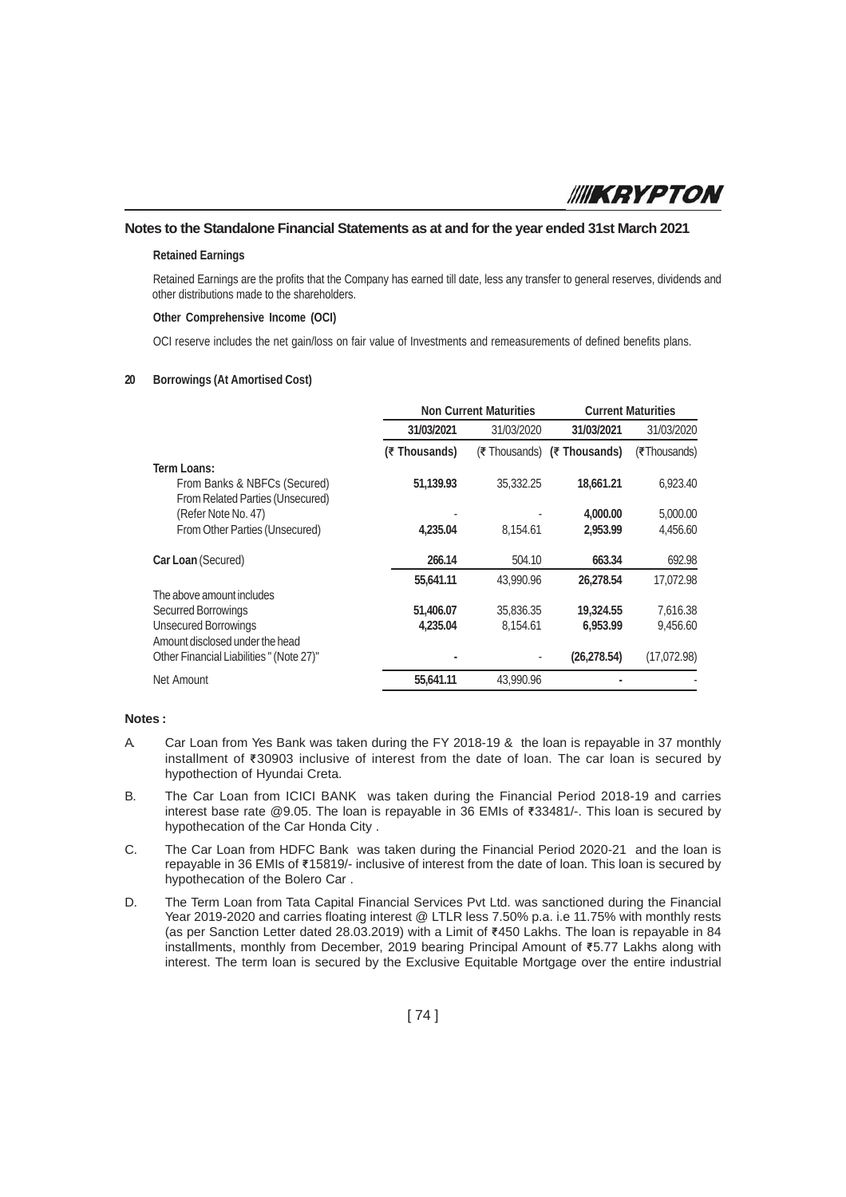## Notes to the Standalone Financial Statements as at and for the year ended 31st March 2021

**Retained Earnings**

Retained Earnings are the profits that the Company has earned till date, less any transfer to general reserves, dividends and other distributions made to the shareholders.

**Other Comprehensive Income (OCI)**

OCI reserve includes the net gain/loss on fair value of Investments and remeasurements of defined benefits plans.

**20 Borrowings (At Amortised Cost)**

| | Non Current Maturities | | Current Maturities | |
|---|---|---|---|---|
| | **31/03/2021** | 31/03/2020 | **31/03/2021** | 31/03/2020 |
| | **(₹ Thousands)** | (₹ Thousands) | **(₹ Thousands)** | (₹Thousands) |
| **Term Loans:** | | | | |
| From Banks & NBFCs (Secured) | **51,139.93** | 35,332.25 | **18,661.21** | 6,923.40 |
| From Related Parties (Unsecured) (Refer Note No. 47) | - | - | **4,000.00** | 5,000.00 |
| From Other Parties (Unsecured) | **4,235.04** | 8,154.61 | **2,953.99** | 4,456.60 |
| **Car Loan** (Secured) | **266.14** | 504.10 | **663.34** | 692.98 |
| | **55,641.11** | 43,990.96 | **26,278.54** | 17,072.98 |
| The above amount includes | | | | |
| Securred Borrowings | **51,406.07** | 35,836.35 | **19,324.55** | 7,616.38 |
| Unsecured Borrowings | **4,235.04** | 8,154.61 | **6,953.99** | 9,456.60 |
| Amount disclosed under the head Other Financial Liabilities " (Note 27)" | **-** | - | **(26,278.54)** | (17,072.98) |
| Net Amount | **55,641.11** | 43,990.96 | **-** | - |

**Notes :**

A. Car Loan from Yes Bank was taken during the FY 2018-19 & the loan is repayable in 37 monthly installment of ₹30903 inclusive of interest from the date of loan. The car loan is secured by hypothection of Hyundai Creta.

B. The Car Loan from ICICI BANK was taken during the Financial Period 2018-19 and carries interest base rate @9.05. The loan is repayable in 36 EMIs of ₹33481/-. This loan is secured by hypothecation of the Car Honda City .

C. The Car Loan from HDFC Bank was taken during the Financial Period 2020-21 and the loan is repayable in 36 EMIs of ₹15819/- inclusive of interest from the date of loan. This loan is secured by hypothecation of the Bolero Car .

D. The Term Loan from Tata Capital Financial Services Pvt Ltd. was sanctioned during the Financial Year 2019-2020 and carries floating interest @ LTLR less 7.50% p.a. i.e 11.75% with monthly rests (as per Sanction Letter dated 28.03.2019) with a Limit of ₹450 Lakhs. The loan is repayable in 84 installments, monthly from December, 2019 bearing Principal Amount of ₹5.77 Lakhs along with interest. The term loan is secured by the Exclusive Equitable Mortgage over the entire industrial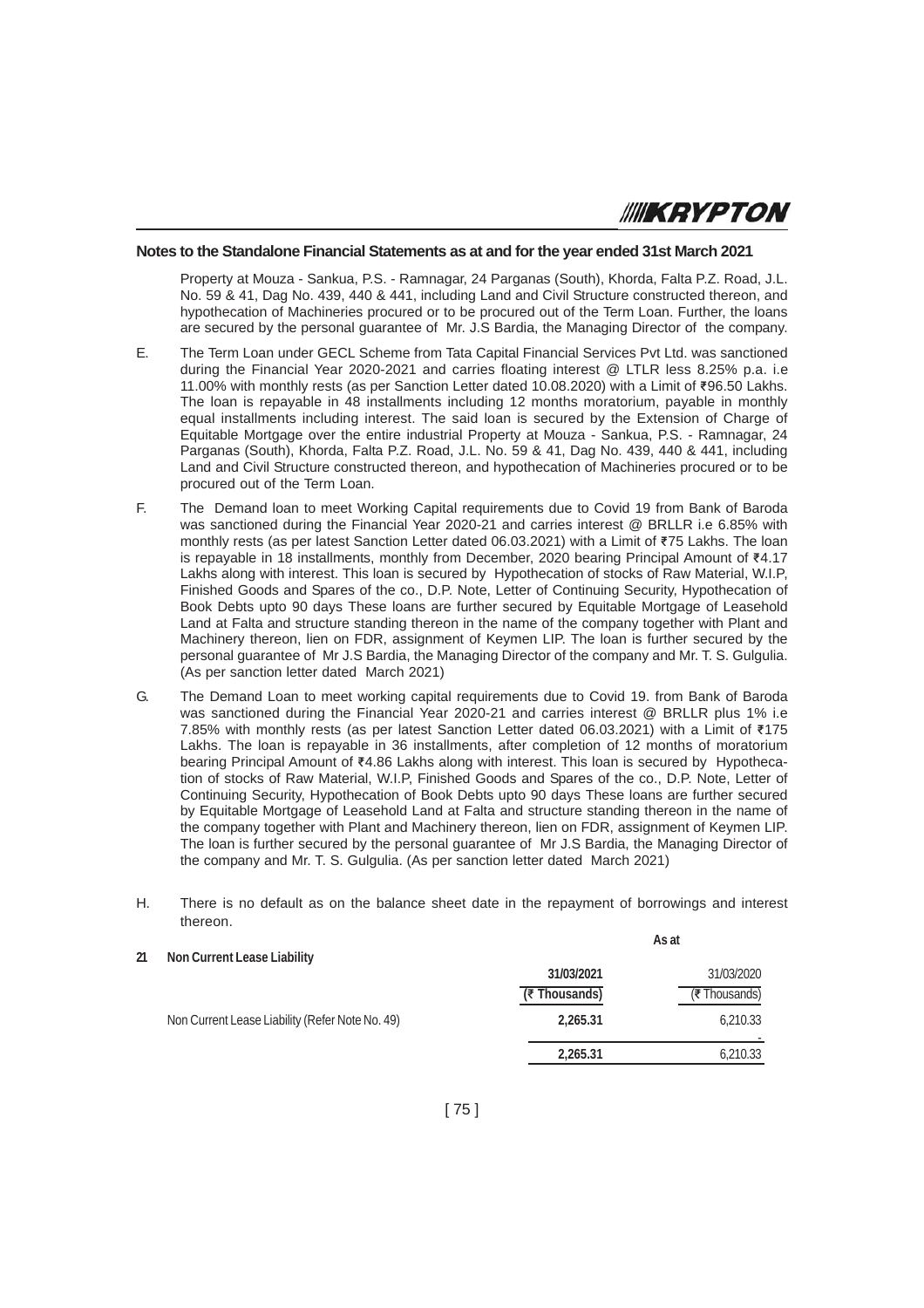## Notes to the Standalone Financial Statements as at and for the year ended 31st March 2021

Property at Mouza - Sankua, P.S. - Ramnagar, 24 Parganas (South), Khorda, Falta P.Z. Road, J.L. No. 59 & 41, Dag No. 439, 440 & 441, including Land and Civil Structure constructed thereon, and hypothecation of Machineries procured or to be procured out of the Term Loan. Further, the loans are secured by the personal guarantee of Mr. J.S Bardia, the Managing Director of the company.

E. The Term Loan under GECL Scheme from Tata Capital Financial Services Pvt Ltd. was sanctioned during the Financial Year 2020-2021 and carries floating interest @ LTLR less 8.25% p.a. i.e 11.00% with monthly rests (as per Sanction Letter dated 10.08.2020) with a Limit of ₹96.50 Lakhs. The loan is repayable in 48 installments including 12 months moratorium, payable in monthly equal installments including interest. The said loan is secured by the Extension of Charge of Equitable Mortgage over the entire industrial Property at Mouza - Sankua, P.S. - Ramnagar, 24 Parganas (South), Khorda, Falta P.Z. Road, J.L. No. 59 & 41, Dag No. 439, 440 & 441, including Land and Civil Structure constructed thereon, and hypothecation of Machineries procured or to be procured out of the Term Loan.

F. The Demand loan to meet Working Capital requirements due to Covid 19 from Bank of Baroda was sanctioned during the Financial Year 2020-21 and carries interest @ BRLLR i.e 6.85% with monthly rests (as per latest Sanction Letter dated 06.03.2021) with a Limit of ₹75 Lakhs. The loan is repayable in 18 installments, monthly from December, 2020 bearing Principal Amount of ₹4.17 Lakhs along with interest. This loan is secured by Hypothecation of stocks of Raw Material, W.I.P, Finished Goods and Spares of the co., D.P. Note, Letter of Continuing Security, Hypothecation of Book Debts upto 90 days These loans are further secured by Equitable Mortgage of Leasehold Land at Falta and structure standing thereon in the name of the company together with Plant and Machinery thereon, lien on FDR, assignment of Keymen LIP. The loan is further secured by the personal guarantee of Mr J.S Bardia, the Managing Director of the company and Mr. T. S. Gulgulia. (As per sanction letter dated March 2021)

G. The Demand Loan to meet working capital requirements due to Covid 19. from Bank of Baroda was sanctioned during the Financial Year 2020-21 and carries interest @ BRLLR plus 1% i.e 7.85% with monthly rests (as per latest Sanction Letter dated 06.03.2021) with a Limit of ₹175 Lakhs. The loan is repayable in 36 installments, after completion of 12 months of moratorium bearing Principal Amount of ₹4.86 Lakhs along with interest. This loan is secured by Hypothecation of stocks of Raw Material, W.I.P, Finished Goods and Spares of the co., D.P. Note, Letter of Continuing Security, Hypothecation of Book Debts upto 90 days These loans are further secured by Equitable Mortgage of Leasehold Land at Falta and structure standing thereon in the name of the company together with Plant and Machinery thereon, lien on FDR, assignment of Keymen LIP. The loan is further secured by the personal guarantee of Mr J.S Bardia, the Managing Director of the company and Mr. T. S. Gulgulia. (As per sanction letter dated March 2021)

H. There is no default as on the balance sheet date in the repayment of borrowings and interest thereon.

### 21 Non Current Lease Liability

| | As at | |
|---|---|---|
| | **31/03/2021** | 31/03/2020 |
| | **(₹ Thousands)** | (₹ Thousands) |
| Non Current Lease Liability (Refer Note No. 49) | **2,265.31** | 6,210.33 |
| | | - |
| | **2,265.31** | 6,210.33 |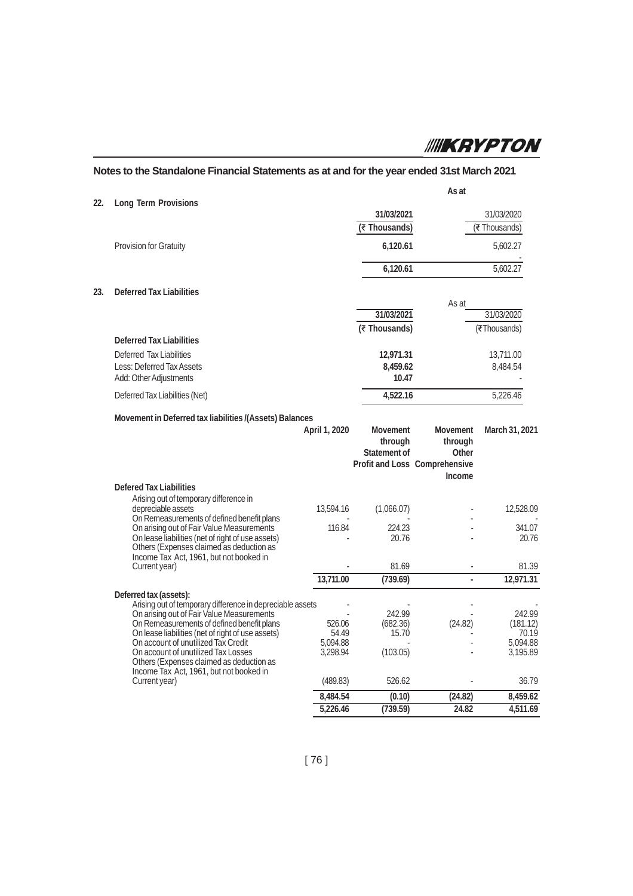## Notes to the Standalone Financial Statements as at and for the year ended 31st March 2021

### 22. Long Term Provisions

| | As at 31/03/2021 (₹ Thousands) | As at 31/03/2020 (₹ Thousands) |
|---|---|---|
| Provision for Gratuity | **6,120.61** | 5,602.27 |
| | | - |
| | **6,120.61** | 5,602.27 |

### 23. Deferred Tax Liabilities

| | As at 31/03/2021 (₹ Thousands) | As at 31/03/2020 (₹ Thousands) |
|---|---|---|
| **Deferred Tax Liabilities** | | |
| Deferred Tax Liabilities | **12,971.31** | 13,711.00 |
| Less: Deferred Tax Assets | **8,459.62** | 8,484.54 |
| Add: Other Adjustments | **10.47** | - |
| Deferred Tax Liabilities (Net) | **4,522.16** | 5,226.46 |

**Movement in Deferred tax liabilities /(Assets) Balances**

| | April 1, 2020 | Movement through Statement of Profit and Loss | Movement through Other Comprehensive Income | March 31, 2021 |
|---|---|---|---|---|
| **Defered Tax Liabilities** | | | | |
| Arising out of temporary difference in depreciable assets | 13,594.16 | (1,066.07) | - | 12,528.09 |
| On Remeasurements of defined benefit plans | - | - | - | - |
| On arising out of Fair Value Measurements | 116.84 | 224.23 | - | 341.07 |
| On lease liabilities (net of right of use assets) | - | 20.76 | - | 20.76 |
| Others (Expenses claimed as deduction as Income Tax Act, 1961, but not booked in Current year) | - | 81.69 | - | 81.39 |
| | **13,711.00** | **(739.69)** | **-** | **12,971.31** |
| **Deferred tax (assets):** | | | | |
| Arising out of temporary difference in depreciable assets | - | - | - | - |
| On arising out of Fair Value Measurements | - | 242.99 | - | 242.99 |
| On Remeasurements of defined benefit plans | 526.06 | (682.36) | (24.82) | (181.12) |
| On lease liabilities (net of right of use assets) | 54.49 | 15.70 | - | 70.19 |
| On account of unutilized Tax Credit | 5,094.88 | - | - | 5,094.88 |
| On account of unutilized Tax Losses | 3,298.94 | (103.05) | - | 3,195.89 |
| Others (Expenses claimed as deduction as Income Tax Act, 1961, but not booked in Current year) | (489.83) | 526.62 | - | 36.79 |
| | **8,484.54** | **(0.10)** | **(24.82)** | **8,459.62** |
| | **5,226.46** | **(739.59)** | **24.82** | **4,511.69** |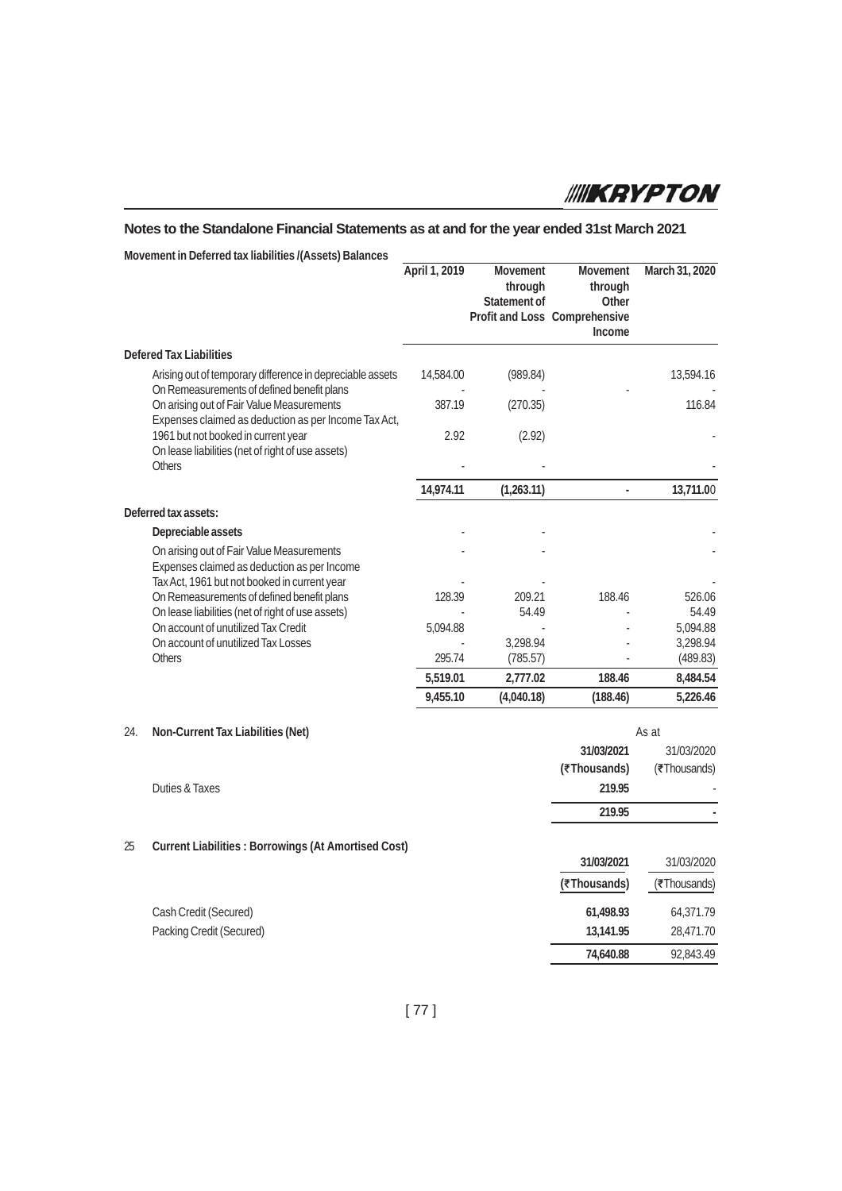## Notes to the Standalone Financial Statements as at and for the year ended 31st March 2021

**Movement in Deferred tax liabilities /(Assets) Balances**

| | April 1, 2019 | Movement through Statement of Profit and Loss | Movement through Other Comprehensive Income | March 31, 2020 |
|---|---|---|---|---|
| **Defered Tax Liabilities** | | | | |
| Arising out of temporary difference in depreciable assets | 14,584.00 | (989.84) | | 13,594.16 |
| On Remeasurements of defined benefit plans | - | - | - | - |
| On arising out of Fair Value Measurements | 387.19 | (270.35) | | 116.84 |
| Expenses claimed as deduction as per Income Tax Act, 1961 but not booked in current year | 2.92 | (2.92) | | - |
| On lease liabilities (net of right of use assets) | | | | |
| Others | - | - | | - |
| | **14,974.11** | **(1,263.11)** | **-** | **13,711.00** |
| **Deferred tax assets:** | | | | |
| **Depreciable assets** | - | - | | - |
| On arising out of Fair Value Measurements | - | - | | - |
| Expenses claimed as deduction as per Income Tax Act, 1961 but not booked in current year | - | - | | - |
| On Remeasurements of defined benefit plans | 128.39 | 209.21 | 188.46 | 526.06 |
| On lease liabilities (net of right of use assets) | - | 54.49 | - | 54.49 |
| On account of unutilized Tax Credit | 5,094.88 | - | - | 5,094.88 |
| On account of unutilized Tax Losses | - | 3,298.94 | - | 3,298.94 |
| Others | 295.74 | (785.57) | - | (489.83) |
| | **5,519.01** | **2,777.02** | **188.46** | **8,484.54** |
| | **9,455.10** | **(4,040.18)** | **(188.46)** | **5,226.46** |

**24. Non-Current Tax Liabilities (Net)**

| | As at 31/03/2021 (₹Thousands) | 31/03/2020 (₹Thousands) |
|---|---|---|
| Duties & Taxes | **219.95** | - |
| | **219.95** | **-** |

**25 Current Liabilities : Borrowings (At Amortised Cost)**

| | 31/03/2021 (₹Thousands) | 31/03/2020 (₹Thousands) |
|---|---|---|
| Cash Credit (Secured) | **61,498.93** | 64,371.79 |
| Packing Credit (Secured) | **13,141.95** | 28,471.70 |
| | **74,640.88** | 92,843.49 |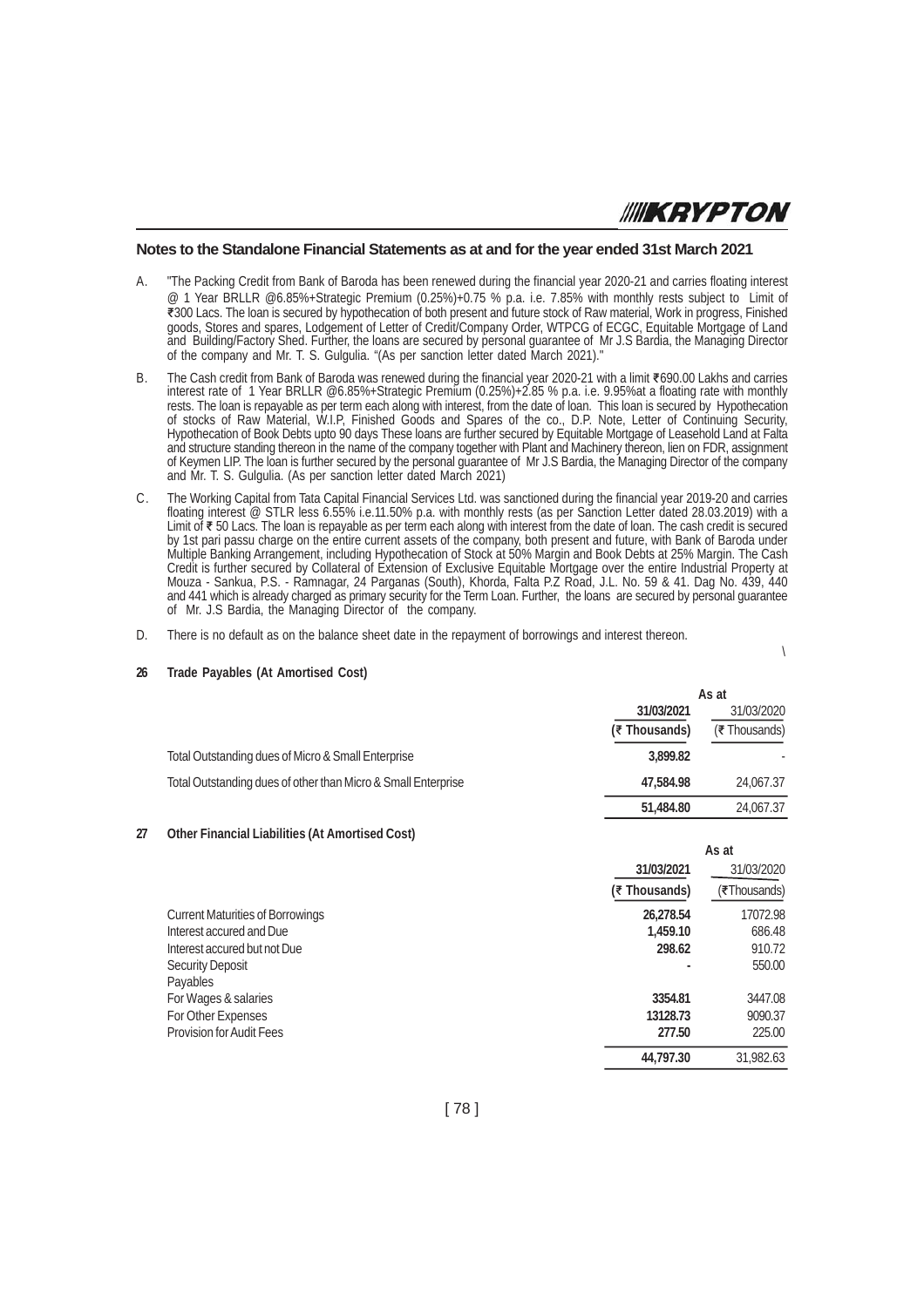## Notes to the Standalone Financial Statements as at and for the year ended 31st March 2021

A. "The Packing Credit from Bank of Baroda has been renewed during the financial year 2020-21 and carries floating interest @ 1 Year BRLLR @6.85%+Strategic Premium (0.25%)+0.75 % p.a. i.e. 7.85% with monthly rests subject to Limit of ₹300 Lacs. The loan is secured by hypothecation of both present and future stock of Raw material, Work in progress, Finished goods, Stores and spares, Lodgement of Letter of Credit/Company Order, WTPCG of ECGC, Equitable Mortgage of Land and Building/Factory Shed. Further, the loans are secured by personal guarantee of Mr J.S Bardia, the Managing Director of the company and Mr. T. S. Gulgulia. "(As per sanction letter dated March 2021)."

B. The Cash credit from Bank of Baroda was renewed during the financial year 2020-21 with a limit ₹690.00 Lakhs and carries interest rate of 1 Year BRLLR @6.85%+Strategic Premium (0.25%)+2.85 % p.a. i.e. 9.95%at a floating rate with monthly rests. The loan is repayable as per term each along with interest, from the date of loan. This loan is secured by Hypothecation of stocks of Raw Material, W.I.P, Finished Goods and Spares of the co., D.P. Note, Letter of Continuing Security, Hypothecation of Book Debts upto 90 days These loans are further secured by Equitable Mortgage of Leasehold Land at Falta and structure standing thereon in the name of the company together with Plant and Machinery thereon, lien on FDR, assignment of Keymen LIP. The loan is further secured by the personal guarantee of Mr J.S Bardia, the Managing Director of the company and Mr. T. S. Gulgulia. (As per sanction letter dated March 2021)

C. The Working Capital from Tata Capital Financial Services Ltd. was sanctioned during the financial year 2019-20 and carries floating interest @ STLR less 6.55% i.e.11.50% p.a. with monthly rests (as per Sanction Letter dated 28.03.2019) with a Limit of ₹ 50 Lacs. The loan is repayable as per term each along with interest from the date of loan. The cash credit is secured by 1st pari passu charge on the entire current assets of the company, both present and future, with Bank of Baroda under Multiple Banking Arrangement, including Hypothecation of Stock at 50% Margin and Book Debts at 25% Margin. The Cash Credit is further secured by Collateral of Extension of Exclusive Equitable Mortgage over the entire Industrial Property at Mouza - Sankua, P.S. - Ramnagar, 24 Parganas (South), Khorda, Falta P.Z Road, J.L. No. 59 & 41. Dag No. 439, 440 and 441 which is already charged as primary security for the Term Loan. Further, the loans are secured by personal guarantee of Mr. J.S Bardia, the Managing Director of the company.

D. There is no default as on the balance sheet date in the repayment of borrowings and interest thereon.

\

### 26 Trade Payables (At Amortised Cost)

| | As at 31/03/2021 (₹ Thousands) | As at 31/03/2020 (₹ Thousands) |
|---|---|---|
| Total Outstanding dues of Micro & Small Enterprise | **3,899.82** | - |
| Total Outstanding dues of other than Micro & Small Enterprise | **47,584.98** | 24,067.37 |
| | **51,484.80** | 24,067.37 |

### 27 Other Financial Liabilities (At Amortised Cost)

| | As at 31/03/2021 (₹ Thousands) | As at 31/03/2020 (₹Thousands) |
|---|---|---|
| Current Maturities of Borrowings | **26,278.54** | 17072.98 |
| Interest accured and Due | **1,459.10** | 686.48 |
| Interest accured but not Due | **298.62** | 910.72 |
| Security Deposit | **-** | 550.00 |
| Payables | | |
| For Wages & salaries | **3354.81** | 3447.08 |
| For Other Expenses | **13128.73** | 9090.37 |
| Provision for Audit Fees | **277.50** | 225.00 |
| | **44,797.30** | 31,982.63 |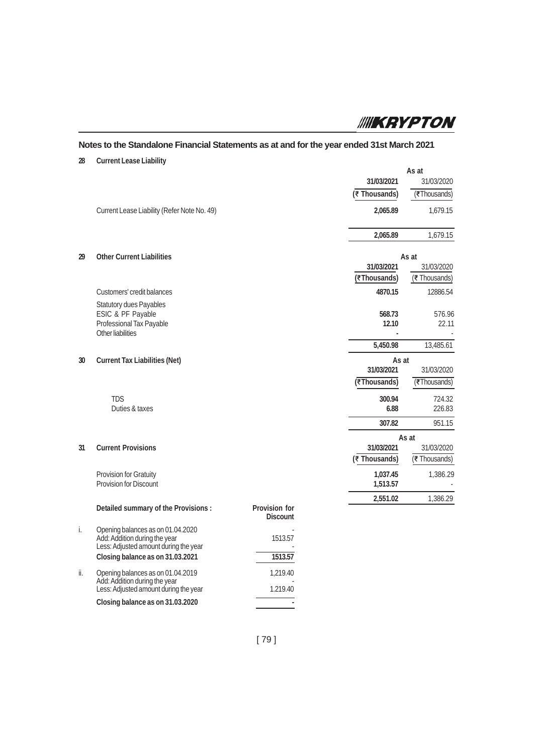## Notes to the Standalone Financial Statements as at and for the year ended 31st March 2021

**28 Current Lease Liability**

| | As at 31/03/2021 (₹ Thousands) | As at 31/03/2020 (₹Thousands) |
|---|---|---|
| Current Lease Liability (Refer Note No. 49) | **2,065.89** | 1,679.15 |
| | **2,065.89** | 1,679.15 |

**29 Other Current Liabilities**

| | As at 31/03/2021 (₹Thousands) | As at 31/03/2020 (₹ Thousands) |
|---|---|---|
| Customers' credit balances | **4870.15** | 12886.54 |
| Statutory dues Payables | | |
| ESIC & PF Payable | **568.73** | 576.96 |
| Professional Tax Payable | **12.10** | 22.11 |
| Other liabilities | **-** | - |
| | **5,450.98** | 13,485.61 |

**30 Current Tax Liabilities (Net)**

| | As at 31/03/2021 (₹Thousands) | As at 31/03/2020 (₹Thousands) |
|---|---|---|
| TDS | **300.94** | 724.32 |
| Duties & taxes | **6.88** | 226.83 |
| | **307.82** | 951.15 |

**31 Current Provisions**

| | As at 31/03/2021 (₹ Thousands) | As at 31/03/2020 (₹ Thousands) |
|---|---|---|
| Provision for Gratuity | **1,037.45** | 1,386.29 |
| Provision for Discount | **1,513.57** | - |
| | **2,551.02** | 1,386.29 |

**Detailed summary of the Provisions :**

| | | Provision for Discount |
|---|---|---|
| i. | Opening balances as on 01.04.2020 | - |
| | Add: Addition during the year | 1513.57 |
| | Less: Adjusted amount during the year | - |
| | **Closing balance as on 31.03.2021** | **1513.57** |
| ii. | Opening balances as on 01.04.2019 | 1,219.40 |
| | Add: Addition during the year | - |
| | Less: Adjusted amount during the year | 1.219.40 |
| | **Closing balance as on 31.03.2020** | **-** |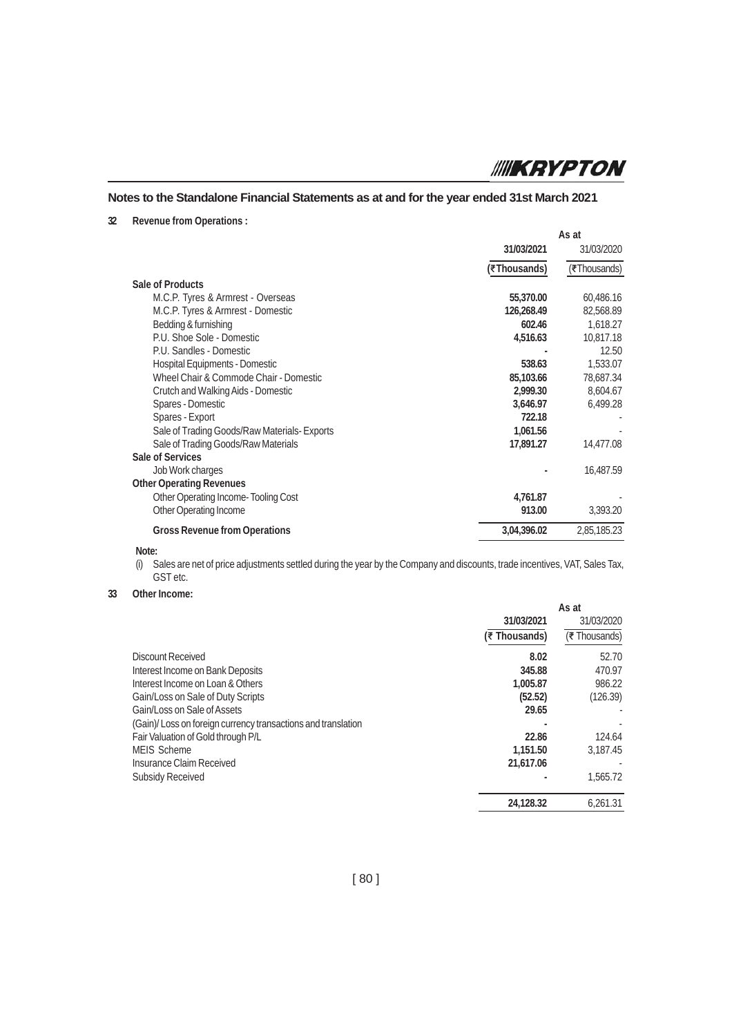## Notes to the Standalone Financial Statements as at and for the year ended 31st March 2021

### 32 Revenue from Operations :

| | As at 31/03/2021 (₹Thousands) | As at 31/03/2020 (₹Thousands) |
|---|---|---|
| **Sale of Products** | | |
| M.C.P. Tyres & Armrest - Overseas | **55,370.00** | 60,486.16 |
| M.C.P. Tyres & Armrest - Domestic | **126,268.49** | 82,568.89 |
| Bedding & furnishing | **602.46** | 1,618.27 |
| P.U. Shoe Sole - Domestic | **4,516.63** | 10,817.18 |
| P.U. Sandles - Domestic | **-** | 12.50 |
| Hospital Equipments - Domestic | **538.63** | 1,533.07 |
| Wheel Chair & Commode Chair - Domestic | **85,103.66** | 78,687.34 |
| Crutch and Walking Aids - Domestic | **2,999.30** | 8,604.67 |
| Spares - Domestic | **3,646.97** | 6,499.28 |
| Spares - Export | **722.18** | - |
| Sale of Trading Goods/Raw Materials- Exports | **1,061.56** | - |
| Sale of Trading Goods/Raw Materials | **17,891.27** | 14,477.08 |
| **Sale of Services** | | |
| Job Work charges | **-** | 16,487.59 |
| **Other Operating Revenues** | | |
| Other Operating Income- Tooling Cost | **4,761.87** | - |
| Other Operating Income | **913.00** | 3,393.20 |
| **Gross Revenue from Operations** | **3,04,396.02** | 2,85,185.23 |

**Note:**

(i) Sales are net of price adjustments settled during the year by the Company and discounts, trade incentives, VAT, Sales Tax, GST etc.

### 33 Other Income:

| | As at 31/03/2021 (₹ Thousands) | As at 31/03/2020 (₹ Thousands) |
|---|---|---|
| Discount Received | **8.02** | 52.70 |
| Interest Income on Bank Deposits | **345.88** | 470.97 |
| Interest Income on Loan & Others | **1,005.87** | 986.22 |
| Gain/Loss on Sale of Duty Scripts | **(52.52)** | (126.39) |
| Gain/Loss on Sale of Assets | **29.65** | - |
| (Gain)/ Loss on foreign currency transactions and translation | **-** | - |
| Fair Valuation of Gold through P/L | **22.86** | 124.64 |
| MEIS Scheme | **1,151.50** | 3,187.45 |
| Insurance Claim Received | **21,617.06** | - |
| Subsidy Received | **-** | 1,565.72 |
| | **24,128.32** | 6,261.31 |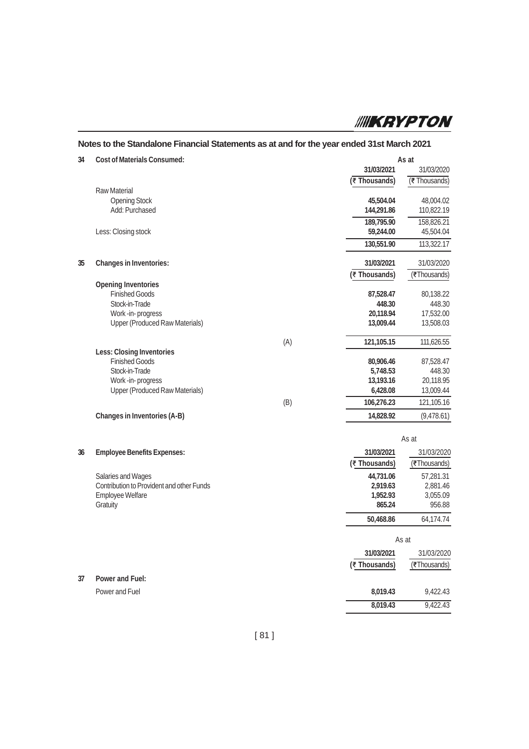## Notes to the Standalone Financial Statements as at and for the year ended 31st March 2021

**34 Cost of Materials Consumed:**

| | As at | |
|---|---|---|
| | **31/03/2021** | 31/03/2020 |
| | **(₹ Thousands)** | (₹ Thousands) |
| Raw Material | | |
| Opening Stock | **45,504.04** | 48,004.02 |
| Add: Purchased | **144,291.86** | 110,822.19 |
| | **189,795.90** | 158,826.21 |
| Less: Closing stock | **59,244.00** | 45,504.04 |
| | **130,551.90** | 113,322.17 |

**35 Changes in Inventories:**

| | | **31/03/2021** | 31/03/2020 |
|---|---|---|---|
| | | **(₹ Thousands)** | (₹Thousands) |
| **Opening Inventories** | | | |
| Finished Goods | | **87,528.47** | 80,138.22 |
| Stock-in-Trade | | **448.30** | 448.30 |
| Work -in- progress | | **20,118.94** | 17,532.00 |
| Upper (Produced Raw Materials) | | **13,009.44** | 13,508.03 |
| | (A) | **121,105.15** | 111,626.55 |
| **Less: Closing Inventories** | | | |
| Finished Goods | | **80,906.46** | 87,528.47 |
| Stock-in-Trade | | **5,748.53** | 448.30 |
| Work -in- progress | | **13,193.16** | 20,118.95 |
| Upper (Produced Raw Materials) | | **6,428.08** | 13,009.44 |
| | (B) | **106,276.23** | 121,105.16 |
| **Changes in Inventories (A-B)** | | **14,828.92** | (9,478.61) |

**36 Employee Benefits Expenses:**

| | As at | |
|---|---|---|
| | **31/03/2021** | 31/03/2020 |
| | **(₹ Thousands)** | (₹Thousands) |
| Salaries and Wages | **44,731.06** | 57,281.31 |
| Contribution to Provident and other Funds | **2,919.63** | 2,881.46 |
| Employee Welfare | **1,952.93** | 3,055.09 |
| Gratuity | **865.24** | 956.88 |
| | **50,468.86** | 64,174.74 |

**37 Power and Fuel:**

| | As at | |
|---|---|---|
| | **31/03/2021** | 31/03/2020 |
| | **(₹ Thousands)** | (₹Thousands) |
| Power and Fuel | **8,019.43** | 9,422.43 |
| | **8,019.43** | 9,422.43 |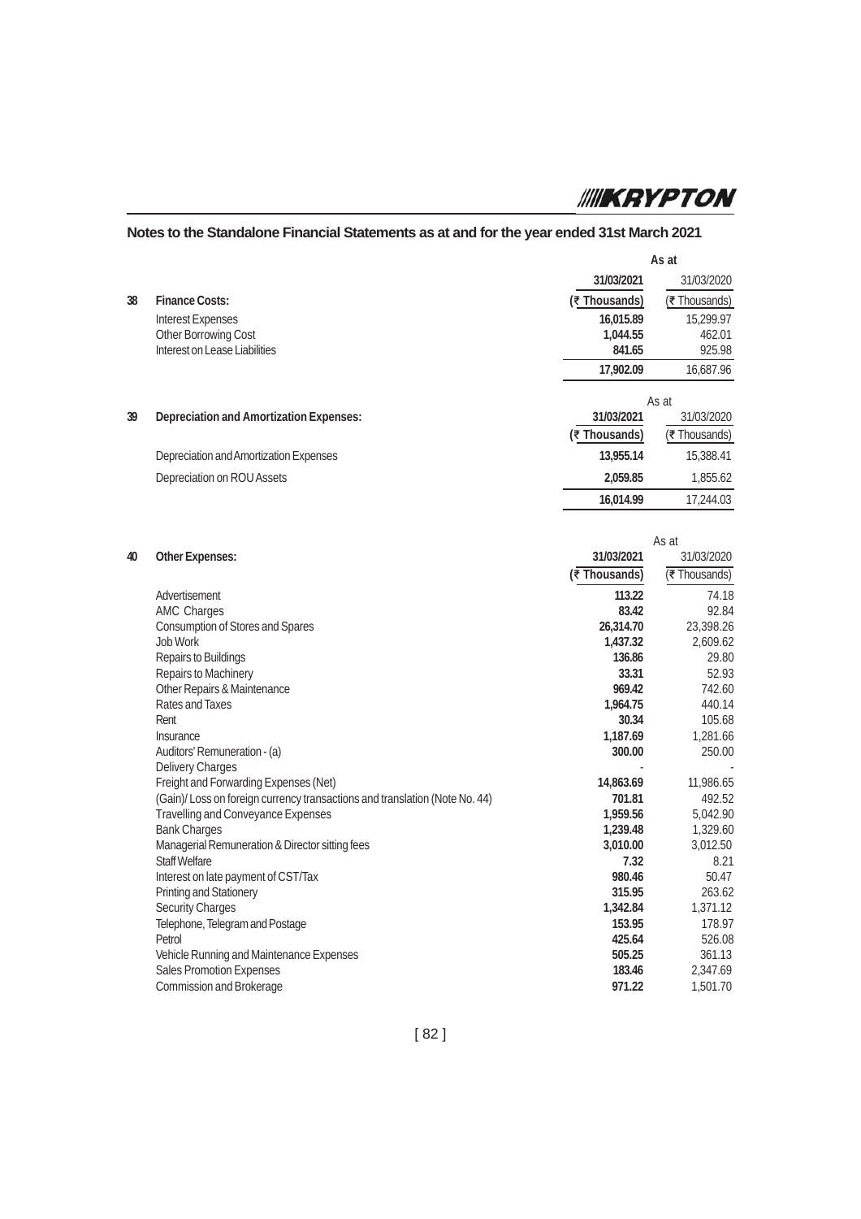## Notes to the Standalone Financial Statements as at and for the year ended 31st March 2021

| | | As at | |
|---|---|---|---|
| | | 31/03/2021 | 31/03/2020 |
| **38** | **Finance Costs:** | (₹ Thousands) | (₹ Thousands) |
| | Interest Expenses | **16,015.89** | 15,299.97 |
| | Other Borrowing Cost | **1,044.55** | 462.01 |
| | Interest on Lease Liabilities | **841.65** | 925.98 |
| | | **17,902.09** | 16,687.96 |

| | | As at | |
|---|---|---|---|
| **39** | **Depreciation and Amortization Expenses:** | 31/03/2021 | 31/03/2020 |
| | | (₹ Thousands) | (₹ Thousands) |
| | Depreciation and Amortization Expenses | **13,955.14** | 15,388.41 |
| | Depreciation on ROU Assets | **2,059.85** | 1,855.62 |
| | | **16,014.99** | 17,244.03 |

| | | As at | |
|---|---|---|---|
| **40** | **Other Expenses:** | 31/03/2021 | 31/03/2020 |
| | | (₹ Thousands) | (₹ Thousands) |
| | Advertisement | **113.22** | 74.18 |
| | AMC Charges | **83.42** | 92.84 |
| | Consumption of Stores and Spares | **26,314.70** | 23,398.26 |
| | Job Work | **1,437.32** | 2,609.62 |
| | Repairs to Buildings | **136.86** | 29.80 |
| | Repairs to Machinery | **33.31** | 52.93 |
| | Other Repairs & Maintenance | **969.42** | 742.60 |
| | Rates and Taxes | **1,964.75** | 440.14 |
| | Rent | **30.34** | 105.68 |
| | Insurance | **1,187.69** | 1,281.66 |
| | Auditors' Remuneration - (a) | **300.00** | 250.00 |
| | Delivery Charges | - | - |
| | Freight and Forwarding Expenses (Net) | **14,863.69** | 11,986.65 |
| | (Gain)/ Loss on foreign currency transactions and translation (Note No. 44) | **701.81** | 492.52 |
| | Travelling and Conveyance Expenses | **1,959.56** | 5,042.90 |
| | Bank Charges | **1,239.48** | 1,329.60 |
| | Managerial Remuneration & Director sitting fees | **3,010.00** | 3,012.50 |
| | Staff Welfare | **7.32** | 8.21 |
| | Interest on late payment of CST/Tax | **980.46** | 50.47 |
| | Printing and Stationery | **315.95** | 263.62 |
| | Security Charges | **1,342.84** | 1,371.12 |
| | Telephone, Telegram and Postage | **153.95** | 178.97 |
| | Petrol | **425.64** | 526.08 |
| | Vehicle Running and Maintenance Expenses | **505.25** | 361.13 |
| | Sales Promotion Expenses | **183.46** | 2,347.69 |
| | Commission and Brokerage | **971.22** | 1,501.70 |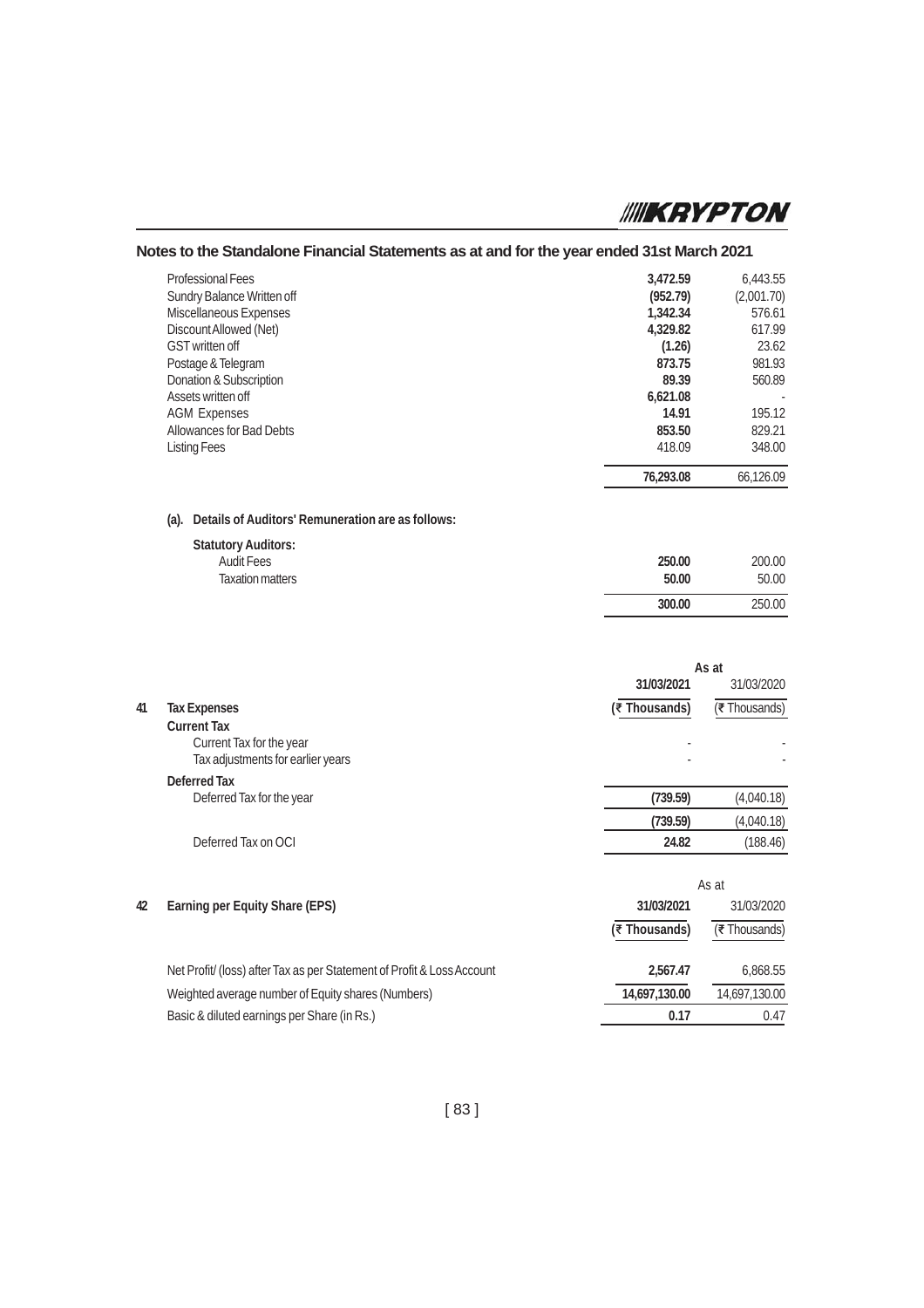## Notes to the Standalone Financial Statements as at and for the year ended 31st March 2021

| | | |
|---|---|---|
| Professional Fees | **3,472.59** | 6,443.55 |
| Sundry Balance Written off | **(952.79)** | (2,001.70) |
| Miscellaneous Expenses | **1,342.34** | 576.61 |
| Discount Allowed (Net) | **4,329.82** | 617.99 |
| GST written off | **(1.26)** | 23.62 |
| Postage & Telegram | **873.75** | 981.93 |
| Donation & Subscription | **89.39** | 560.89 |
| Assets written off | **6,621.08** | - |
| AGM Expenses | **14.91** | 195.12 |
| Allowances for Bad Debts | **853.50** | 829.21 |
| Listing Fees | 418.09 | 348.00 |
| | **76,293.08** | 66,126.09 |

**(a). Details of Auditors' Remuneration are as follows:**

| | | |
|---|---|---|
| **Statutory Auditors:** | | |
| Audit Fees | **250.00** | 200.00 |
| Taxation matters | **50.00** | 50.00 |
| | **300.00** | 250.00 |

| | | As at | |
|---|---|---|---|
| | | **31/03/2021** | 31/03/2020 |
| **41** | **Tax Expenses** | **(₹ Thousands)** | (₹ Thousands) |
| | **Current Tax** | | |
| | Current Tax for the year | - | - |
| | Tax adjustments for earlier years | - | - |
| | **Deferred Tax** | | |
| | Deferred Tax for the year | **(739.59)** | (4,040.18) |
| | | **(739.59)** | (4,040.18) |
| | Deferred Tax on OCI | **24.82** | (188.46) |

| | | As at | |
|---|---|---|---|
| **42** | **Earning per Equity Share (EPS)** | **31/03/2021** | 31/03/2020 |
| | | **(₹ Thousands)** | (₹ Thousands) |
| | Net Profit/ (loss) after Tax as per Statement of Profit & Loss Account | **2,567.47** | 6,868.55 |
| | Weighted average number of Equity shares (Numbers) | **14,697,130.00** | 14,697,130.00 |
| | Basic & diluted earnings per Share (in Rs.) | **0.17** | 0.47 |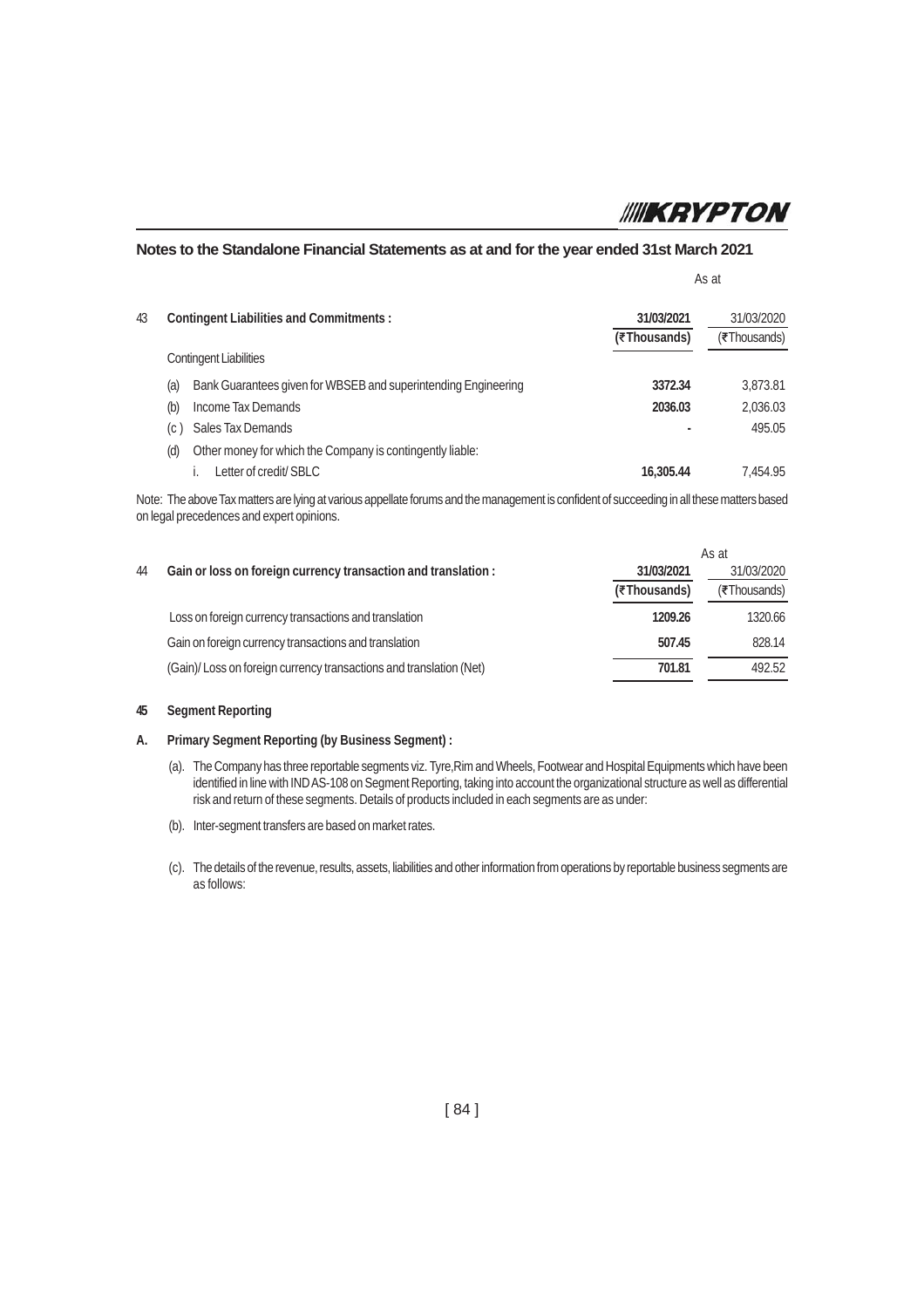## Notes to the Standalone Financial Statements as at and for the year ended 31st March 2021

| 43 | **Contingent Liabilities and Commitments :** | As at **31/03/2021** **(₹Thousands)** | 31/03/2020 (₹Thousands) |
|---|---|---|---|
| | Contingent Liabilities | | |
| (a) | Bank Guarantees given for WBSEB and superintending Engineering | **3372.34** | 3,873.81 |
| (b) | Income Tax Demands | **2036.03** | 2,036.03 |
| (c ) | Sales Tax Demands | **-** | 495.05 |
| (d) | Other money for which the Company is contingently liable: | | |
| | i. Letter of credit/ SBLC | **16,305.44** | 7,454.95 |

Note: The above Tax matters are lying at various appellate forums and the management is confident of succeeding in all these matters based on legal precedences and expert opinions.

| 44 | **Gain or loss on foreign currency transaction and translation :** | As at **31/03/2021** **(₹Thousands)** | 31/03/2020 (₹Thousands) |
|---|---|---|---|
| | Loss on foreign currency transactions and translation | **1209.26** | 1320.66 |
| | Gain on foreign currency transactions and translation | **507.45** | 828.14 |
| | (Gain)/ Loss on foreign currency transactions and translation (Net) | **701.81** | 492.52 |

**45 Segment Reporting**

**A. Primary Segment Reporting (by Business Segment) :**

(a). The Company has three reportable segments viz. Tyre,Rim and Wheels, Footwear and Hospital Equipments which have been identified in line with IND AS-108 on Segment Reporting, taking into account the organizational structure as well as differential risk and return of these segments. Details of products included in each segments are as under:

(b). Inter-segment transfers are based on market rates.

(c). The details of the revenue, results, assets, liabilities and other information from operations by reportable business segments are as follows: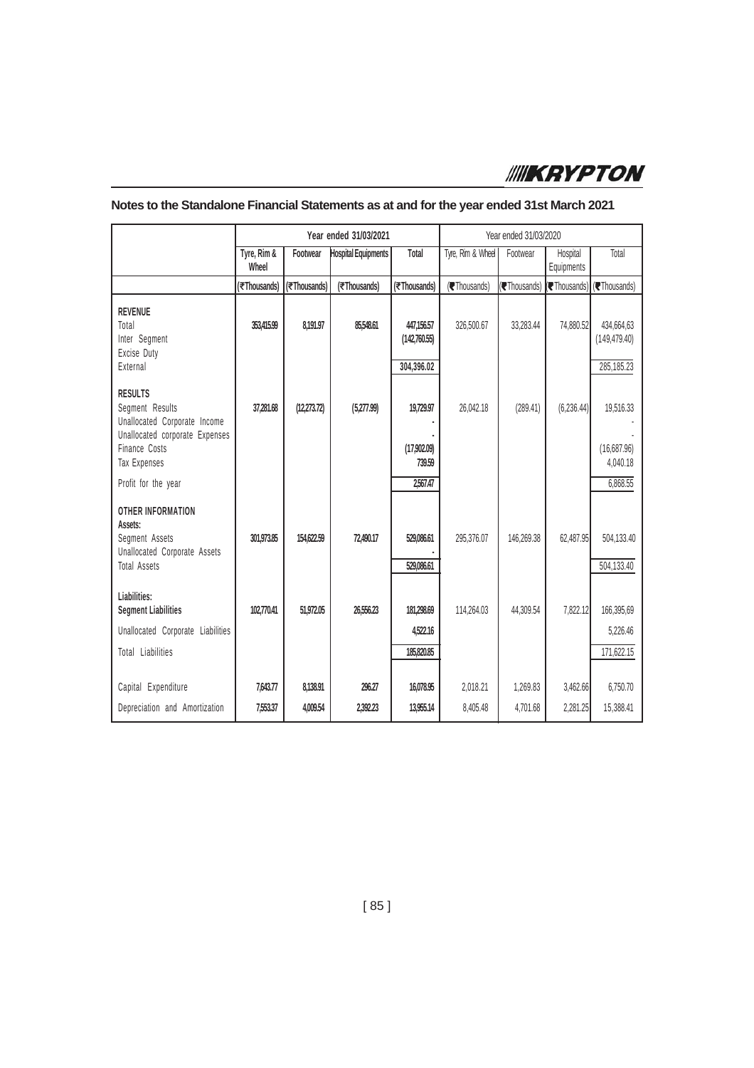## Notes to the Standalone Financial Statements as at and for the year ended 31st March 2021

| | Year ended 31/03/2021 | | | | Year ended 31/03/2020 | | | |
|---|---|---|---|---|---|---|---|---|
| | Tyre, Rim & Wheel | Footwear | Hospital Equipments | Total | Tyre, Rim & Wheel | Footwear | Hospital Equipments | Total |
| | (₹Thousands) | (₹Thousands) | (₹Thousands) | (₹Thousands) | (₹Thousands) | (₹Thousands) | (₹Thousands) | (₹Thousands) |
| **REVENUE** | | | | | | | | |
| Total | 353,415.99 | 8,191.97 | 85,548.61 | 447,156.57 | 326,500.67 | 33,283.44 | 74,880.52 | 434,664,63 |
| Inter Segment | | | | (142,760.55) | | | | (149,479.40) |
| Excise Duty | | | | | | | | |
| External | | | | 304,396.02 | | | | 285,185.23 |
| **RESULTS** | | | | | | | | |
| Segment Results | 37,281.68 | (12,273.72) | (5,277.99) | 19,729.97 | 26,042.18 | (289.41) | (6,236.44) | 19,516.33 |
| Unallocated Corporate Income | | | | - | | | | - |
| Unallocated corporate Expenses | | | | - | | | | - |
| Finance Costs | | | | (17,902.09) | | | | (16,687.96) |
| Tax Expenses | | | | 739.59 | | | | 4,040.18 |
| Profit for the year | | | | 2,567.47 | | | | 6,868.55 |
| **OTHER INFORMATION** | | | | | | | | |
| **Assets:** | | | | | | | | |
| Segment Assets | 301,973.85 | 154,622.59 | 72,490.17 | 529,086.61 | 295,376.07 | 146,269.38 | 62,487.95 | 504,133.40 |
| Unallocated Corporate Assets | | | | - | | | | |
| Total Assets | | | | 529,086.61 | | | | 504,133.40 |
| **Liabilities:** | | | | | | | | |
| **Segment Liabilities** | 102,770.41 | 51,972.05 | 26,556.23 | 181,298.69 | 114,264.03 | 44,309.54 | 7,822.12 | 166,395,69 |
| Unallocated Corporate Liabilities | | | | 4,522.16 | | | | 5,226.46 |
| Total Liabilities | | | | 185,820.85 | | | | 171,622.15 |
| Capital Expenditure | 7,643.77 | 8,138.91 | 296.27 | 16,078.95 | 2,018.21 | 1,269.83 | 3,462.66 | 6,750.70 |
| Depreciation and Amortization | 7,553.37 | 4,009.54 | 2,392.23 | 13,955.14 | 8,405.48 | 4,701.68 | 2,281.25 | 15,388.41 |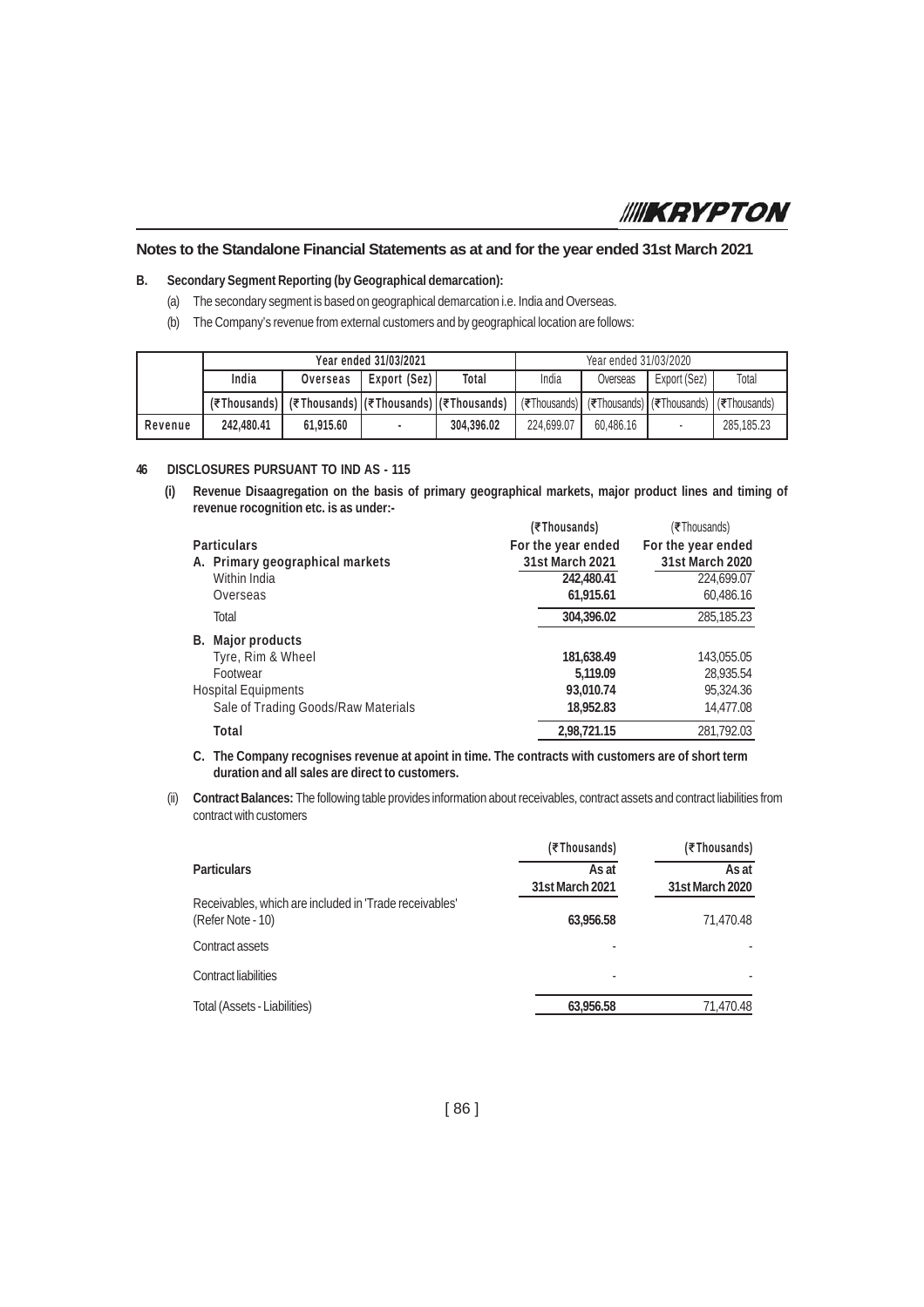## Notes to the Standalone Financial Statements as at and for the year ended 31st March 2021

**B. Secondary Segment Reporting (by Geographical demarcation):**

(a) The secondary segment is based on geographical demarcation i.e. India and Overseas.

(b) The Company's revenue from external customers and by geographical location are follows:

| | Year ended 31/03/2021 | | | | Year ended 31/03/2020 | | | |
|---|---|---|---|---|---|---|---|---|
| | India | Overseas | Export (Sez) | Total | India | Overseas | Export (Sez) | Total |
| | (₹Thousands) | (₹Thousands) | (₹Thousands) | (₹Thousands) | (₹Thousands) | (₹Thousands) | (₹Thousands) | (₹Thousands) |
| Revenue | 242,480.41 | 61,915.60 | - | 304,396.02 | 224,699.07 | 60,486.16 | - | 285,185.23 |

**46 DISCLOSURES PURSUANT TO IND AS - 115**

**(i) Revenue Disaagregation on the basis of primary geographical markets, major product lines and timing of revenue rocognition etc. is as under:-**

| Particulars | (₹Thousands) For the year ended 31st March 2021 | (₹Thousands) For the year ended 31st March 2020 |
|---|---|---|
| **A. Primary geographical markets** | | |
| Within India | 242,480.41 | 224,699.07 |
| Overseas | 61,915.61 | 60,486.16 |
| Total | 304,396.02 | 285,185.23 |
| **B. Major products** | | |
| Tyre, Rim & Wheel | 181,638.49 | 143,055.05 |
| Footwear | 5,119.09 | 28,935.54 |
| Hospital Equipments | 93,010.74 | 95,324.36 |
| Sale of Trading Goods/Raw Materials | 18,952.83 | 14,477.08 |
| **Total** | 2,98,721.15 | 281,792.03 |

**C. The Company recognises revenue at apoint in time. The contracts with customers are of short term duration and all sales are direct to customers.**

(ii) **Contract Balances:** The following table provides information about receivables, contract assets and contract liabilities from contract with customers

| Particulars | (₹Thousands) As at 31st March 2021 | (₹Thousands) As at 31st March 2020 |
|---|---|---|
| Receivables, which are included in 'Trade receivables' (Refer Note - 10) | 63,956.58 | 71,470.48 |
| Contract assets | - | - |
| Contract liabilities | - | - |
| Total (Assets - Liabilities) | 63,956.58 | 71,470.48 |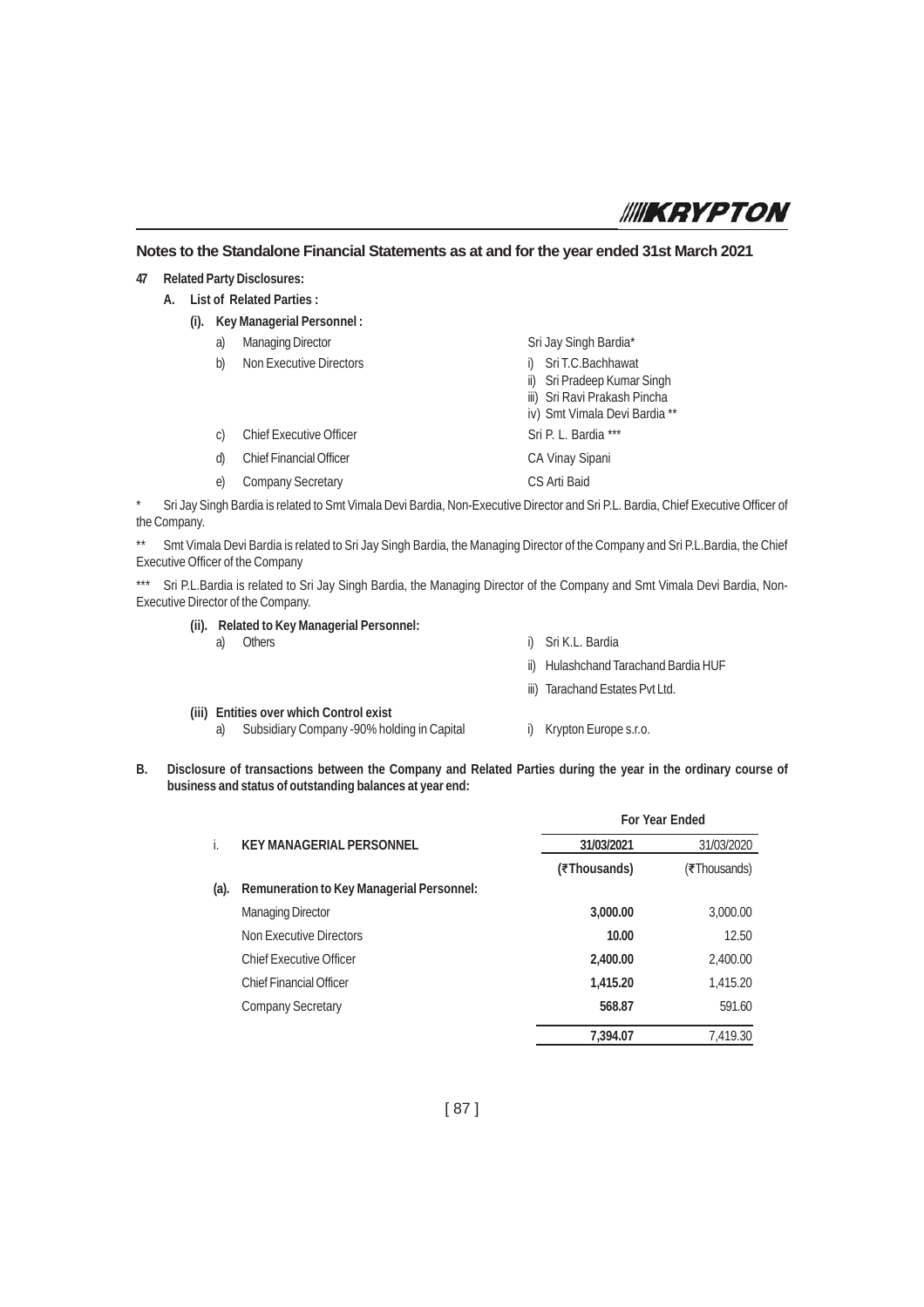## Notes to the Standalone Financial Statements as at and for the year ended 31st March 2021

**47 Related Party Disclosures:**

**A. List of Related Parties :**

**(i). Key Managerial Personnel :**

| | | |
|---|---|---|
| a) | Managing Director | Sri Jay Singh Bardia* |
| b) | Non Executive Directors | i) Sri T.C.Bachhawat<br>ii) Sri Pradeep Kumar Singh<br>iii) Sri Ravi Prakash Pincha<br>iv) Smt Vimala Devi Bardia ** |
| c) | Chief Executive Officer | Sri P. L. Bardia *** |
| d) | Chief Financial Officer | CA Vinay Sipani |
| e) | Company Secretary | CS Arti Baid |

\* Sri Jay Singh Bardia is related to Smt Vimala Devi Bardia, Non-Executive Director and Sri P.L. Bardia, Chief Executive Officer of the Company.

\** Smt Vimala Devi Bardia is related to Sri Jay Singh Bardia, the Managing Director of the Company and Sri P.L.Bardia, the Chief Executive Officer of the Company

\*** Sri P.L.Bardia is related to Sri Jay Singh Bardia, the Managing Director of the Company and Smt Vimala Devi Bardia, Non-Executive Director of the Company.

**(ii). Related to Key Managerial Personnel:**

| | | |
|---|---|---|
| a) | Others | i) Sri K.L. Bardia<br>ii) Hulashchand Tarachand Bardia HUF<br>iii) Tarachand Estates Pvt Ltd. |

**(iii) Entities over which Control exist**

| | | |
|---|---|---|
| a) | Subsidiary Company -90% holding in Capital | i) Krypton Europe s.r.o. |

**B. Disclosure of transactions between the Company and Related Parties during the year in the ordinary course of business and status of outstanding balances at year end:**

| | | For Year Ended | |
|---|---|---|---|
| i. | **KEY MANAGERIAL PERSONNEL** | **31/03/2021** | 31/03/2020 |
| | | **(₹Thousands)** | (₹Thousands) |
| **(a).** | **Remuneration to Key Managerial Personnel:** | | |
| | Managing Director | **3,000.00** | 3,000.00 |
| | Non Executive Directors | **10.00** | 12.50 |
| | Chief Executive Officer | **2,400.00** | 2,400.00 |
| | Chief Financial Officer | **1,415.20** | 1,415.20 |
| | Company Secretary | **568.87** | 591.60 |
| | | **7,394.07** | 7,419.30 |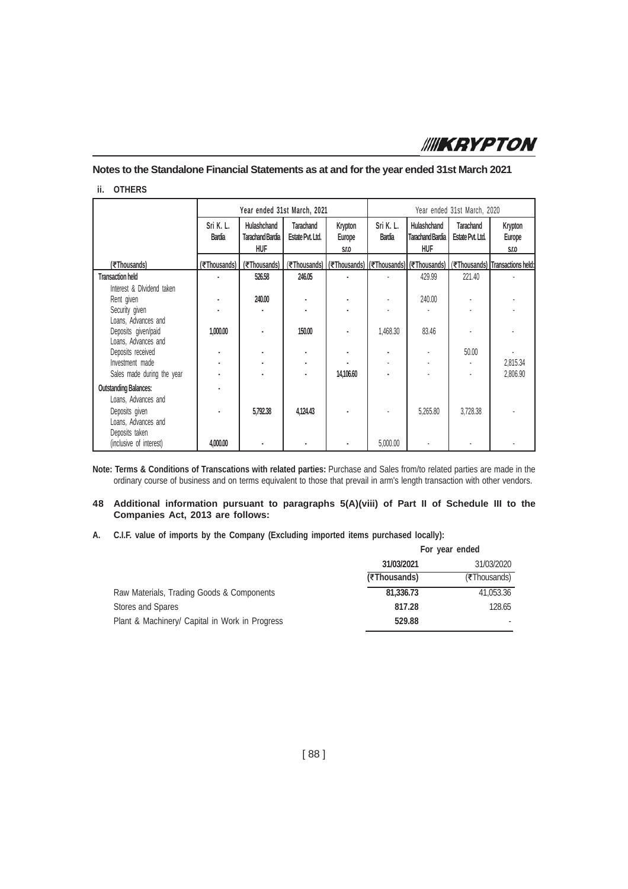## Notes to the Standalone Financial Statements as at and for the year ended 31st March 2021

### ii. OTHERS

| | Year ended 31st March, 2021 | | | | Year ended 31st March, 2020 | | | |
|---|---|---|---|---|---|---|---|---|
| | Sri K. L. Bardia | Hulashchand Tarachand Bardia HUF | Tarachand Estate Pvt. Ltd. | Krypton Europe s.r.o | Sri K. L. Bardia | Hulashchand Tarachand Bardia HUF | Tarachand Estate Pvt. Ltd. | Krypton Europe s.r.o |
| (₹Thousands) | (₹Thousands) | (₹Thousands) | (₹Thousands) | (₹Thousands) | (₹Thousands) | (₹Thousands) | (₹Thousands) | Transactions held: |
| **Transaction held** Interest & Dividend taken | - | 526.58 | 246.05 | - | - | 429.99 | 221.40 | - |
| Rent given | - | 240.00 | - | - | - | 240.00 | - | - |
| Security given | - | - | - | - | - | - | - | - |
| Loans, Advances and Deposits given/paid | 1,000.00 | - | 150.00 | - | 1,468.30 | 83.46 | - | - |
| Loans, Advances and Deposits received | - | - | - | - | - | - | 50.00 | - |
| Investment made | - | - | - | - | - | - | - | 2,815.34 |
| Sales made during the year | - | - | - | 14,106.60 | - | - | - | 2,806.90 |
| **Outstanding Balances:** | - | | | | | | | |
| Loans, Advances and Deposits given | - | 5,792.38 | 4,124.43 | - | - | 5,265.80 | 3,728.38 | - |
| Loans, Advances and Deposits taken (inclusive of interest) | 4,000.00 | - | - | - | 5,000.00 | - | - | - |

**Note: Terms & Conditions of Transcations with related parties:** Purchase and Sales from/to related parties are made in the ordinary course of business and on terms equivalent to those that prevail in arm's length transaction with other vendors.

### 48 Additional information pursuant to paragraphs 5(A)(viii) of Part II of Schedule III to the Companies Act, 2013 are follows:

**A. C.I.F. value of imports by the Company (Excluding imported items purchased locally):**

| | For year ended | |
|---|---|---|
| | **31/03/2021** | 31/03/2020 |
| | **(₹Thousands)** | (₹Thousands) |
| Raw Materials, Trading Goods & Components | **81,336.73** | 41,053.36 |
| Stores and Spares | **817.28** | 128.65 |
| Plant & Machinery/ Capital in Work in Progress | **529.88** | - |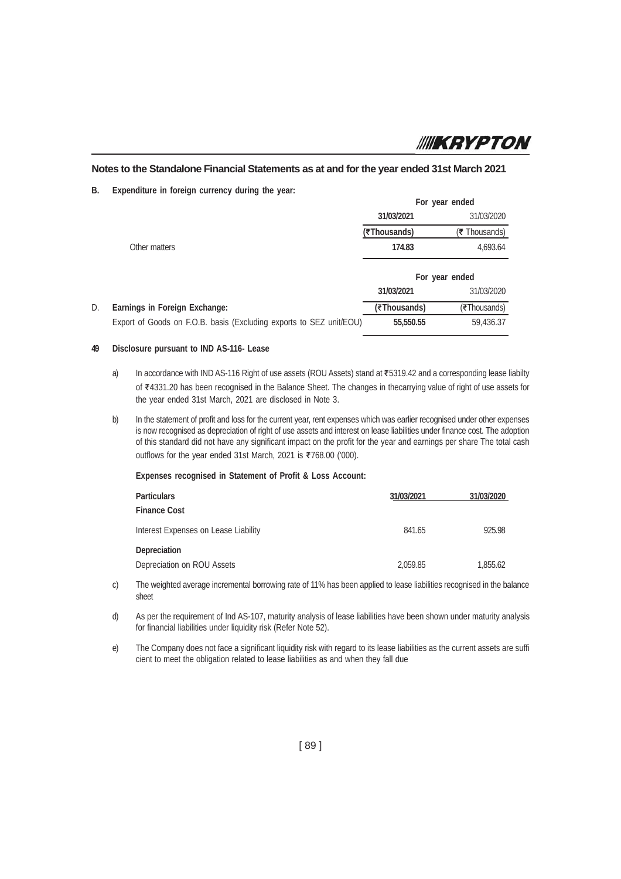## Notes to the Standalone Financial Statements as at and for the year ended 31st March 2021

**B. Expenditure in foreign currency during the year:**

| | For year ended | |
|---|---|---|
| | **31/03/2021** | 31/03/2020 |
| | **(₹Thousands)** | (₹ Thousands) |
| Other matters | **174.83** | 4,693.64 |

| | For year ended | |
|---|---|---|
| | **31/03/2021** | 31/03/2020 |
| D. **Earnings in Foreign Exchange:** | **(₹Thousands)** | (₹Thousands) |
| Export of Goods on F.O.B. basis (Excluding exports to SEZ unit/EOU) | **55,550.55** | 59,436.37 |

**49 Disclosure pursuant to IND AS-116- Lease**

a) In accordance with IND AS-116 Right of use assets (ROU Assets) stand at ₹5319.42 and a corresponding lease liabilty of ₹4331.20 has been recognised in the Balance Sheet. The changes in thecarrying value of right of use assets for the year ended 31st March, 2021 are disclosed in Note 3.

b) In the statement of profit and loss for the current year, rent expenses which was earlier recognised under other expenses is now recognised as depreciation of right of use assets and interest on lease liabilities under finance cost. The adoption of this standard did not have any significant impact on the profit for the year and earnings per share The total cash outflows for the year ended 31st March, 2021 is ₹768.00 ('000).

**Expenses recognised in Statement of Profit & Loss Account:**

| **Particulars** | **31/03/2021** | **31/03/2020** |
|---|---|---|
| **Finance Cost** | | |
| Interest Expenses on Lease Liability | 841.65 | 925.98 |
| **Depreciation** | | |
| Depreciation on ROU Assets | 2,059.85 | 1,855.62 |

c) The weighted average incremental borrowing rate of 11% has been applied to lease liabilities recognised in the balance sheet

d) As per the requirement of Ind AS-107, maturity analysis of lease liabilities have been shown under maturity analysis for financial liabilities under liquidity risk (Refer Note 52).

e) The Company does not face a significant liquidity risk with regard to its lease liabilities as the current assets are suffi cient to meet the obligation related to lease liabilities as and when they fall due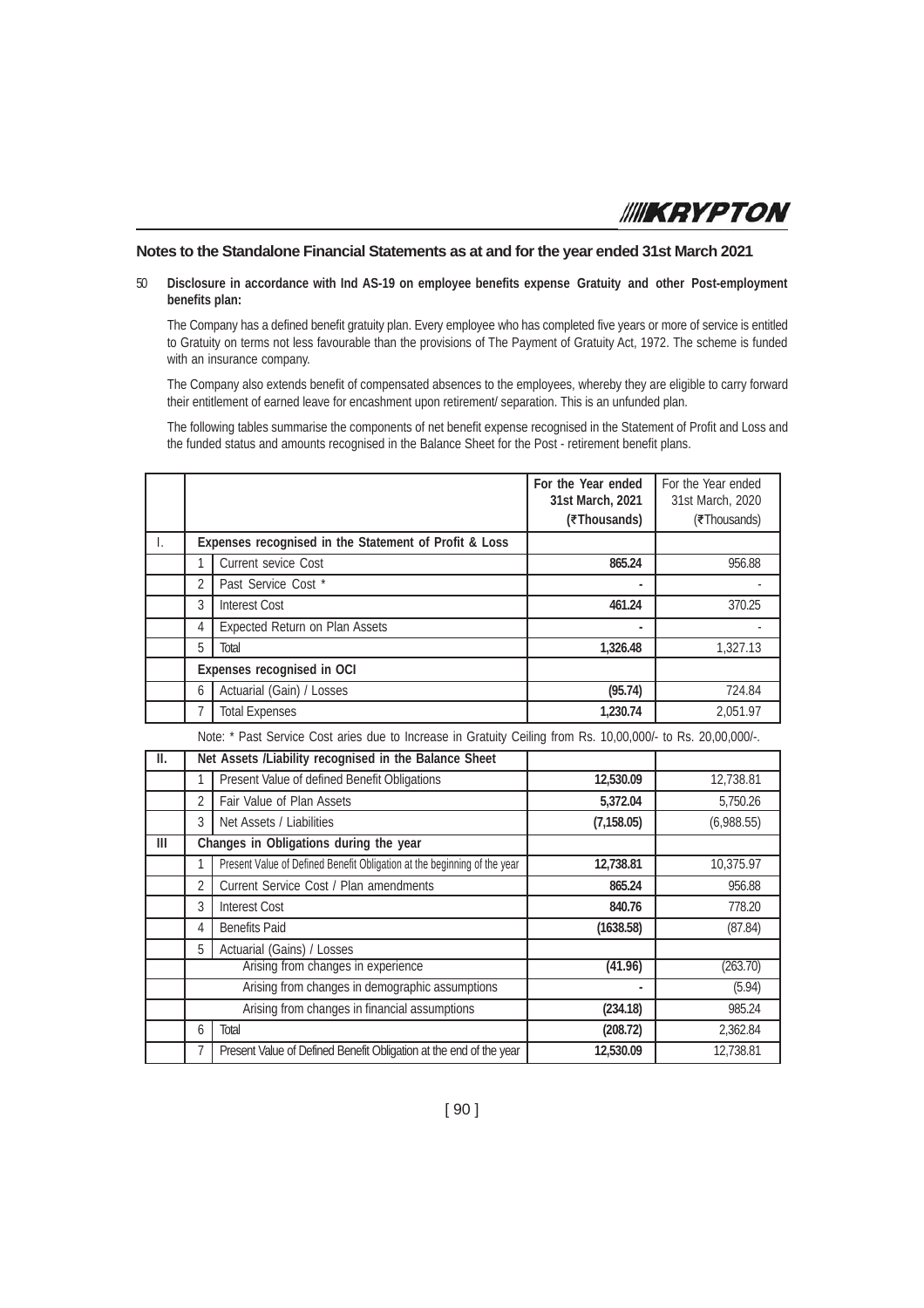## Notes to the Standalone Financial Statements as at and for the year ended 31st March 2021

50 **Disclosure in accordance with Ind AS-19 on employee benefits expense Gratuity and other Post-employment benefits plan:**

The Company has a defined benefit gratuity plan. Every employee who has completed five years or more of service is entitled to Gratuity on terms not less favourable than the provisions of The Payment of Gratuity Act, 1972. The scheme is funded with an insurance company.

The Company also extends benefit of compensated absences to the employees, whereby they are eligible to carry forward their entitlement of earned leave for encashment upon retirement/ separation. This is an unfunded plan.

The following tables summarise the components of net benefit expense recognised in the Statement of Profit and Loss and the funded status and amounts recognised in the Balance Sheet for the Post - retirement benefit plans.

| | | | **For the Year ended 31st March, 2021 (₹Thousands)** | For the Year ended 31st March, 2020 (₹Thousands) |
|---|---|---|---|---|
| I. | **Expenses recognised in the Statement of Profit & Loss** | | | |
| | 1 | Current sevice Cost | **865.24** | 956.88 |
| | 2 | Past Service Cost * | **-** | - |
| | 3 | Interest Cost | **461.24** | 370.25 |
| | 4 | Expected Return on Plan Assets | **-** | - |
| | 5 | Total | **1,326.48** | 1,327.13 |
| | **Expenses recognised in OCI** | | | |
| | 6 | Actuarial (Gain) / Losses | **(95.74)** | 724.84 |
| | 7 | Total Expenses | **1,230.74** | 2,051.97 |

Note: * Past Service Cost aries due to Increase in Gratuity Ceiling from Rs. 10,00,000/- to Rs. 20,00,000/-.

| | | | | |
|---|---|---|---|---|
| **II.** | **Net Assets /Liability recognised in the Balance Sheet** | | | |
| | 1 | Present Value of defined Benefit Obligations | **12,530.09** | 12,738.81 |
| | 2 | Fair Value of Plan Assets | **5,372.04** | 5,750.26 |
| | 3 | Net Assets / Liabilities | **(7,158.05)** | (6,988.55) |
| **III** | **Changes in Obligations during the year** | | | |
| | 1 | Present Value of Defined Benefit Obligation at the beginning of the year | **12,738.81** | 10,375.97 |
| | 2 | Current Service Cost / Plan amendments | **865.24** | 956.88 |
| | 3 | Interest Cost | **840.76** | 778.20 |
| | 4 | Benefits Paid | **(1638.58)** | (87.84) |
| | 5 | Actuarial (Gains) / Losses | | |
| | | Arising from changes in experience | **(41.96)** | (263.70) |
| | | Arising from changes in demographic assumptions | **-** | (5.94) |
| | | Arising from changes in financial assumptions | **(234.18)** | 985.24 |
| | 6 | Total | **(208.72)** | 2,362.84 |
| | 7 | Present Value of Defined Benefit Obligation at the end of the year | **12,530.09** | 12,738.81 |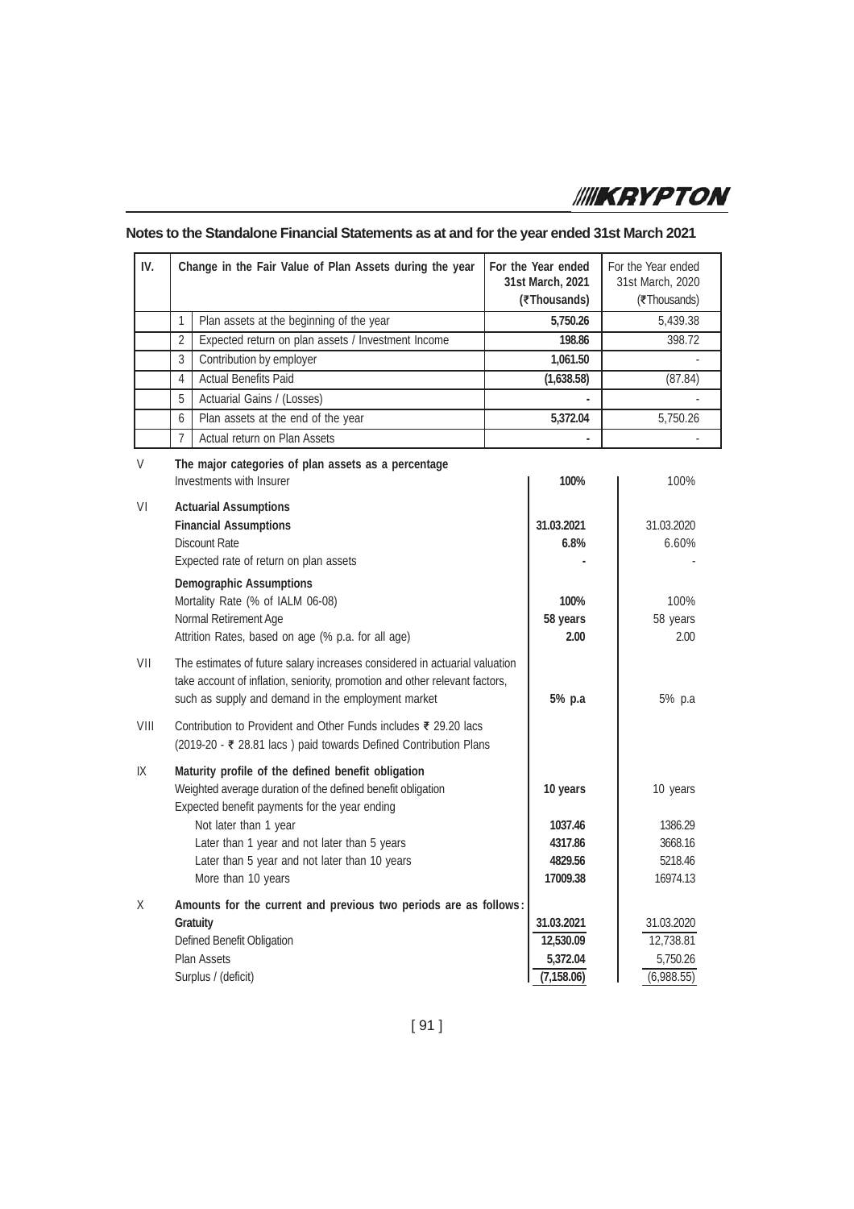## Notes to the Standalone Financial Statements as at and for the year ended 31st March 2021

| IV. | | Change in the Fair Value of Plan Assets during the year | For the Year ended 31st March, 2021 (₹Thousands) | For the Year ended 31st March, 2020 (₹Thousands) |
|---|---|---|---|---|
| | 1 | Plan assets at the beginning of the year | **5,750.26** | 5,439.38 |
| | 2 | Expected return on plan assets / Investment Income | **198.86** | 398.72 |
| | 3 | Contribution by employer | **1,061.50** | - |
| | 4 | Actual Benefits Paid | **(1,638.58)** | (87.84) |
| | 5 | Actuarial Gains / (Losses) | **-** | - |
| | 6 | Plan assets at the end of the year | **5,372.04** | 5,750.26 |
| | 7 | Actual return on Plan Assets | **-** | - |

| | | | |
|---|---|---|---|
| V | **The major categories of plan assets as a percentage** | | |
| | Investments with Insurer | **100%** | 100% |
| VI | **Actuarial Assumptions** | | |
| | **Financial Assumptions** | **31.03.2021** | 31.03.2020 |
| | Discount Rate | **6.8%** | 6.60% |
| | Expected rate of return on plan assets | **-** | - |
| | **Demographic Assumptions** | | |
| | Mortality Rate (% of IALM 06-08) | **100%** | 100% |
| | Normal Retirement Age | **58 years** | 58 years |
| | Attrition Rates, based on age (% p.a. for all age) | **2.00** | 2.00 |
| VII | The estimates of future salary increases considered in actuarial valuation take account of inflation, seniority, promotion and other relevant factors, such as supply and demand in the employment market | **5% p.a** | 5% p.a |
| VIII | Contribution to Provident and Other Funds includes ₹ 29.20 lacs (2019-20 - ₹ 28.81 lacs ) paid towards Defined Contribution Plans | | |
| IX | **Maturity profile of the defined benefit obligation** | | |
| | Weighted average duration of the defined benefit obligation | **10 years** | 10 years |
| | Expected benefit payments for the year ending | | |
| | Not later than 1 year | **1037.46** | 1386.29 |
| | Later than 1 year and not later than 5 years | **4317.86** | 3668.16 |
| | Later than 5 year and not later than 10 years | **4829.56** | 5218.46 |
| | More than 10 years | **17009.38** | 16974.13 |
| X | **Amounts for the current and previous two periods are as follows:** | | |
| | **Gratuity** | **31.03.2021** | 31.03.2020 |
| | Defined Benefit Obligation | **12,530.09** | 12,738.81 |
| | Plan Assets | **5,372.04** | 5,750.26 |
| | Surplus / (deficit) | **(7,158.06)** | (6,988.55) |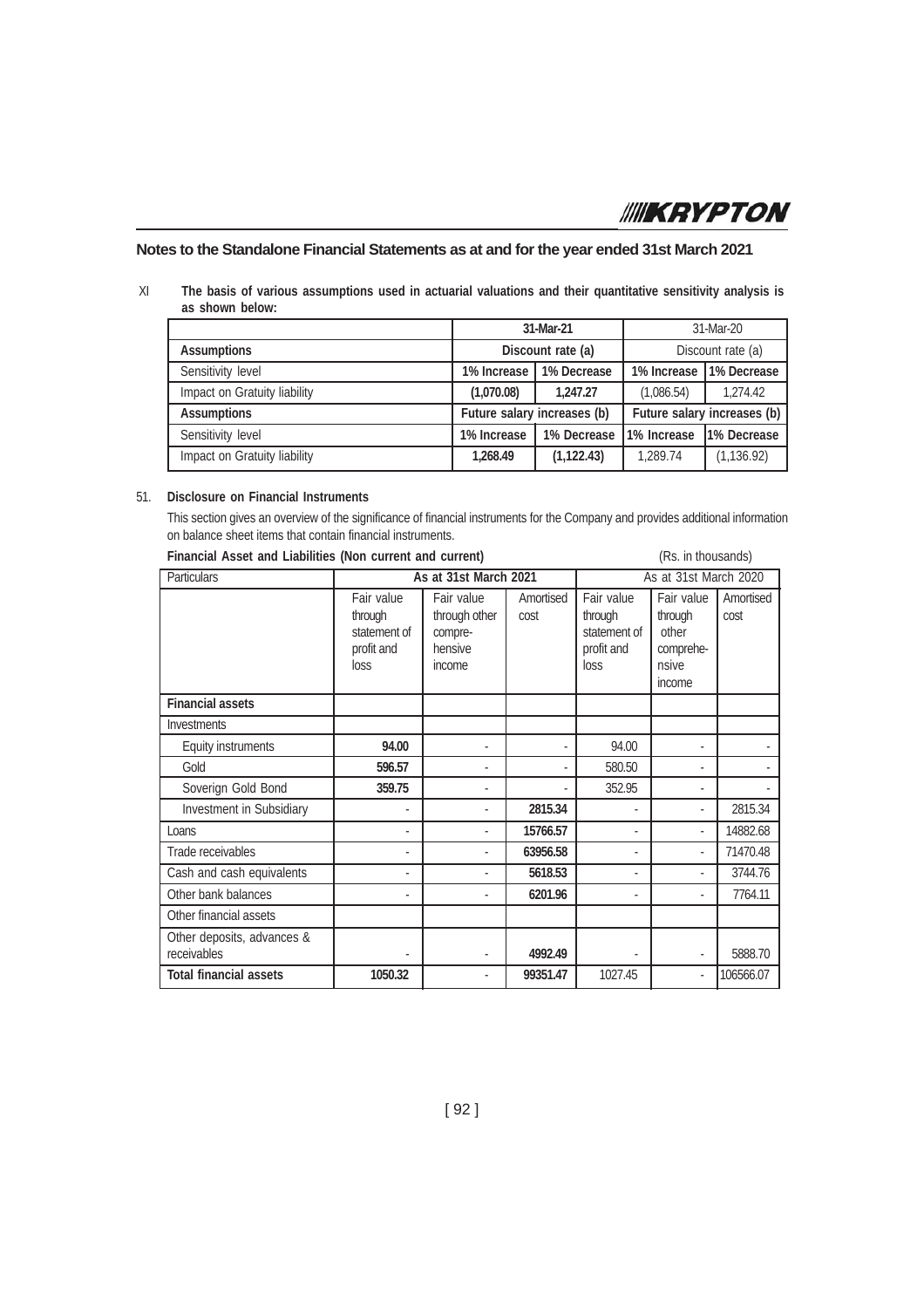## Notes to the Standalone Financial Statements as at and for the year ended 31st March 2021

XI **The basis of various assumptions used in actuarial valuations and their quantitative sensitivity analysis is as shown below:**

| | 31-Mar-21 | | 31-Mar-20 | |
|---|---|---|---|---|
| **Assumptions** | Discount rate (a) | | Discount rate (a) | |
| Sensitivity level | 1% Increase | 1% Decrease | 1% Increase | 1% Decrease |
| Impact on Gratuity liability | (1,070.08) | 1,247.27 | (1,086.54) | 1,274.42 |
| **Assumptions** | Future salary increases (b) | | Future salary increases (b) | |
| Sensitivity level | 1% Increase | 1% Decrease | 1% Increase | 1% Decrease |
| Impact on Gratuity liability | 1,268.49 | (1,122.43) | 1,289.74 | (1,136.92) |

51. **Disclosure on Financial Instruments**

This section gives an overview of the significance of financial instruments for the Company and provides additional information on balance sheet items that contain financial instruments.

**Financial Asset and Liabilities (Non current and current)** (Rs. in thousands)

| Particulars | As at 31st March 2021 | | | As at 31st March 2020 | | |
|---|---|---|---|---|---|---|
| | Fair value through statement of profit and loss | Fair value through other compre-hensive income | Amortised cost | Fair value through statement of profit and loss | Fair value through other comprehe-nsive income | Amortised cost |
| **Financial assets** | | | | | | |
| Investments | | | | | | |
| Equity instruments | **94.00** | - | - | 94.00 | - | - |
| Gold | **596.57** | - | - | 580.50 | - | - |
| Soverign Gold Bond | **359.75** | - | - | 352.95 | - | - |
| Investment in Subsidiary | - | - | **2815.34** | - | - | 2815.34 |
| Loans | - | - | **15766.57** | - | - | 14882.68 |
| Trade receivables | - | - | **63956.58** | - | - | 71470.48 |
| Cash and cash equivalents | - | - | **5618.53** | - | - | 3744.76 |
| Other bank balances | - | - | **6201.96** | - | - | 7764.11 |
| Other financial assets | | | | | | |
| Other deposits, advances & receivables | - | - | **4992.49** | - | - | 5888.70 |
| **Total financial assets** | **1050.32** | - | **99351.47** | 1027.45 | - | 106566.07 |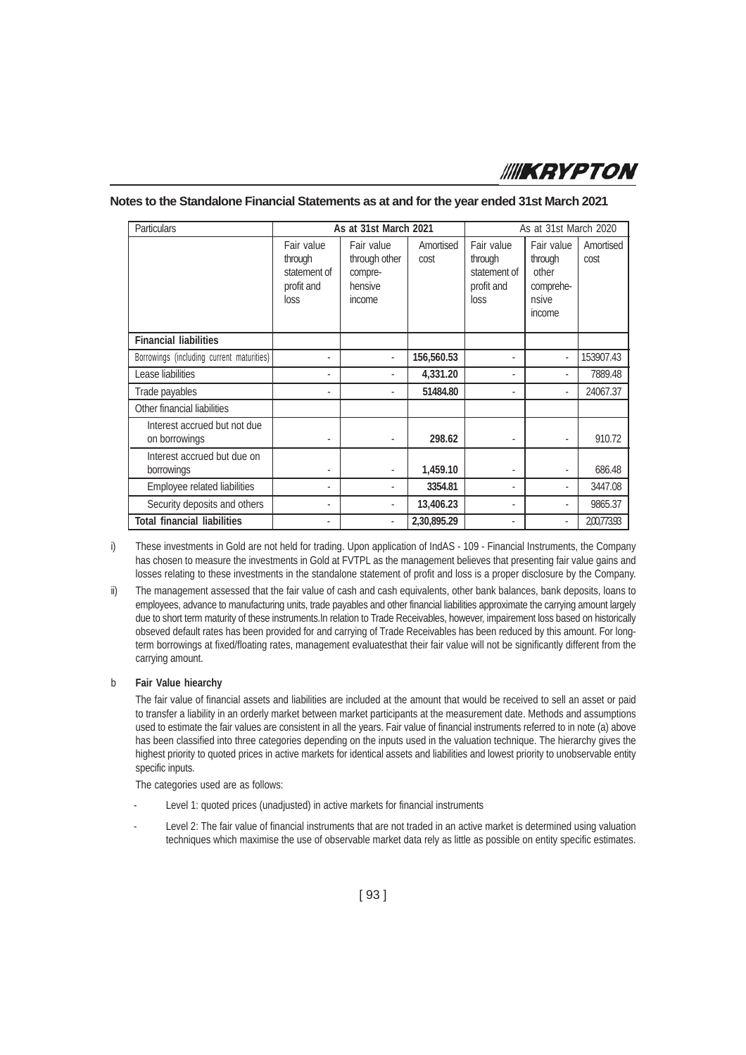## Notes to the Standalone Financial Statements as at and for the year ended 31st March 2021

| Particulars | As at 31st March 2021 | | | As at 31st March 2020 | | |
|---|---|---|---|---|---|---|
| | Fair value through statement of profit and loss | Fair value through other compre-hensive income | Amortised cost | Fair value through statement of profit and loss | Fair value through other comprehe-nsive income | Amortised cost |
| **Financial liabilities** | | | | | | |
| Borrowings (including current maturities) | - | - | **156,560.53** | - | - | 153907.43 |
| Lease liabilities | - | - | **4,331.20** | - | - | 7889.48 |
| Trade payables | - | - | **51484.80** | - | - | 24067.37 |
| Other financial liabilities | | | | | | |
| Interest accrued but not due on borrowings | - | - | **298.62** | - | - | 910.72 |
| Interest accrued but due on borrowings | - | - | **1,459.10** | - | - | 686.48 |
| Employee related liabilities | - | - | **3354.81** | - | - | 3447.08 |
| Security deposits and others | - | - | **13,406.23** | - | - | 9865.37 |
| **Total financial liabilities** | - | - | **2,30,895.29** | - | - | 2,00,773.93 |

i) These investments in Gold are not held for trading. Upon application of IndAS - 109 - Financial Instruments, the Company has chosen to measure the investments in Gold at FVTPL as the management believes that presenting fair value gains and losses relating to these investments in the standalone statement of profit and loss is a proper disclosure by the Company.

ii) The management assessed that the fair value of cash and cash equivalents, other bank balances, bank deposits, loans to employees, advance to manufacturing units, trade payables and other financial liabilities approximate the carrying amount largely due to short term maturity of these instruments.In relation to Trade Receivables, however, impairement loss based on historically obseved default rates has been provided for and carrying of Trade Receivables has been reduced by this amount. For long-term borrowings at fixed/floating rates, management evaluatesthat their fair value will not be significantly different from the carrying amount.

b **Fair Value hiearchy**

The fair value of financial assets and liabilities are included at the amount that would be received to sell an asset or paid to transfer a liability in an orderly market between market participants at the measurement date. Methods and assumptions used to estimate the fair values are consistent in all the years. Fair value of financial instruments referred to in note (a) above has been classified into three categories depending on the inputs used in the valuation technique. The hierarchy gives the highest priority to quoted prices in active markets for identical assets and liabilities and lowest priority to unobservable entity specific inputs.

The categories used are as follows:

- Level 1: quoted prices (unadjusted) in active markets for financial instruments
- Level 2: The fair value of financial instruments that are not traded in an active market is determined using valuation techniques which maximise the use of observable market data rely as little as possible on entity specific estimates.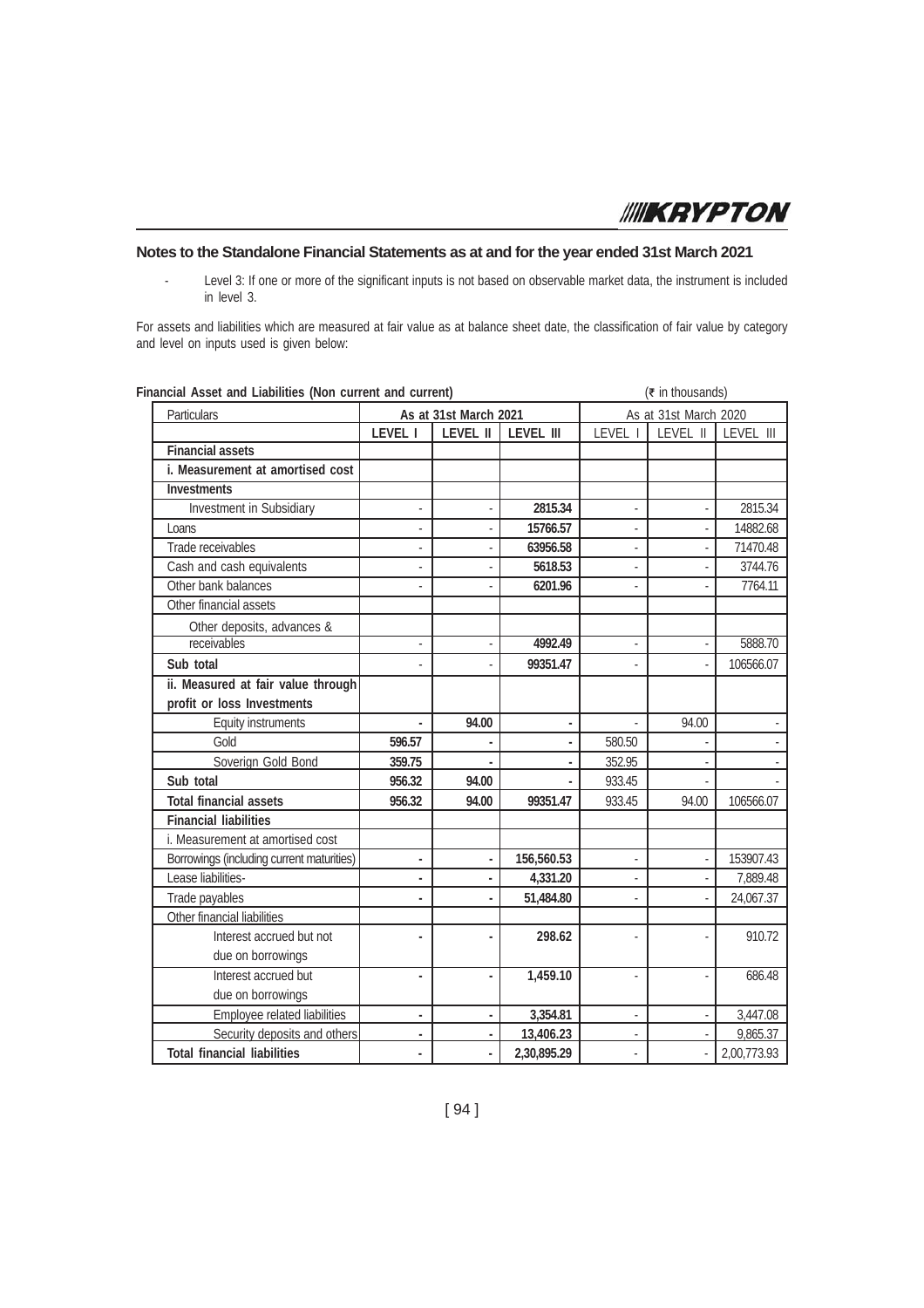## Notes to the Standalone Financial Statements as at and for the year ended 31st March 2021

- Level 3: If one or more of the significant inputs is not based on observable market data, the instrument is included in level 3.

For assets and liabilities which are measured at fair value as at balance sheet date, the classification of fair value by category and level on inputs used is given below:

**Financial Asset and Liabilities (Non current and current)** (₹ in thousands)

| Particulars | As at 31st March 2021 | | | As at 31st March 2020 | | |
|---|---|---|---|---|---|---|
| | LEVEL I | LEVEL II | LEVEL III | LEVEL I | LEVEL II | LEVEL III |
| **Financial assets** | | | | | | |
| **i. Measurement at amortised cost** | | | | | | |
| **Investments** | | | | | | |
| Investment in Subsidiary | - | - | **2815.34** | - | - | 2815.34 |
| Loans | - | - | **15766.57** | - | - | 14882.68 |
| Trade receivables | - | - | **63956.58** | - | - | 71470.48 |
| Cash and cash equivalents | - | - | **5618.53** | - | - | 3744.76 |
| Other bank balances | - | - | **6201.96** | - | - | 7764.11 |
| Other financial assets | | | | | | |
| Other deposits, advances & receivables | - | - | **4992.49** | - | - | 5888.70 |
| **Sub total** | - | - | **99351.47** | - | - | 106566.07 |
| **ii. Measured at fair value through profit or loss Investments** | | | | | | |
| Equity instruments | **-** | **94.00** | **-** | - | 94.00 | - |
| Gold | **596.57** | **-** | **-** | 580.50 | - | - |
| Soverign Gold Bond | **359.75** | **-** | **-** | 352.95 | - | - |
| **Sub total** | **956.32** | **94.00** | **-** | 933.45 | - | - |
| **Total financial assets** | **956.32** | **94.00** | **99351.47** | 933.45 | 94.00 | 106566.07 |
| **Financial liabilities** | | | | | | |
| i. Measurement at amortised cost | | | | | | |
| Borrowings (including current maturities) | **-** | **-** | **156,560.53** | - | - | 153907.43 |
| Lease liabilities- | **-** | **-** | **4,331.20** | - | - | 7,889.48 |
| Trade payables | **-** | **-** | **51,484.80** | - | - | 24,067.37 |
| Other financial liabilities | | | | | | |
| Interest accrued but not due on borrowings | **-** | **-** | **298.62** | - | - | 910.72 |
| Interest accrued but due on borrowings | **-** | **-** | **1,459.10** | - | - | 686.48 |
| Employee related liabilities | **-** | **-** | **3,354.81** | - | - | 3,447.08 |
| Security deposits and others | **-** | **-** | **13,406.23** | - | - | 9,865.37 |
| **Total financial liabilities** | **-** | **-** | **2,30,895.29** | - | - | 2,00,773.93 |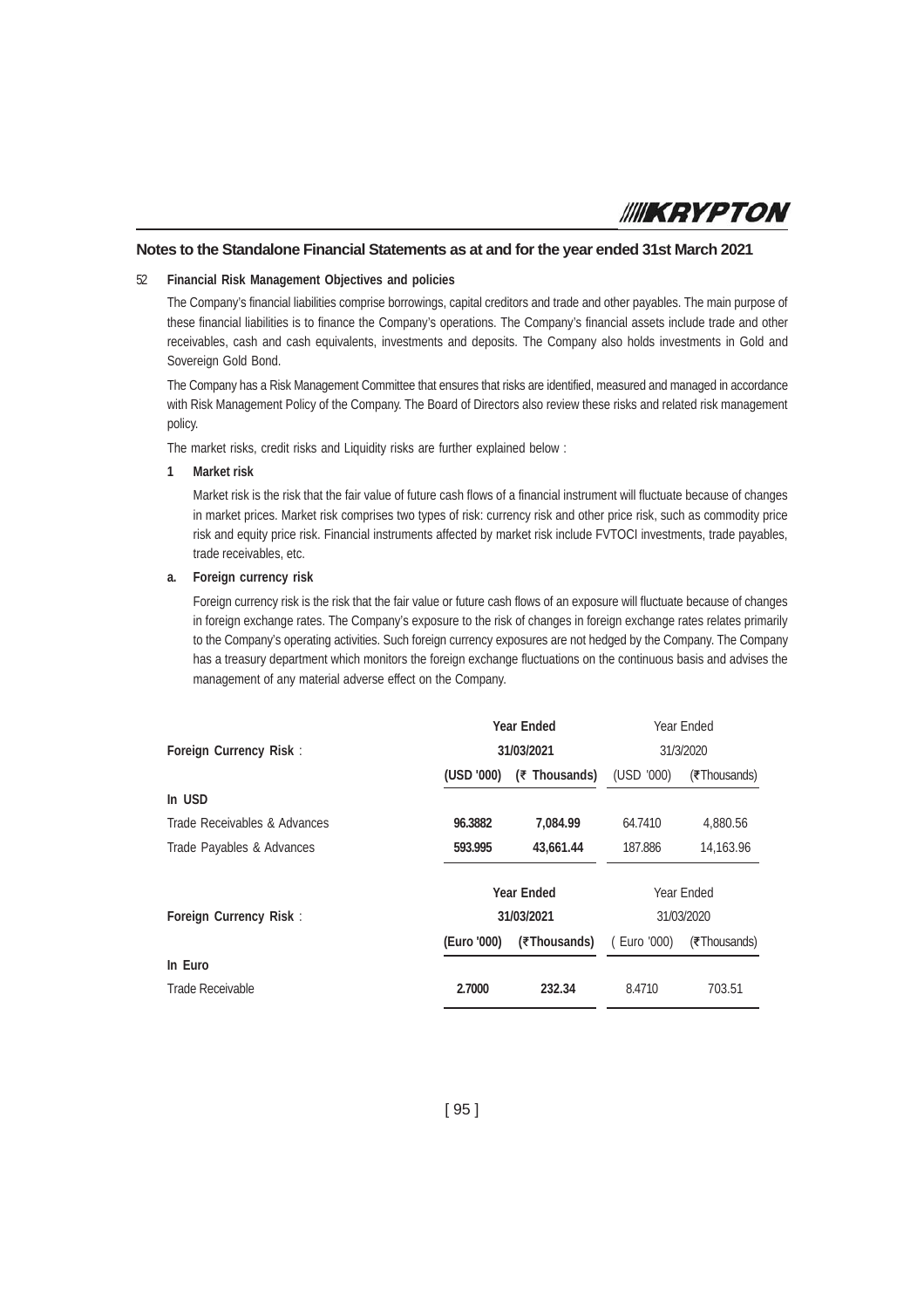## Notes to the Standalone Financial Statements as at and for the year ended 31st March 2021

### 52 Financial Risk Management Objectives and policies

The Company's financial liabilities comprise borrowings, capital creditors and trade and other payables. The main purpose of these financial liabilities is to finance the Company's operations. The Company's financial assets include trade and other receivables, cash and cash equivalents, investments and deposits. The Company also holds investments in Gold and Sovereign Gold Bond.

The Company has a Risk Management Committee that ensures that risks are identified, measured and managed in accordance with Risk Management Policy of the Company. The Board of Directors also review these risks and related risk management policy.

The market risks, credit risks and Liquidity risks are further explained below :

**1 Market risk**

Market risk is the risk that the fair value of future cash flows of a financial instrument will fluctuate because of changes in market prices. Market risk comprises two types of risk: currency risk and other price risk, such as commodity price risk and equity price risk. Financial instruments affected by market risk include FVTOCI investments, trade payables, trade receivables, etc.

**a. Foreign currency risk**

Foreign currency risk is the risk that the fair value or future cash flows of an exposure will fluctuate because of changes in foreign exchange rates. The Company's exposure to the risk of changes in foreign exchange rates relates primarily to the Company's operating activities. Such foreign currency exposures are not hedged by the Company. The Company has a treasury department which monitors the foreign exchange fluctuations on the continuous basis and advises the management of any material adverse effect on the Company.

| Foreign Currency Risk : | Year Ended 31/03/2021 | | Year Ended 31/3/2020 | |
|---|---|---|---|---|
| | **(USD '000)** | **(₹ Thousands)** | (USD '000) | (₹Thousands) |
| **In USD** | | | | |
| Trade Receivables & Advances | **96.3882** | **7,084.99** | 64.7410 | 4,880.56 |
| Trade Payables & Advances | **593.995** | **43,661.44** | 187.886 | 14,163.96 |

| Foreign Currency Risk : | Year Ended 31/03/2021 | | Year Ended 31/03/2020 | |
|---|---|---|---|---|
| | **(Euro '000)** | **(₹Thousands)** | ( Euro '000) | (₹Thousands) |
| **In Euro** | | | | |
| Trade Receivable | **2.7000** | **232.34** | 8.4710 | 703.51 |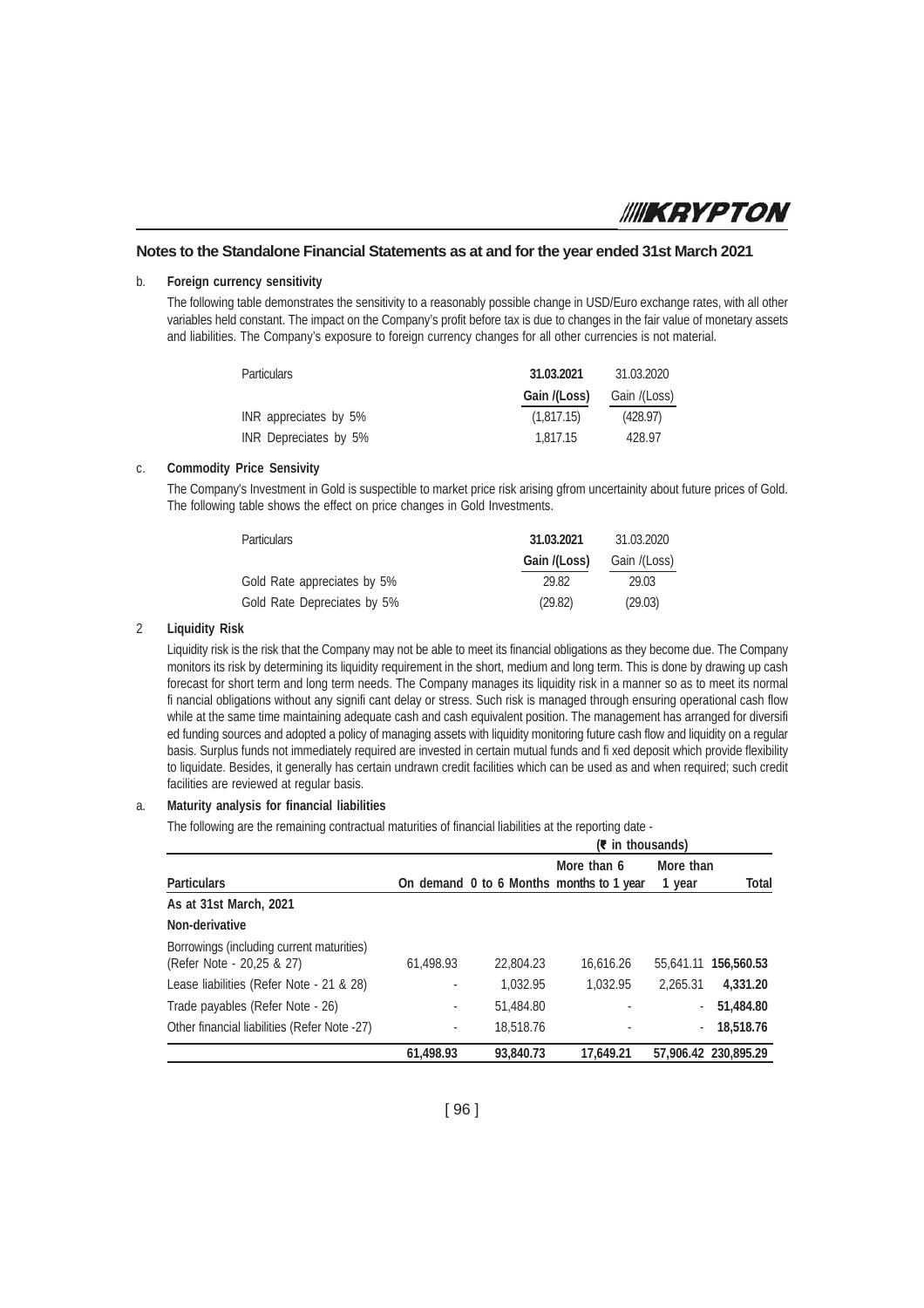## Notes to the Standalone Financial Statements as at and for the year ended 31st March 2021

b. **Foreign currency sensitivity**

The following table demonstrates the sensitivity to a reasonably possible change in USD/Euro exchange rates, with all other variables held constant. The impact on the Company's profit before tax is due to changes in the fair value of monetary assets and liabilities. The Company's exposure to foreign currency changes for all other currencies is not material.

| Particulars | **31.03.2021** | 31.03.2020 |
|---|---|---|
| | **Gain /(Loss)** | Gain /(Loss) |
| INR appreciates by 5% | (1,817.15) | (428.97) |
| INR Depreciates by 5% | 1,817.15 | 428.97 |

c. **Commodity Price Sensivity**

The Company's Investment in Gold is suspectible to market price risk arising gfrom uncertainity about future prices of Gold. The following table shows the effect on price changes in Gold Investments.

| Particulars | **31.03.2021** | 31.03.2020 |
|---|---|---|
| | **Gain /(Loss)** | Gain /(Loss) |
| Gold Rate appreciates by 5% | 29.82 | 29.03 |
| Gold Rate Depreciates by 5% | (29.82) | (29.03) |

2 **Liquidity Risk**

Liquidity risk is the risk that the Company may not be able to meet its financial obligations as they become due. The Company monitors its risk by determining its liquidity requirement in the short, medium and long term. This is done by drawing up cash forecast for short term and long term needs. The Company manages its liquidity risk in a manner so as to meet its normal fi nancial obligations without any signifi cant delay or stress. Such risk is managed through ensuring operational cash flow while at the same time maintaining adequate cash and cash equivalent position. The management has arranged for diversifi ed funding sources and adopted a policy of managing assets with liquidity monitoring future cash flow and liquidity on a regular basis. Surplus funds not immediately required are invested in certain mutual funds and fi xed deposit which provide flexibility to liquidate. Besides, it generally has certain undrawn credit facilities which can be used as and when required; such credit facilities are reviewed at regular basis.

a. **Maturity analysis for financial liabilities**

The following are the remaining contractual maturities of financial liabilities at the reporting date -

| | | | | | **(₹ in thousands)** |
|---|---|---|---|---|---|
| **Particulars** | **On demand** | **0 to 6 Months** | **More than 6 months to 1 year** | **More than 1 year** | **Total** |
| **As at 31st March, 2021** | | | | | |
| **Non-derivative** | | | | | |
| Borrowings (including current maturities) (Refer Note - 20,25 & 27) | 61,498.93 | 22,804.23 | 16,616.26 | 55,641.11 | **156,560.53** |
| Lease liabilities (Refer Note - 21 & 28) | - | 1,032.95 | 1,032.95 | 2,265.31 | **4,331.20** |
| Trade payables (Refer Note - 26) | - | 51,484.80 | - | - | **51,484.80** |
| Other financial liabilities (Refer Note -27) | - | 18,518.76 | - | - | **18,518.76** |
| | **61,498.93** | **93,840.73** | **17,649.21** | **57,906.42** | **230,895.29** |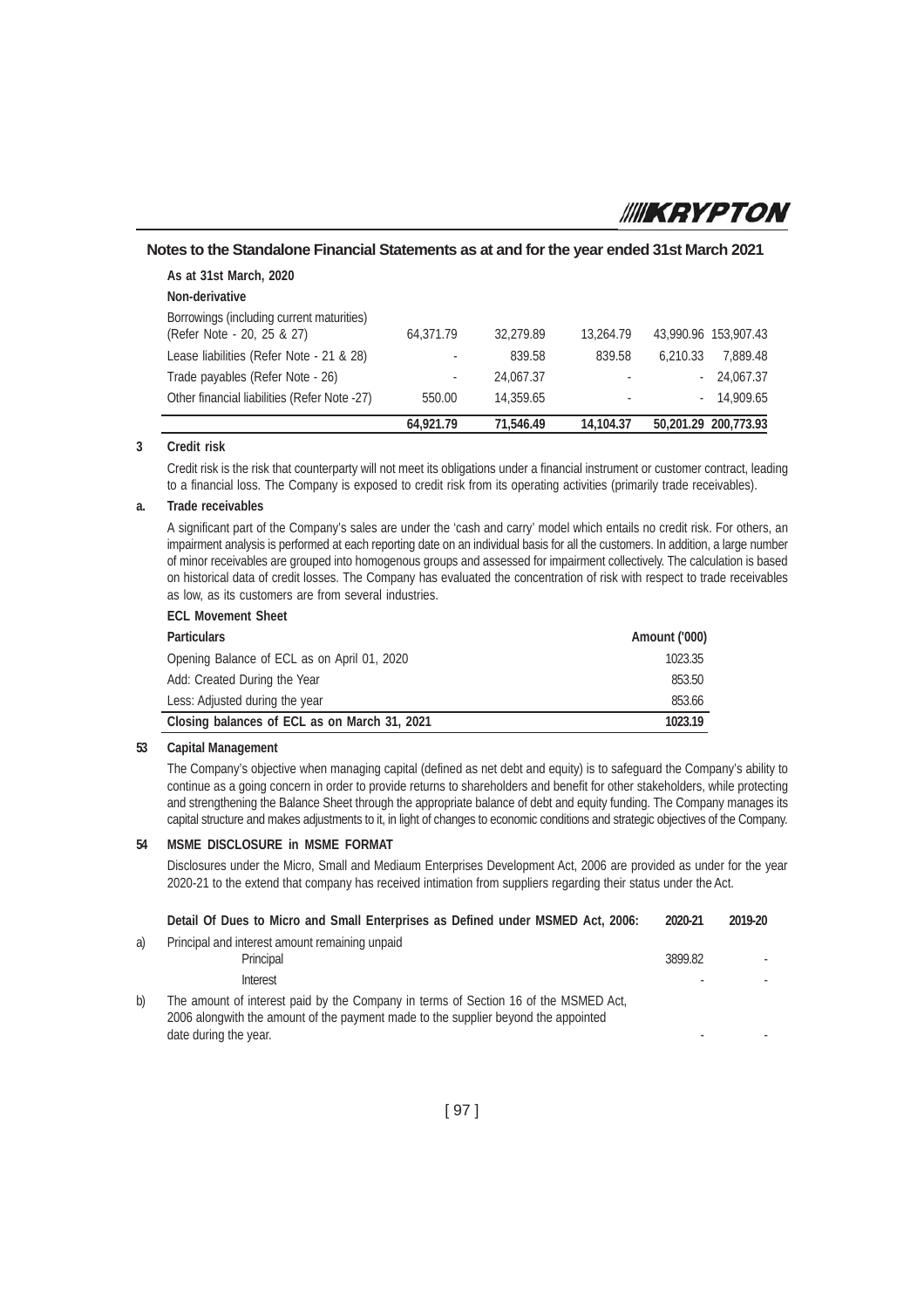## Notes to the Standalone Financial Statements as at and for the year ended 31st March 2021

| | | | | | |
|---|---|---|---|---|---|
| **As at 31st March, 2020** | | | | | |
| **Non-derivative** | | | | | |
| Borrowings (including current maturities) (Refer Note - 20, 25 & 27) | 64,371.79 | 32,279.89 | 13,264.79 | 43,990.96 | 153,907.43 |
| Lease liabilities (Refer Note - 21 & 28) | - | 839.58 | 839.58 | 6,210.33 | 7,889.48 |
| Trade payables (Refer Note - 26) | - | 24,067.37 | - | - | 24,067.37 |
| Other financial liabilities (Refer Note -27) | 550.00 | 14,359.65 | - | - | 14,909.65 |
| | **64,921.79** | **71,546.49** | **14,104.37** | **50,201.29** | **200,773.93** |

**3 Credit risk**

Credit risk is the risk that counterparty will not meet its obligations under a financial instrument or customer contract, leading to a financial loss. The Company is exposed to credit risk from its operating activities (primarily trade receivables).

**a. Trade receivables**

A significant part of the Company's sales are under the 'cash and carry' model which entails no credit risk. For others, an impairment analysis is performed at each reporting date on an individual basis for all the customers. In addition, a large number of minor receivables are grouped into homogenous groups and assessed for impairment collectively. The calculation is based on historical data of credit losses. The Company has evaluated the concentration of risk with respect to trade receivables as low, as its customers are from several industries.

**ECL Movement Sheet**

| Particulars | Amount ('000) |
|---|---|
| Opening Balance of ECL as on April 01, 2020 | 1023.35 |
| Add: Created During the Year | 853.50 |
| Less: Adjusted during the year | 853.66 |
| **Closing balances of ECL as on March 31, 2021** | **1023.19** |

**53 Capital Management**

The Company's objective when managing capital (defined as net debt and equity) is to safeguard the Company's ability to continue as a going concern in order to provide returns to shareholders and benefit for other stakeholders, while protecting and strengthening the Balance Sheet through the appropriate balance of debt and equity funding. The Company manages its capital structure and makes adjustments to it, in light of changes to economic conditions and strategic objectives of the Company.

**54 MSME DISCLOSURE in MSME FORMAT**

Disclosures under the Micro, Small and Mediaum Enterprises Development Act, 2006 are provided as under for the year 2020-21 to the extend that company has received intimation from suppliers regarding their status under the Act.

| | Detail Of Dues to Micro and Small Enterprises as Defined under MSMED Act, 2006: | 2020-21 | 2019-20 |
|---|---|---|---|
| a) | Principal and interest amount remaining unpaid | | |
| | Principal | 3899.82 | - |
| | Interest | - | - |
| b) | The amount of interest paid by the Company in terms of Section 16 of the MSMED Act, 2006 alongwith the amount of the payment made to the supplier beyond the appointed date during the year. | - | - |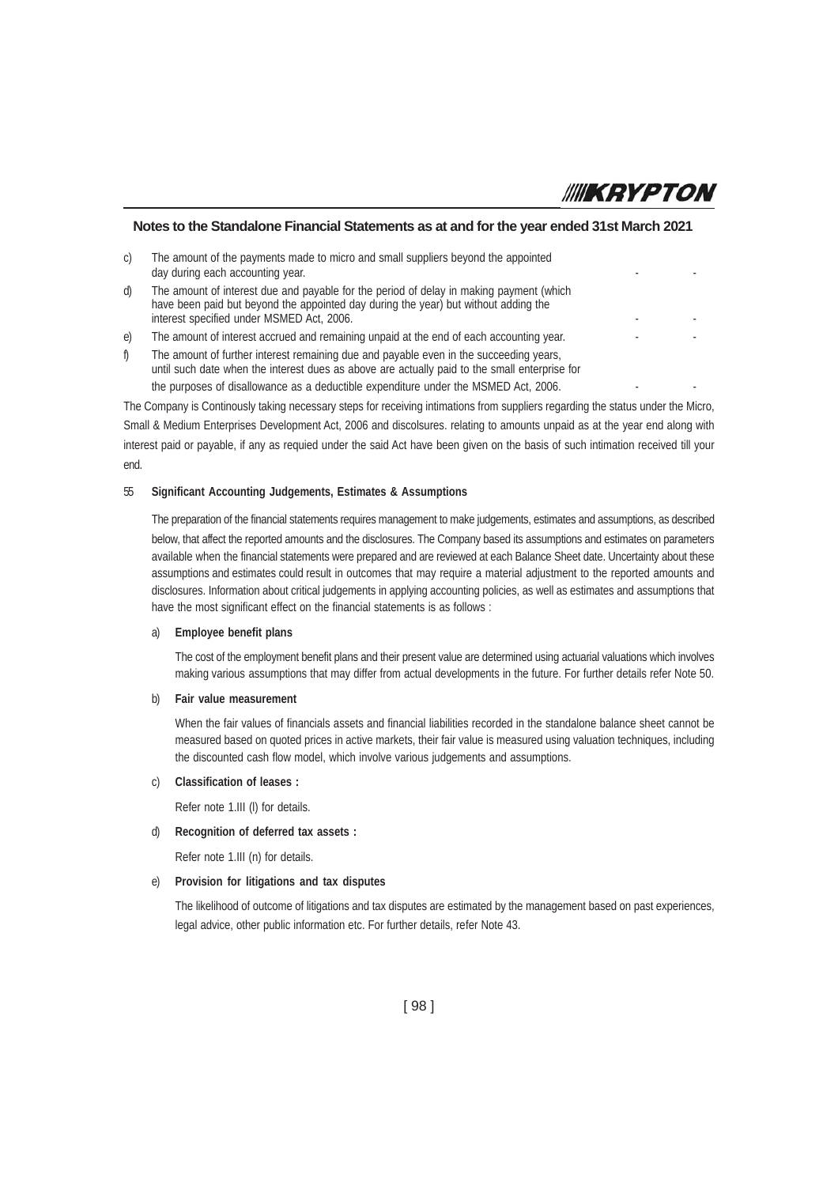## Notes to the Standalone Financial Statements as at and for the year ended 31st March 2021

| | | | |
|---|---|---|---|
| c) | The amount of the payments made to micro and small suppliers beyond the appointed day during each accounting year. | - | - |
| d) | The amount of interest due and payable for the period of delay in making payment (which have been paid but beyond the appointed day during the year) but without adding the interest specified under MSMED Act, 2006. | - | - |
| e) | The amount of interest accrued and remaining unpaid at the end of each accounting year. | - | - |
| f) | The amount of further interest remaining due and payable even in the succeeding years, until such date when the interest dues as above are actually paid to the small enterprise for the purposes of disallowance as a deductible expenditure under the MSMED Act, 2006. | - | - |

The Company is Continously taking necessary steps for receiving intimations from suppliers regarding the status under the Micro, Small & Medium Enterprises Development Act, 2006 and discolsures. relating to amounts unpaid as at the year end along with interest paid or payable, if any as requied under the said Act have been given on the basis of such intimation received till your end.

### 55 Significant Accounting Judgements, Estimates & Assumptions

The preparation of the financial statements requires management to make judgements, estimates and assumptions, as described below, that affect the reported amounts and the disclosures. The Company based its assumptions and estimates on parameters available when the financial statements were prepared and are reviewed at each Balance Sheet date. Uncertainty about these assumptions and estimates could result in outcomes that may require a material adjustment to the reported amounts and disclosures. Information about critical judgements in applying accounting policies, as well as estimates and assumptions that have the most significant effect on the financial statements is as follows :

a) **Employee benefit plans**

The cost of the employment benefit plans and their present value are determined using actuarial valuations which involves making various assumptions that may differ from actual developments in the future. For further details refer Note 50.

b) **Fair value measurement**

When the fair values of financials assets and financial liabilities recorded in the standalone balance sheet cannot be measured based on quoted prices in active markets, their fair value is measured using valuation techniques, including the discounted cash flow model, which involve various judgements and assumptions.

c) **Classification of leases :**

Refer note 1.III (l) for details.

d) **Recognition of deferred tax assets :**

Refer note 1.III (n) for details.

e) **Provision for litigations and tax disputes**

The likelihood of outcome of litigations and tax disputes are estimated by the management based on past experiences, legal advice, other public information etc. For further details, refer Note 43.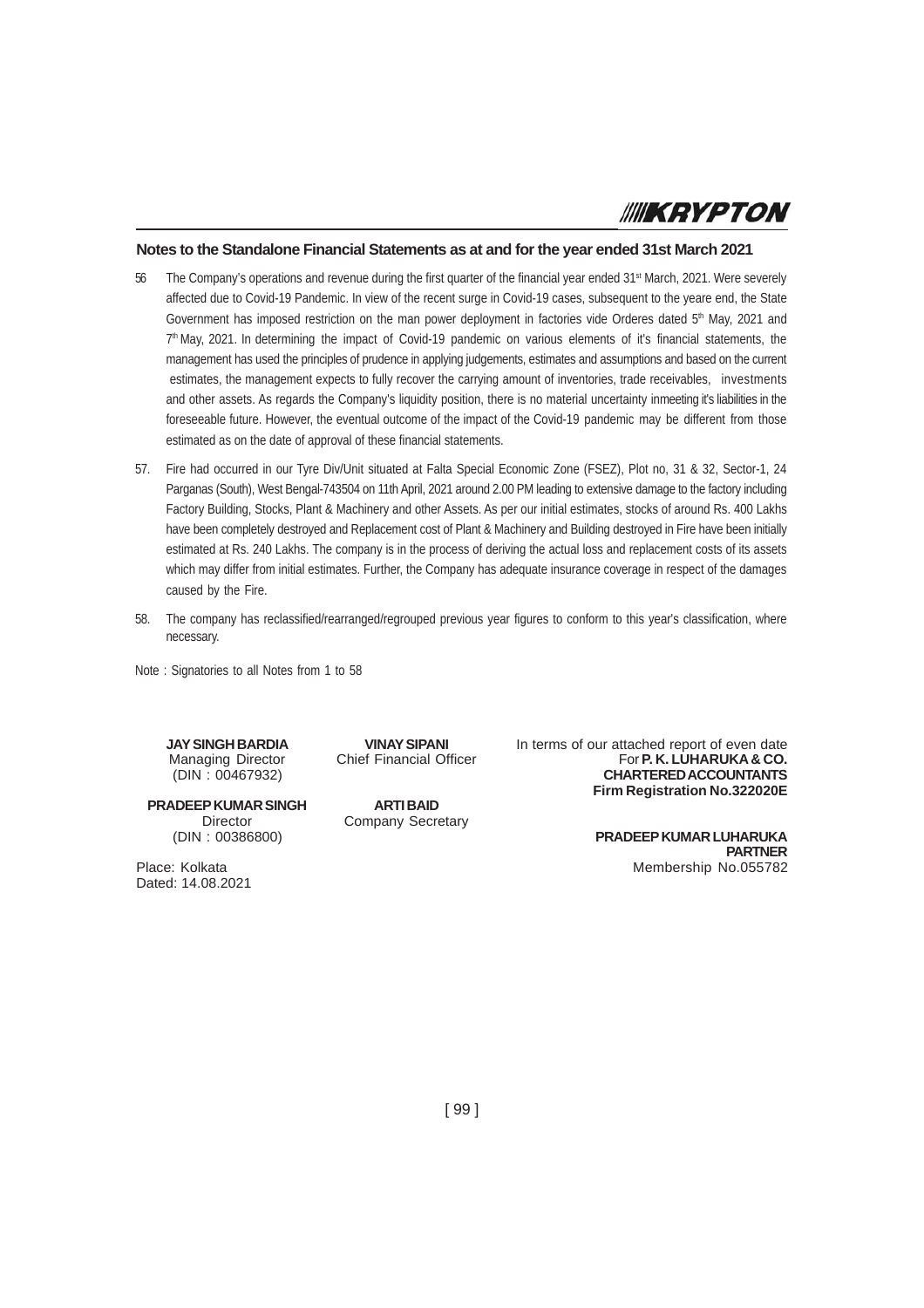## Notes to the Standalone Financial Statements as at and for the year ended 31st March 2021

56 The Company's operations and revenue during the first quarter of the financial year ended 31st March, 2021. Were severely affected due to Covid-19 Pandemic. In view of the recent surge in Covid-19 cases, subsequent to the yeare end, the State Government has imposed restriction on the man power deployment in factories vide Orderes dated 5th May, 2021 and 7th May, 2021. In determining the impact of Covid-19 pandemic on various elements of it's financial statements, the management has used the principles of prudence in applying judgements, estimates and assumptions and based on the current estimates, the management expects to fully recover the carrying amount of inventories, trade receivables, investments and other assets. As regards the Company's liquidity position, there is no material uncertainty inmeeting it's liabilities in the foreseeable future. However, the eventual outcome of the impact of the Covid-19 pandemic may be different from those estimated as on the date of approval of these financial statements.

57. Fire had occurred in our Tyre Div/Unit situated at Falta Special Economic Zone (FSEZ), Plot no, 31 & 32, Sector-1, 24 Parganas (South), West Bengal-743504 on 11th April, 2021 around 2.00 PM leading to extensive damage to the factory including Factory Building, Stocks, Plant & Machinery and other Assets. As per our initial estimates, stocks of around Rs. 400 Lakhs have been completely destroyed and Replacement cost of Plant & Machinery and Building destroyed in Fire have been initially estimated at Rs. 240 Lakhs. The company is in the process of deriving the actual loss and replacement costs of its assets which may differ from initial estimates. Further, the Company has adequate insurance coverage in respect of the damages caused by the Fire.

58. The company has reclassified/rearranged/regrouped previous year figures to conform to this year's classification, where necessary.

Note : Signatories to all Notes from 1 to 58

**JAY SINGH BARDIA**
Managing Director
(DIN : 00467932)

**VINAY SIPANI**
Chief Financial Officer

**PRADEEP KUMAR SINGH**
Director
(DIN : 00386800)

**ARTI BAID**
Company Secretary

Place: Kolkata
Dated: 14.08.2021

In terms of our attached report of even date
For **P. K. LUHARUKA & CO.**
**CHARTERED ACCOUNTANTS**
**Firm Registration No.322020E**

**PRADEEP KUMAR LUHARUKA**
**PARTNER**
Membership No.055782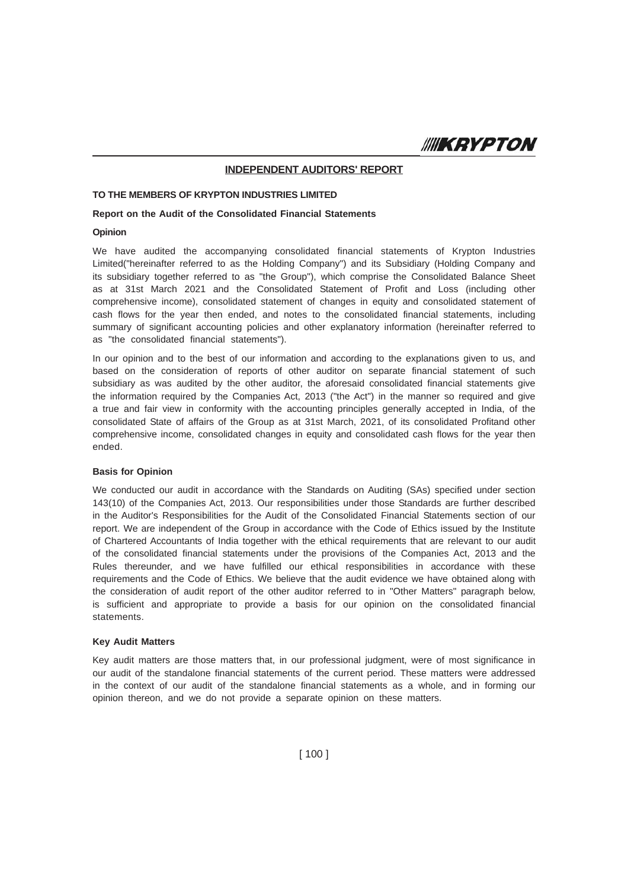## INDEPENDENT AUDITORS' REPORT

**TO THE MEMBERS OF KRYPTON INDUSTRIES LIMITED**

**Report on the Audit of the Consolidated Financial Statements**

**Opinion**

We have audited the accompanying consolidated financial statements of Krypton Industries Limited("hereinafter referred to as the Holding Company") and its Subsidiary (Holding Company and its subsidiary together referred to as "the Group"), which comprise the Consolidated Balance Sheet as at 31st March 2021 and the Consolidated Statement of Profit and Loss (including other comprehensive income), consolidated statement of changes in equity and consolidated statement of cash flows for the year then ended, and notes to the consolidated financial statements, including summary of significant accounting policies and other explanatory information (hereinafter referred to as "the consolidated financial statements").

In our opinion and to the best of our information and according to the explanations given to us, and based on the consideration of reports of other auditor on separate financial statement of such subsidiary as was audited by the other auditor, the aforesaid consolidated financial statements give the information required by the Companies Act, 2013 ("the Act") in the manner so required and give a true and fair view in conformity with the accounting principles generally accepted in India, of the consolidated State of affairs of the Group as at 31st March, 2021, of its consolidated Profitand other comprehensive income, consolidated changes in equity and consolidated cash flows for the year then ended.

**Basis for Opinion**

We conducted our audit in accordance with the Standards on Auditing (SAs) specified under section 143(10) of the Companies Act, 2013. Our responsibilities under those Standards are further described in the Auditor's Responsibilities for the Audit of the Consolidated Financial Statements section of our report. We are independent of the Group in accordance with the Code of Ethics issued by the Institute of Chartered Accountants of India together with the ethical requirements that are relevant to our audit of the consolidated financial statements under the provisions of the Companies Act, 2013 and the Rules thereunder, and we have fulfilled our ethical responsibilities in accordance with these requirements and the Code of Ethics. We believe that the audit evidence we have obtained along with the consideration of audit report of the other auditor referred to in "Other Matters" paragraph below, is sufficient and appropriate to provide a basis for our opinion on the consolidated financial statements.

**Key Audit Matters**

Key audit matters are those matters that, in our professional judgment, were of most significance in our audit of the standalone financial statements of the current period. These matters were addressed in the context of our audit of the standalone financial statements as a whole, and in forming our opinion thereon, and we do not provide a separate opinion on these matters.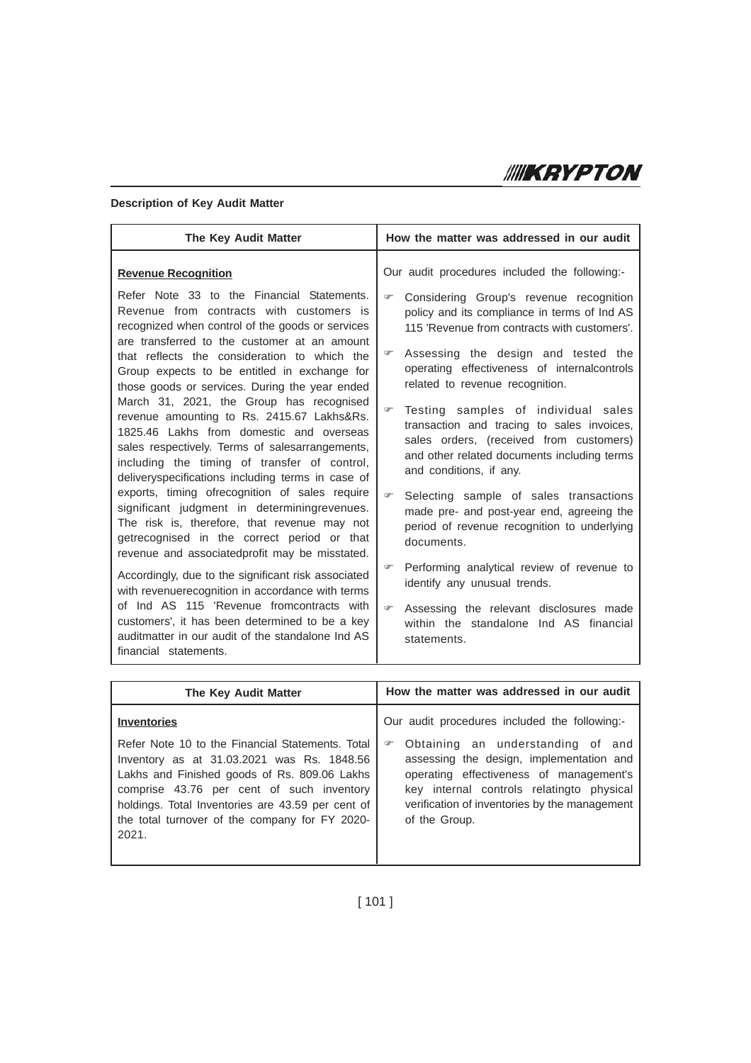**Description of Key Audit Matter**

| The Key Audit Matter | How the matter was addressed in our audit |
|---|---|
| **Revenue Recognition**<br><br>Refer Note 33 to the Financial Statements. Revenue from contracts with customers is recognized when control of the goods or services are transferred to the customer at an amount that reflects the consideration to which the Group expects to be entitled in exchange for those goods or services. During the year ended March 31, 2021, the Group has recognised revenue amounting to Rs. 2415.67 Lakhs&Rs. 1825.46 Lakhs from domestic and overseas sales respectively. Terms of salesarrangements, including the timing of transfer of control, deliveryspecifications including terms in case of exports, timing ofrecognition of sales require significant judgment in determiningrevenues. The risk is, therefore, that revenue may not getrecognised in the correct period or that revenue and associatedprofit may be misstated.<br><br>Accordingly, due to the significant risk associated with revenuerecognition in accordance with terms of Ind AS 115 'Revenue fromcontracts with customers', it has been determined to be a key auditmatter in our audit of the standalone Ind AS financial statements. | Our audit procedures included the following:-<br><br>☞ Considering Group's revenue recognition policy and its compliance in terms of Ind AS 115 'Revenue from contracts with customers'.<br><br>☞ Assessing the design and tested the operating effectiveness of internalcontrols related to revenue recognition.<br><br>☞ Testing samples of individual sales transaction and tracing to sales invoices, sales orders, (received from customers) and other related documents including terms and conditions, if any.<br><br>☞ Selecting sample of sales transactions made pre- and post-year end, agreeing the period of revenue recognition to underlying documents.<br><br>☞ Performing analytical review of revenue to identify any unusual trends.<br><br>☞ Assessing the relevant disclosures made within the standalone Ind AS financial statements. |

| The Key Audit Matter | How the matter was addressed in our audit |
|---|---|
| **Inventories**<br><br>Refer Note 10 to the Financial Statements. Total Inventory as at 31.03.2021 was Rs. 1848.56 Lakhs and Finished goods of Rs. 809.06 Lakhs comprise 43.76 per cent of such inventory holdings. Total Inventories are 43.59 per cent of the total turnover of the company for FY 2020-2021. | Our audit procedures included the following:-<br><br>☞ Obtaining an understanding of and assessing the design, implementation and operating effectiveness of management's key internal controls relatingto physical verification of inventories by the management of the Group. |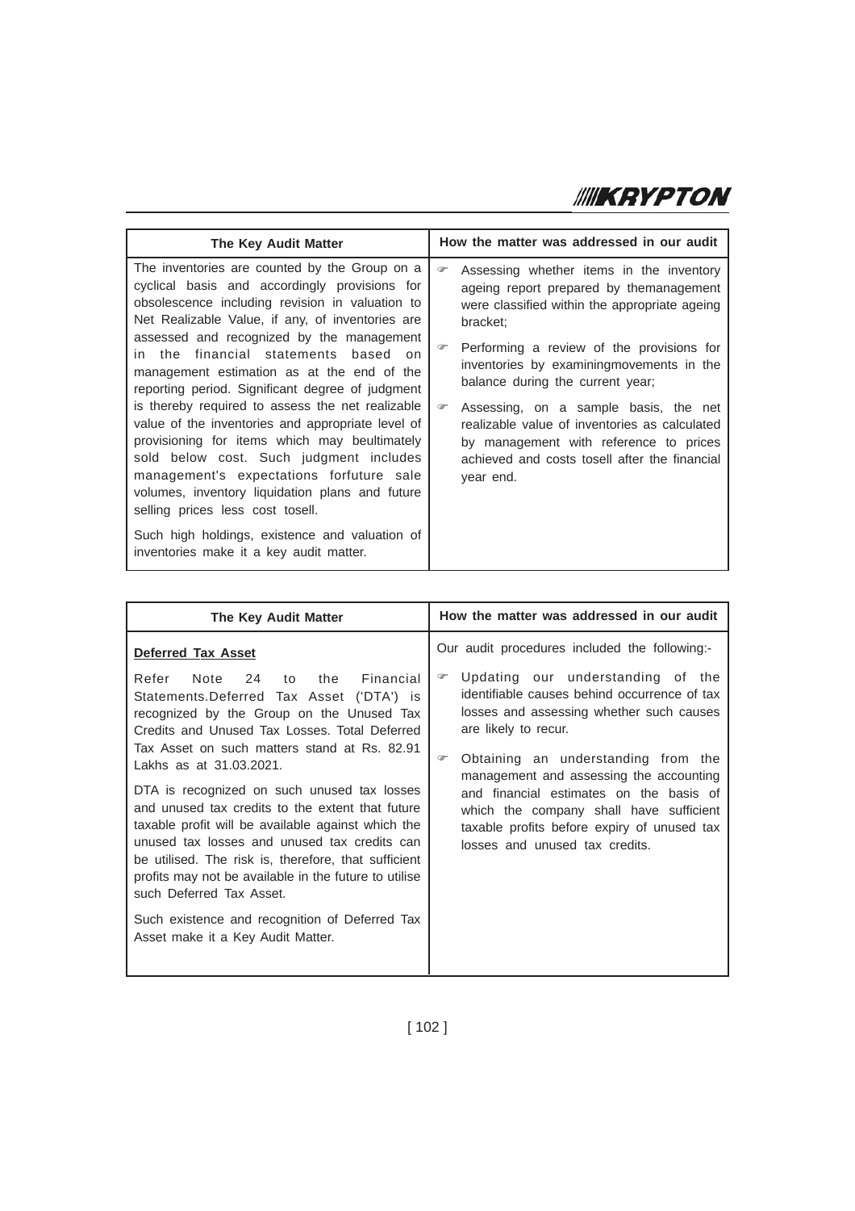| The Key Audit Matter | How the matter was addressed in our audit |
|---|---|
| The inventories are counted by the Group on a cyclical basis and accordingly provisions for obsolescence including revision in valuation to Net Realizable Value, if any, of inventories are assessed and recognized by the management in the financial statements based on management estimation as at the end of the reporting period. Significant degree of judgment is thereby required to assess the net realizable value of the inventories and appropriate level of provisioning for items which may beultimately sold below cost. Such judgment includes management's expectations forfuture sale volumes, inventory liquidation plans and future selling prices less cost tosell.<br><br>Such high holdings, existence and valuation of inventories make it a key audit matter. | ☞ Assessing whether items in the inventory ageing report prepared by themanagement were classified within the appropriate ageing bracket;<br><br>☞ Performing a review of the provisions for inventories by examiningmovements in the balance during the current year;<br><br>☞ Assessing, on a sample basis, the net realizable value of inventories as calculated by management with reference to prices achieved and costs tosell after the financial year end. |

| The Key Audit Matter | How the matter was addressed in our audit |
|---|---|
| **Deferred Tax Asset**<br><br>Refer Note 24 to the Financial Statements.Deferred Tax Asset ('DTA') is recognized by the Group on the Unused Tax Credits and Unused Tax Losses. Total Deferred Tax Asset on such matters stand at Rs. 82.91 Lakhs as at 31.03.2021.<br><br>DTA is recognized on such unused tax losses and unused tax credits to the extent that future taxable profit will be available against which the unused tax losses and unused tax credits can be utilised. The risk is, therefore, that sufficient profits may not be available in the future to utilise such Deferred Tax Asset.<br><br>Such existence and recognition of Deferred Tax Asset make it a Key Audit Matter. | Our audit procedures included the following:-<br><br>☞ Updating our understanding of the identifiable causes behind occurrence of tax losses and assessing whether such causes are likely to recur.<br><br>☞ Obtaining an understanding from the management and assessing the accounting and financial estimates on the basis of which the company shall have sufficient taxable profits before expiry of unused tax losses and unused tax credits. |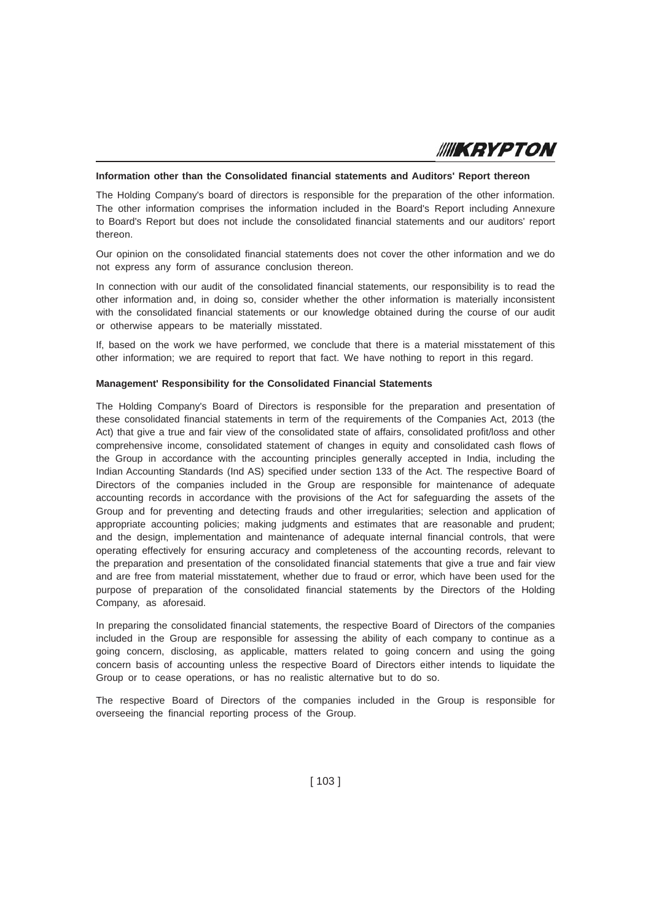**Information other than the Consolidated financial statements and Auditors' Report thereon**

The Holding Company's board of directors is responsible for the preparation of the other information. The other information comprises the information included in the Board's Report including Annexure to Board's Report but does not include the consolidated financial statements and our auditors' report thereon.

Our opinion on the consolidated financial statements does not cover the other information and we do not express any form of assurance conclusion thereon.

In connection with our audit of the consolidated financial statements, our responsibility is to read the other information and, in doing so, consider whether the other information is materially inconsistent with the consolidated financial statements or our knowledge obtained during the course of our audit or otherwise appears to be materially misstated.

If, based on the work we have performed, we conclude that there is a material misstatement of this other information; we are required to report that fact. We have nothing to report in this regard.

**Management' Responsibility for the Consolidated Financial Statements**

The Holding Company's Board of Directors is responsible for the preparation and presentation of these consolidated financial statements in term of the requirements of the Companies Act, 2013 (the Act) that give a true and fair view of the consolidated state of affairs, consolidated profit/loss and other comprehensive income, consolidated statement of changes in equity and consolidated cash flows of the Group in accordance with the accounting principles generally accepted in India, including the Indian Accounting Standards (Ind AS) specified under section 133 of the Act. The respective Board of Directors of the companies included in the Group are responsible for maintenance of adequate accounting records in accordance with the provisions of the Act for safeguarding the assets of the Group and for preventing and detecting frauds and other irregularities; selection and application of appropriate accounting policies; making judgments and estimates that are reasonable and prudent; and the design, implementation and maintenance of adequate internal financial controls, that were operating effectively for ensuring accuracy and completeness of the accounting records, relevant to the preparation and presentation of the consolidated financial statements that give a true and fair view and are free from material misstatement, whether due to fraud or error, which have been used for the purpose of preparation of the consolidated financial statements by the Directors of the Holding Company, as aforesaid.

In preparing the consolidated financial statements, the respective Board of Directors of the companies included in the Group are responsible for assessing the ability of each company to continue as a going concern, disclosing, as applicable, matters related to going concern and using the going concern basis of accounting unless the respective Board of Directors either intends to liquidate the Group or to cease operations, or has no realistic alternative but to do so.

The respective Board of Directors of the companies included in the Group is responsible for overseeing the financial reporting process of the Group.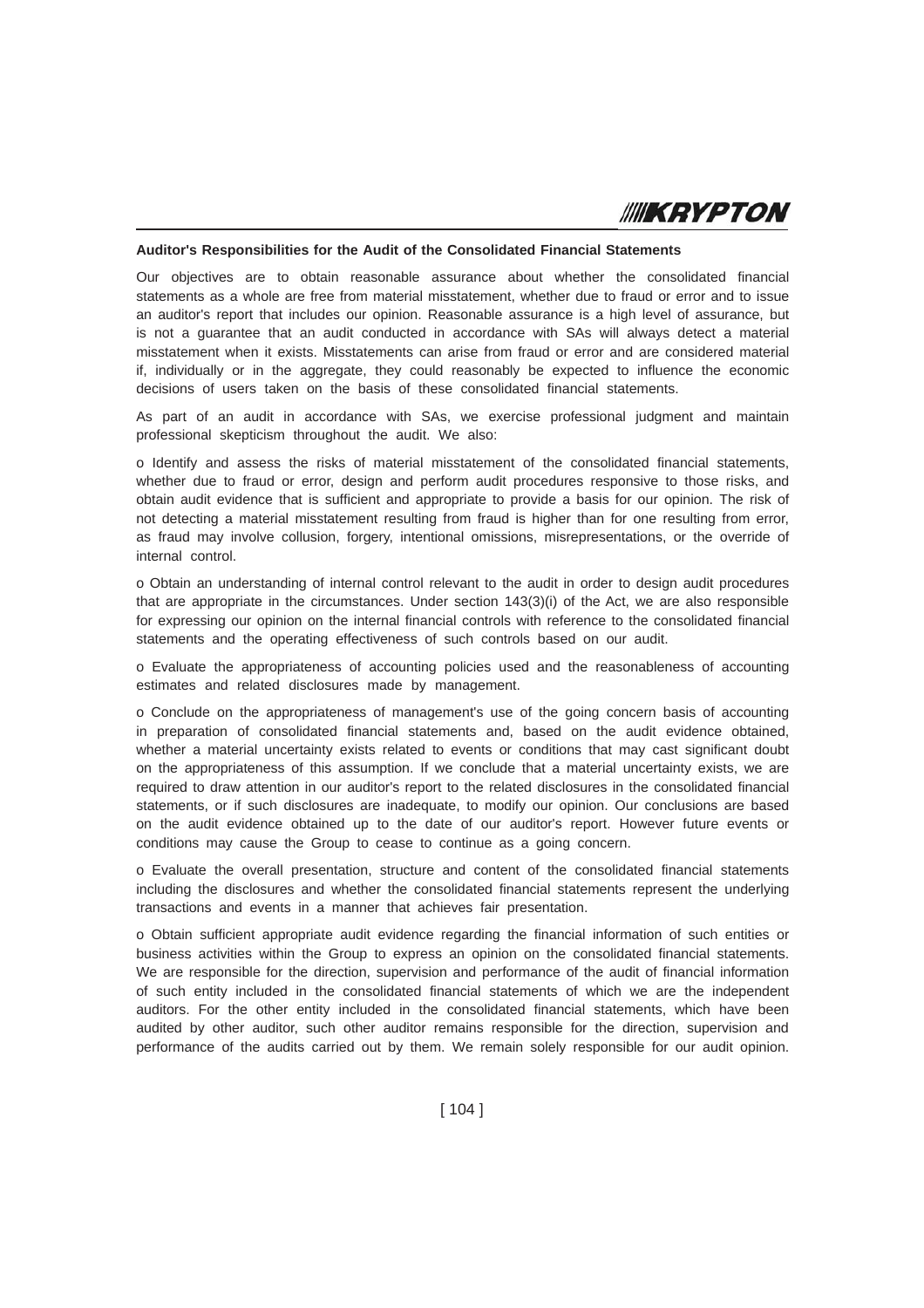**Auditor's Responsibilities for the Audit of the Consolidated Financial Statements**

Our objectives are to obtain reasonable assurance about whether the consolidated financial statements as a whole are free from material misstatement, whether due to fraud or error and to issue an auditor's report that includes our opinion. Reasonable assurance is a high level of assurance, but is not a guarantee that an audit conducted in accordance with SAs will always detect a material misstatement when it exists. Misstatements can arise from fraud or error and are considered material if, individually or in the aggregate, they could reasonably be expected to influence the economic decisions of users taken on the basis of these consolidated financial statements.

As part of an audit in accordance with SAs, we exercise professional judgment and maintain professional skepticism throughout the audit. We also:

o Identify and assess the risks of material misstatement of the consolidated financial statements, whether due to fraud or error, design and perform audit procedures responsive to those risks, and obtain audit evidence that is sufficient and appropriate to provide a basis for our opinion. The risk of not detecting a material misstatement resulting from fraud is higher than for one resulting from error, as fraud may involve collusion, forgery, intentional omissions, misrepresentations, or the override of internal control.

o Obtain an understanding of internal control relevant to the audit in order to design audit procedures that are appropriate in the circumstances. Under section 143(3)(i) of the Act, we are also responsible for expressing our opinion on the internal financial controls with reference to the consolidated financial statements and the operating effectiveness of such controls based on our audit.

o Evaluate the appropriateness of accounting policies used and the reasonableness of accounting estimates and related disclosures made by management.

o Conclude on the appropriateness of management's use of the going concern basis of accounting in preparation of consolidated financial statements and, based on the audit evidence obtained, whether a material uncertainty exists related to events or conditions that may cast significant doubt on the appropriateness of this assumption. If we conclude that a material uncertainty exists, we are required to draw attention in our auditor's report to the related disclosures in the consolidated financial statements, or if such disclosures are inadequate, to modify our opinion. Our conclusions are based on the audit evidence obtained up to the date of our auditor's report. However future events or conditions may cause the Group to cease to continue as a going concern.

o Evaluate the overall presentation, structure and content of the consolidated financial statements including the disclosures and whether the consolidated financial statements represent the underlying transactions and events in a manner that achieves fair presentation.

o Obtain sufficient appropriate audit evidence regarding the financial information of such entities or business activities within the Group to express an opinion on the consolidated financial statements. We are responsible for the direction, supervision and performance of the audit of financial information of such entity included in the consolidated financial statements of which we are the independent auditors. For the other entity included in the consolidated financial statements, which have been audited by other auditor, such other auditor remains responsible for the direction, supervision and performance of the audits carried out by them. We remain solely responsible for our audit opinion.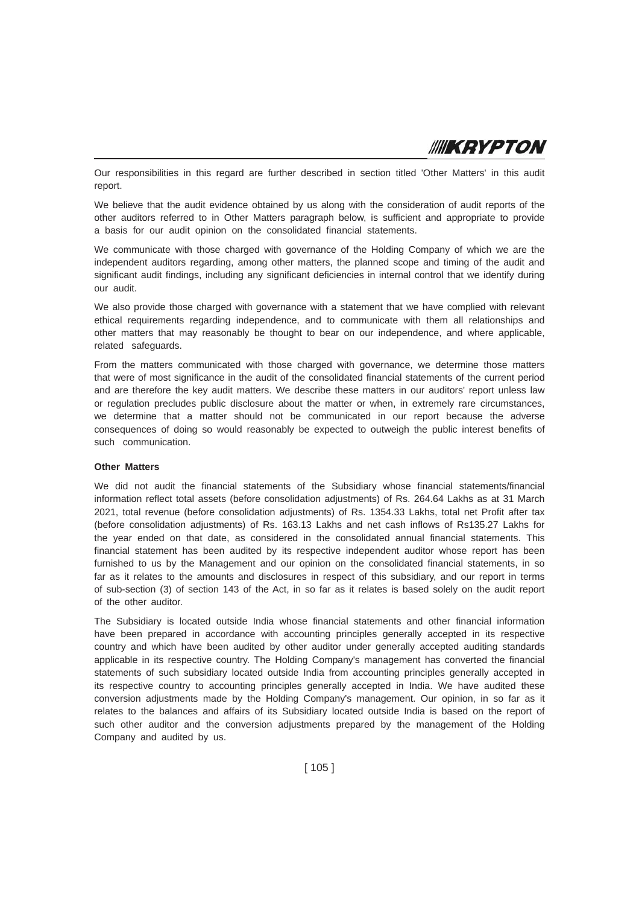Our responsibilities in this regard are further described in section titled 'Other Matters' in this audit report.

We believe that the audit evidence obtained by us along with the consideration of audit reports of the other auditors referred to in Other Matters paragraph below, is sufficient and appropriate to provide a basis for our audit opinion on the consolidated financial statements.

We communicate with those charged with governance of the Holding Company of which we are the independent auditors regarding, among other matters, the planned scope and timing of the audit and significant audit findings, including any significant deficiencies in internal control that we identify during our audit.

We also provide those charged with governance with a statement that we have complied with relevant ethical requirements regarding independence, and to communicate with them all relationships and other matters that may reasonably be thought to bear on our independence, and where applicable, related safeguards.

From the matters communicated with those charged with governance, we determine those matters that were of most significance in the audit of the consolidated financial statements of the current period and are therefore the key audit matters. We describe these matters in our auditors' report unless law or regulation precludes public disclosure about the matter or when, in extremely rare circumstances, we determine that a matter should not be communicated in our report because the adverse consequences of doing so would reasonably be expected to outweigh the public interest benefits of such communication.

**Other Matters**

We did not audit the financial statements of the Subsidiary whose financial statements/financial information reflect total assets (before consolidation adjustments) of Rs. 264.64 Lakhs as at 31 March 2021, total revenue (before consolidation adjustments) of Rs. 1354.33 Lakhs, total net Profit after tax (before consolidation adjustments) of Rs. 163.13 Lakhs and net cash inflows of Rs135.27 Lakhs for the year ended on that date, as considered in the consolidated annual financial statements. This financial statement has been audited by its respective independent auditor whose report has been furnished to us by the Management and our opinion on the consolidated financial statements, in so far as it relates to the amounts and disclosures in respect of this subsidiary, and our report in terms of sub-section (3) of section 143 of the Act, in so far as it relates is based solely on the audit report of the other auditor.

The Subsidiary is located outside India whose financial statements and other financial information have been prepared in accordance with accounting principles generally accepted in its respective country and which have been audited by other auditor under generally accepted auditing standards applicable in its respective country. The Holding Company's management has converted the financial statements of such subsidiary located outside India from accounting principles generally accepted in its respective country to accounting principles generally accepted in India. We have audited these conversion adjustments made by the Holding Company's management. Our opinion, in so far as it relates to the balances and affairs of its Subsidiary located outside India is based on the report of such other auditor and the conversion adjustments prepared by the management of the Holding Company and audited by us.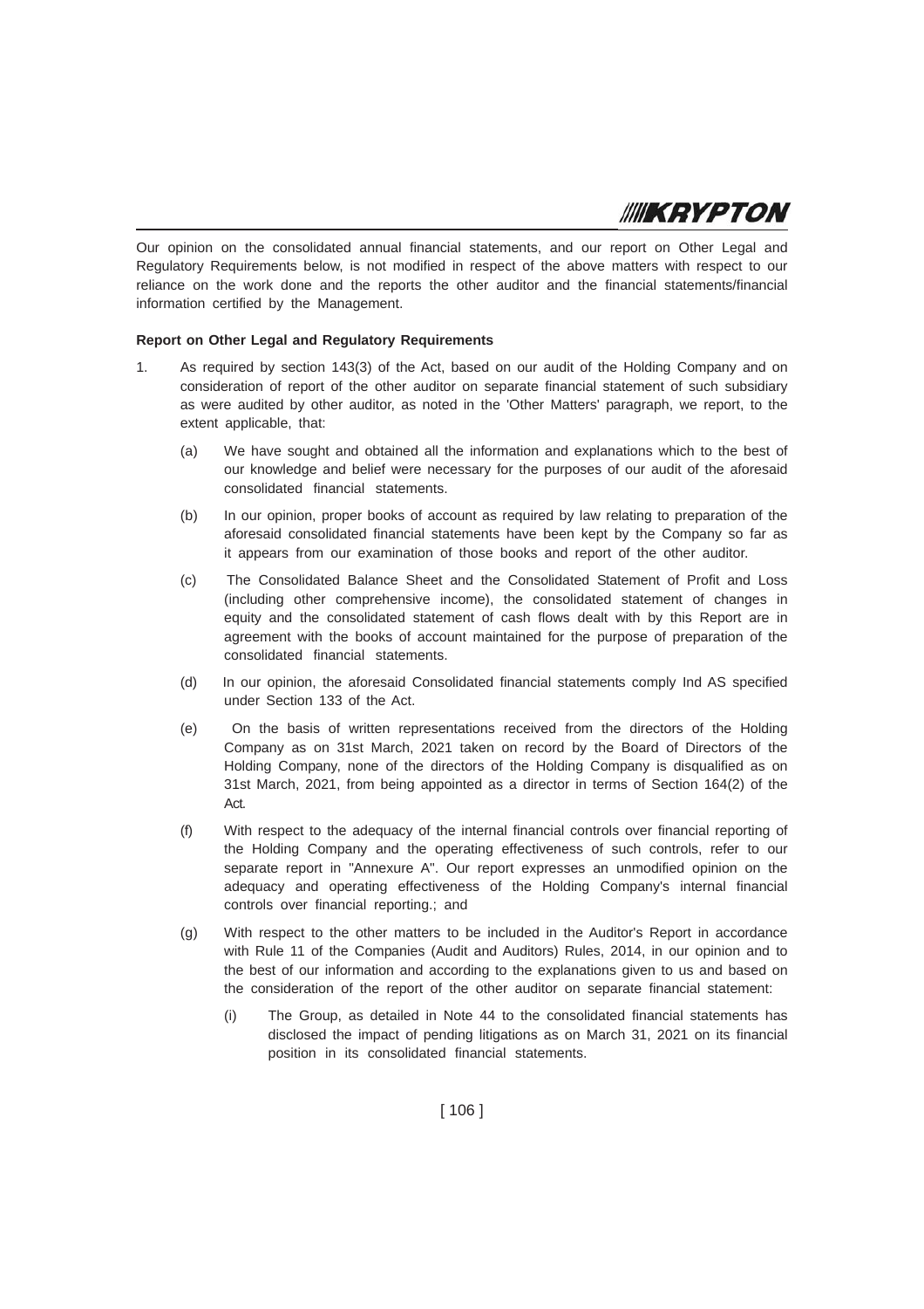Our opinion on the consolidated annual financial statements, and our report on Other Legal and Regulatory Requirements below, is not modified in respect of the above matters with respect to our reliance on the work done and the reports the other auditor and the financial statements/financial information certified by the Management.

**Report on Other Legal and Regulatory Requirements**

1. As required by section 143(3) of the Act, based on our audit of the Holding Company and on consideration of report of the other auditor on separate financial statement of such subsidiary as were audited by other auditor, as noted in the 'Other Matters' paragraph, we report, to the extent applicable, that:

   (a) We have sought and obtained all the information and explanations which to the best of our knowledge and belief were necessary for the purposes of our audit of the aforesaid consolidated financial statements.

   (b) In our opinion, proper books of account as required by law relating to preparation of the aforesaid consolidated financial statements have been kept by the Company so far as it appears from our examination of those books and report of the other auditor.

   (c) The Consolidated Balance Sheet and the Consolidated Statement of Profit and Loss (including other comprehensive income), the consolidated statement of changes in equity and the consolidated statement of cash flows dealt with by this Report are in agreement with the books of account maintained for the purpose of preparation of the consolidated financial statements.

   (d) In our opinion, the aforesaid Consolidated financial statements comply Ind AS specified under Section 133 of the Act.

   (e) On the basis of written representations received from the directors of the Holding Company as on 31st March, 2021 taken on record by the Board of Directors of the Holding Company, none of the directors of the Holding Company is disqualified as on 31st March, 2021, from being appointed as a director in terms of Section 164(2) of the Act.

   (f) With respect to the adequacy of the internal financial controls over financial reporting of the Holding Company and the operating effectiveness of such controls, refer to our separate report in "Annexure A". Our report expresses an unmodified opinion on the adequacy and operating effectiveness of the Holding Company's internal financial controls over financial reporting.; and

   (g) With respect to the other matters to be included in the Auditor's Report in accordance with Rule 11 of the Companies (Audit and Auditors) Rules, 2014, in our opinion and to the best of our information and according to the explanations given to us and based on the consideration of the report of the other auditor on separate financial statement:

      (i) The Group, as detailed in Note 44 to the consolidated financial statements has disclosed the impact of pending litigations as on March 31, 2021 on its financial position in its consolidated financial statements.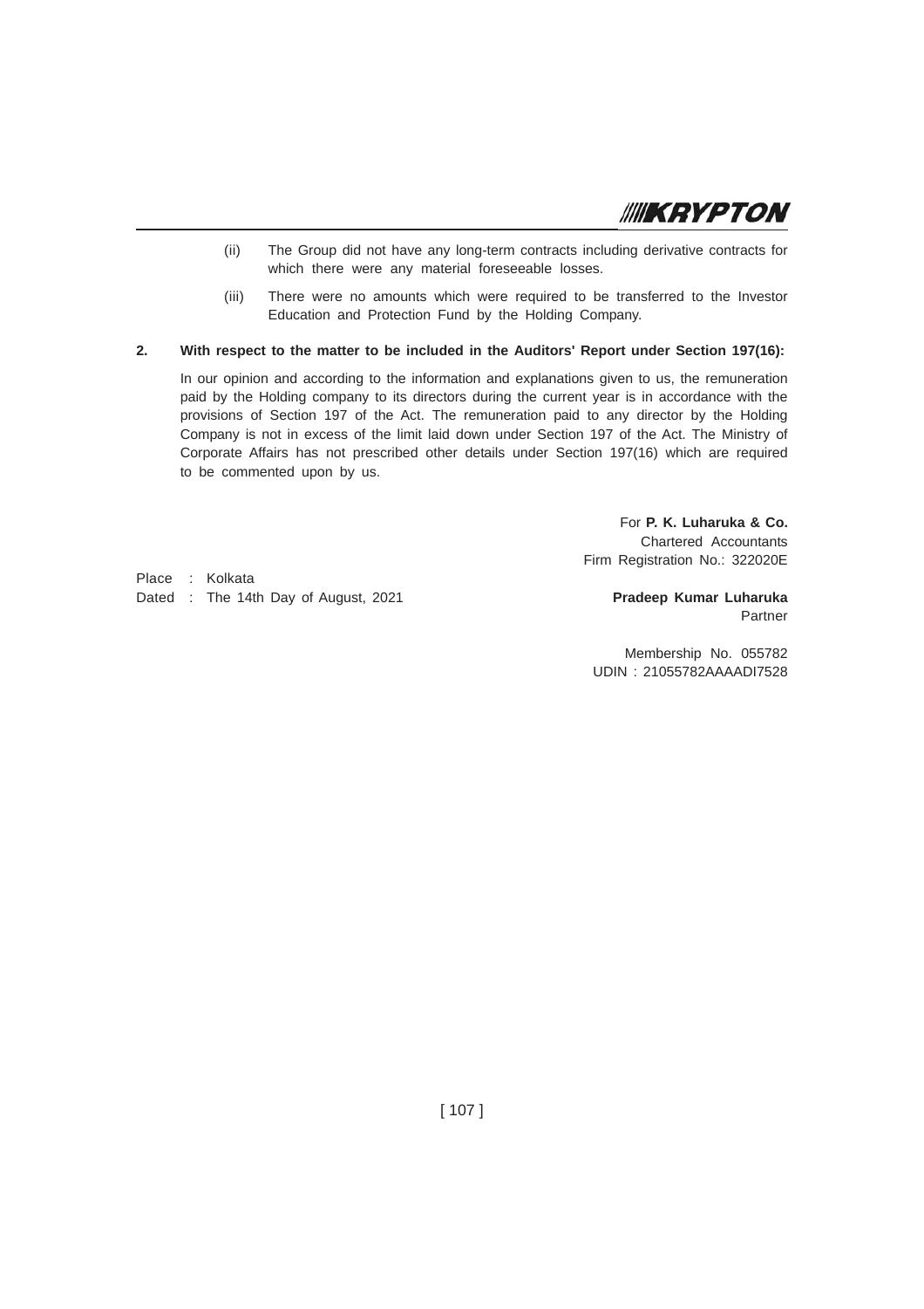(ii) The Group did not have any long-term contracts including derivative contracts for which there were any material foreseeable losses.

(iii) There were no amounts which were required to be transferred to the Investor Education and Protection Fund by the Holding Company.

**2. With respect to the matter to be included in the Auditors' Report under Section 197(16):**

In our opinion and according to the information and explanations given to us, the remuneration paid by the Holding company to its directors during the current year is in accordance with the provisions of Section 197 of the Act. The remuneration paid to any director by the Holding Company is not in excess of the limit laid down under Section 197 of the Act. The Ministry of Corporate Affairs has not prescribed other details under Section 197(16) which are required to be commented upon by us.

For **P. K. Luharuka & Co.**
Chartered Accountants
Firm Registration No.: 322020E

Place : Kolkata
Dated : The 14th Day of August, 2021

**Pradeep Kumar Luharuka**
Partner

Membership No. 055782
UDIN : 21055782AAAADI7528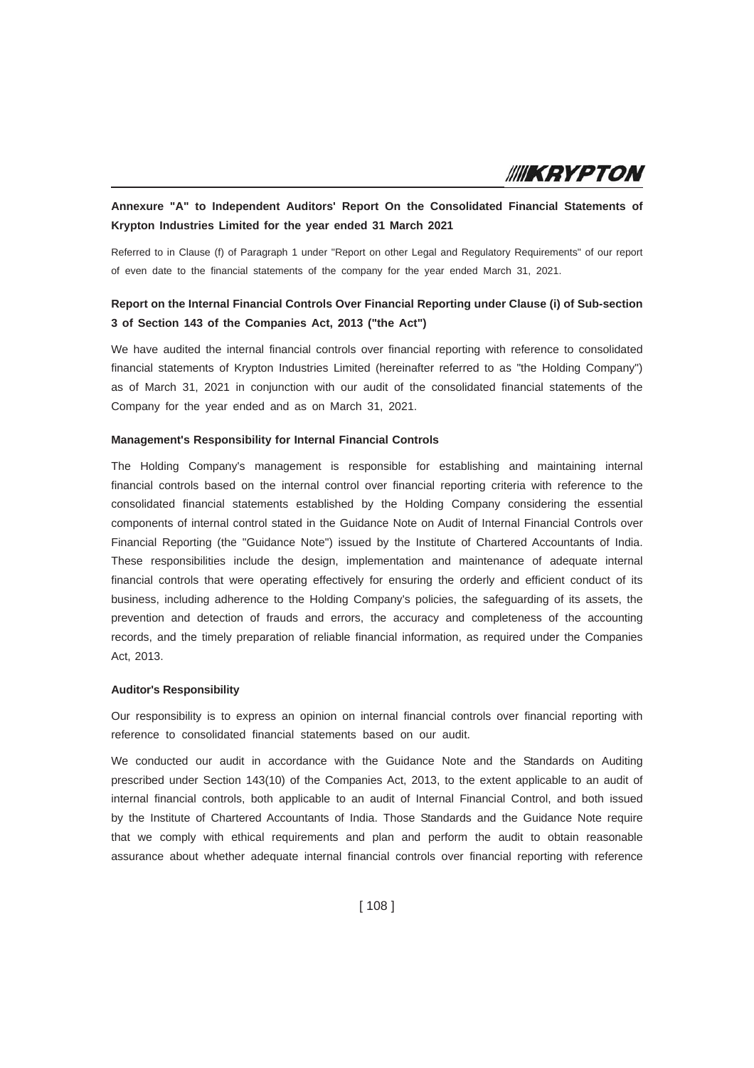## Annexure "A" to Independent Auditors' Report On the Consolidated Financial Statements of Krypton Industries Limited for the year ended 31 March 2021

Referred to in Clause (f) of Paragraph 1 under "Report on other Legal and Regulatory Requirements" of our report of even date to the financial statements of the company for the year ended March 31, 2021.

## Report on the Internal Financial Controls Over Financial Reporting under Clause (i) of Sub-section 3 of Section 143 of the Companies Act, 2013 ("the Act")

We have audited the internal financial controls over financial reporting with reference to consolidated financial statements of Krypton Industries Limited (hereinafter referred to as "the Holding Company") as of March 31, 2021 in conjunction with our audit of the consolidated financial statements of the Company for the year ended and as on March 31, 2021.

### Management's Responsibility for Internal Financial Controls

The Holding Company's management is responsible for establishing and maintaining internal financial controls based on the internal control over financial reporting criteria with reference to the consolidated financial statements established by the Holding Company considering the essential components of internal control stated in the Guidance Note on Audit of Internal Financial Controls over Financial Reporting (the "Guidance Note") issued by the Institute of Chartered Accountants of India. These responsibilities include the design, implementation and maintenance of adequate internal financial controls that were operating effectively for ensuring the orderly and efficient conduct of its business, including adherence to the Holding Company's policies, the safeguarding of its assets, the prevention and detection of frauds and errors, the accuracy and completeness of the accounting records, and the timely preparation of reliable financial information, as required under the Companies Act, 2013.

### Auditor's Responsibility

Our responsibility is to express an opinion on internal financial controls over financial reporting with reference to consolidated financial statements based on our audit.

We conducted our audit in accordance with the Guidance Note and the Standards on Auditing prescribed under Section 143(10) of the Companies Act, 2013, to the extent applicable to an audit of internal financial controls, both applicable to an audit of Internal Financial Control, and both issued by the Institute of Chartered Accountants of India. Those Standards and the Guidance Note require that we comply with ethical requirements and plan and perform the audit to obtain reasonable assurance about whether adequate internal financial controls over financial reporting with reference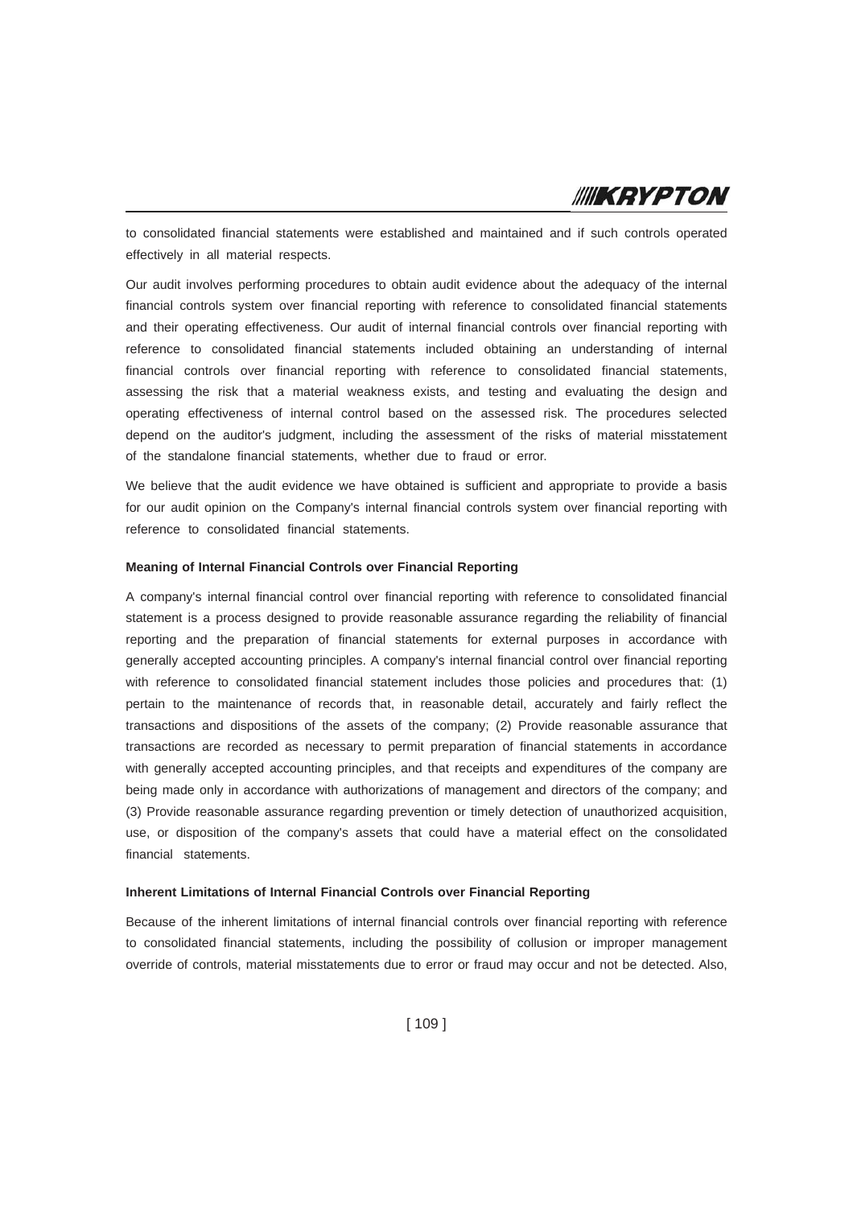to consolidated financial statements were established and maintained and if such controls operated effectively in all material respects.

Our audit involves performing procedures to obtain audit evidence about the adequacy of the internal financial controls system over financial reporting with reference to consolidated financial statements and their operating effectiveness. Our audit of internal financial controls over financial reporting with reference to consolidated financial statements included obtaining an understanding of internal financial controls over financial reporting with reference to consolidated financial statements, assessing the risk that a material weakness exists, and testing and evaluating the design and operating effectiveness of internal control based on the assessed risk. The procedures selected depend on the auditor's judgment, including the assessment of the risks of material misstatement of the standalone financial statements, whether due to fraud or error.

We believe that the audit evidence we have obtained is sufficient and appropriate to provide a basis for our audit opinion on the Company's internal financial controls system over financial reporting with reference to consolidated financial statements.

**Meaning of Internal Financial Controls over Financial Reporting**

A company's internal financial control over financial reporting with reference to consolidated financial statement is a process designed to provide reasonable assurance regarding the reliability of financial reporting and the preparation of financial statements for external purposes in accordance with generally accepted accounting principles. A company's internal financial control over financial reporting with reference to consolidated financial statement includes those policies and procedures that: (1) pertain to the maintenance of records that, in reasonable detail, accurately and fairly reflect the transactions and dispositions of the assets of the company; (2) Provide reasonable assurance that transactions are recorded as necessary to permit preparation of financial statements in accordance with generally accepted accounting principles, and that receipts and expenditures of the company are being made only in accordance with authorizations of management and directors of the company; and (3) Provide reasonable assurance regarding prevention or timely detection of unauthorized acquisition, use, or disposition of the company's assets that could have a material effect on the consolidated financial statements.

**Inherent Limitations of Internal Financial Controls over Financial Reporting**

Because of the inherent limitations of internal financial controls over financial reporting with reference to consolidated financial statements, including the possibility of collusion or improper management override of controls, material misstatements due to error or fraud may occur and not be detected. Also,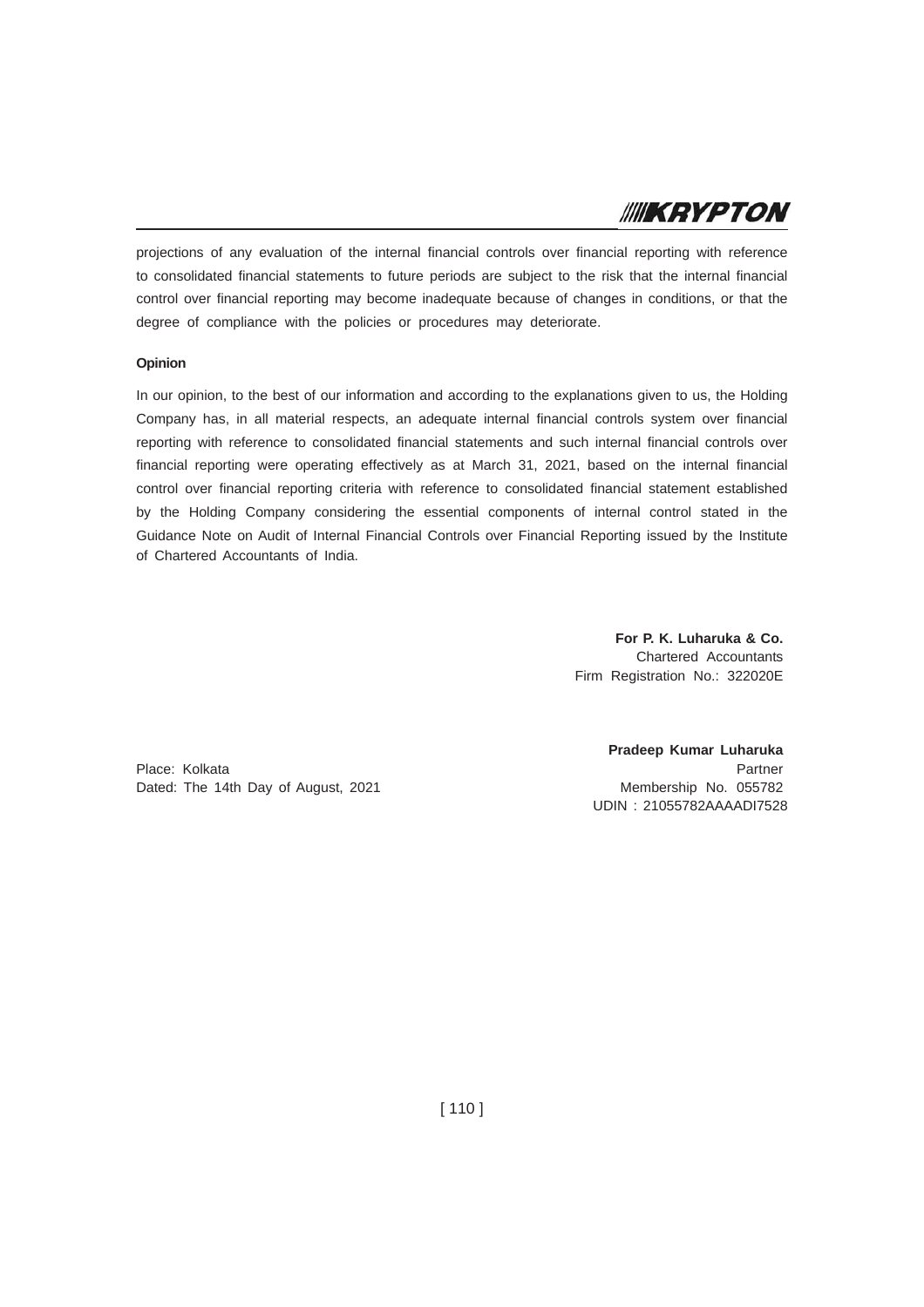projections of any evaluation of the internal financial controls over financial reporting with reference to consolidated financial statements to future periods are subject to the risk that the internal financial control over financial reporting may become inadequate because of changes in conditions, or that the degree of compliance with the policies or procedures may deteriorate.

**Opinion**

In our opinion, to the best of our information and according to the explanations given to us, the Holding Company has, in all material respects, an adequate internal financial controls system over financial reporting with reference to consolidated financial statements and such internal financial controls over financial reporting were operating effectively as at March 31, 2021, based on the internal financial control over financial reporting criteria with reference to consolidated financial statement established by the Holding Company considering the essential components of internal control stated in the Guidance Note on Audit of Internal Financial Controls over Financial Reporting issued by the Institute of Chartered Accountants of India.

**For P. K. Luharuka & Co.**
Chartered Accountants
Firm Registration No.: 322020E

**Pradeep Kumar Luharuka**
Partner
Membership No. 055782
UDIN : 21055782AAAADI7528

Place: Kolkata
Dated: The 14th Day of August, 2021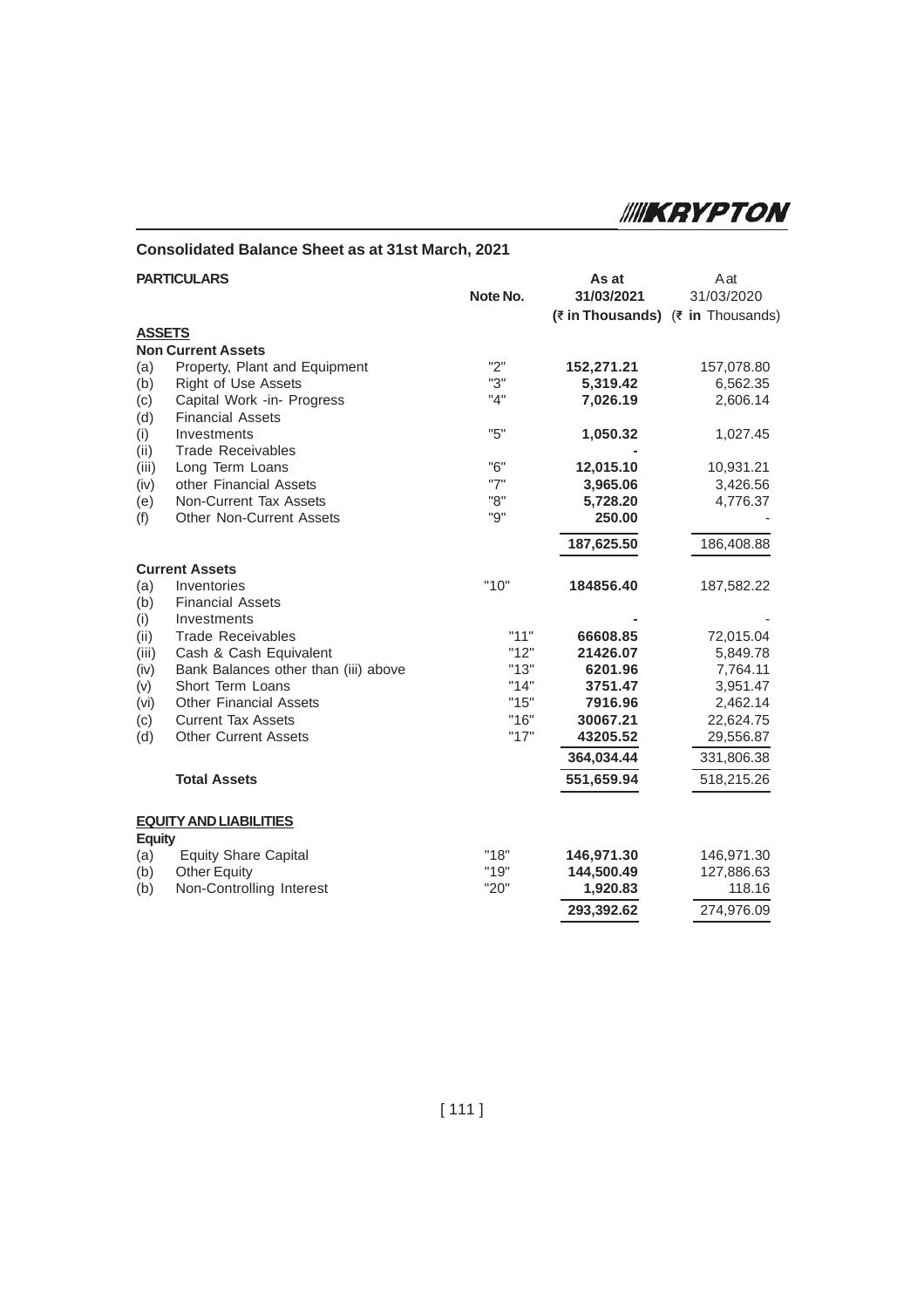## Consolidated Balance Sheet as at 31st March, 2021

| PARTICULARS | | Note No. | As at 31/03/2021 (₹ in Thousands) | Aat 31/03/2020 (₹ in Thousands) |
|---|---|---|---|---|
| **ASSETS** | | | | |
| **Non Current Assets** | | | | |
| (a) | Property, Plant and Equipment | "2" | **152,271.21** | 157,078.80 |
| (b) | Right of Use Assets | "3" | **5,319.42** | 6,562.35 |
| (c) | Capital Work -in- Progress | "4" | **7,026.19** | 2,606.14 |
| (d) | Financial Assets | | | |
| (i) | Investments | "5" | **1,050.32** | 1,027.45 |
| (ii) | Trade Receivables | | **-** | |
| (iii) | Long Term Loans | "6" | **12,015.10** | 10,931.21 |
| (iv) | other Financial Assets | "7" | **3,965.06** | 3,426.56 |
| (e) | Non-Current Tax Assets | "8" | **5,728.20** | 4,776.37 |
| (f) | Other Non-Current Assets | "9" | **250.00** | - |
| | | | **187,625.50** | 186,408.88 |
| **Current Assets** | | | | |
| (a) | Inventories | "10" | **184856.40** | 187,582.22 |
| (b) | Financial Assets | | | |
| (i) | Investments | | **-** | - |
| (ii) | Trade Receivables | "11" | **66608.85** | 72,015.04 |
| (iii) | Cash & Cash Equivalent | "12" | **21426.07** | 5,849.78 |
| (iv) | Bank Balances other than (iii) above | "13" | **6201.96** | 7,764.11 |
| (v) | Short Term Loans | "14" | **3751.47** | 3,951.47 |
| (vi) | Other Financial Assets | "15" | **7916.96** | 2,462.14 |
| (c) | Current Tax Assets | "16" | **30067.21** | 22,624.75 |
| (d) | Other Current Assets | "17" | **43205.52** | 29,556.87 |
| | | | **364,034.44** | 331,806.38 |
| | **Total Assets** | | **551,659.94** | 518,215.26 |
| **EQUITY AND LIABILITIES** | | | | |
| **Equity** | | | | |
| (a) | Equity Share Capital | "18" | **146,971.30** | 146,971.30 |
| (b) | Other Equity | "19" | **144,500.49** | 127,886.63 |
| (b) | Non-Controlling Interest | "20" | **1,920.83** | 118.16 |
| | | | **293,392.62** | 274,976.09 |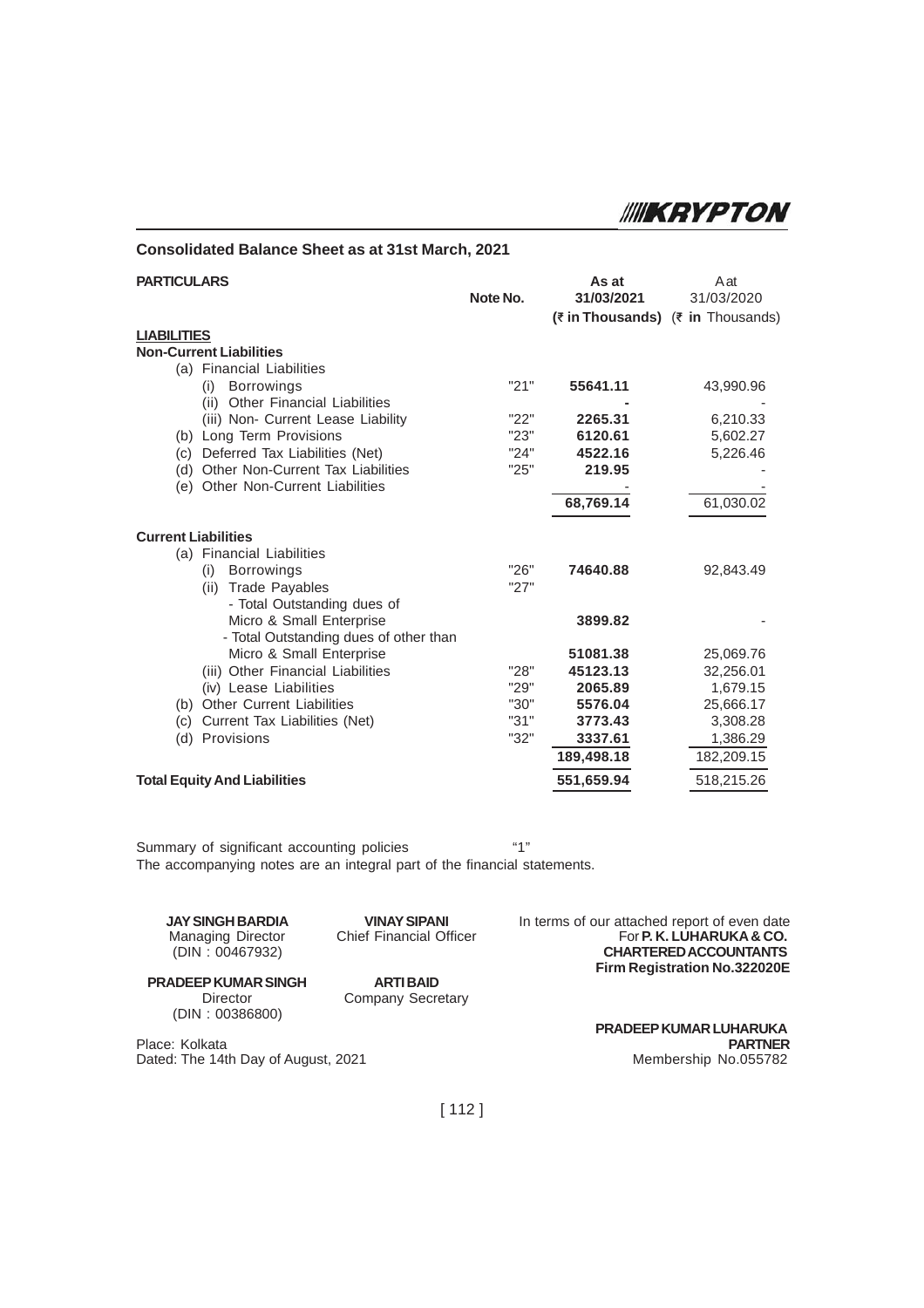## Consolidated Balance Sheet as at 31st March, 2021

| PARTICULARS | Note No. | As at 31/03/2021 | A at 31/03/2020 |
|---|---|---|---|
| | | **(₹ in Thousands)** | (₹ **in** Thousands) |
| **LIABILITIES** | | | |
| **Non-Current Liabilities** | | | |
| (a) Financial Liabilities | | | |
| (i) Borrowings | "21" | **55641.11** | 43,990.96 |
| (ii) Other Financial Liabilities | | **-** | - |
| (iii) Non- Current Lease Liability | "22" | **2265.31** | 6,210.33 |
| (b) Long Term Provisions | "23" | **6120.61** | 5,602.27 |
| (c) Deferred Tax Liabilities (Net) | "24" | **4522.16** | 5,226.46 |
| (d) Other Non-Current Tax Liabilities | "25" | **219.95** | - |
| (e) Other Non-Current Liabilities | | - | - |
| | | **68,769.14** | 61,030.02 |
| **Current Liabilities** | | | |
| (a) Financial Liabilities | | | |
| (i) Borrowings | "26" | **74640.88** | 92,843.49 |
| (ii) Trade Payables | "27" | | |
| - Total Outstanding dues of Micro & Small Enterprise | | **3899.82** | - |
| - Total Outstanding dues of other than Micro & Small Enterprise | | **51081.38** | 25,069.76 |
| (iii) Other Financial Liabilities | "28" | **45123.13** | 32,256.01 |
| (iv) Lease Liabilities | "29" | **2065.89** | 1,679.15 |
| (b) Other Current Liabilities | "30" | **5576.04** | 25,666.17 |
| (c) Current Tax Liabilities (Net) | "31" | **3773.43** | 3,308.28 |
| (d) Provisions | "32" | **3337.61** | 1,386.29 |
| | | **189,498.18** | 182,209.15 |
| **Total Equity And Liabilities** | | **551,659.94** | 518,215.26 |

Summary of significant accounting policies "1"

The accompanying notes are an integral part of the financial statements.

**JAY SINGH BARDIA**
Managing Director
(DIN : 00467932)

**VINAY SIPANI**
Chief Financial Officer

In terms of our attached report of even date
For **P. K. LUHARUKA & CO.**
**CHARTERED ACCOUNTANTS**
**Firm Registration No.322020E**

**PRADEEP KUMAR SINGH**
Director
(DIN : 00386800)

**ARTI BAID**
Company Secretary

**PRADEEP KUMAR LUHARUKA**
**PARTNER**
Membership No.055782

Place: Kolkata
Dated: The 14th Day of August, 2021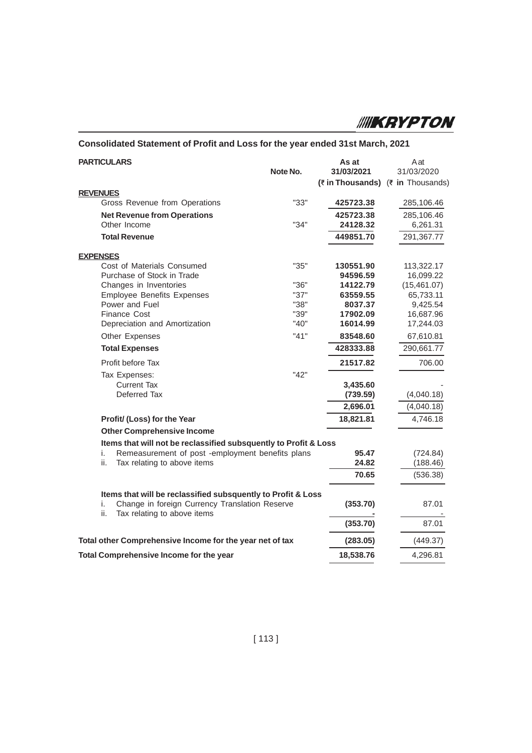## Consolidated Statement of Profit and Loss for the year ended 31st March, 2021

| PARTICULARS | Note No. | As at 31/03/2021 (₹ in Thousands) | A at 31/03/2020 (₹ in Thousands) |
|---|---|---|---|
| **REVENUES** | | | |
| Gross Revenue from Operations | "33" | **425723.38** | 285,106.46 |
| **Net Revenue from Operations** | | **425723.38** | 285,106.46 |
| Other Income | "34" | **24128.32** | 6,261.31 |
| **Total Revenue** | | **449851.70** | 291,367.77 |
| **EXPENSES** | | | |
| Cost of Materials Consumed | "35" | **130551.90** | 113,322.17 |
| Purchase of Stock in Trade | | **94596.59** | 16,099.22 |
| Changes in Inventories | "36" | **14122.79** | (15,461.07) |
| Employee Benefits Expenses | "37" | **63559.55** | 65,733.11 |
| Power and Fuel | "38" | **8037.37** | 9,425.54 |
| Finance Cost | "39" | **17902.09** | 16,687.96 |
| Depreciation and Amortization | "40" | **16014.99** | 17,244.03 |
| Other Expenses | "41" | **83548.60** | 67,610.81 |
| **Total Expenses** | | **428333.88** | 290,661.77 |
| Profit before Tax | | **21517.82** | 706.00 |
| Tax Expenses: | "42" | | |
| Current Tax | | **3,435.60** | - |
| Deferred Tax | | **(739.59)** | (4,040.18) |
| | | **2,696.01** | (4,040.18) |
| **Profit/ (Loss) for the Year** | | **18,821.81** | 4,746.18 |
| **Other Comprehensive Income** | | | |
| **Items that will not be reclassified subsequently to Profit & Loss** | | | |
| i. Remeasurement of post -employment benefits plans | | **95.47** | (724.84) |
| ii. Tax relating to above items | | **24.82** | (188.46) |
| | | **70.65** | (536.38) |
| **Items that will be reclassified subsequently to Profit & Loss** | | | |
| i. Change in foreign Currency Translation Reserve | | **(353.70)** | 87.01 |
| ii. Tax relating to above items | | **-** | - |
| | | **(353.70)** | 87.01 |
| **Total other Comprehensive Income for the year net of tax** | | **(283.05)** | (449.37) |
| **Total Comprehensive Income for the year** | | **18,538.76** | 4,296.81 |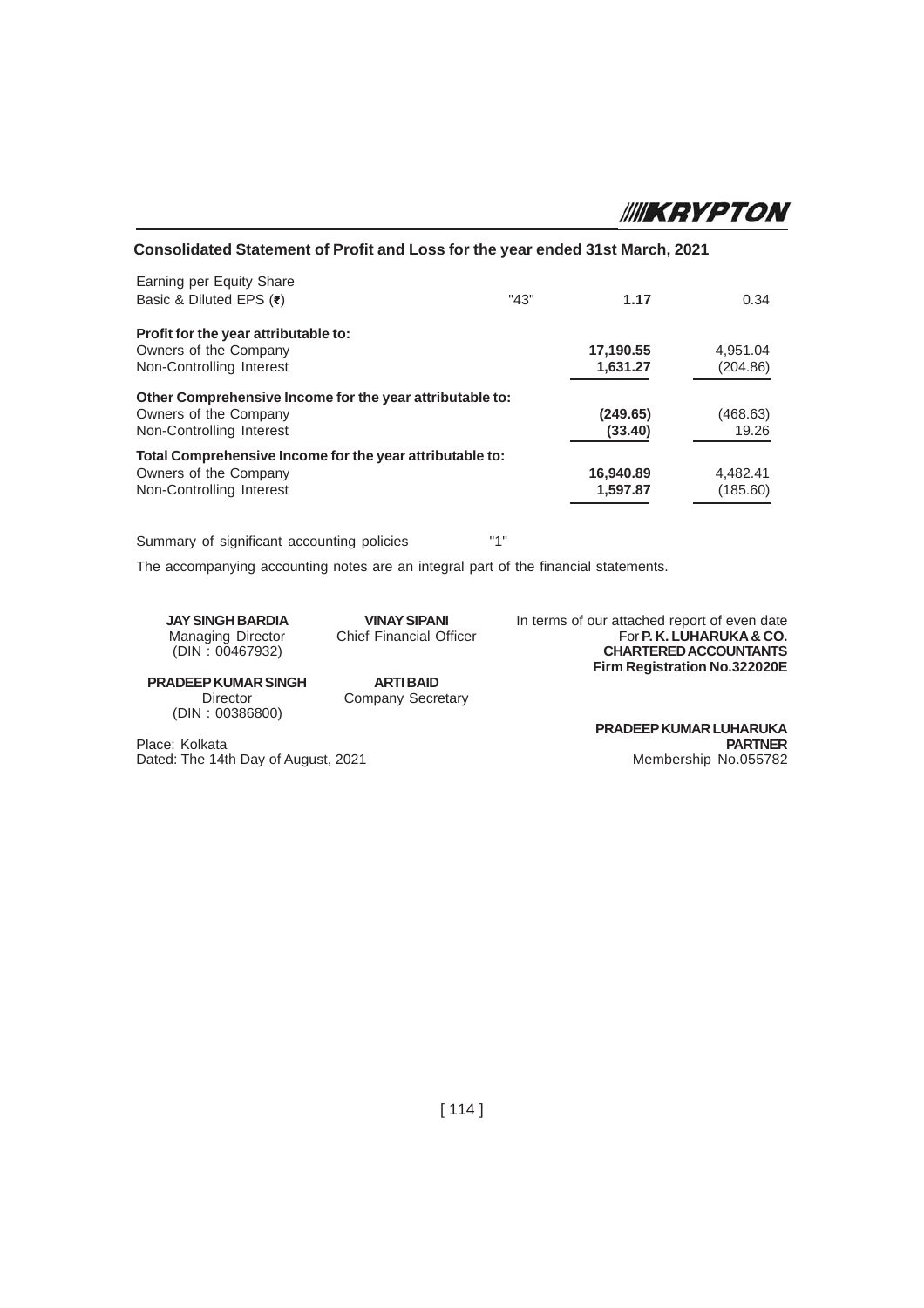## Consolidated Statement of Profit and Loss for the year ended 31st March, 2021

| | | | |
|---|---|---|---|
| Earning per Equity Share | | | |
| Basic & Diluted EPS (₹) | "43" | **1.17** | 0.34 |
| **Profit for the year attributable to:** | | | |
| Owners of the Company | | **17,190.55** | 4,951.04 |
| Non-Controlling Interest | | **1,631.27** | (204.86) |
| **Other Comprehensive Income for the year attributable to:** | | | |
| Owners of the Company | | **(249.65)** | (468.63) |
| Non-Controlling Interest | | **(33.40)** | 19.26 |
| **Total Comprehensive Income for the year attributable to:** | | | |
| Owners of the Company | | **16,940.89** | 4,482.41 |
| Non-Controlling Interest | | **1,597.87** | (185.60) |

Summary of significant accounting policies "1"

The accompanying accounting notes are an integral part of the financial statements.

**JAY SINGH BARDIA**
Managing Director
(DIN : 00467932)

**VINAY SIPANI**
Chief Financial Officer

**PRADEEP KUMAR SINGH**
Director
(DIN : 00386800)

**ARTI BAID**
Company Secretary

In terms of our attached report of even date
For **P. K. LUHARUKA & CO.**
**CHARTERED ACCOUNTANTS**
**Firm Registration No.322020E**

**PRADEEP KUMAR LUHARUKA**
**PARTNER**
Membership No.055782

Place: Kolkata
Dated: The 14th Day of August, 2021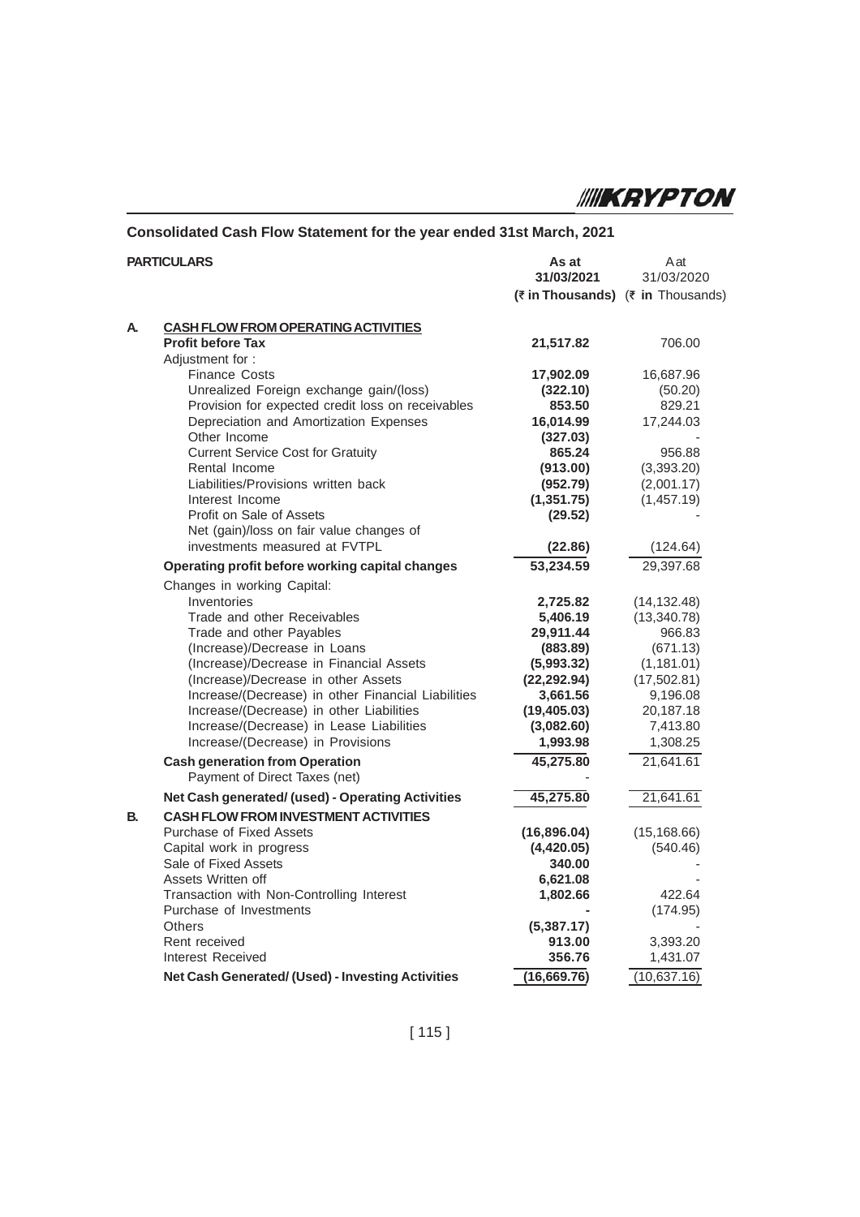# Consolidated Cash Flow Statement for the year ended 31st March, 2021

| | PARTICULARS | As at 31/03/2021 (₹ in Thousands) | A at 31/03/2020 (₹ in Thousands) |
|---|---|---|---|
| **A.** | **CASH FLOW FROM OPERATING ACTIVITIES** | | |
| | **Profit before Tax** | **21,517.82** | 706.00 |
| | Adjustment for : | | |
| | Finance Costs | **17,902.09** | 16,687.96 |
| | Unrealized Foreign exchange gain/(loss) | **(322.10)** | (50.20) |
| | Provision for expected credit loss on receivables | **853.50** | 829.21 |
| | Depreciation and Amortization Expenses | **16,014.99** | 17,244.03 |
| | Other Income | **(327.03)** | - |
| | Current Service Cost for Gratuity | **865.24** | 956.88 |
| | Rental Income | **(913.00)** | (3,393.20) |
| | Liabilities/Provisions written back | **(952.79)** | (2,001.17) |
| | Interest Income | **(1,351.75)** | (1,457.19) |
| | Profit on Sale of Assets | **(29.52)** | - |
| | Net (gain)/loss on fair value changes of investments measured at FVTPL | **(22.86)** | (124.64) |
| | **Operating profit before working capital changes** | **53,234.59** | 29,397.68 |
| | Changes in working Capital: | | |
| | Inventories | **2,725.82** | (14,132.48) |
| | Trade and other Receivables | **5,406.19** | (13,340.78) |
| | Trade and other Payables | **29,911.44** | 966.83 |
| | (Increase)/Decrease in Loans | **(883.89)** | (671.13) |
| | (Increase)/Decrease in Financial Assets | **(5,993.32)** | (1,181.01) |
| | (Increase)/Decrease in other Assets | **(22,292.94)** | (17,502.81) |
| | Increase/(Decrease) in other Financial Liabilities | **3,661.56** | 9,196.08 |
| | Increase/(Decrease) in other Liabilities | **(19,405.03)** | 20,187.18 |
| | Increase/(Decrease) in Lease Liabilities | **(3,082.60)** | 7,413.80 |
| | Increase/(Decrease) in Provisions | **1,993.98** | 1,308.25 |
| | **Cash generation from Operation** | **45,275.80** | 21,641.61 |
| | Payment of Direct Taxes (net) | - | |
| | **Net Cash generated/ (used) - Operating Activities** | **45,275.80** | 21,641.61 |
| **B.** | **CASH FLOW FROM INVESTMENT ACTIVITIES** | | |
| | Purchase of Fixed Assets | **(16,896.04)** | (15,168.66) |
| | Capital work in progress | **(4,420.05)** | (540.46) |
| | Sale of Fixed Assets | **340.00** | - |
| | Assets Written off | **6,621.08** | - |
| | Transaction with Non-Controlling Interest | **1,802.66** | 422.64 |
| | Purchase of Investments | **-** | (174.95) |
| | Others | **(5,387.17)** | - |
| | Rent received | **913.00** | 3,393.20 |
| | Interest Received | **356.76** | 1,431.07 |
| | **Net Cash Generated/ (Used) - Investing Activities** | **(16,669.76)** | (10,637.16) |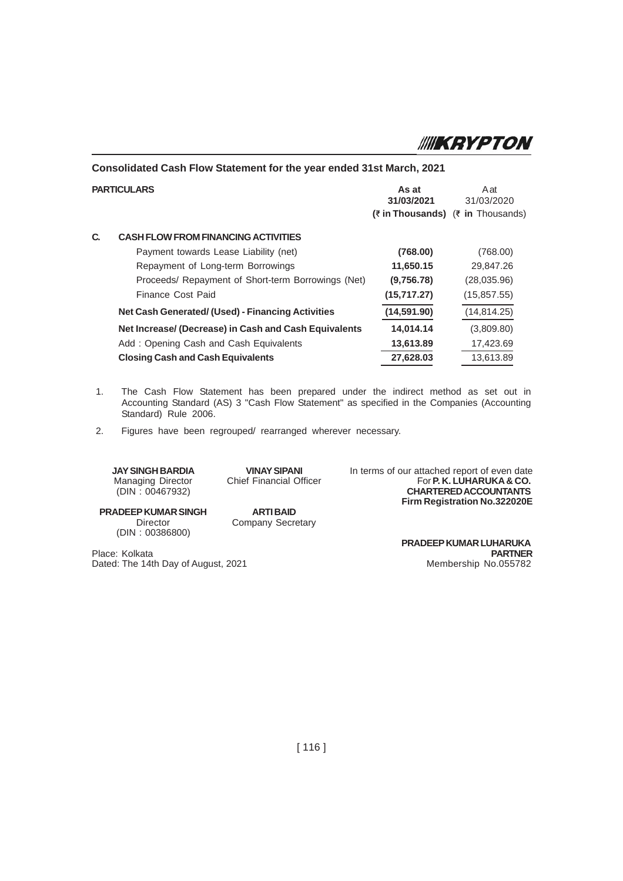## Consolidated Cash Flow Statement for the year ended 31st March, 2021

| PARTICULARS | As at 31/03/2021 (₹ in Thousands) | A at 31/03/2020 (₹ in Thousands) |
|---|---|---|
| **C. CASH FLOW FROM FINANCING ACTIVITIES** | | |
| Payment towards Lease Liability (net) | **(768.00)** | (768.00) |
| Repayment of Long-term Borrowings | **11,650.15** | 29,847.26 |
| Proceeds/ Repayment of Short-term Borrowings (Net) | **(9,756.78)** | (28,035.96) |
| Finance Cost Paid | **(15,717.27)** | (15,857.55) |
| **Net Cash Generated/ (Used) - Financing Activities** | **(14,591.90)** | (14,814.25) |
| **Net Increase/ (Decrease) in Cash and Cash Equivalents** | **14,014.14** | (3,809.80) |
| Add : Opening Cash and Cash Equivalents | **13,613.89** | 17,423.69 |
| **Closing Cash and Cash Equivalents** | **27,628.03** | 13,613.89 |

1. The Cash Flow Statement has been prepared under the indirect method as set out in Accounting Standard (AS) 3 "Cash Flow Statement" as specified in the Companies (Accounting Standard) Rule 2006.
2. Figures have been regrouped/ rearranged wherever necessary.

**JAY SINGH BARDIA**
Managing Director
(DIN : 00467932)

**VINAY SIPANI**
Chief Financial Officer

**PRADEEP KUMAR SINGH**
Director
(DIN : 00386800)

**ARTI BAID**
Company Secretary

In terms of our attached report of even date
For **P. K. LUHARUKA & CO.**
**CHARTERED ACCOUNTANTS**
**Firm Registration No.322020E**

**PRADEEP KUMAR LUHARUKA**
**PARTNER**
Membership No.055782

Place: Kolkata
Dated: The 14th Day of August, 2021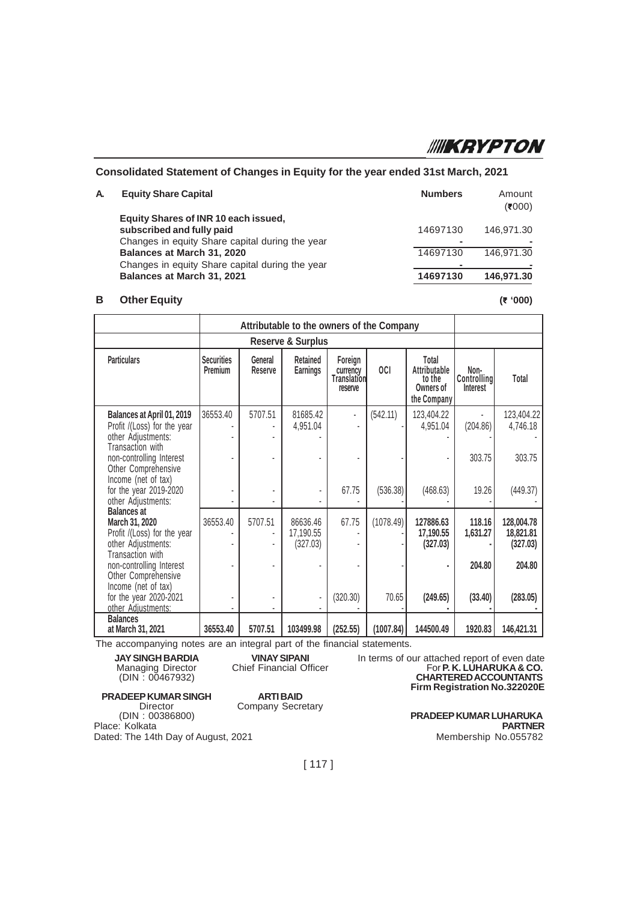## Consolidated Statement of Changes in Equity for the year ended 31st March, 2021

### A. Equity Share Capital

| | Numbers | Amount (₹000) |
|---|---|---|
| **Equity Shares of INR 10 each issued, subscribed and fully paid** | 14697130 | 146,971.30 |
| Changes in equity Share capital during the year | - | - |
| **Balances at March 31, 2020** | 14697130 | 146,971.30 |
| Changes in equity Share capital during the year | - | - |
| **Balances at March 31, 2021** | **14697130** | **146,971.30** |

### B Other Equity

**(₹ '000)**

| | Attributable to the owners of the Company | | | | | | | |
|---|---|---|---|---|---|---|---|---|
| | Reserve & Surplus | | | | | | | |
| Particulars | Securities Premium | General Reserve | Retained Earnings | Foreign currency Translation reserve | OCI | Total Attributable to the Owners of the Company | Non-Controlling Interest | Total |
| **Balances at April 01, 2019** | 36553.40 | 5707.51 | 81685.42 | - | (542.11) | 123,404.22 | - | 123,404.22 |
| Profit /(Loss) for the year | - | - | 4,951.04 | - | - | 4,951.04 | (204.86) | 4,746.18 |
| other Adjustments: | - | - | - | | | - | | - |
| Transaction with non-controlling Interest | - | - | - | - | - | - | 303.75 | 303.75 |
| Other Comprehensive Income (net of tax) for the year 2019-2020 | - | - | - | 67.75 | (536.38) | (468.63) | 19.26 | (449.37) |
| other Adjustments: | - | - | - | - | - | - | - | - |
| **Balances at March 31, 2020** | 36553.40 | 5707.51 | 86636.46 | 67.75 | (1078.49) | **127886.63** | **118.16** | **128,004.78** |
| Profit /(Loss) for the year | - | - | 17,190.55 | - | - | **17,190.55** | **1,631.27** | **18,821.81** |
| other Adjustments: | - | - | (327.03) | - | - | **(327.03)** | **-** | **(327.03)** |
| Transaction with non-controlling Interest | - | - | - | - | - | **-** | **204.80** | **204.80** |
| Other Comprehensive Income (net of tax) for the year 2020-2021 | - | - | - | (320.30) | 70.65 | **(249.65)** | **(33.40)** | **(283.05)** |
| other Adjustments: | - | - | - | - | - | **-** | **-** | **-** |
| **Balances at March 31, 2021** | **36553.40** | **5707.51** | **103499.98** | **(252.55)** | **(1007.84)** | **144500.49** | **1920.83** | **146,421.31** |

The accompanying notes are an integral part of the financial statements.

**JAY SINGH BARDIA**
Managing Director
(DIN : 00467932)

**VINAY SIPANI**
Chief Financial Officer

In terms of our attached report of even date
For **P. K. LUHARUKA & CO.**
**CHARTERED ACCOUNTANTS**
**Firm Registration No.322020E**

**PRADEEP KUMAR SINGH**
Director
(DIN : 00386800)

**ARTI BAID**
Company Secretary

Place: Kolkata
Dated: The 14th Day of August, 2021

**PRADEEP KUMAR LUHARUKA**
**PARTNER**
Membership No.055782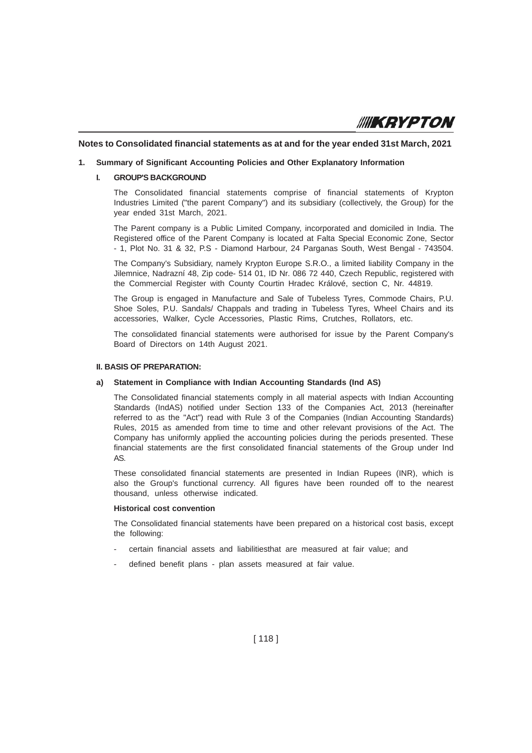## Notes to Consolidated financial statements as at and for the year ended 31st March, 2021

### 1. Summary of Significant Accounting Policies and Other Explanatory Information

#### I. GROUP'S BACKGROUND

The Consolidated financial statements comprise of financial statements of Krypton Industries Limited ("the parent Company") and its subsidiary (collectively, the Group) for the year ended 31st March, 2021.

The Parent company is a Public Limited Company, incorporated and domiciled in India. The Registered office of the Parent Company is located at Falta Special Economic Zone, Sector - 1, Plot No. 31 & 32, P.S - Diamond Harbour, 24 Parganas South, West Bengal - 743504.

The Company's Subsidiary, namely Krypton Europe S.R.O., a limited liability Company in the Jilemnice, Nadrazní 48, Zip code- 514 01, ID Nr. 086 72 440, Czech Republic, registered with the Commercial Register with County Courtin Hradec Králové, section C, Nr. 44819.

The Group is engaged in Manufacture and Sale of Tubeless Tyres, Commode Chairs, P.U. Shoe Soles, P.U. Sandals/ Chappals and trading in Tubeless Tyres, Wheel Chairs and its accessories, Walker, Cycle Accessories, Plastic Rims, Crutches, Rollators, etc.

The consolidated financial statements were authorised for issue by the Parent Company's Board of Directors on 14th August 2021.

#### II. BASIS OF PREPARATION:

**a) Statement in Compliance with Indian Accounting Standards (Ind AS)**

The Consolidated financial statements comply in all material aspects with Indian Accounting Standards (IndAS) notified under Section 133 of the Companies Act, 2013 (hereinafter referred to as the "Act") read with Rule 3 of the Companies (Indian Accounting Standards) Rules, 2015 as amended from time to time and other relevant provisions of the Act. The Company has uniformly applied the accounting policies during the periods presented. These financial statements are the first consolidated financial statements of the Group under Ind AS.

These consolidated financial statements are presented in Indian Rupees (INR), which is also the Group's functional currency. All figures have been rounded off to the nearest thousand, unless otherwise indicated.

**Historical cost convention**

The Consolidated financial statements have been prepared on a historical cost basis, except the following:

- certain financial assets and liabilitiesthat are measured at fair value; and
- defined benefit plans - plan assets measured at fair value.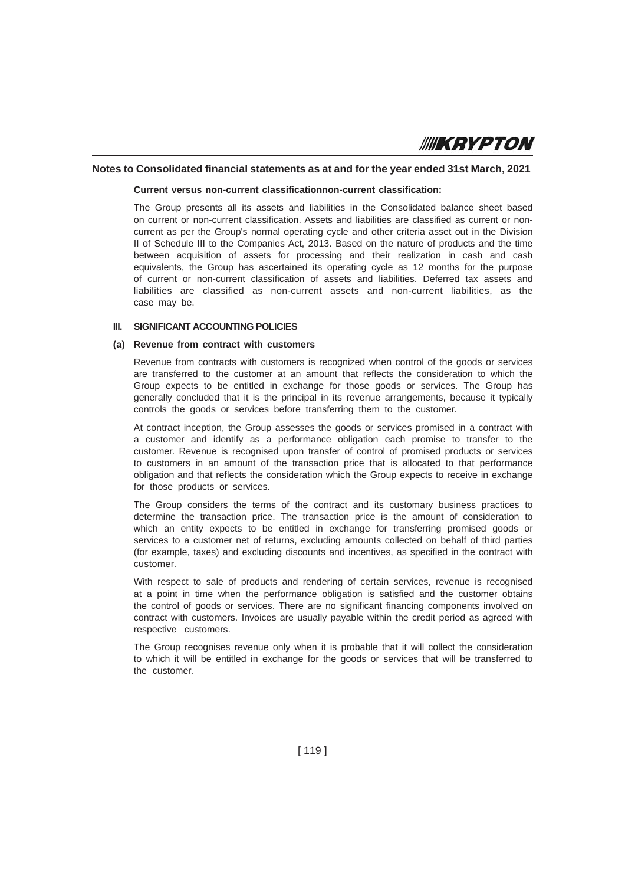## Notes to Consolidated financial statements as at and for the year ended 31st March, 2021

**Current versus non-current classificationnon-current classification:**

The Group presents all its assets and liabilities in the Consolidated balance sheet based on current or non-current classification. Assets and liabilities are classified as current or non-current as per the Group's normal operating cycle and other criteria asset out in the Division II of Schedule III to the Companies Act, 2013. Based on the nature of products and the time between acquisition of assets for processing and their realization in cash and cash equivalents, the Group has ascertained its operating cycle as 12 months for the purpose of current or non-current classification of assets and liabilities. Deferred tax assets and liabilities are classified as non-current assets and non-current liabilities, as the case may be.

### III. SIGNIFICANT ACCOUNTING POLICIES

**(a) Revenue from contract with customers**

Revenue from contracts with customers is recognized when control of the goods or services are transferred to the customer at an amount that reflects the consideration to which the Group expects to be entitled in exchange for those goods or services. The Group has generally concluded that it is the principal in its revenue arrangements, because it typically controls the goods or services before transferring them to the customer.

At contract inception, the Group assesses the goods or services promised in a contract with a customer and identify as a performance obligation each promise to transfer to the customer. Revenue is recognised upon transfer of control of promised products or services to customers in an amount of the transaction price that is allocated to that performance obligation and that reflects the consideration which the Group expects to receive in exchange for those products or services.

The Group considers the terms of the contract and its customary business practices to determine the transaction price. The transaction price is the amount of consideration to which an entity expects to be entitled in exchange for transferring promised goods or services to a customer net of returns, excluding amounts collected on behalf of third parties (for example, taxes) and excluding discounts and incentives, as specified in the contract with customer.

With respect to sale of products and rendering of certain services, revenue is recognised at a point in time when the performance obligation is satisfied and the customer obtains the control of goods or services. There are no significant financing components involved on contract with customers. Invoices are usually payable within the credit period as agreed with respective customers.

The Group recognises revenue only when it is probable that it will collect the consideration to which it will be entitled in exchange for the goods or services that will be transferred to the customer.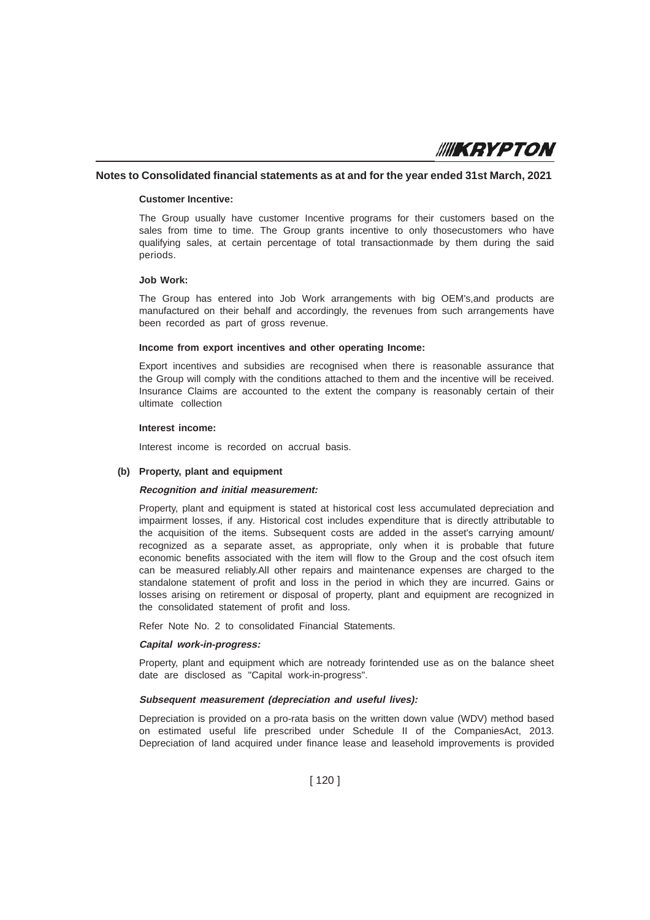## Notes to Consolidated financial statements as at and for the year ended 31st March, 2021

**Customer Incentive:**

The Group usually have customer Incentive programs for their customers based on the sales from time to time. The Group grants incentive to only thosecustomers who have qualifying sales, at certain percentage of total transactionmade by them during the said periods.

**Job Work:**

The Group has entered into Job Work arrangements with big OEM's,and products are manufactured on their behalf and accordingly, the revenues from such arrangements have been recorded as part of gross revenue.

**Income from export incentives and other operating Income:**

Export incentives and subsidies are recognised when there is reasonable assurance that the Group will comply with the conditions attached to them and the incentive will be received. Insurance Claims are accounted to the extent the company is reasonably certain of their ultimate collection

**Interest income:**

Interest income is recorded on accrual basis.

**(b) Property, plant and equipment**

***Recognition and initial measurement:***

Property, plant and equipment is stated at historical cost less accumulated depreciation and impairment losses, if any. Historical cost includes expenditure that is directly attributable to the acquisition of the items. Subsequent costs are added in the asset's carrying amount/ recognized as a separate asset, as appropriate, only when it is probable that future economic benefits associated with the item will flow to the Group and the cost ofsuch item can be measured reliably.All other repairs and maintenance expenses are charged to the standalone statement of profit and loss in the period in which they are incurred. Gains or losses arising on retirement or disposal of property, plant and equipment are recognized in the consolidated statement of profit and loss.

Refer Note No. 2 to consolidated Financial Statements.

***Capital work-in-progress:***

Property, plant and equipment which are notready forintended use as on the balance sheet date are disclosed as "Capital work-in-progress".

***Subsequent measurement (depreciation and useful lives):***

Depreciation is provided on a pro-rata basis on the written down value (WDV) method based on estimated useful life prescribed under Schedule II of the CompaniesAct, 2013. Depreciation of land acquired under finance lease and leasehold improvements is provided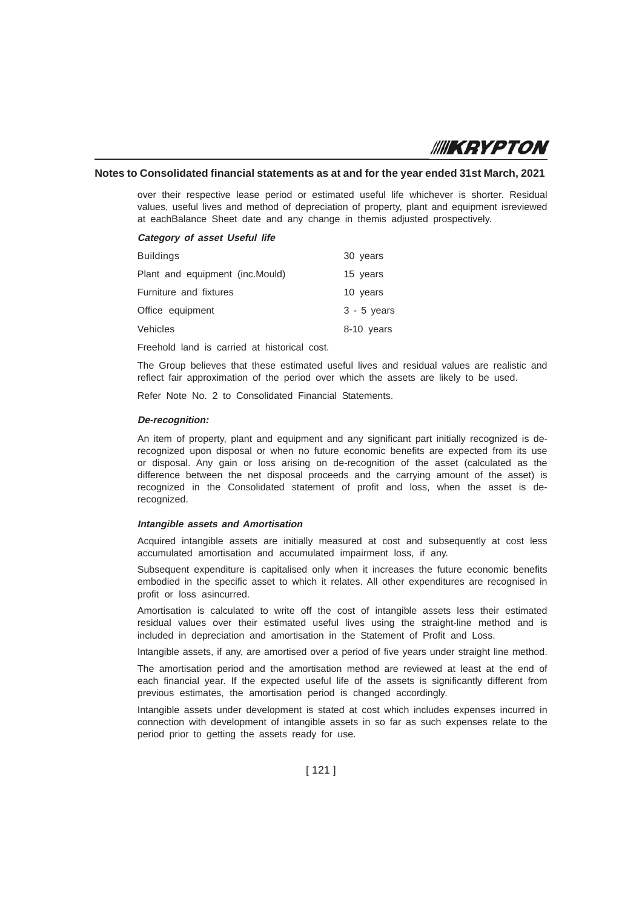## Notes to Consolidated financial statements as at and for the year ended 31st March, 2021

over their respective lease period or estimated useful life whichever is shorter. Residual values, useful lives and method of depreciation of property, plant and equipment isreviewed at eachBalance Sheet date and any change in themis adjusted prospectively.

| ***Category of asset*** | ***Useful life*** |
|---|---|
| Buildings | 30 years |
| Plant and equipment (inc.Mould) | 15 years |
| Furniture and fixtures | 10 years |
| Office equipment | 3 - 5 years |
| Vehicles | 8-10 years |

Freehold land is carried at historical cost.

The Group believes that these estimated useful lives and residual values are realistic and reflect fair approximation of the period over which the assets are likely to be used.

Refer Note No. 2 to Consolidated Financial Statements.

***De-recognition:***

An item of property, plant and equipment and any significant part initially recognized is de-recognized upon disposal or when no future economic benefits are expected from its use or disposal. Any gain or loss arising on de-recognition of the asset (calculated as the difference between the net disposal proceeds and the carrying amount of the asset) is recognized in the Consolidated statement of profit and loss, when the asset is de-recognized.

***Intangible assets and Amortisation***

Acquired intangible assets are initially measured at cost and subsequently at cost less accumulated amortisation and accumulated impairment loss, if any.

Subsequent expenditure is capitalised only when it increases the future economic benefits embodied in the specific asset to which it relates. All other expenditures are recognised in profit or loss asincurred.

Amortisation is calculated to write off the cost of intangible assets less their estimated residual values over their estimated useful lives using the straight-line method and is included in depreciation and amortisation in the Statement of Profit and Loss.

Intangible assets, if any, are amortised over a period of five years under straight line method.

The amortisation period and the amortisation method are reviewed at least at the end of each financial year. If the expected useful life of the assets is significantly different from previous estimates, the amortisation period is changed accordingly.

Intangible assets under development is stated at cost which includes expenses incurred in connection with development of intangible assets in so far as such expenses relate to the period prior to getting the assets ready for use.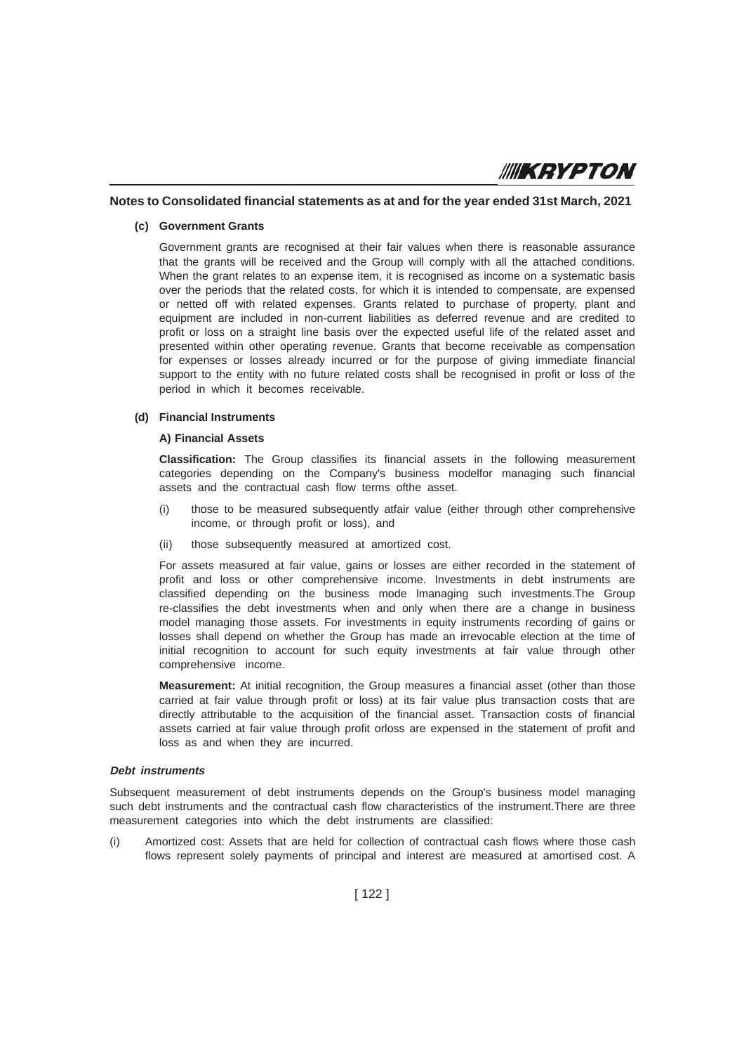## Notes to Consolidated financial statements as at and for the year ended 31st March, 2021

**(c) Government Grants**

Government grants are recognised at their fair values when there is reasonable assurance that the grants will be received and the Group will comply with all the attached conditions. When the grant relates to an expense item, it is recognised as income on a systematic basis over the periods that the related costs, for which it is intended to compensate, are expensed or netted off with related expenses. Grants related to purchase of property, plant and equipment are included in non-current liabilities as deferred revenue and are credited to profit or loss on a straight line basis over the expected useful life of the related asset and presented within other operating revenue. Grants that become receivable as compensation for expenses or losses already incurred or for the purpose of giving immediate financial support to the entity with no future related costs shall be recognised in profit or loss of the period in which it becomes receivable.

**(d) Financial Instruments**

**A) Financial Assets**

**Classification:** The Group classifies its financial assets in the following measurement categories depending on the Company's business modelfor managing such financial assets and the contractual cash flow terms ofthe asset.

(i) those to be measured subsequently atfair value (either through other comprehensive income, or through profit or loss), and

(ii) those subsequently measured at amortized cost.

For assets measured at fair value, gains or losses are either recorded in the statement of profit and loss or other comprehensive income. Investments in debt instruments are classified depending on the business mode lmanaging such investments.The Group re-classifies the debt investments when and only when there are a change in business model managing those assets. For investments in equity instruments recording of gains or losses shall depend on whether the Group has made an irrevocable election at the time of initial recognition to account for such equity investments at fair value through other comprehensive income.

**Measurement:** At initial recognition, the Group measures a financial asset (other than those carried at fair value through profit or loss) at its fair value plus transaction costs that are directly attributable to the acquisition of the financial asset. Transaction costs of financial assets carried at fair value through profit orloss are expensed in the statement of profit and loss as and when they are incurred.

***Debt instruments***

Subsequent measurement of debt instruments depends on the Group's business model managing such debt instruments and the contractual cash flow characteristics of the instrument.There are three measurement categories into which the debt instruments are classified:

(i) Amortized cost: Assets that are held for collection of contractual cash flows where those cash flows represent solely payments of principal and interest are measured at amortised cost. A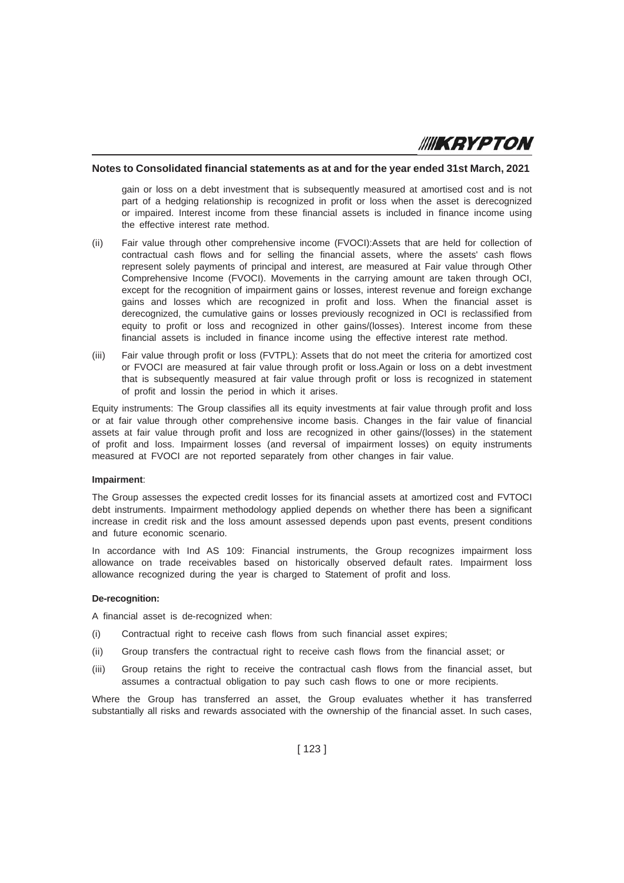gain or loss on a debt investment that is subsequently measured at amortised cost and is not part of a hedging relationship is recognized in profit or loss when the asset is derecognized or impaired. Interest income from these financial assets is included in finance income using the effective interest rate method.

(ii) Fair value through other comprehensive income (FVOCI):Assets that are held for collection of contractual cash flows and for selling the financial assets, where the assets' cash flows represent solely payments of principal and interest, are measured at Fair value through Other Comprehensive Income (FVOCI). Movements in the carrying amount are taken through OCI, except for the recognition of impairment gains or losses, interest revenue and foreign exchange gains and losses which are recognized in profit and loss. When the financial asset is derecognized, the cumulative gains or losses previously recognized in OCI is reclassified from equity to profit or loss and recognized in other gains/(losses). Interest income from these financial assets is included in finance income using the effective interest rate method.

(iii) Fair value through profit or loss (FVTPL): Assets that do not meet the criteria for amortized cost or FVOCI are measured at fair value through profit or loss.Again or loss on a debt investment that is subsequently measured at fair value through profit or loss is recognized in statement of profit and lossin the period in which it arises.

Equity instruments: The Group classifies all its equity investments at fair value through profit and loss or at fair value through other comprehensive income basis. Changes in the fair value of financial assets at fair value through profit and loss are recognized in other gains/(losses) in the statement of profit and loss. Impairment losses (and reversal of impairment losses) on equity instruments measured at FVOCI are not reported separately from other changes in fair value.

**Impairment**:

The Group assesses the expected credit losses for its financial assets at amortized cost and FVTOCI debt instruments. Impairment methodology applied depends on whether there has been a significant increase in credit risk and the loss amount assessed depends upon past events, present conditions and future economic scenario.

In accordance with Ind AS 109: Financial instruments, the Group recognizes impairment loss allowance on trade receivables based on historically observed default rates. Impairment loss allowance recognized during the year is charged to Statement of profit and loss.

**De-recognition:**

A financial asset is de-recognized when:

(i) Contractual right to receive cash flows from such financial asset expires;

(ii) Group transfers the contractual right to receive cash flows from the financial asset; or

(iii) Group retains the right to receive the contractual cash flows from the financial asset, but assumes a contractual obligation to pay such cash flows to one or more recipients.

Where the Group has transferred an asset, the Group evaluates whether it has transferred substantially all risks and rewards associated with the ownership of the financial asset. In such cases,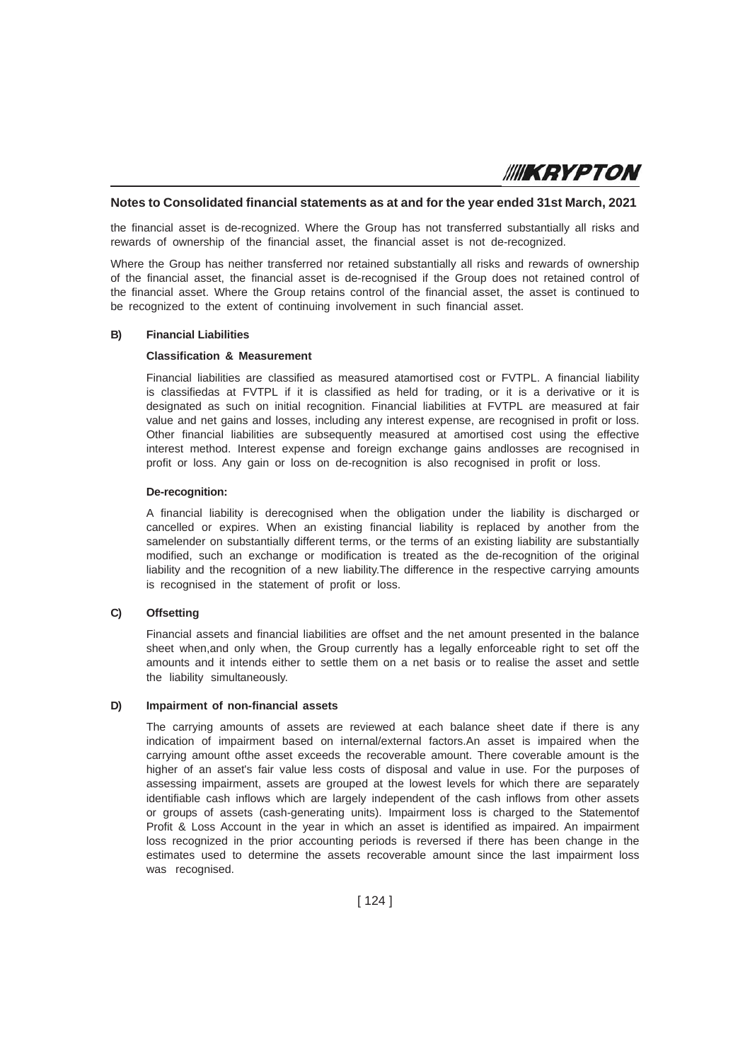the financial asset is de-recognized. Where the Group has not transferred substantially all risks and rewards of ownership of the financial asset, the financial asset is not de-recognized.

Where the Group has neither transferred nor retained substantially all risks and rewards of ownership of the financial asset, the financial asset is de-recognised if the Group does not retained control of the financial asset. Where the Group retains control of the financial asset, the asset is continued to be recognized to the extent of continuing involvement in such financial asset.

**B) Financial Liabilities**

**Classification & Measurement**

Financial liabilities are classified as measured atamortised cost or FVTPL. A financial liability is classifiedas at FVTPL if it is classified as held for trading, or it is a derivative or it is designated as such on initial recognition. Financial liabilities at FVTPL are measured at fair value and net gains and losses, including any interest expense, are recognised in profit or loss. Other financial liabilities are subsequently measured at amortised cost using the effective interest method. Interest expense and foreign exchange gains andlosses are recognised in profit or loss. Any gain or loss on de-recognition is also recognised in profit or loss.

**De-recognition:**

A financial liability is derecognised when the obligation under the liability is discharged or cancelled or expires. When an existing financial liability is replaced by another from the samelender on substantially different terms, or the terms of an existing liability are substantially modified, such an exchange or modification is treated as the de-recognition of the original liability and the recognition of a new liability.The difference in the respective carrying amounts is recognised in the statement of profit or loss.

**C) Offsetting**

Financial assets and financial liabilities are offset and the net amount presented in the balance sheet when,and only when, the Group currently has a legally enforceable right to set off the amounts and it intends either to settle them on a net basis or to realise the asset and settle the liability simultaneously.

**D) Impairment of non-financial assets**

The carrying amounts of assets are reviewed at each balance sheet date if there is any indication of impairment based on internal/external factors.An asset is impaired when the carrying amount ofthe asset exceeds the recoverable amount. There coverable amount is the higher of an asset's fair value less costs of disposal and value in use. For the purposes of assessing impairment, assets are grouped at the lowest levels for which there are separately identifiable cash inflows which are largely independent of the cash inflows from other assets or groups of assets (cash-generating units). Impairment loss is charged to the Statementof Profit & Loss Account in the year in which an asset is identified as impaired. An impairment loss recognized in the prior accounting periods is reversed if there has been change in the estimates used to determine the assets recoverable amount since the last impairment loss was recognised.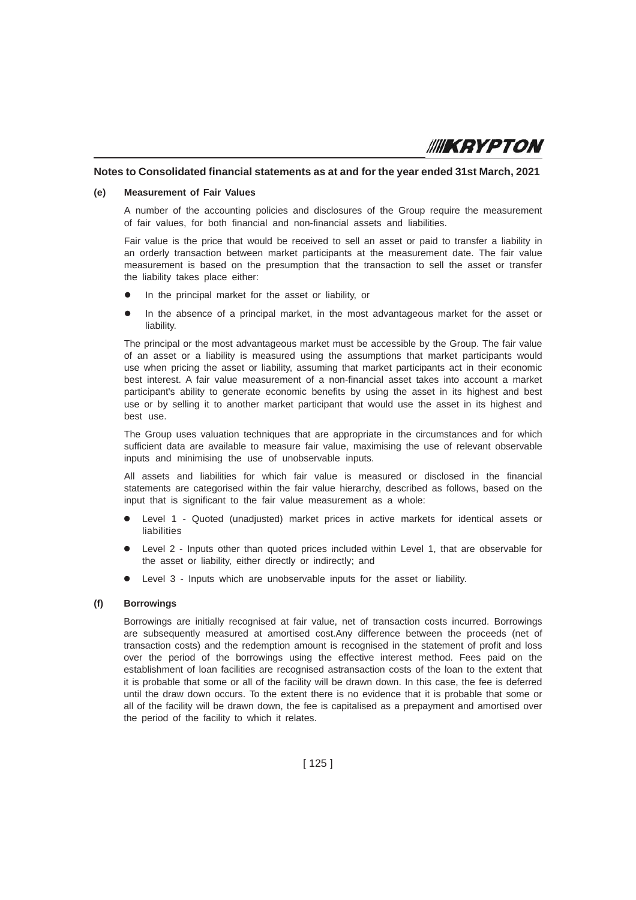## Notes to Consolidated financial statements as at and for the year ended 31st March, 2021

**(e) Measurement of Fair Values**

A number of the accounting policies and disclosures of the Group require the measurement of fair values, for both financial and non-financial assets and liabilities.

Fair value is the price that would be received to sell an asset or paid to transfer a liability in an orderly transaction between market participants at the measurement date. The fair value measurement is based on the presumption that the transaction to sell the asset or transfer the liability takes place either:

- In the principal market for the asset or liability, or
- In the absence of a principal market, in the most advantageous market for the asset or liability.

The principal or the most advantageous market must be accessible by the Group. The fair value of an asset or a liability is measured using the assumptions that market participants would use when pricing the asset or liability, assuming that market participants act in their economic best interest. A fair value measurement of a non-financial asset takes into account a market participant's ability to generate economic benefits by using the asset in its highest and best use or by selling it to another market participant that would use the asset in its highest and best use.

The Group uses valuation techniques that are appropriate in the circumstances and for which sufficient data are available to measure fair value, maximising the use of relevant observable inputs and minimising the use of unobservable inputs.

All assets and liabilities for which fair value is measured or disclosed in the financial statements are categorised within the fair value hierarchy, described as follows, based on the input that is significant to the fair value measurement as a whole:

- Level 1 - Quoted (unadjusted) market prices in active markets for identical assets or liabilities
- Level 2 - Inputs other than quoted prices included within Level 1, that are observable for the asset or liability, either directly or indirectly; and
- Level 3 - Inputs which are unobservable inputs for the asset or liability.

**(f) Borrowings**

Borrowings are initially recognised at fair value, net of transaction costs incurred. Borrowings are subsequently measured at amortised cost.Any difference between the proceeds (net of transaction costs) and the redemption amount is recognised in the statement of profit and loss over the period of the borrowings using the effective interest method. Fees paid on the establishment of loan facilities are recognised astransaction costs of the loan to the extent that it is probable that some or all of the facility will be drawn down. In this case, the fee is deferred until the draw down occurs. To the extent there is no evidence that it is probable that some or all of the facility will be drawn down, the fee is capitalised as a prepayment and amortised over the period of the facility to which it relates.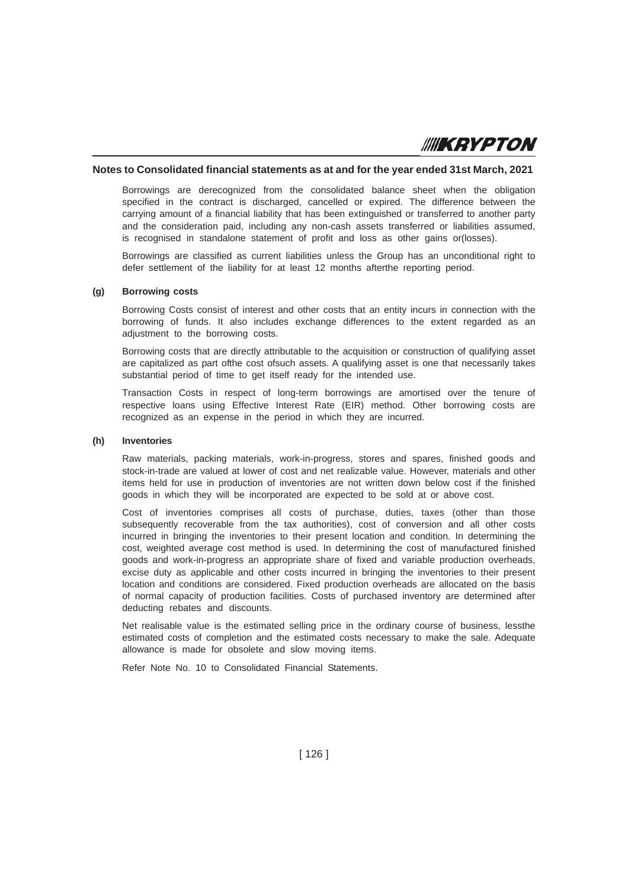## Notes to Consolidated financial statements as at and for the year ended 31st March, 2021

Borrowings are derecognized from the consolidated balance sheet when the obligation specified in the contract is discharged, cancelled or expired. The difference between the carrying amount of a financial liability that has been extinguished or transferred to another party and the consideration paid, including any non-cash assets transferred or liabilities assumed, is recognised in standalone statement of profit and loss as other gains or(losses).

Borrowings are classified as current liabilities unless the Group has an unconditional right to defer settlement of the liability for at least 12 months afterthe reporting period.

### (g) Borrowing costs

Borrowing Costs consist of interest and other costs that an entity incurs in connection with the borrowing of funds. It also includes exchange differences to the extent regarded as an adjustment to the borrowing costs.

Borrowing costs that are directly attributable to the acquisition or construction of qualifying asset are capitalized as part ofthe cost ofsuch assets. A qualifying asset is one that necessarily takes substantial period of time to get itself ready for the intended use.

Transaction Costs in respect of long-term borrowings are amortised over the tenure of respective loans using Effective Interest Rate (EIR) method. Other borrowing costs are recognized as an expense in the period in which they are incurred.

### (h) Inventories

Raw materials, packing materials, work-in-progress, stores and spares, finished goods and stock-in-trade are valued at lower of cost and net realizable value. However, materials and other items held for use in production of inventories are not written down below cost if the finished goods in which they will be incorporated are expected to be sold at or above cost.

Cost of inventories comprises all costs of purchase, duties, taxes (other than those subsequently recoverable from the tax authorities), cost of conversion and all other costs incurred in bringing the inventories to their present location and condition. In determining the cost, weighted average cost method is used. In determining the cost of manufactured finished goods and work-in-progress an appropriate share of fixed and variable production overheads, excise duty as applicable and other costs incurred in bringing the inventories to their present location and conditions are considered. Fixed production overheads are allocated on the basis of normal capacity of production facilities. Costs of purchased inventory are determined after deducting rebates and discounts.

Net realisable value is the estimated selling price in the ordinary course of business, lessthe estimated costs of completion and the estimated costs necessary to make the sale. Adequate allowance is made for obsolete and slow moving items.

Refer Note No. 10 to Consolidated Financial Statements.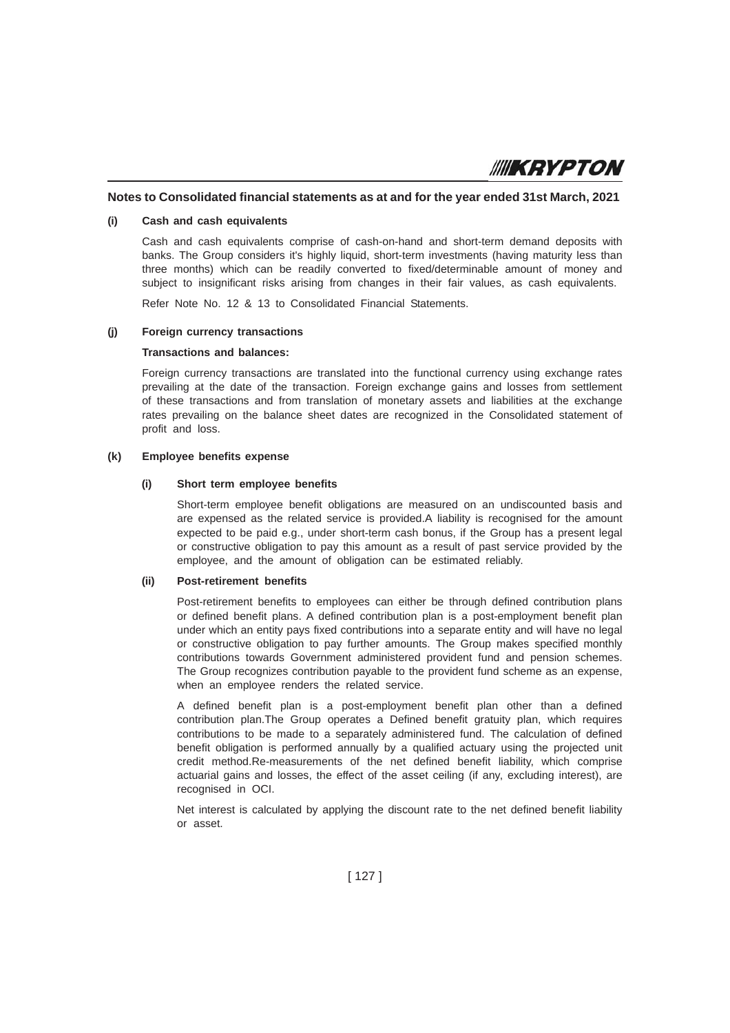## Notes to Consolidated financial statements as at and for the year ended 31st March, 2021

**(i) Cash and cash equivalents**

Cash and cash equivalents comprise of cash-on-hand and short-term demand deposits with banks. The Group considers it's highly liquid, short-term investments (having maturity less than three months) which can be readily converted to fixed/determinable amount of money and subject to insignificant risks arising from changes in their fair values, as cash equivalents.

Refer Note No. 12 & 13 to Consolidated Financial Statements.

**(j) Foreign currency transactions**

**Transactions and balances:**

Foreign currency transactions are translated into the functional currency using exchange rates prevailing at the date of the transaction. Foreign exchange gains and losses from settlement of these transactions and from translation of monetary assets and liabilities at the exchange rates prevailing on the balance sheet dates are recognized in the Consolidated statement of profit and loss.

**(k) Employee benefits expense**

**(i) Short term employee benefits**

Short-term employee benefit obligations are measured on an undiscounted basis and are expensed as the related service is provided.A liability is recognised for the amount expected to be paid e.g., under short-term cash bonus, if the Group has a present legal or constructive obligation to pay this amount as a result of past service provided by the employee, and the amount of obligation can be estimated reliably.

**(ii) Post-retirement benefits**

Post-retirement benefits to employees can either be through defined contribution plans or defined benefit plans. A defined contribution plan is a post-employment benefit plan under which an entity pays fixed contributions into a separate entity and will have no legal or constructive obligation to pay further amounts. The Group makes specified monthly contributions towards Government administered provident fund and pension schemes. The Group recognizes contribution payable to the provident fund scheme as an expense, when an employee renders the related service.

A defined benefit plan is a post-employment benefit plan other than a defined contribution plan.The Group operates a Defined benefit gratuity plan, which requires contributions to be made to a separately administered fund. The calculation of defined benefit obligation is performed annually by a qualified actuary using the projected unit credit method.Re-measurements of the net defined benefit liability, which comprise actuarial gains and losses, the effect of the asset ceiling (if any, excluding interest), are recognised in OCI.

Net interest is calculated by applying the discount rate to the net defined benefit liability or asset.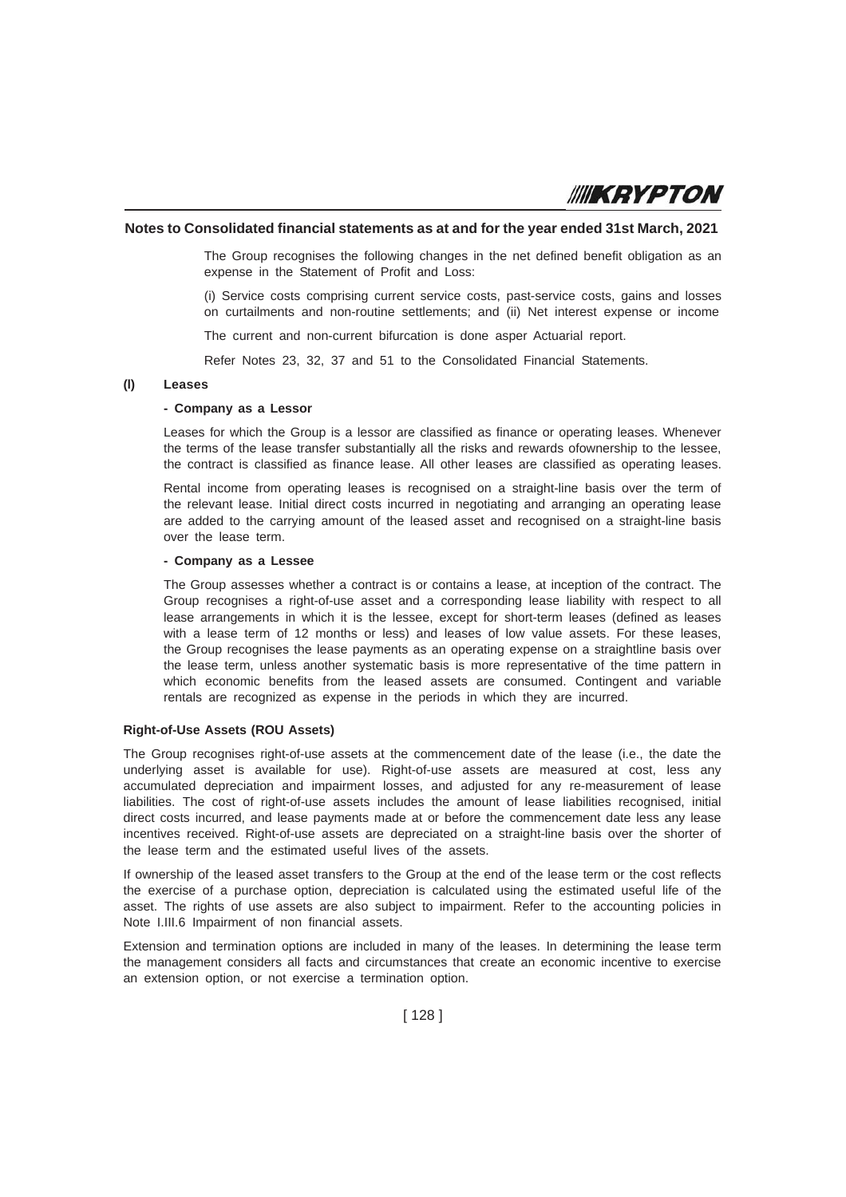## Notes to Consolidated financial statements as at and for the year ended 31st March, 2021

The Group recognises the following changes in the net defined benefit obligation as an expense in the Statement of Profit and Loss:

(i) Service costs comprising current service costs, past-service costs, gains and losses on curtailments and non-routine settlements; and (ii) Net interest expense or income

The current and non-current bifurcation is done asper Actuarial report.

Refer Notes 23, 32, 37 and 51 to the Consolidated Financial Statements.

**(l) Leases**

**- Company as a Lessor**

Leases for which the Group is a lessor are classified as finance or operating leases. Whenever the terms of the lease transfer substantially all the risks and rewards ofownership to the lessee, the contract is classified as finance lease. All other leases are classified as operating leases.

Rental income from operating leases is recognised on a straight-line basis over the term of the relevant lease. Initial direct costs incurred in negotiating and arranging an operating lease are added to the carrying amount of the leased asset and recognised on a straight-line basis over the lease term.

**- Company as a Lessee**

The Group assesses whether a contract is or contains a lease, at inception of the contract. The Group recognises a right-of-use asset and a corresponding lease liability with respect to all lease arrangements in which it is the lessee, except for short-term leases (defined as leases with a lease term of 12 months or less) and leases of low value assets. For these leases, the Group recognises the lease payments as an operating expense on a straightline basis over the lease term, unless another systematic basis is more representative of the time pattern in which economic benefits from the leased assets are consumed. Contingent and variable rentals are recognized as expense in the periods in which they are incurred.

**Right-of-Use Assets (ROU Assets)**

The Group recognises right-of-use assets at the commencement date of the lease (i.e., the date the underlying asset is available for use). Right-of-use assets are measured at cost, less any accumulated depreciation and impairment losses, and adjusted for any re-measurement of lease liabilities. The cost of right-of-use assets includes the amount of lease liabilities recognised, initial direct costs incurred, and lease payments made at or before the commencement date less any lease incentives received. Right-of-use assets are depreciated on a straight-line basis over the shorter of the lease term and the estimated useful lives of the assets.

If ownership of the leased asset transfers to the Group at the end of the lease term or the cost reflects the exercise of a purchase option, depreciation is calculated using the estimated useful life of the asset. The rights of use assets are also subject to impairment. Refer to the accounting policies in Note I.III.6 Impairment of non financial assets.

Extension and termination options are included in many of the leases. In determining the lease term the management considers all facts and circumstances that create an economic incentive to exercise an extension option, or not exercise a termination option.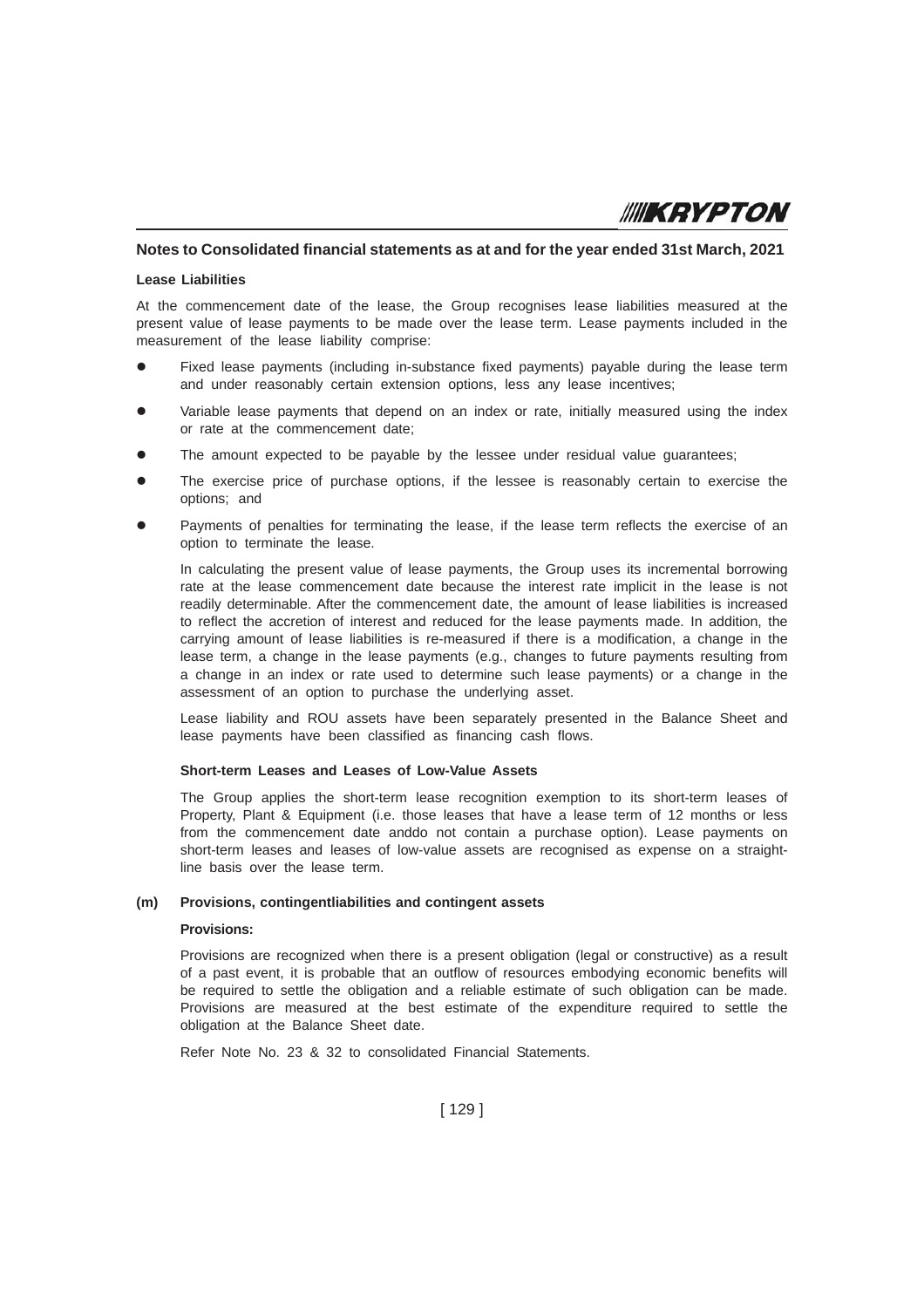## Notes to Consolidated financial statements as at and for the year ended 31st March, 2021

**Lease Liabilities**

At the commencement date of the lease, the Group recognises lease liabilities measured at the present value of lease payments to be made over the lease term. Lease payments included in the measurement of the lease liability comprise:

- Fixed lease payments (including in-substance fixed payments) payable during the lease term and under reasonably certain extension options, less any lease incentives;
- Variable lease payments that depend on an index or rate, initially measured using the index or rate at the commencement date;
- The amount expected to be payable by the lessee under residual value guarantees;
- The exercise price of purchase options, if the lessee is reasonably certain to exercise the options; and
- Payments of penalties for terminating the lease, if the lease term reflects the exercise of an option to terminate the lease.

In calculating the present value of lease payments, the Group uses its incremental borrowing rate at the lease commencement date because the interest rate implicit in the lease is not readily determinable. After the commencement date, the amount of lease liabilities is increased to reflect the accretion of interest and reduced for the lease payments made. In addition, the carrying amount of lease liabilities is re-measured if there is a modification, a change in the lease term, a change in the lease payments (e.g., changes to future payments resulting from a change in an index or rate used to determine such lease payments) or a change in the assessment of an option to purchase the underlying asset.

Lease liability and ROU assets have been separately presented in the Balance Sheet and lease payments have been classified as financing cash flows.

**Short-term Leases and Leases of Low-Value Assets**

The Group applies the short-term lease recognition exemption to its short-term leases of Property, Plant & Equipment (i.e. those leases that have a lease term of 12 months or less from the commencement date anddo not contain a purchase option). Lease payments on short-term leases and leases of low-value assets are recognised as expense on a straight-line basis over the lease term.

**(m) Provisions, contingentliabilities and contingent assets**

**Provisions:**

Provisions are recognized when there is a present obligation (legal or constructive) as a result of a past event, it is probable that an outflow of resources embodying economic benefits will be required to settle the obligation and a reliable estimate of such obligation can be made. Provisions are measured at the best estimate of the expenditure required to settle the obligation at the Balance Sheet date.

Refer Note No. 23 & 32 to consolidated Financial Statements.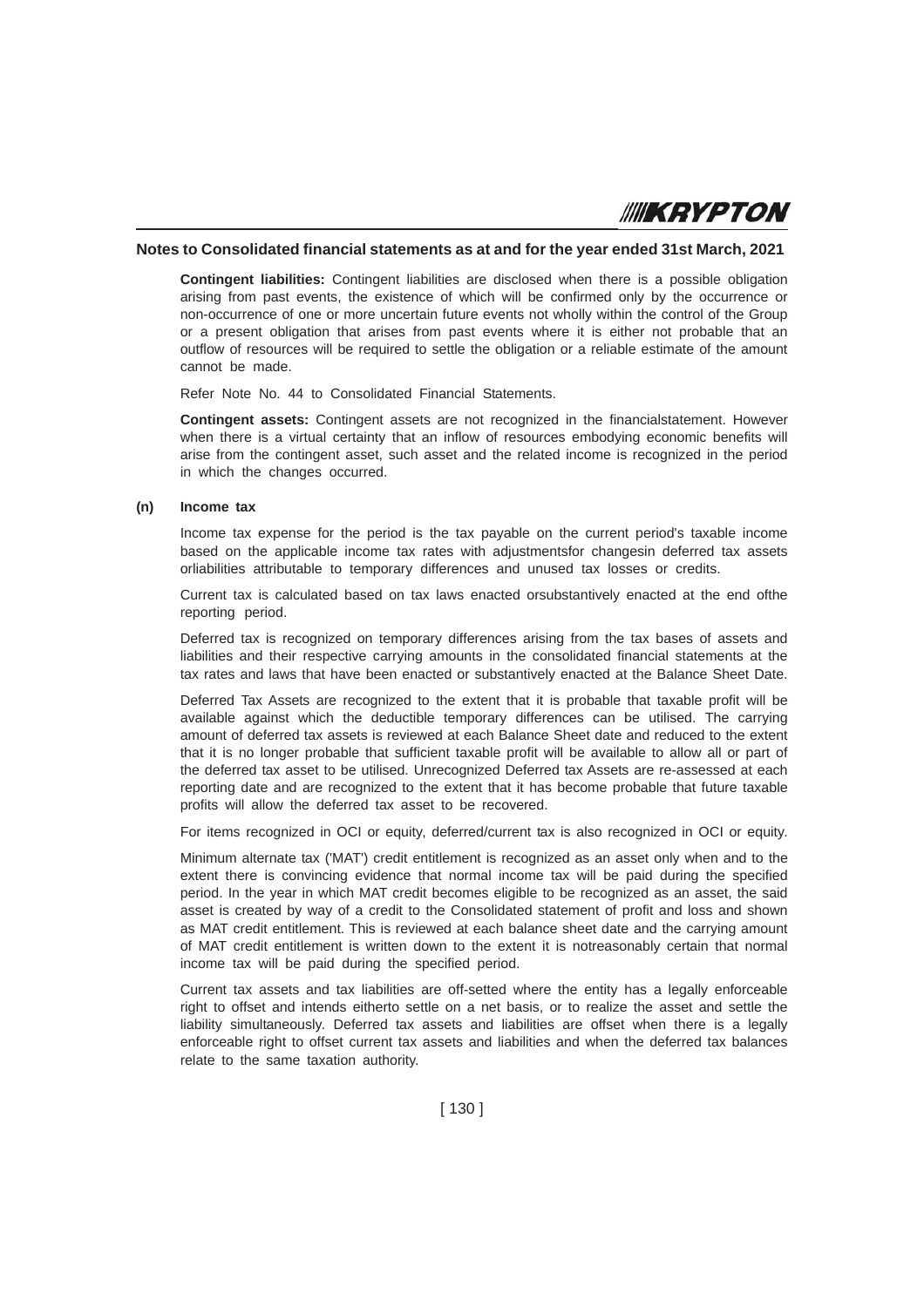**Notes to Consolidated financial statements as at and for the year ended 31st March, 2021**

**Contingent liabilities:** Contingent liabilities are disclosed when there is a possible obligation arising from past events, the existence of which will be confirmed only by the occurrence or non-occurrence of one or more uncertain future events not wholly within the control of the Group or a present obligation that arises from past events where it is either not probable that an outflow of resources will be required to settle the obligation or a reliable estimate of the amount cannot be made.

Refer Note No. 44 to Consolidated Financial Statements.

**Contingent assets:** Contingent assets are not recognized in the financialstatement. However when there is a virtual certainty that an inflow of resources embodying economic benefits will arise from the contingent asset, such asset and the related income is recognized in the period in which the changes occurred.

**(n) Income tax**

Income tax expense for the period is the tax payable on the current period's taxable income based on the applicable income tax rates with adjustmentsfor changesin deferred tax assets orliabilities attributable to temporary differences and unused tax losses or credits.

Current tax is calculated based on tax laws enacted orsubstantively enacted at the end ofthe reporting period.

Deferred tax is recognized on temporary differences arising from the tax bases of assets and liabilities and their respective carrying amounts in the consolidated financial statements at the tax rates and laws that have been enacted or substantively enacted at the Balance Sheet Date.

Deferred Tax Assets are recognized to the extent that it is probable that taxable profit will be available against which the deductible temporary differences can be utilised. The carrying amount of deferred tax assets is reviewed at each Balance Sheet date and reduced to the extent that it is no longer probable that sufficient taxable profit will be available to allow all or part of the deferred tax asset to be utilised. Unrecognized Deferred tax Assets are re-assessed at each reporting date and are recognized to the extent that it has become probable that future taxable profits will allow the deferred tax asset to be recovered.

For items recognized in OCI or equity, deferred/current tax is also recognized in OCI or equity.

Minimum alternate tax ('MAT') credit entitlement is recognized as an asset only when and to the extent there is convincing evidence that normal income tax will be paid during the specified period. In the year in which MAT credit becomes eligible to be recognized as an asset, the said asset is created by way of a credit to the Consolidated statement of profit and loss and shown as MAT credit entitlement. This is reviewed at each balance sheet date and the carrying amount of MAT credit entitlement is written down to the extent it is notreasonably certain that normal income tax will be paid during the specified period.

Current tax assets and tax liabilities are off-setted where the entity has a legally enforceable right to offset and intends eitherto settle on a net basis, or to realize the asset and settle the liability simultaneously. Deferred tax assets and liabilities are offset when there is a legally enforceable right to offset current tax assets and liabilities and when the deferred tax balances relate to the same taxation authority.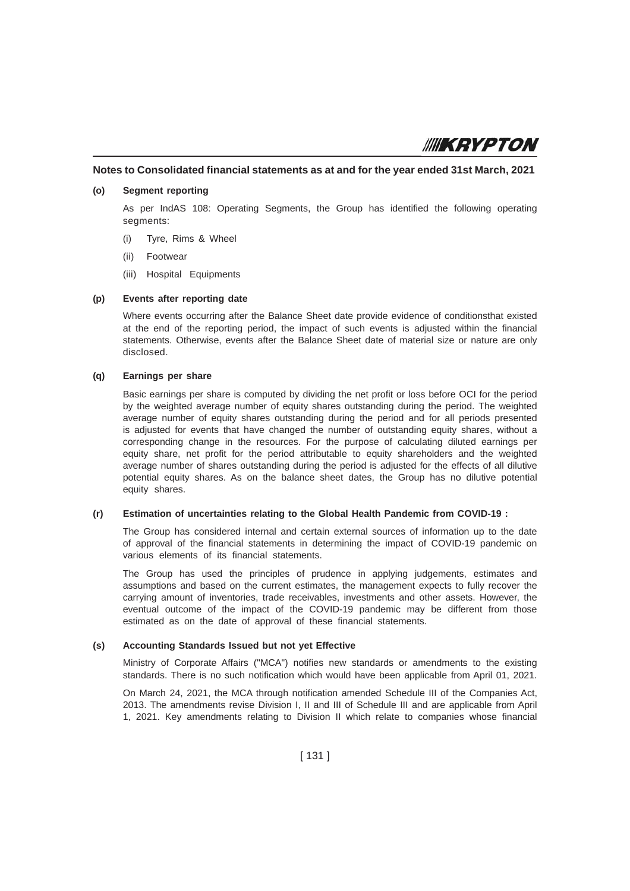## Notes to Consolidated financial statements as at and for the year ended 31st March, 2021

**(o) Segment reporting**

As per IndAS 108: Operating Segments, the Group has identified the following operating segments:

(i) Tyre, Rims & Wheel

(ii) Footwear

(iii) Hospital Equipments

**(p) Events after reporting date**

Where events occurring after the Balance Sheet date provide evidence of conditionsthat existed at the end of the reporting period, the impact of such events is adjusted within the financial statements. Otherwise, events after the Balance Sheet date of material size or nature are only disclosed.

**(q) Earnings per share**

Basic earnings per share is computed by dividing the net profit or loss before OCI for the period by the weighted average number of equity shares outstanding during the period. The weighted average number of equity shares outstanding during the period and for all periods presented is adjusted for events that have changed the number of outstanding equity shares, without a corresponding change in the resources. For the purpose of calculating diluted earnings per equity share, net profit for the period attributable to equity shareholders and the weighted average number of shares outstanding during the period is adjusted for the effects of all dilutive potential equity shares. As on the balance sheet dates, the Group has no dilutive potential equity shares.

**(r) Estimation of uncertainties relating to the Global Health Pandemic from COVID-19 :**

The Group has considered internal and certain external sources of information up to the date of approval of the financial statements in determining the impact of COVID-19 pandemic on various elements of its financial statements.

The Group has used the principles of prudence in applying judgements, estimates and assumptions and based on the current estimates, the management expects to fully recover the carrying amount of inventories, trade receivables, investments and other assets. However, the eventual outcome of the impact of the COVID-19 pandemic may be different from those estimated as on the date of approval of these financial statements.

**(s) Accounting Standards Issued but not yet Effective**

Ministry of Corporate Affairs ("MCA") notifies new standards or amendments to the existing standards. There is no such notification which would have been applicable from April 01, 2021.

On March 24, 2021, the MCA through notification amended Schedule III of the Companies Act, 2013. The amendments revise Division I, II and III of Schedule III and are applicable from April 1, 2021. Key amendments relating to Division II which relate to companies whose financial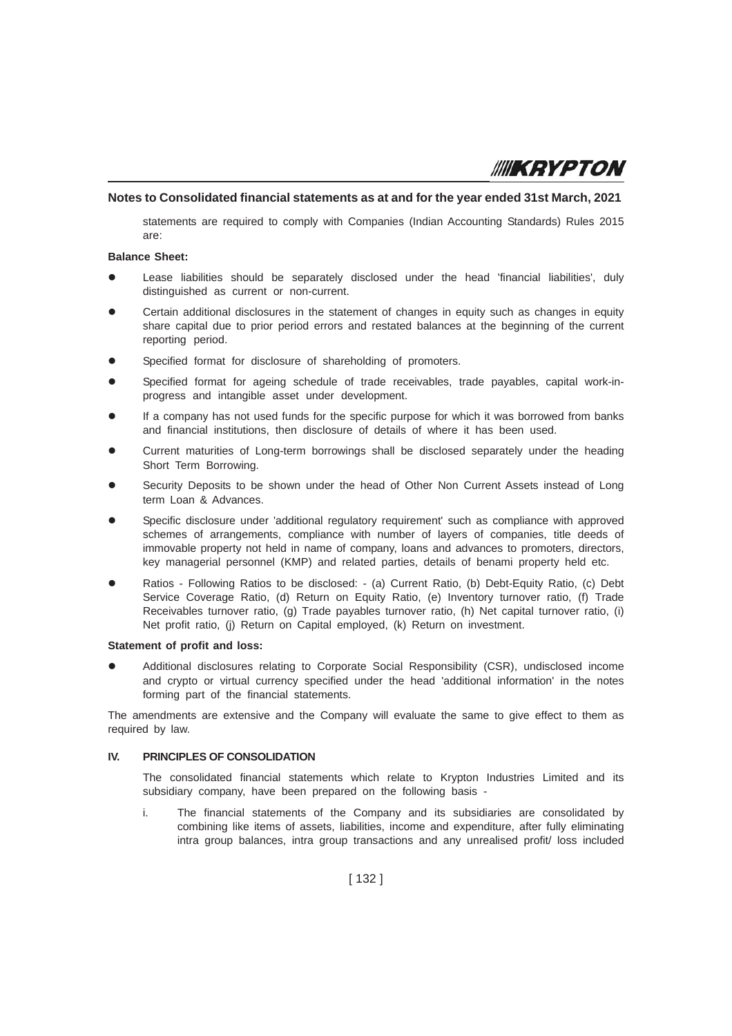## Notes to Consolidated financial statements as at and for the year ended 31st March, 2021

statements are required to comply with Companies (Indian Accounting Standards) Rules 2015 are:

**Balance Sheet:**

- Lease liabilities should be separately disclosed under the head 'financial liabilities', duly distinguished as current or non-current.
- Certain additional disclosures in the statement of changes in equity such as changes in equity share capital due to prior period errors and restated balances at the beginning of the current reporting period.
- Specified format for disclosure of shareholding of promoters.
- Specified format for ageing schedule of trade receivables, trade payables, capital work-in-progress and intangible asset under development.
- If a company has not used funds for the specific purpose for which it was borrowed from banks and financial institutions, then disclosure of details of where it has been used.
- Current maturities of Long-term borrowings shall be disclosed separately under the heading Short Term Borrowing.
- Security Deposits to be shown under the head of Other Non Current Assets instead of Long term Loan & Advances.
- Specific disclosure under 'additional regulatory requirement' such as compliance with approved schemes of arrangements, compliance with number of layers of companies, title deeds of immovable property not held in name of company, loans and advances to promoters, directors, key managerial personnel (KMP) and related parties, details of benami property held etc.
- Ratios - Following Ratios to be disclosed: - (a) Current Ratio, (b) Debt-Equity Ratio, (c) Debt Service Coverage Ratio, (d) Return on Equity Ratio, (e) Inventory turnover ratio, (f) Trade Receivables turnover ratio, (g) Trade payables turnover ratio, (h) Net capital turnover ratio, (i) Net profit ratio, (j) Return on Capital employed, (k) Return on investment.

**Statement of profit and loss:**

- Additional disclosures relating to Corporate Social Responsibility (CSR), undisclosed income and crypto or virtual currency specified under the head 'additional information' in the notes forming part of the financial statements.

The amendments are extensive and the Company will evaluate the same to give effect to them as required by law.

### IV. PRINCIPLES OF CONSOLIDATION

The consolidated financial statements which relate to Krypton Industries Limited and its subsidiary company, have been prepared on the following basis -

i. The financial statements of the Company and its subsidiaries are consolidated by combining like items of assets, liabilities, income and expenditure, after fully eliminating intra group balances, intra group transactions and any unrealised profit/ loss included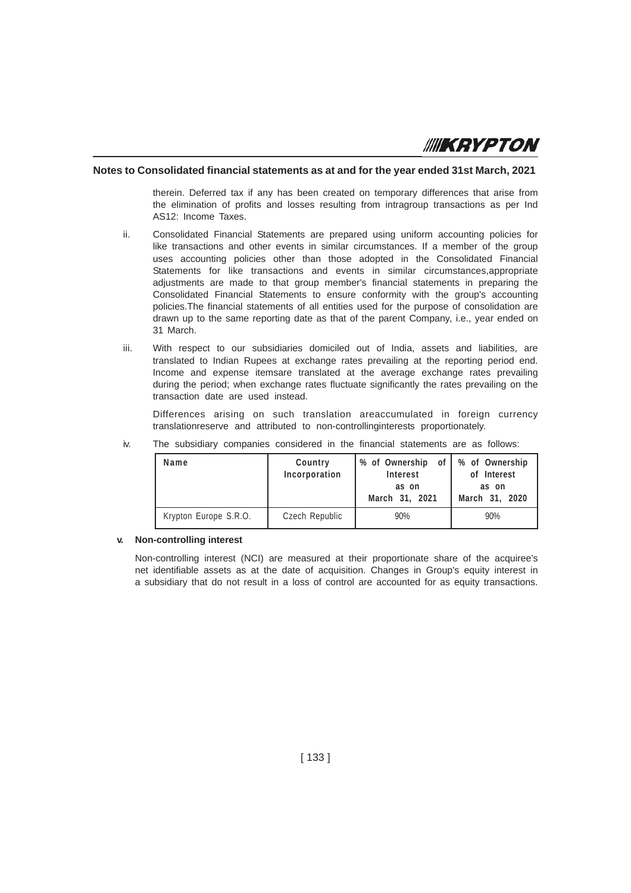## Notes to Consolidated financial statements as at and for the year ended 31st March, 2021

therein. Deferred tax if any has been created on temporary differences that arise from the elimination of profits and losses resulting from intragroup transactions as per Ind AS12: Income Taxes.

ii. Consolidated Financial Statements are prepared using uniform accounting policies for like transactions and other events in similar circumstances. If a member of the group uses accounting policies other than those adopted in the Consolidated Financial Statements for like transactions and events in similar circumstances,appropriate adjustments are made to that group member's financial statements in preparing the Consolidated Financial Statements to ensure conformity with the group's accounting policies.The financial statements of all entities used for the purpose of consolidation are drawn up to the same reporting date as that of the parent Company, i.e., year ended on 31 March.

iii. With respect to our subsidiaries domiciled out of India, assets and liabilities, are translated to Indian Rupees at exchange rates prevailing at the reporting period end. Income and expense itemsare translated at the average exchange rates prevailing during the period; when exchange rates fluctuate significantly the rates prevailing on the transaction date are used instead.

Differences arising on such translation areaccumulated in foreign currency translationreserve and attributed to non-controllinginterests proportionately.

iv. The subsidiary companies considered in the financial statements are as follows:

| Name | Country Incorporation | % of Ownership of Interest as on March 31, 2021 | % of Ownership of Interest as on March 31, 2020 |
|---|---|---|---|
| Krypton Europe S.R.O. | Czech Republic | 90% | 90% |

**v. Non-controlling interest**

Non-controlling interest (NCI) are measured at their proportionate share of the acquiree's net identifiable assets as at the date of acquisition. Changes in Group's equity interest in a subsidiary that do not result in a loss of control are accounted for as equity transactions.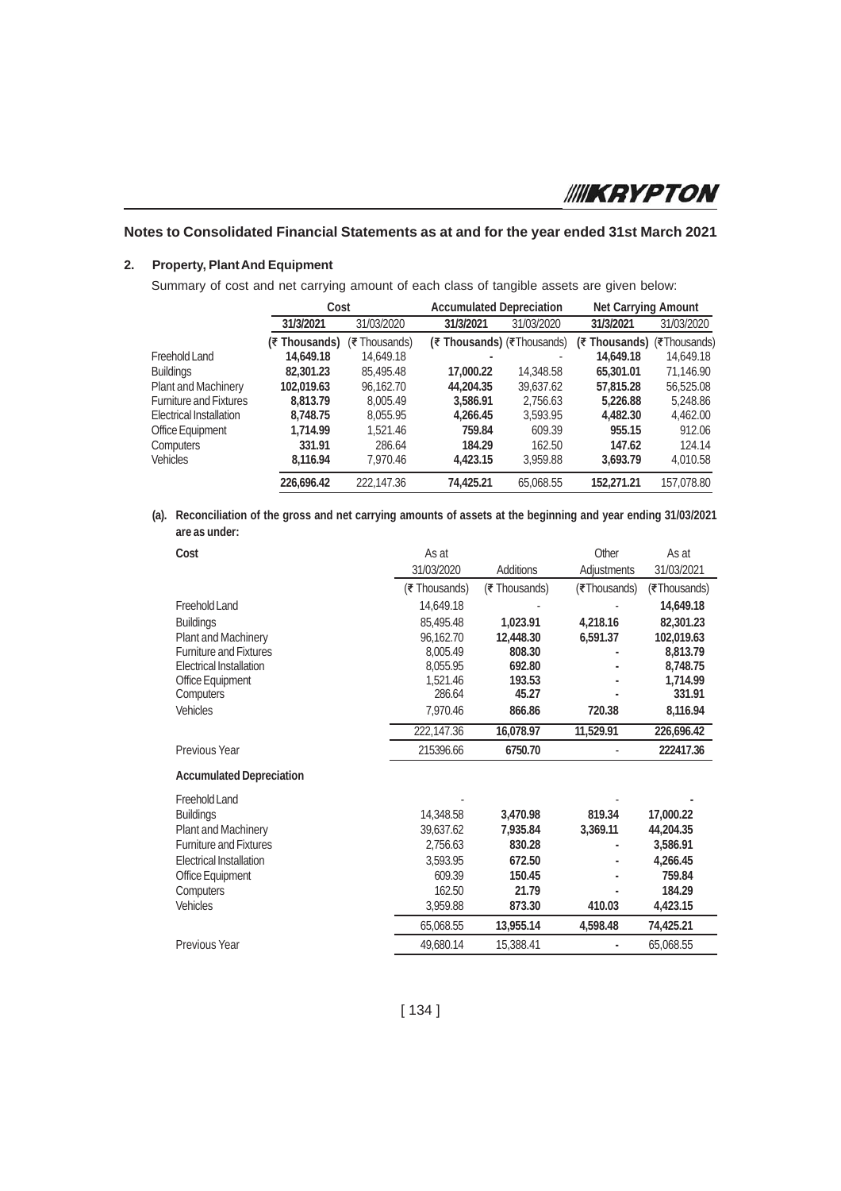## Notes to Consolidated Financial Statements as at and for the year ended 31st March 2021

### 2. Property, Plant And Equipment

Summary of cost and net carrying amount of each class of tangible assets are given below:

| | Cost | | Accumulated Depreciation | | Net Carrying Amount | |
|---|---|---|---|---|---|---|
| | **31/3/2021** | 31/03/2020 | **31/3/2021** | 31/03/2020 | **31/3/2021** | 31/03/2020 |
| | **(₹ Thousands)** | (₹ Thousands) | **(₹ Thousands)** | (₹Thousands) | **(₹ Thousands)** | (₹Thousands) |
| Freehold Land | **14,649.18** | 14,649.18 | **-** | - | **14,649.18** | 14,649.18 |
| Buildings | **82,301.23** | 85,495.48 | **17,000.22** | 14,348.58 | **65,301.01** | 71,146.90 |
| Plant and Machinery | **102,019.63** | 96,162.70 | **44,204.35** | 39,637.62 | **57,815.28** | 56,525.08 |
| Furniture and Fixtures | **8,813.79** | 8,005.49 | **3,586.91** | 2,756.63 | **5,226.88** | 5,248.86 |
| Electrical Installation | **8,748.75** | 8,055.95 | **4,266.45** | 3,593.95 | **4,482.30** | 4,462.00 |
| Office Equipment | **1,714.99** | 1,521.46 | **759.84** | 609.39 | **955.15** | 912.06 |
| Computers | **331.91** | 286.64 | **184.29** | 162.50 | **147.62** | 124.14 |
| Vehicles | **8,116.94** | 7,970.46 | **4,423.15** | 3,959.88 | **3,693.79** | 4,010.58 |
| | **226,696.42** | 222,147.36 | **74,425.21** | 65,068.55 | **152,271.21** | 157,078.80 |

**(a). Reconciliation of the gross and net carrying amounts of assets at the beginning and year ending 31/03/2021 are as under:**

| **Cost** | As at 31/03/2020 | Additions | Other Adjustments | As at 31/03/2021 |
|---|---|---|---|---|
| | (₹ Thousands) | (₹ Thousands) | (₹Thousands) | (₹Thousands) |
| Freehold Land | 14,649.18 | - | - | **14,649.18** |
| Buildings | 85,495.48 | **1,023.91** | **4,218.16** | **82,301.23** |
| Plant and Machinery | 96,162.70 | **12,448.30** | **6,591.37** | **102,019.63** |
| Furniture and Fixtures | 8,005.49 | **808.30** | **-** | **8,813.79** |
| Electrical Installation | 8,055.95 | **692.80** | **-** | **8,748.75** |
| Office Equipment | 1,521.46 | **193.53** | **-** | **1,714.99** |
| Computers | 286.64 | **45.27** | **-** | **331.91** |
| Vehicles | 7,970.46 | **866.86** | **720.38** | **8,116.94** |
| | 222,147.36 | **16,078.97** | **11,529.91** | **226,696.42** |
| Previous Year | 215396.66 | **6750.70** | - | **222417.36** |
| **Accumulated Depreciation** | | | | |
| Freehold Land | - | | - | **-** |
| Buildings | 14,348.58 | **3,470.98** | **819.34** | **17,000.22** |
| Plant and Machinery | 39,637.62 | **7,935.84** | **3,369.11** | **44,204.35** |
| Furniture and Fixtures | 2,756.63 | **830.28** | **-** | **3,586.91** |
| Electrical Installation | 3,593.95 | **672.50** | **-** | **4,266.45** |
| Office Equipment | 609.39 | **150.45** | **-** | **759.84** |
| Computers | 162.50 | **21.79** | **-** | **184.29** |
| Vehicles | 3,959.88 | **873.30** | **410.03** | **4,423.15** |
| | 65,068.55 | **13,955.14** | **4,598.48** | **74,425.21** |
| Previous Year | 49,680.14 | 15,388.41 | **-** | 65,068.55 |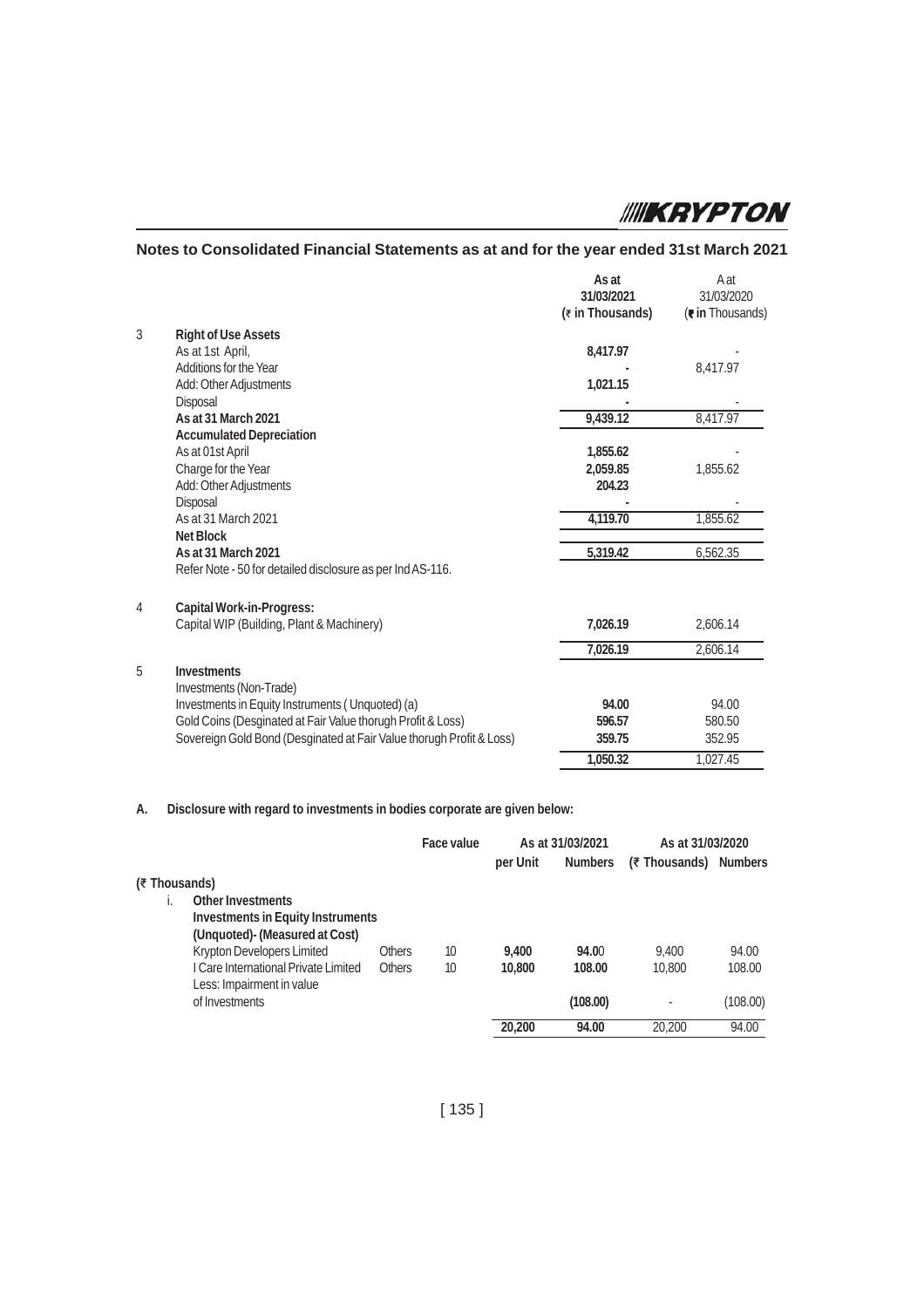## Notes to Consolidated Financial Statements as at and for the year ended 31st March 2021

| | | As at 31/03/2021 (₹ in Thousands) | A at 31/03/2020 (₹ in Thousands) |
|---|---|---|---|
| 3 | **Right of Use Assets** | | |
| | As at 1st April, | **8,417.97** | - |
| | Additions for the Year | **-** | 8,417.97 |
| | Add: Other Adjustments | **1,021.15** | |
| | Disposal | **-** | - |
| | **As at 31 March 2021** | **9,439.12** | 8,417.97 |
| | **Accumulated Depreciation** | | |
| | As at 01st April | **1,855.62** | - |
| | Charge for the Year | **2,059.85** | 1,855.62 |
| | Add: Other Adjustments | **204.23** | |
| | Disposal | **-** | - |
| | As at 31 March 2021 | **4,119.70** | 1,855.62 |
| | **Net Block** | | |
| | **As at 31 March 2021** | **5,319.42** | 6,562.35 |
| | Refer Note - 50 for detailed disclosure as per Ind AS-116. | | |
| 4 | **Capital Work-in-Progress:** | | |
| | Capital WIP (Building, Plant & Machinery) | **7,026.19** | 2,606.14 |
| | | **7,026.19** | 2,606.14 |
| 5 | **Investments** | | |
| | Investments (Non-Trade) | | |
| | Investments in Equity Instruments ( Unquoted) (a) | **94.00** | 94.00 |
| | Gold Coins (Desginated at Fair Value thorugh Profit & Loss) | **596.57** | 580.50 |
| | Sovereign Gold Bond (Desginated at Fair Value thorugh Profit & Loss) | **359.75** | 352.95 |
| | | **1,050.32** | 1,027.45 |

**A. Disclosure with regard to investments in bodies corporate are given below:**

| | | Face value | As at 31/03/2021 | | As at 31/03/2020 | |
|---|---|---|---|---|---|---|
| | | | per Unit | Numbers | (₹ Thousands) | Numbers |
| **(₹ Thousands)** | | | | | | |
| i. **Other Investments** | | | | | | |
| **Investments in Equity Instruments (Unquoted)- (Measured at Cost)** | | | | | | |
| Krypton Developers Limited | Others | 10 | **9,400** | **94.00** | 9,400 | 94.00 |
| I Care International Private Limited | Others | 10 | **10,800** | **108.00** | 10,800 | 108.00 |
| Less: Impairment in value of Investments | | | | **(108.00)** | - | (108.00) |
| | | | **20,200** | **94.00** | 20,200 | 94.00 |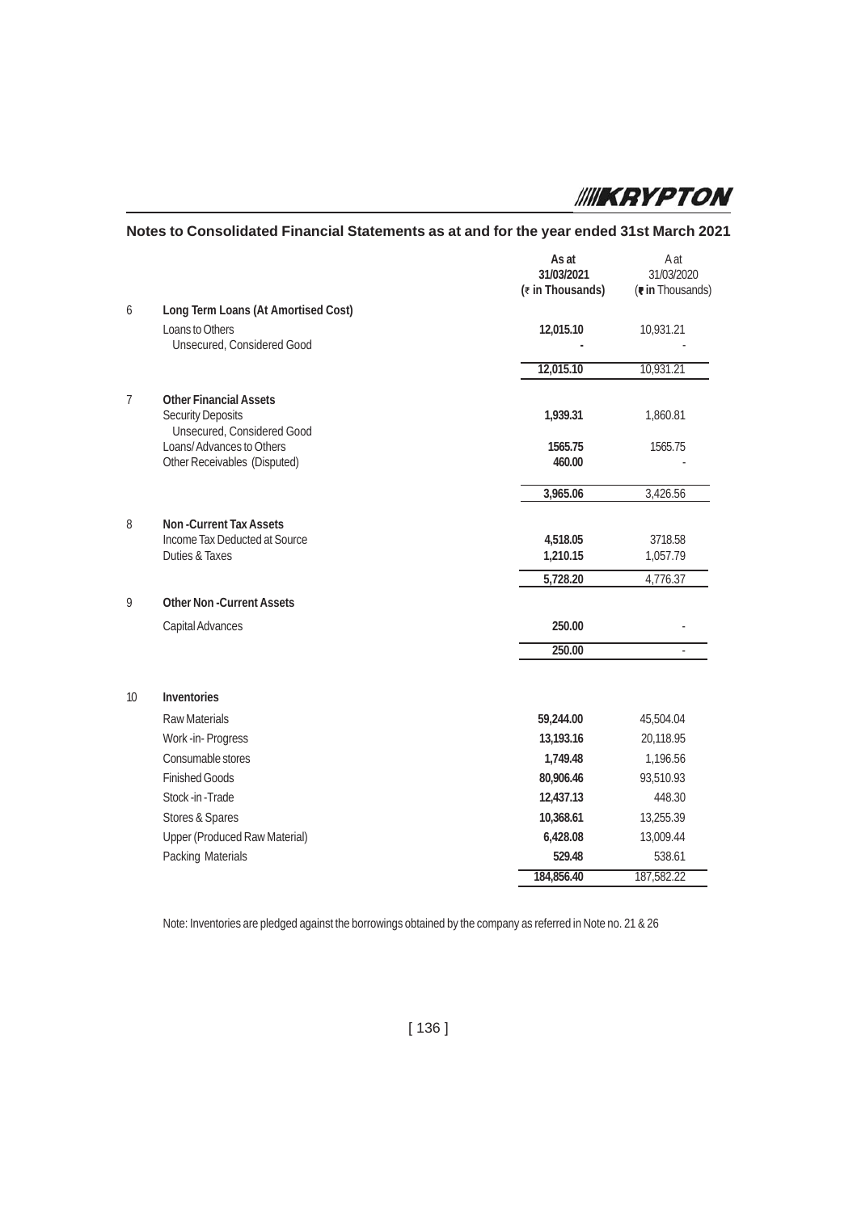## Notes to Consolidated Financial Statements as at and for the year ended 31st March 2021

| | | As at 31/03/2021 (₹ in Thousands) | A at 31/03/2020 (₹ in Thousands) |
|---|---|---|---|
| 6 | **Long Term Loans (At Amortised Cost)** | | |
| | Loans to Others | **12,015.10** | 10,931.21 |
| | Unsecured, Considered Good | **-** | - |
| | | **12,015.10** | 10,931.21 |
| 7 | **Other Financial Assets** | | |
| | Security Deposits | **1,939.31** | 1,860.81 |
| | Unsecured, Considered Good | | |
| | Loans/ Advances to Others | **1565.75** | 1565.75 |
| | Other Receivables (Disputed) | **460.00** | - |
| | | **3,965.06** | 3,426.56 |
| 8 | **Non -Current Tax Assets** | | |
| | Income Tax Deducted at Source | **4,518.05** | 3718.58 |
| | Duties & Taxes | **1,210.15** | 1,057.79 |
| | | **5,728.20** | 4,776.37 |
| 9 | **Other Non -Current Assets** | | |
| | Capital Advances | **250.00** | - |
| | | **250.00** | - |
| 10 | **Inventories** | | |
| | Raw Materials | **59,244.00** | 45,504.04 |
| | Work -in- Progress | **13,193.16** | 20,118.95 |
| | Consumable stores | **1,749.48** | 1,196.56 |
| | Finished Goods | **80,906.46** | 93,510.93 |
| | Stock -in -Trade | **12,437.13** | 448.30 |
| | Stores & Spares | **10,368.61** | 13,255.39 |
| | Upper (Produced Raw Material) | **6,428.08** | 13,009.44 |
| | Packing Materials | **529.48** | 538.61 |
| | | **184,856.40** | 187,582.22 |

Note: Inventories are pledged against the borrowings obtained by the company as referred in Note no. 21 & 26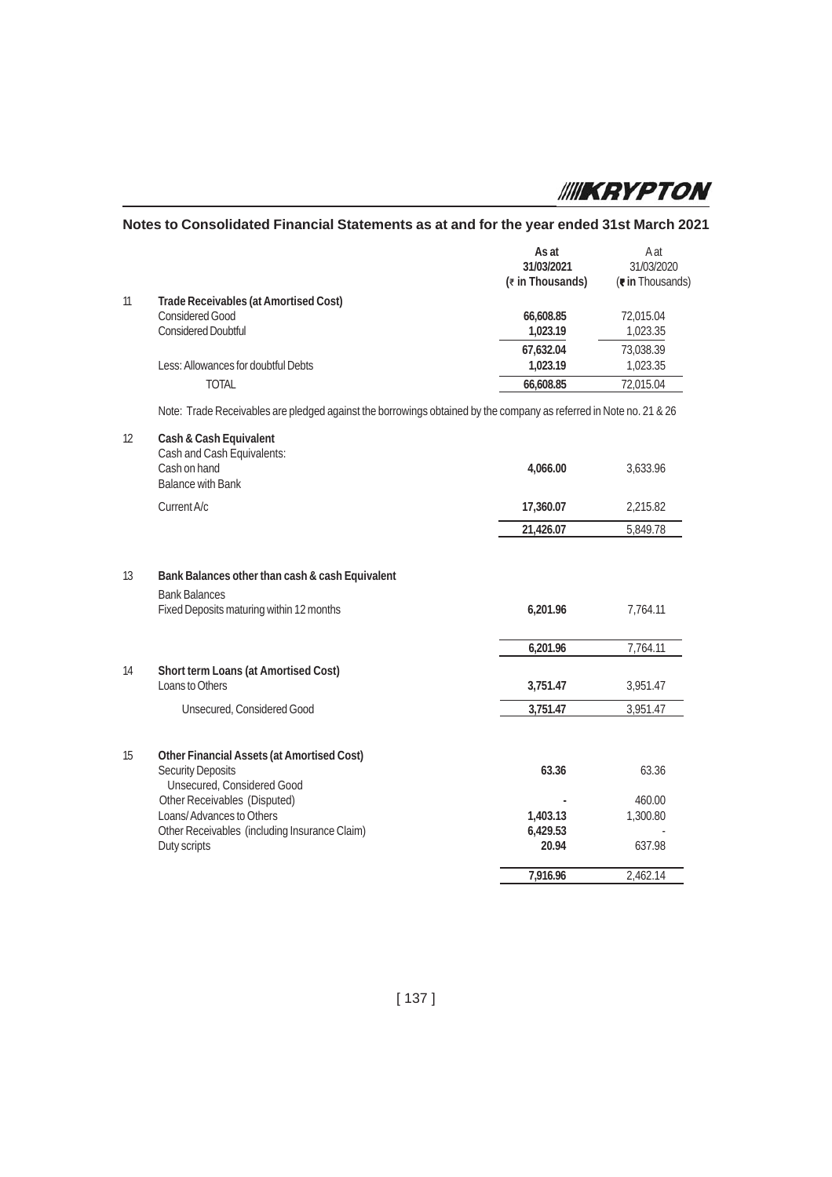## Notes to Consolidated Financial Statements as at and for the year ended 31st March 2021

| | | As at 31/03/2021 (₹ in Thousands) | A at 31/03/2020 (₹ in Thousands) |
|---|---|---|---|
| 11 | **Trade Receivables (at Amortised Cost)** | | |
| | Considered Good | **66,608.85** | 72,015.04 |
| | Considered Doubtful | **1,023.19** | 1,023.35 |
| | | **67,632.04** | 73,038.39 |
| | Less: Allowances for doubtful Debts | **1,023.19** | 1,023.35 |
| | TOTAL | **66,608.85** | 72,015.04 |
| | Note: Trade Receivables are pledged against the borrowings obtained by the company as referred in Note no. 21 & 26 | | |
| 12 | **Cash & Cash Equivalent** | | |
| | Cash and Cash Equivalents: | | |
| | Cash on hand | **4,066.00** | 3,633.96 |
| | Balance with Bank | | |
| | Current A/c | **17,360.07** | 2,215.82 |
| | | **21,426.07** | 5,849.78 |
| 13 | **Bank Balances other than cash & cash Equivalent** | | |
| | Bank Balances | | |
| | Fixed Deposits maturing within 12 months | **6,201.96** | 7,764.11 |
| | | **6,201.96** | 7,764.11 |
| 14 | **Short term Loans (at Amortised Cost)** | | |
| | Loans to Others | **3,751.47** | 3,951.47 |
| | Unsecured, Considered Good | **3,751.47** | 3,951.47 |
| 15 | **Other Financial Assets (at Amortised Cost)** | | |
| | Security Deposits | **63.36** | 63.36 |
| | Unsecured, Considered Good | | |
| | Other Receivables (Disputed) | **-** | 460.00 |
| | Loans/ Advances to Others | **1,403.13** | 1,300.80 |
| | Other Receivables (including Insurance Claim) | **6,429.53** | - |
| | Duty scripts | **20.94** | 637.98 |
| | | **7,916.96** | 2,462.14 |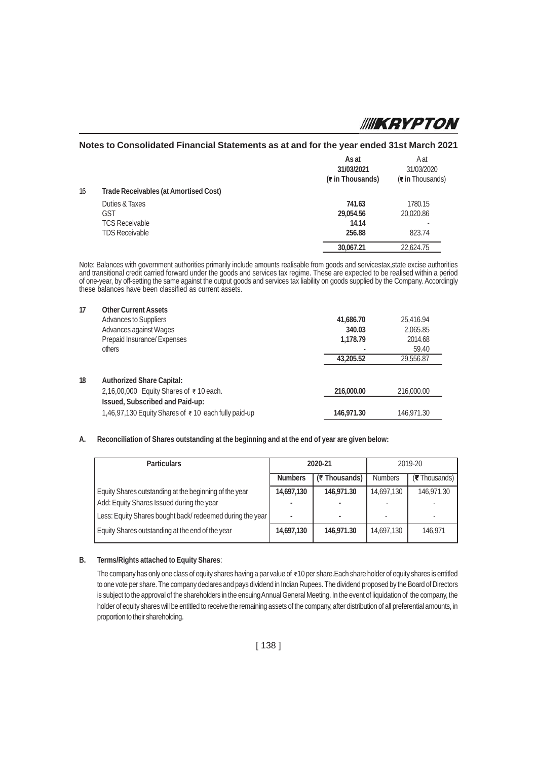## Notes to Consolidated Financial Statements as at and for the year ended 31st March 2021

| | | As at 31/03/2021 (₹ in Thousands) | A at 31/03/2020 (₹ in Thousands) |
|---|---|---|---|
| 16 | **Trade Receivables (at Amortised Cost)** | | |
| | Duties & Taxes | **741.63** | 1780.15 |
| | GST | **29,054.56** | 20,020.86 |
| | TCS Receivable | **14.14** | - |
| | TDS Receivable | **256.88** | 823.74 |
| | | **30,067.21** | 22,624.75 |

Note: Balances with government authorities primarily include amounts realisable from goods and servicestax,state excise authorities and transitional credit carried forward under the goods and services tax regime. These are expected to be realised within a period of one-year, by off-setting the same against the output goods and services tax liability on goods supplied by the Company. Accordingly these balances have been classified as current assets.

| | | As at 31/03/2021 (₹ in Thousands) | A at 31/03/2020 (₹ in Thousands) |
|---|---|---|---|
| **17** | **Other Current Assets** | | |
| | Advances to Suppliers | **41,686.70** | 25,416.94 |
| | Advances against Wages | **340.03** | 2,065.85 |
| | Prepaid Insurance/ Expenses | **1,178.79** | 2014.68 |
| | others | **-** | 59.40 |
| | | **43,205.52** | 29,556.87 |
| **18** | **Authorized Share Capital:** | | |
| | 2,16,00,000 Equity Shares of ₹ 10 each. | **216,000.00** | 216,000.00 |
| | **Issued, Subscribed and Paid-up:** | | |
| | 1,46,97,130 Equity Shares of ₹ 10 each fully paid-up | **146,971.30** | 146,971.30 |

**A. Reconciliation of Shares outstanding at the beginning and at the end of year are given below:**

| Particulars | 2020-21 | | 2019-20 | |
|---|---|---|---|---|
| | **Numbers** | **(₹ Thousands)** | Numbers | (₹ Thousands) |
| Equity Shares outstanding at the beginning of the year | **14,697,130** | **146,971.30** | 14,697,130 | 146,971.30 |
| Add: Equity Shares Issued during the year | **-** | **-** | - | - |
| Less: Equity Shares bought back/ redeemed during the year | **-** | **-** | - | - |
| Equity Shares outstanding at the end of the year | **14,697,130** | **146,971.30** | 14,697,130 | 146,971 |

**B. Terms/Rights attached to Equity Shares**:

The company has only one class of equity shares having a par value of ₹10 per share.Each share holder of equity shares is entitled to one vote per share. The company declares and pays dividend in Indian Rupees. The dividend proposed by the Board of Directors is subject to the approval of the shareholders in the ensuing Annual General Meeting. In the event of liquidation of the company, the holder of equity shares will be entitled to receive the remaining assets of the company, after distribution of all preferential amounts, in proportion to their shareholding.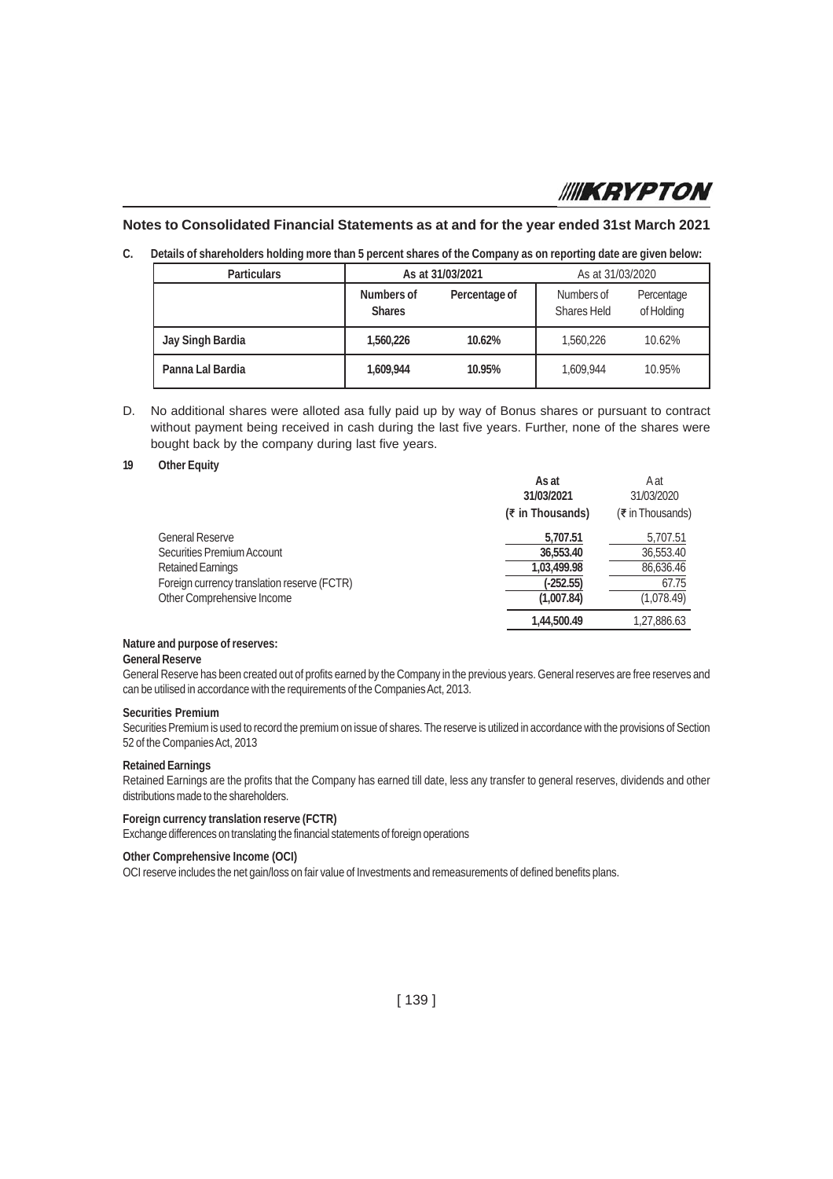## Notes to Consolidated Financial Statements as at and for the year ended 31st March 2021

**C. Details of shareholders holding more than 5 percent shares of the Company as on reporting date are given below:**

| Particulars | As at 31/03/2021 | | As at 31/03/2020 | |
|---|---|---|---|---|
| | Numbers of Shares | Percentage of | Numbers of Shares Held | Percentage of Holding |
| Jay Singh Bardia | 1,560,226 | 10.62% | 1,560,226 | 10.62% |
| Panna Lal Bardia | 1,609,944 | 10.95% | 1,609,944 | 10.95% |

D. No additional shares were alloted asa fully paid up by way of Bonus shares or pursuant to contract without payment being received in cash during the last five years. Further, none of the shares were bought back by the company during last five years.

**19 Other Equity**

| | As at 31/03/2021 (₹ in Thousands) | A at 31/03/2020 (₹ in Thousands) |
|---|---|---|
| General Reserve | 5,707.51 | 5,707.51 |
| Securities Premium Account | 36,553.40 | 36,553.40 |
| Retained Earnings | 1,03,499.98 | 86,636.46 |
| Foreign currency translation reserve (FCTR) | (-252.55) | 67.75 |
| Other Comprehensive Income | (1,007.84) | (1,078.49) |
| | 1,44,500.49 | 1,27,886.63 |

**Nature and purpose of reserves:**

**General Reserve**

General Reserve has been created out of profits earned by the Company in the previous years. General reserves are free reserves and can be utilised in accordance with the requirements of the Companies Act, 2013.

**Securities Premium**

Securities Premium is used to record the premium on issue of shares. The reserve is utilized in accordance with the provisions of Section 52 of the Companies Act, 2013

**Retained Earnings**

Retained Earnings are the profits that the Company has earned till date, less any transfer to general reserves, dividends and other distributions made to the shareholders.

**Foreign currency translation reserve (FCTR)**

Exchange differences on translating the financial statements of foreign operations

**Other Comprehensive Income (OCI)**

OCI reserve includes the net gain/loss on fair value of Investments and remeasurements of defined benefits plans.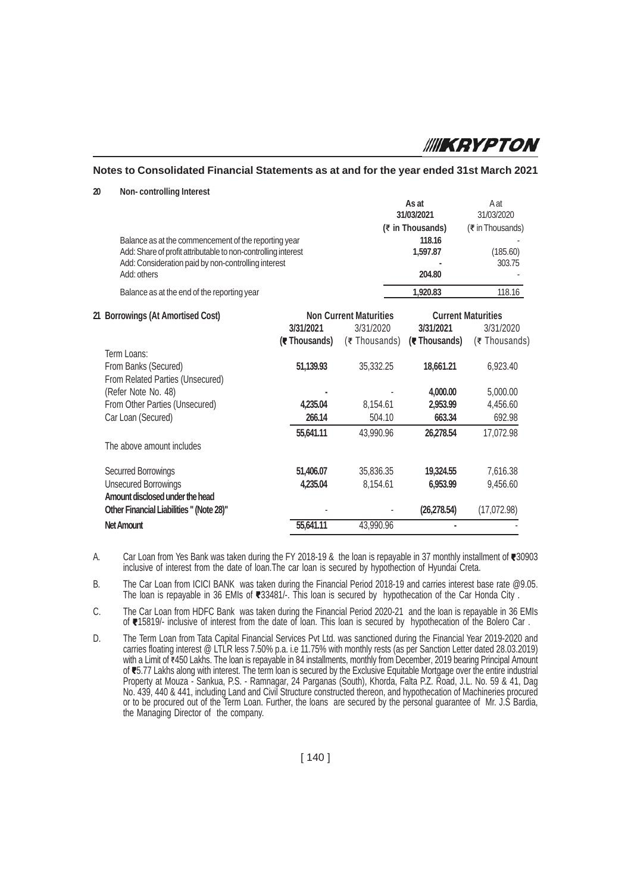## Notes to Consolidated Financial Statements as at and for the year ended 31st March 2021

**20 Non- controlling Interest**

| | As at 31/03/2021 (₹ in Thousands) | A at 31/03/2020 (₹ in Thousands) |
|---|---|---|
| Balance as at the commencement of the reporting year | **118.16** | - |
| Add: Share of profit attributable to non-controlling interest | **1,597.87** | (185.60) |
| Add: Consideration paid by non-controlling interest | **-** | 303.75 |
| Add: others | **204.80** | - |
| Balance as at the end of the reporting year | **1,920.83** | 118.16 |

**21 Borrowings (At Amortised Cost)**

| | Non Current Maturities | | Current Maturities | |
|---|---|---|---|---|
| | **3/31/2021 (₹ Thousands)** | 3/31/2020 (₹ Thousands) | **3/31/2021 (₹ Thousands)** | 3/31/2020 (₹ Thousands) |
| Term Loans: | | | | |
| From Banks (Secured) | **51,139.93** | 35,332.25 | **18,661.21** | 6,923.40 |
| From Related Parties (Unsecured) (Refer Note No. 48) | **-** | - | **4,000.00** | 5,000.00 |
| From Other Parties (Unsecured) | **4,235.04** | 8,154.61 | **2,953.99** | 4,456.60 |
| Car Loan (Secured) | **266.14** | 504.10 | **663.34** | 692.98 |
| | **55,641.11** | 43,990.96 | **26,278.54** | 17,072.98 |
| The above amount includes | | | | |
| Securred Borrowings | **51,406.07** | 35,836.35 | **19,324.55** | 7,616.38 |
| Unsecured Borrowings | **4,235.04** | 8,154.61 | **6,953.99** | 9,456.60 |
| **Amount disclosed under the head Other Financial Liabilities " (Note 28)"** | - | - | **(26,278.54)** | (17,072.98) |
| **Net Amount** | **55,641.11** | 43,990.96 | **-** | - |

A. Car Loan from Yes Bank was taken during the FY 2018-19 & the loan is repayable in 37 monthly installment of ₹30903 inclusive of interest from the date of loan.The car loan is secured by hypothection of Hyundai Creta.

B. The Car Loan from ICICI BANK was taken during the Financial Period 2018-19 and carries interest base rate @9.05. The loan is repayable in 36 EMIs of ₹33481/-. This loan is secured by hypothecation of the Car Honda City .

C. The Car Loan from HDFC Bank was taken during the Financial Period 2020-21 and the loan is repayable in 36 EMIs of ₹15819/- inclusive of interest from the date of loan. This loan is secured by hypothecation of the Bolero Car .

D. The Term Loan from Tata Capital Financial Services Pvt Ltd. was sanctioned during the Financial Year 2019-2020 and carries floating interest @ LTLR less 7.50% p.a. i.e 11.75% with monthly rests (as per Sanction Letter dated 28.03.2019) with a Limit of ₹450 Lakhs. The loan is repayable in 84 installments, monthly from December, 2019 bearing Principal Amount of ₹5.77 Lakhs along with interest. The term loan is secured by the Exclusive Equitable Mortgage over the entire industrial Property at Mouza - Sankua, P.S. - Ramnagar, 24 Parganas (South), Khorda, Falta P.Z. Road, J.L. No. 59 & 41, Dag No. 439, 440 & 441, including Land and Civil Structure constructed thereon, and hypothecation of Machineries procured or to be procured out of the Term Loan. Further, the loans are secured by the personal guarantee of Mr. J.S Bardia, the Managing Director of the company.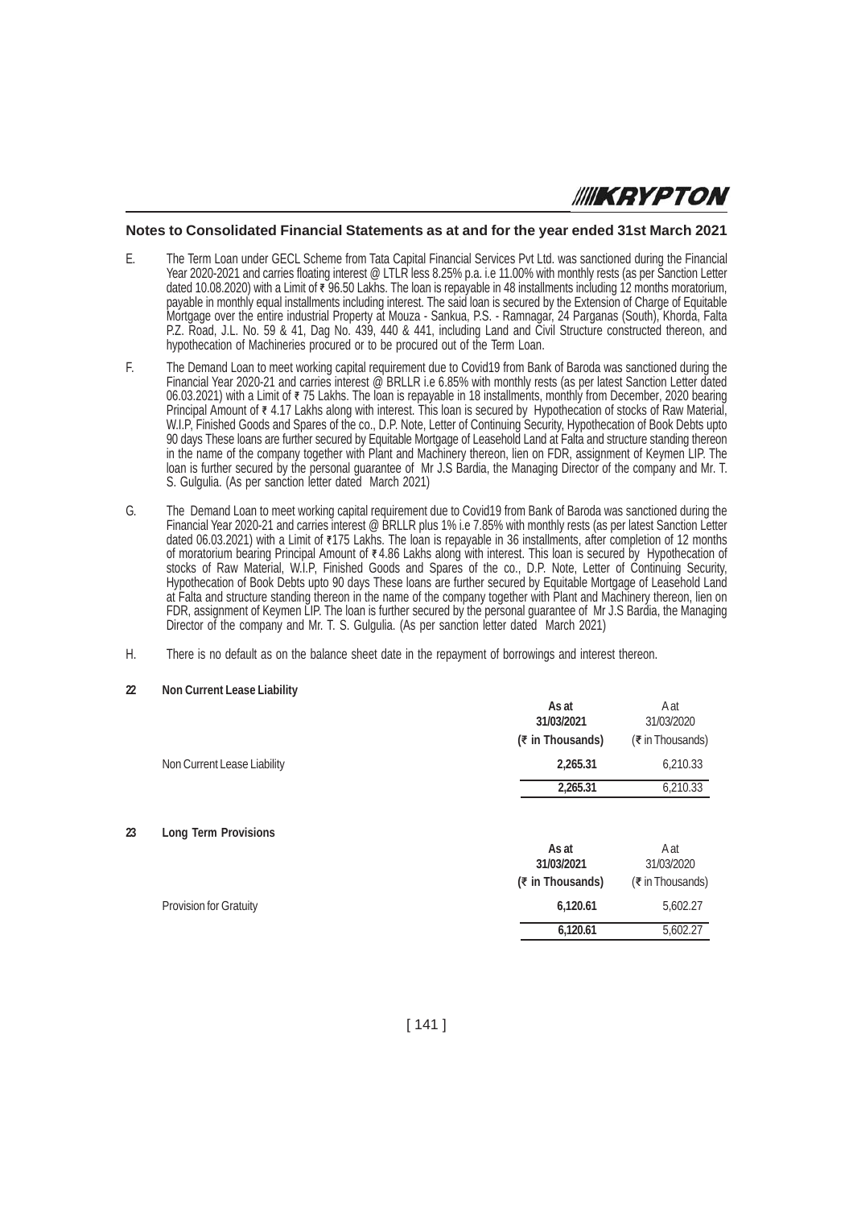## Notes to Consolidated Financial Statements as at and for the year ended 31st March 2021

E. The Term Loan under GECL Scheme from Tata Capital Financial Services Pvt Ltd. was sanctioned during the Financial Year 2020-2021 and carries floating interest @ LTLR less 8.25% p.a. i.e 11.00% with monthly rests (as per Sanction Letter dated 10.08.2020) with a Limit of ₹ 96.50 Lakhs. The loan is repayable in 48 installments including 12 months moratorium, payable in monthly equal installments including interest. The said loan is secured by the Extension of Charge of Equitable Mortgage over the entire industrial Property at Mouza - Sankua, P.S. - Ramnagar, 24 Parganas (South), Khorda, Falta P.Z. Road, J.L. No. 59 & 41, Dag No. 439, 440 & 441, including Land and Civil Structure constructed thereon, and hypothecation of Machineries procured or to be procured out of the Term Loan.

F. The Demand Loan to meet working capital requirement due to Covid19 from Bank of Baroda was sanctioned during the Financial Year 2020-21 and carries interest @ BRLLR i.e 6.85% with monthly rests (as per latest Sanction Letter dated 06.03.2021) with a Limit of ₹ 75 Lakhs. The loan is repayable in 18 installments, monthly from December, 2020 bearing Principal Amount of ₹ 4.17 Lakhs along with interest. This loan is secured by Hypothecation of stocks of Raw Material, W.I.P, Finished Goods and Spares of the co., D.P. Note, Letter of Continuing Security, Hypothecation of Book Debts upto 90 days These loans are further secured by Equitable Mortgage of Leasehold Land at Falta and structure standing thereon in the name of the company together with Plant and Machinery thereon, lien on FDR, assignment of Keymen LIP. The loan is further secured by the personal guarantee of Mr J.S Bardia, the Managing Director of the company and Mr. T. S. Gulgulia. (As per sanction letter dated March 2021)

G. The Demand Loan to meet working capital requirement due to Covid19 from Bank of Baroda was sanctioned during the Financial Year 2020-21 and carries interest @ BRLLR plus 1% i.e 7.85% with monthly rests (as per latest Sanction Letter dated 06.03.2021) with a Limit of ₹175 Lakhs. The loan is repayable in 36 installments, after completion of 12 months of moratorium bearing Principal Amount of ₹ 4.86 Lakhs along with interest. This loan is secured by Hypothecation of stocks of Raw Material, W.I.P, Finished Goods and Spares of the co., D.P. Note, Letter of Continuing Security, Hypothecation of Book Debts upto 90 days These loans are further secured by Equitable Mortgage of Leasehold Land at Falta and structure standing thereon in the name of the company together with Plant and Machinery thereon, lien on FDR, assignment of Keymen LIP. The loan is further secured by the personal guarantee of Mr J.S Bardia, the Managing Director of the company and Mr. T. S. Gulgulia. (As per sanction letter dated March 2021)

H. There is no default as on the balance sheet date in the repayment of borrowings and interest thereon.

### 22 Non Current Lease Liability

| | As at 31/03/2021 (₹ in Thousands) | A at 31/03/2020 (₹ in Thousands) |
|---|---|---|
| Non Current Lease Liability | **2,265.31** | 6,210.33 |
| | **2,265.31** | 6,210.33 |

### 23 Long Term Provisions

| | As at 31/03/2021 (₹ in Thousands) | A at 31/03/2020 (₹ in Thousands) |
|---|---|---|
| Provision for Gratuity | **6,120.61** | 5,602.27 |
| | **6,120.61** | 5,602.27 |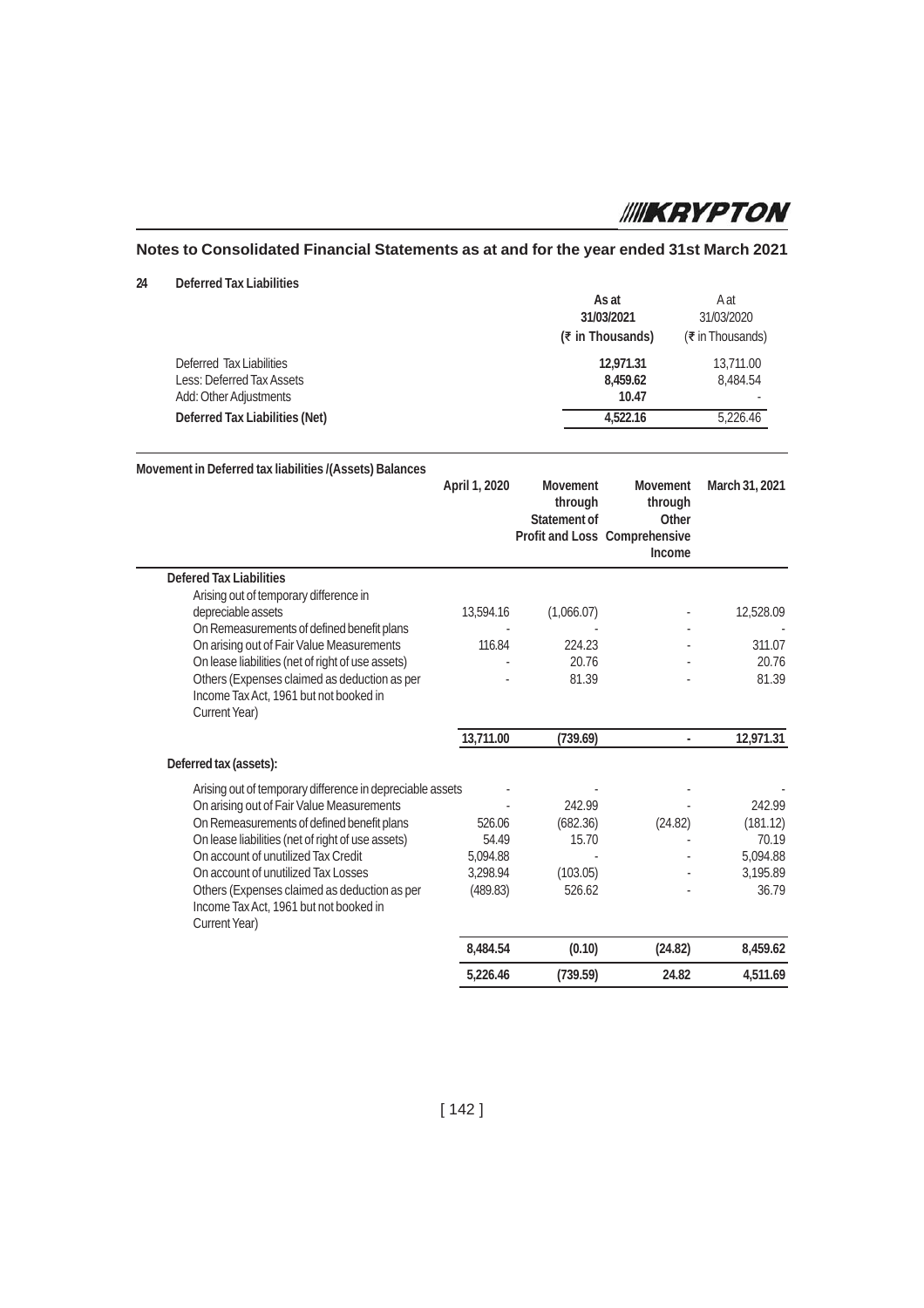## Notes to Consolidated Financial Statements as at and for the year ended 31st March 2021

### 24 Deferred Tax Liabilities

| | As at 31/03/2021 (₹ in Thousands) | A at 31/03/2020 (₹ in Thousands) |
|---|---|---|
| Deferred Tax Liabilities | **12,971.31** | 13,711.00 |
| Less: Deferred Tax Assets | **8,459.62** | 8,484.54 |
| Add: Other Adjustments | **10.47** | - |
| **Deferred Tax Liabilities (Net)** | **4,522.16** | 5,226.46 |

**Movement in Deferred tax liabilities /(Assets) Balances**

| | April 1, 2020 | Movement through Statement of Profit and Loss | Movement through Other Comprehensive Income | March 31, 2021 |
|---|---|---|---|---|
| **Defered Tax Liabilities** | | | | |
| Arising out of temporary difference in depreciable assets | 13,594.16 | (1,066.07) | - | 12,528.09 |
| On Remeasurements of defined benefit plans | - | - | - | - |
| On arising out of Fair Value Measurements | 116.84 | 224.23 | - | 311.07 |
| On lease liabilities (net of right of use assets) | - | 20.76 | - | 20.76 |
| Others (Expenses claimed as deduction as per Income Tax Act, 1961 but not booked in Current Year) | - | 81.39 | - | 81.39 |
| | **13,711.00** | **(739.69)** | **-** | **12,971.31** |
| **Deferred tax (assets):** | | | | |
| Arising out of temporary difference in depreciable assets | - | - | - | - |
| On arising out of Fair Value Measurements | - | 242.99 | - | 242.99 |
| On Remeasurements of defined benefit plans | 526.06 | (682.36) | (24.82) | (181.12) |
| On lease liabilities (net of right of use assets) | 54.49 | 15.70 | - | 70.19 |
| On account of unutilized Tax Credit | 5,094.88 | - | - | 5,094.88 |
| On account of unutilized Tax Losses | 3,298.94 | (103.05) | - | 3,195.89 |
| Others (Expenses claimed as deduction as per Income Tax Act, 1961 but not booked in Current Year) | (489.83) | 526.62 | - | 36.79 |
| | **8,484.54** | **(0.10)** | **(24.82)** | **8,459.62** |
| | **5,226.46** | **(739.59)** | **24.82** | **4,511.69** |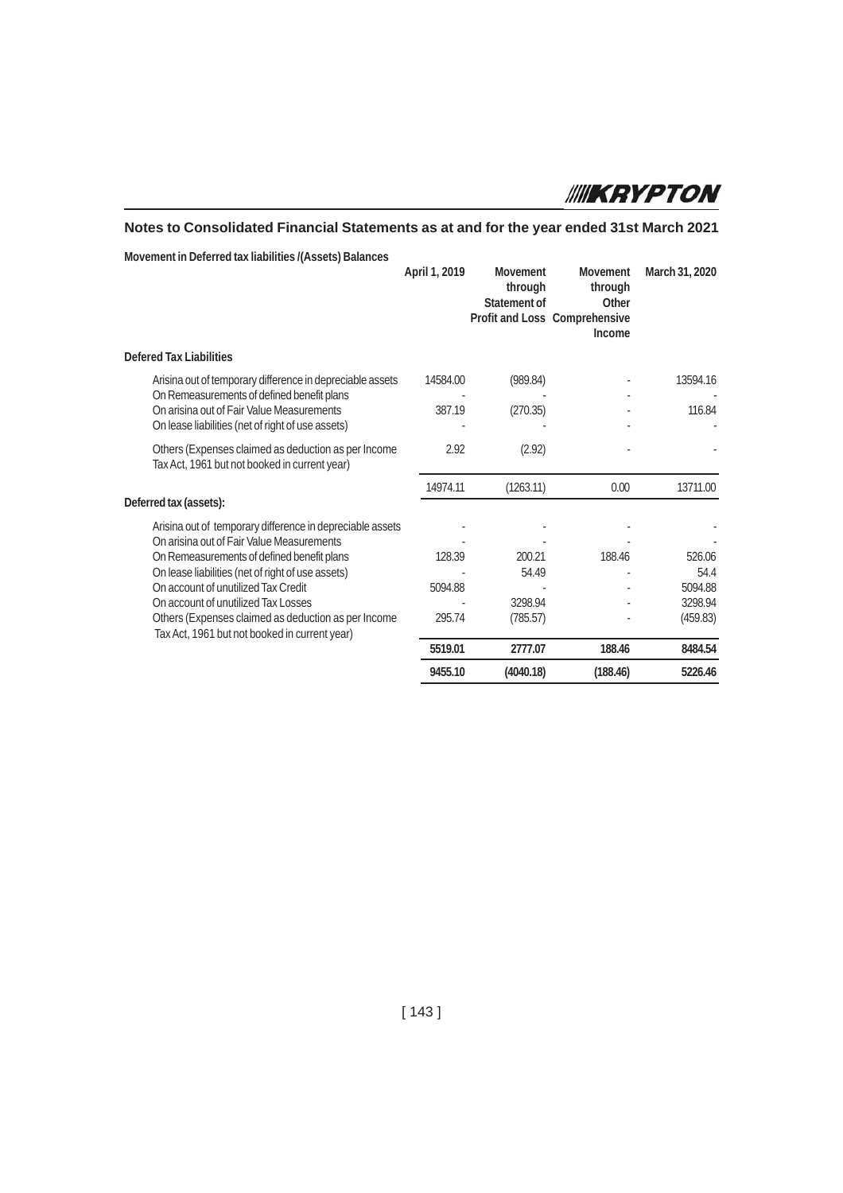## Notes to Consolidated Financial Statements as at and for the year ended 31st March 2021

**Movement in Deferred tax liabilities /(Assets) Balances**

| | April 1, 2019 | Movement through Statement of Profit and Loss | Movement through Other Comprehensive Income | March 31, 2020 |
|---|---|---|---|---|
| **Defered Tax Liabilities** | | | | |
| Arisina out of temporary difference in depreciable assets | 14584.00 | (989.84) | - | 13594.16 |
| On Remeasurements of defined benefit plans | - | - | - | - |
| On arisina out of Fair Value Measurements | 387.19 | (270.35) | - | 116.84 |
| On lease liabilities (net of right of use assets) | - | - | - | - |
| Others (Expenses claimed as deduction as per Income Tax Act, 1961 but not booked in current year) | 2.92 | (2.92) | - | - |
| | 14974.11 | (1263.11) | 0.00 | 13711.00 |
| **Deferred tax (assets):** | | | | |
| Arisina out of temporary difference in depreciable assets | - | - | - | - |
| On arisina out of Fair Value Measurements | - | - | - | - |
| On Remeasurements of defined benefit plans | 128.39 | 200.21 | 188.46 | 526.06 |
| On lease liabilities (net of right of use assets) | - | 54.49 | - | 54.4 |
| On account of unutilized Tax Credit | 5094.88 | - | - | 5094.88 |
| On account of unutilized Tax Losses | - | 3298.94 | - | 3298.94 |
| Others (Expenses claimed as deduction as per Income Tax Act, 1961 but not booked in current year) | 295.74 | (785.57) | - | (459.83) |
| | **5519.01** | **2777.07** | **188.46** | **8484.54** |
| | **9455.10** | **(4040.18)** | **(188.46)** | **5226.46** |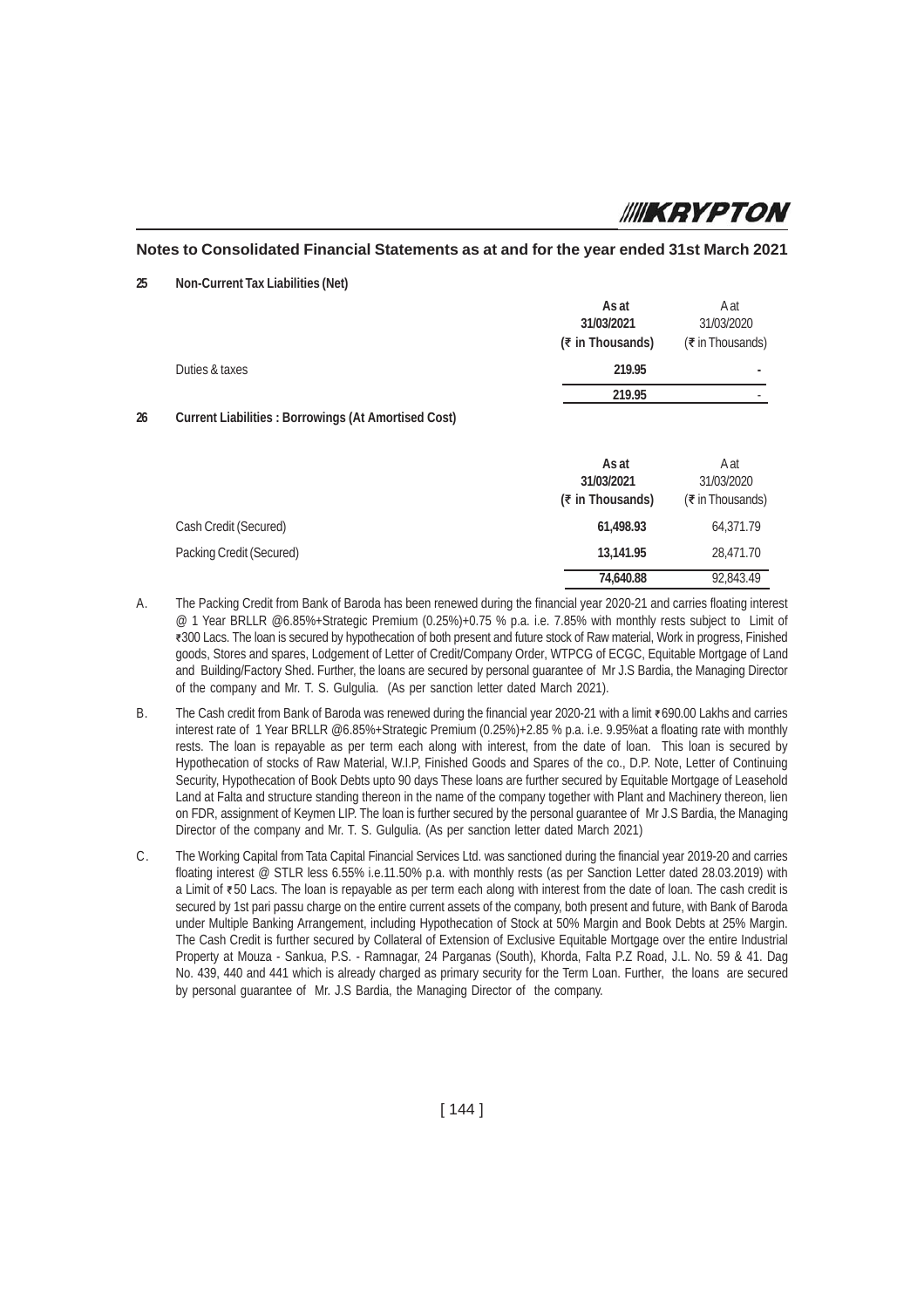## Notes to Consolidated Financial Statements as at and for the year ended 31st March 2021

**25 Non-Current Tax Liabilities (Net)**

| | As at 31/03/2021 (₹ in Thousands) | A at 31/03/2020 (₹ in Thousands) |
|---|---|---|
| Duties & taxes | 219.95 | - |
| | 219.95 | - |

**26 Current Liabilities : Borrowings (At Amortised Cost)**

| | As at 31/03/2021 (₹ in Thousands) | A at 31/03/2020 (₹ in Thousands) |
|---|---|---|
| Cash Credit (Secured) | 61,498.93 | 64,371.79 |
| Packing Credit (Secured) | 13,141.95 | 28,471.70 |
| | 74,640.88 | 92,843.49 |

A. The Packing Credit from Bank of Baroda has been renewed during the financial year 2020-21 and carries floating interest @ 1 Year BRLLR @6.85%+Strategic Premium (0.25%)+0.75 % p.a. i.e. 7.85% with monthly rests subject to Limit of ₹300 Lacs. The loan is secured by hypothecation of both present and future stock of Raw material, Work in progress, Finished goods, Stores and spares, Lodgement of Letter of Credit/Company Order, WTPCG of ECGC, Equitable Mortgage of Land and Building/Factory Shed. Further, the loans are secured by personal guarantee of Mr J.S Bardia, the Managing Director of the company and Mr. T. S. Gulgulia. (As per sanction letter dated March 2021).

B. The Cash credit from Bank of Baroda was renewed during the financial year 2020-21 with a limit ₹690.00 Lakhs and carries interest rate of 1 Year BRLLR @6.85%+Strategic Premium (0.25%)+2.85 % p.a. i.e. 9.95%at a floating rate with monthly rests. The loan is repayable as per term each along with interest, from the date of loan. This loan is secured by Hypothecation of stocks of Raw Material, W.I.P, Finished Goods and Spares of the co., D.P. Note, Letter of Continuing Security, Hypothecation of Book Debts upto 90 days These loans are further secured by Equitable Mortgage of Leasehold Land at Falta and structure standing thereon in the name of the company together with Plant and Machinery thereon, lien on FDR, assignment of Keymen LIP. The loan is further secured by the personal guarantee of Mr J.S Bardia, the Managing Director of the company and Mr. T. S. Gulgulia. (As per sanction letter dated March 2021)

C. The Working Capital from Tata Capital Financial Services Ltd. was sanctioned during the financial year 2019-20 and carries floating interest @ STLR less 6.55% i.e.11.50% p.a. with monthly rests (as per Sanction Letter dated 28.03.2019) with a Limit of ₹50 Lacs. The loan is repayable as per term each along with interest from the date of loan. The cash credit is secured by 1st pari passu charge on the entire current assets of the company, both present and future, with Bank of Baroda under Multiple Banking Arrangement, including Hypothecation of Stock at 50% Margin and Book Debts at 25% Margin. The Cash Credit is further secured by Collateral of Extension of Exclusive Equitable Mortgage over the entire Industrial Property at Mouza - Sankua, P.S. - Ramnagar, 24 Parganas (South), Khorda, Falta P.Z Road, J.L. No. 59 & 41. Dag No. 439, 440 and 441 which is already charged as primary security for the Term Loan. Further, the loans are secured by personal guarantee of Mr. J.S Bardia, the Managing Director of the company.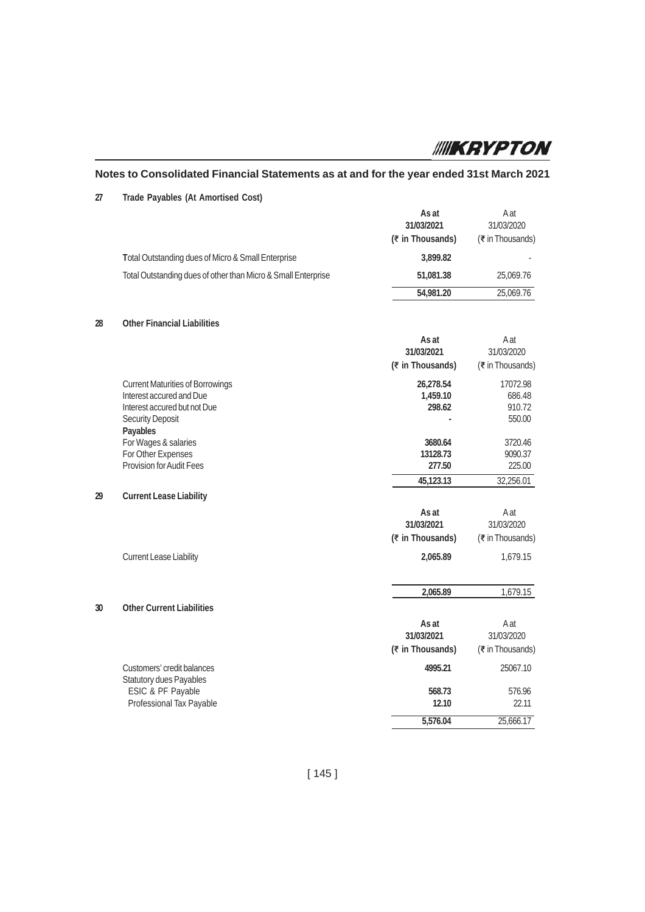## Notes to Consolidated Financial Statements as at and for the year ended 31st March 2021

### 27 Trade Payables (At Amortised Cost)

| | As at 31/03/2021 (₹ in Thousands) | A at 31/03/2020 (₹ in Thousands) |
|---|---|---|
| Total Outstanding dues of Micro & Small Enterprise | **3,899.82** | - |
| Total Outstanding dues of other than Micro & Small Enterprise | **51,081.38** | 25,069.76 |
| | **54,981.20** | 25,069.76 |

### 28 Other Financial Liabilities

| | As at 31/03/2021 (₹ in Thousands) | A at 31/03/2020 (₹ in Thousands) |
|---|---|---|
| Current Maturities of Borrowings | **26,278.54** | 17072.98 |
| Interest accured and Due | **1,459.10** | 686.48 |
| Interest accured but not Due | **298.62** | 910.72 |
| Security Deposit | **-** | 550.00 |
| **Payables** | | |
| For Wages & salaries | **3680.64** | 3720.46 |
| For Other Expenses | **13128.73** | 9090.37 |
| Provision for Audit Fees | **277.50** | 225.00 |
| | **45,123.13** | 32,256.01 |

### 29 Current Lease Liability

| | As at 31/03/2021 (₹ in Thousands) | A at 31/03/2020 (₹ in Thousands) |
|---|---|---|
| Current Lease Liability | **2,065.89** | 1,679.15 |
| | **2,065.89** | 1,679.15 |

### 30 Other Current Liabilities

| | As at 31/03/2021 (₹ in Thousands) | A at 31/03/2020 (₹ in Thousands) |
|---|---|---|
| Customers' credit balances | **4995.21** | 25067.10 |
| Statutory dues Payables | | |
| ESIC & PF Payable | **568.73** | 576.96 |
| Professional Tax Payable | **12.10** | 22.11 |
| | **5,576.04** | 25,666.17 |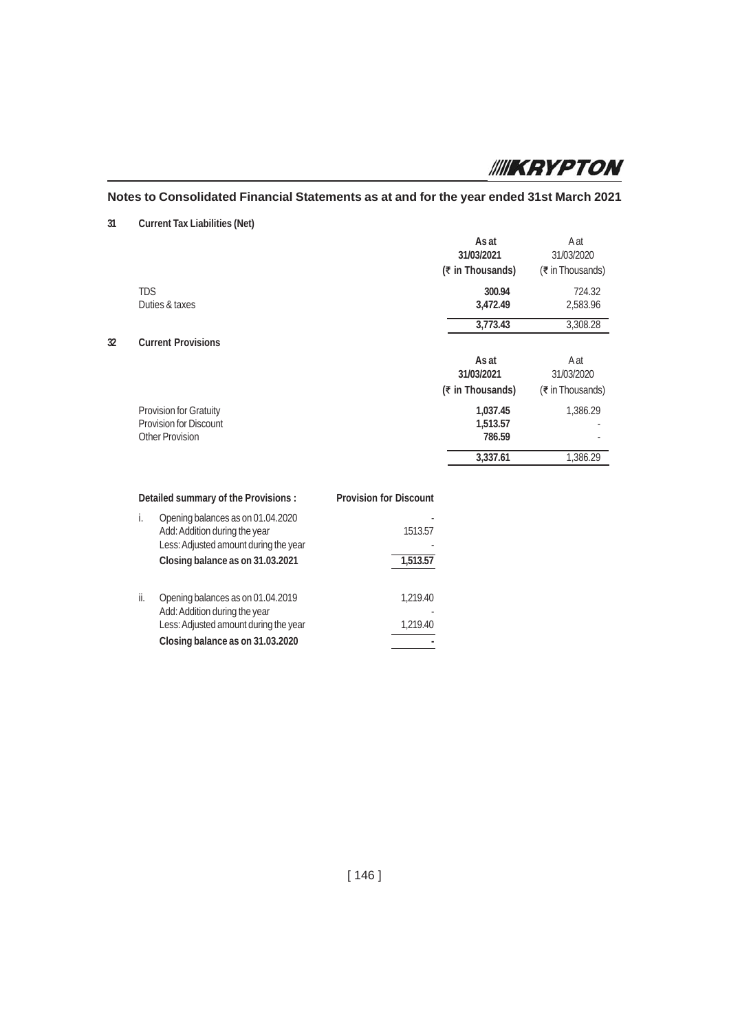## Notes to Consolidated Financial Statements as at and for the year ended 31st March 2021

**31 Current Tax Liabilities (Net)**

| | **As at 31/03/2021 (₹ in Thousands)** | A at 31/03/2020 (₹ in Thousands) |
|---|---|---|
| TDS | **300.94** | 724.32 |
| Duties & taxes | **3,472.49** | 2,583.96 |
| | **3,773.43** | 3,308.28 |

**32 Current Provisions**

| | **As at 31/03/2021 (₹ in Thousands)** | A at 31/03/2020 (₹ in Thousands) |
|---|---|---|
| Provision for Gratuity | **1,037.45** | 1,386.29 |
| Provision for Discount | **1,513.57** | - |
| Other Provision | **786.59** | - |
| | **3,337.61** | 1,386.29 |

| **Detailed summary of the Provisions :** | **Provision for Discount** |
|---|---|
| i. Opening balances as on 01.04.2020 | - |
| Add: Addition during the year | 1513.57 |
| Less: Adjusted amount during the year | - |
| **Closing balance as on 31.03.2021** | **1,513.57** |
| ii. Opening balances as on 01.04.2019 | 1,219.40 |
| Add: Addition during the year | - |
| Less: Adjusted amount during the year | 1,219.40 |
| **Closing balance as on 31.03.2020** | **-** |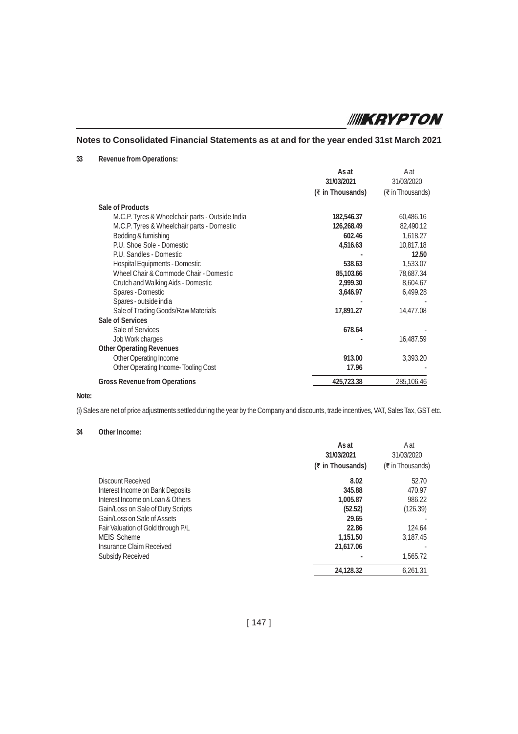## Notes to Consolidated Financial Statements as at and for the year ended 31st March 2021

**33 Revenue from Operations:**

| | **As at 31/03/2021 (₹ in Thousands)** | A at 31/03/2020 (₹ in Thousands) |
|---|---|---|
| **Sale of Products** | | |
| M.C.P. Tyres & Wheelchair parts - Outside India | **182,546.37** | 60,486.16 |
| M.C.P. Tyres & Wheelchair parts - Domestic | **126,268.49** | 82,490.12 |
| Bedding & furnishing | **602.46** | 1,618.27 |
| P.U. Shoe Sole - Domestic | **4,516.63** | 10,817.18 |
| P.U. Sandles - Domestic | - | **12.50** |
| Hospital Equipments - Domestic | **538.63** | 1,533.07 |
| Wheel Chair & Commode Chair - Domestic | **85,103.66** | 78,687.34 |
| Crutch and Walking Aids - Domestic | **2,999.30** | 8,604.67 |
| Spares - Domestic | **3,646.97** | 6,499.28 |
| Spares - outside india | - | - |
| Sale of Trading Goods/Raw Materials | **17,891.27** | 14,477.08 |
| **Sale of Services** | | |
| Sale of Services | **678.64** | - |
| Job Work charges | - | 16,487.59 |
| **Other Operating Revenues** | | |
| Other Operating Income | **913.00** | 3,393.20 |
| Other Operating Income- Tooling Cost | **17.96** | - |
| **Gross Revenue from Operations** | **425,723.38** | 285,106.46 |

**Note:**

(i) Sales are net of price adjustments settled during the year by the Company and discounts, trade incentives, VAT, Sales Tax, GST etc.

**34 Other Income:**

| | **As at 31/03/2021 (₹ in Thousands)** | A at 31/03/2020 (₹ in Thousands) |
|---|---|---|
| Discount Received | **8.02** | 52.70 |
| Interest Income on Bank Deposits | **345.88** | 470.97 |
| Interest Income on Loan & Others | **1,005.87** | 986.22 |
| Gain/Loss on Sale of Duty Scripts | **(52.52)** | (126.39) |
| Gain/Loss on Sale of Assets | **29.65** | - |
| Fair Valuation of Gold through P/L | **22.86** | 124.64 |
| MEIS Scheme | **1,151.50** | 3,187.45 |
| Insurance Claim Received | **21,617.06** | - |
| Subsidy Received | - | 1,565.72 |
| | **24,128.32** | 6,261.31 |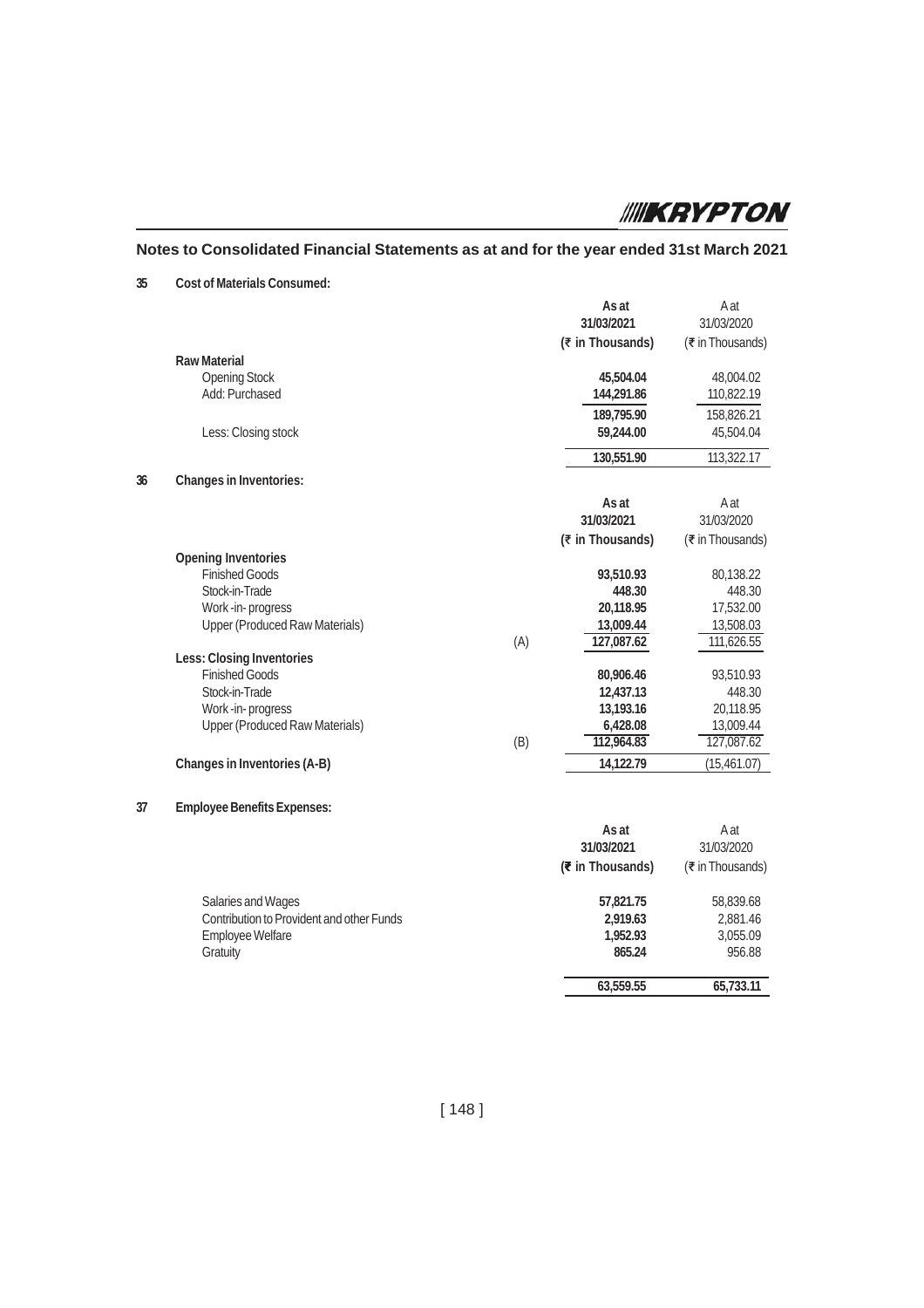## Notes to Consolidated Financial Statements as at and for the year ended 31st March 2021

### 35 Cost of Materials Consumed:

| | | As at 31/03/2021 (₹ in Thousands) | A at 31/03/2020 (₹ in Thousands) |
|---|---|---|---|
| **Raw Material** | | | |
| Opening Stock | | **45,504.04** | 48,004.02 |
| Add: Purchased | | **144,291.86** | 110,822.19 |
| | | **189,795.90** | 158,826.21 |
| Less: Closing stock | | **59,244.00** | 45,504.04 |
| | | **130,551.90** | 113,322.17 |

### 36 Changes in Inventories:

| | | As at 31/03/2021 (₹ in Thousands) | A at 31/03/2020 (₹ in Thousands) |
|---|---|---|---|
| **Opening Inventories** | | | |
| Finished Goods | | **93,510.93** | 80,138.22 |
| Stock-in-Trade | | **448.30** | 448.30 |
| Work -in- progress | | **20,118.95** | 17,532.00 |
| Upper (Produced Raw Materials) | | **13,009.44** | 13,508.03 |
| | (A) | **127,087.62** | 111,626.55 |
| **Less: Closing Inventories** | | | |
| Finished Goods | | **80,906.46** | 93,510.93 |
| Stock-in-Trade | | **12,437.13** | 448.30 |
| Work -in- progress | | **13,193.16** | 20,118.95 |
| Upper (Produced Raw Materials) | | **6,428.08** | 13,009.44 |
| | (B) | **112,964.83** | 127,087.62 |
| **Changes in Inventories (A-B)** | | **14,122.79** | (15,461.07) |

### 37 Employee Benefits Expenses:

| | As at 31/03/2021 (₹ in Thousands) | A at 31/03/2020 (₹ in Thousands) |
|---|---|---|
| Salaries and Wages | **57,821.75** | 58,839.68 |
| Contribution to Provident and other Funds | **2,919.63** | 2,881.46 |
| Employee Welfare | **1,952.93** | 3,055.09 |
| Gratuity | **865.24** | 956.88 |
| | **63,559.55** | **65,733.11** |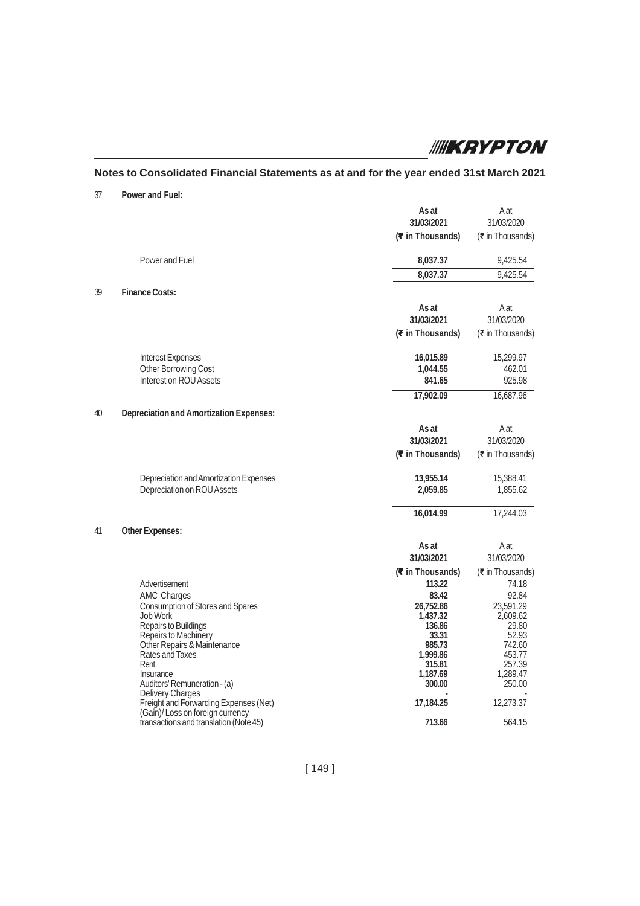## Notes to Consolidated Financial Statements as at and for the year ended 31st March 2021

**37 Power and Fuel:**

| | **As at 31/03/2021 (₹ in Thousands)** | As at 31/03/2020 (₹ in Thousands) |
|---|---|---|
| Power and Fuel | **8,037.37** | 9,425.54 |
| | **8,037.37** | 9,425.54 |

**39 Finance Costs:**

| | **As at 31/03/2021 (₹ in Thousands)** | As at 31/03/2020 (₹ in Thousands) |
|---|---|---|
| Interest Expenses | **16,015.89** | 15,299.97 |
| Other Borrowing Cost | **1,044.55** | 462.01 |
| Interest on ROU Assets | **841.65** | 925.98 |
| | **17,902.09** | 16,687.96 |

**40 Depreciation and Amortization Expenses:**

| | **As at 31/03/2021 (₹ in Thousands)** | As at 31/03/2020 (₹ in Thousands) |
|---|---|---|
| Depreciation and Amortization Expenses | **13,955.14** | 15,388.41 |
| Depreciation on ROU Assets | **2,059.85** | 1,855.62 |
| | **16,014.99** | 17,244.03 |

**41 Other Expenses:**

| | **As at 31/03/2021 (₹ in Thousands)** | As at 31/03/2020 (₹ in Thousands) |
|---|---|---|
| Advertisement | **113.22** | 74.18 |
| AMC Charges | **83.42** | 92.84 |
| Consumption of Stores and Spares | **26,752.86** | 23,591.29 |
| Job Work | **1,437.32** | 2,609.62 |
| Repairs to Buildings | **136.86** | 29.80 |
| Repairs to Machinery | **33.31** | 52.93 |
| Other Repairs & Maintenance | **985.73** | 742.60 |
| Rates and Taxes | **1,999.86** | 453.77 |
| Rent | **315.81** | 257.39 |
| Insurance | **1,187.69** | 1,289.47 |
| Auditors' Remuneration - (a) | **300.00** | 250.00 |
| Delivery Charges | **-** | - |
| Freight and Forwarding Expenses (Net) | **17,184.25** | 12,273.37 |
| (Gain)/ Loss on foreign currency transactions and translation (Note 45) | **713.66** | 564.15 |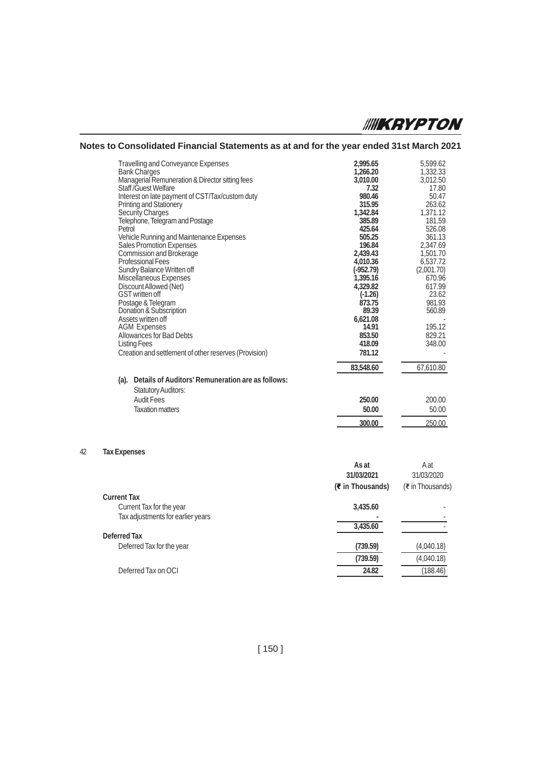## Notes to Consolidated Financial Statements as at and for the year ended 31st March 2021

| | | |
|---|---|---|
| Travelling and Conveyance Expenses | **2,995.65** | 5,599.62 |
| Bank Charges | **1,266.20** | 1,332.33 |
| Managerial Remuneration & Director sitting fees | **3,010.00** | 3,012.50 |
| Staff /Guest Welfare | **7.32** | 17.80 |
| Interest on late payment of CST/Tax/custom duty | **980.46** | 50.47 |
| Printing and Stationery | **315.95** | 263.62 |
| Security Charges | **1,342.84** | 1,371.12 |
| Telephone, Telegram and Postage | **385.89** | 181.59 |
| Petrol | **425.64** | 526.08 |
| Vehicle Running and Maintenance Expenses | **505.25** | 361.13 |
| Sales Promotion Expenses | **196.84** | 2,347.69 |
| Commission and Brokerage | **2,439.43** | 1,501.70 |
| Professional Fees | **4,010.36** | 6,537.72 |
| Sundry Balance Written off | **(-952.79)** | (2,001.70) |
| Miscellaneous Expenses | **1,395.16** | 670.96 |
| Discount Allowed (Net) | **4,329.82** | 617.99 |
| GST written off | **(-1.26)** | 23.62 |
| Postage & Telegram | **873.75** | 981.93 |
| Donation & Subscription | **89.39** | 560.89 |
| Assets written off | **6,621.08** | - |
| AGM Expenses | **14.91** | 195.12 |
| Allowances for Bad Debts | **853.50** | 829.21 |
| Listing Fees | **418.09** | 348.00 |
| Creation and settlement of other reserves (Provision) | **781.12** | - |
| | **83,548.60** | 67,610.80 |

**(a). Details of Auditors' Remuneration are as follows:**

| | | |
|---|---|---|
| Statutory Auditors: | | |
| Audit Fees | **250.00** | 200.00 |
| Taxation matters | **50.00** | 50.00 |
| | **300.00** | 250.00 |

42 **Tax Expenses**

| | **As at 31/03/2021 (₹ in Thousands)** | A at 31/03/2020 (₹ in Thousands) |
|---|---|---|
| **Current Tax** | | |
| Current Tax for the year | **3,435.60** | - |
| Tax adjustments for earlier years | **-** | - |
| | **3,435.60** | - |
| **Deferred Tax** | | |
| Deferred Tax for the year | **(739.59)** | (4,040.18) |
| | **(739.59)** | (4,040.18) |
| Deferred Tax on OCI | **24.82** | (188.46) |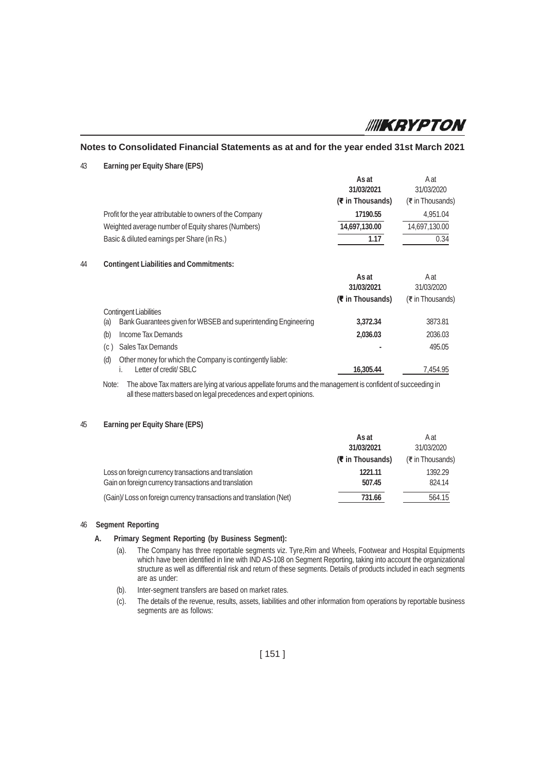## Notes to Consolidated Financial Statements as at and for the year ended 31st March 2021

### 43 Earning per Equity Share (EPS)

| | As at 31/03/2021 (₹ in Thousands) | A at 31/03/2020 (₹ in Thousands) |
|---|---|---|
| Profit for the year attributable to owners of the Company | **17190.55** | 4,951.04 |
| Weighted average number of Equity shares (Numbers) | **14,697,130.00** | 14,697,130.00 |
| Basic & diluted earnings per Share (in Rs.) | **1.17** | 0.34 |

### 44 Contingent Liabilities and Commitments:

| | As at 31/03/2021 (₹ in Thousands) | A at 31/03/2020 (₹ in Thousands) |
|---|---|---|
| Contingent Liabilities | | |
| (a) Bank Guarantees given for WBSEB and superintending Engineering | **3,372.34** | 3873.81 |
| (b) Income Tax Demands | **2,036.03** | 2036.03 |
| (c ) Sales Tax Demands | **-** | 495.05 |
| (d) Other money for which the Company is contingently liable: | | |
| i. Letter of credit/ SBLC | **16,305.44** | 7,454.95 |

Note: The above Tax matters are lying at various appellate forums and the management is confident of succeeding in all these matters based on legal precedences and expert opinions.

### 45 Earning per Equity Share (EPS)

| | As at 31/03/2021 (₹ in Thousands) | A at 31/03/2020 (₹ in Thousands) |
|---|---|---|
| Loss on foreign currency transactions and translation | **1221.11** | 1392.29 |
| Gain on foreign currency transactions and translation | **507.45** | 824.14 |
| (Gain)/ Loss on foreign currency transactions and translation (Net) | **731.66** | 564.15 |

### 46 Segment Reporting

**A. Primary Segment Reporting (by Business Segment):**

(a). The Company has three reportable segments viz. Tyre,Rim and Wheels, Footwear and Hospital Equipments which have been identified in line with IND AS-108 on Segment Reporting, taking into account the organizational structure as well as differential risk and return of these segments. Details of products included in each segments are as under:

(b). Inter-segment transfers are based on market rates.

(c). The details of the revenue, results, assets, liabilities and other information from operations by reportable business segments are as follows: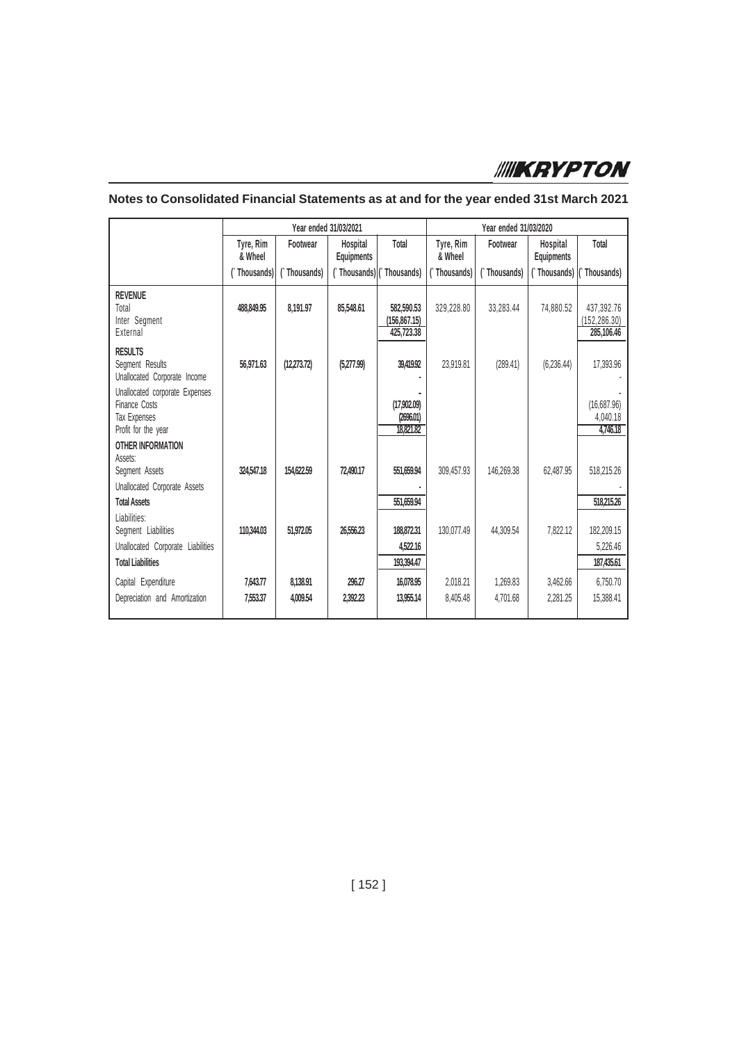## Notes to Consolidated Financial Statements as at and for the year ended 31st March 2021

| | Year ended 31/03/2021 | | | | Year ended 31/03/2020 | | | |
|---|---|---|---|---|---|---|---|---|
| | Tyre, Rim & Wheel | Footwear | Hospital Equipments | Total | Tyre, Rim & Wheel | Footwear | Hospital Equipments | Total |
| | (` Thousands) | (` Thousands) | (` Thousands) | (` Thousands) | (` Thousands) | (` Thousands) | (` Thousands) | (` Thousands) |
| **REVENUE** | | | | | | | | |
| Total | **488,849.95** | **8,191.97** | **85,548.61** | **582,590.53** | 329,228.80 | 33,283.44 | 74,880.52 | 437,392.76 |
| Inter Segment | | | | **(156,867.15)** | | | | (152,286.30) |
| External | | | | **425,723.38** | | | | **285,106.46** |
| **RESULTS** | | | | | | | | |
| Segment Results | **56,971.63** | **(12,273.72)** | **(5,277.99)** | **39,419.92** | 23,919.81 | (289.41) | (6,236.44) | 17,393.96 |
| Unallocated Corporate Income | | | | **-** | | | | - |
| Unallocated corporate Expenses | | | | **-** | | | | - |
| Finance Costs | | | | **(17,902.09)** | | | | (16,687.96) |
| Tax Expenses | | | | **(2696.01)** | | | | 4,040.18 |
| Profit for the year | | | | **18,821.82** | | | | **4,746.18** |
| **OTHER INFORMATION** | | | | | | | | |
| Assets: | | | | | | | | |
| Segment Assets | **324,547.18** | **154,622.59** | **72,490.17** | **551,659.94** | 309,457.93 | 146,269.38 | 62,487.95 | 518,215.26 |
| Unallocated Corporate Assets | | | | **-** | | | | - |
| **Total Assets** | | | | **551,659.94** | | | | **518,215.26** |
| Liabilities: | | | | | | | | |
| Segment Liabilities | **110,344.03** | **51,972.05** | **26,556.23** | **188,872.31** | 130,077.49 | 44,309.54 | 7,822.12 | 182,209.15 |
| Unallocated Corporate Liabilities | | | | **4,522.16** | | | | 5,226.46 |
| **Total Liabilities** | | | | **193,394.47** | | | | **187,435.61** |
| Capital Expenditure | **7,643.77** | **8,138.91** | **296.27** | **16,078.95** | 2,018.21 | 1,269.83 | 3,462.66 | 6,750.70 |
| Depreciation and Amortization | **7,553.37** | **4,009.54** | **2,392.23** | **13,955.14** | 8,405.48 | 4,701.68 | 2,281.25 | 15,388.41 |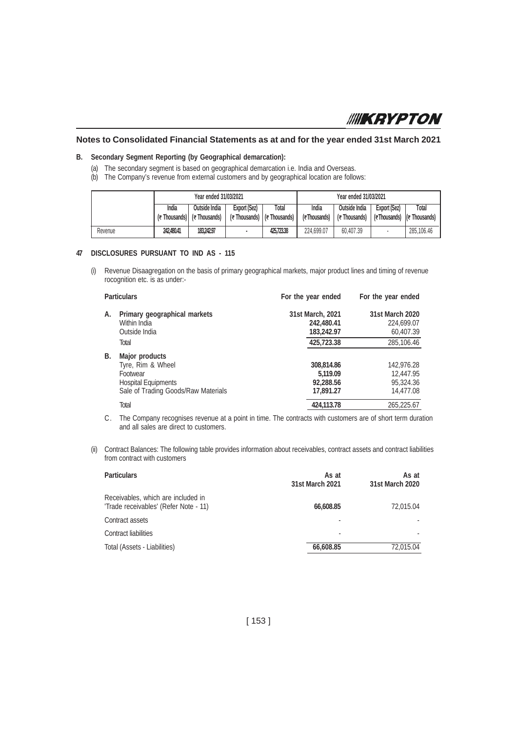## Notes to Consolidated Financial Statements as at and for the year ended 31st March 2021

**B. Secondary Segment Reporting (by Geographical demarcation):**

(a) The secondary segment is based on geographical demarcation i.e. India and Overseas.

(b) The Company's revenue from external customers and by geographical location are follows:

| | Year ended 31/03/2021 | | | | Year ended 31/03/2021 | | | |
|---|---|---|---|---|---|---|---|---|
| | India (₹ Thousands) | Outside India (₹ Thousands) | Export (Sez) (₹ Thousands) | Total (₹ Thousands) | India (₹Thousands) | Outside India (₹ Thousands) | Export (Sez) (₹Thousands) | Total (₹ Thousands) |
| Revenue | 242,480.41 | 183,242.97 | - | 425,723.38 | 224,699.07 | 60,407.39 | - | 285,106.46 |

**47 DISCLOSURES PURSUANT TO IND AS - 115**

(i) Revenue Disaagregation on the basis of primary geographical markets, major product lines and timing of revenue rocognition etc. is as under:-

| Particulars | For the year ended 31st March, 2021 | For the year ended 31st March 2020 |
|---|---|---|
| **A. Primary geographical markets** | | |
| Within India | **242,480.41** | 224,699.07 |
| Outside India | **183,242.97** | 60,407.39 |
| Total | **425,723.38** | 285,106.46 |
| **B. Major products** | | |
| Tyre, Rim & Wheel | **308,814.86** | 142,976.28 |
| Footwear | **5,119.09** | 12,447.95 |
| Hospital Equipments | **92,288.56** | 95,324.36 |
| Sale of Trading Goods/Raw Materials | **17,891.27** | 14,477.08 |
| Total | **424,113.78** | 265,225.67 |

C. The Company recognises revenue at a point in time. The contracts with customers are of short term duration and all sales are direct to customers.

(ii) Contract Balances: The following table provides information about receivables, contract assets and contract liabilities from contract with customers

| Particulars | As at 31st March 2021 | As at 31st March 2020 |
|---|---|---|
| Receivables, which are included in 'Trade receivables' (Refer Note - 11) | **66,608.85** | 72,015.04 |
| Contract assets | - | - |
| Contract liabilities | - | - |
| Total (Assets - Liabilities) | **66,608.85** | 72,015.04 |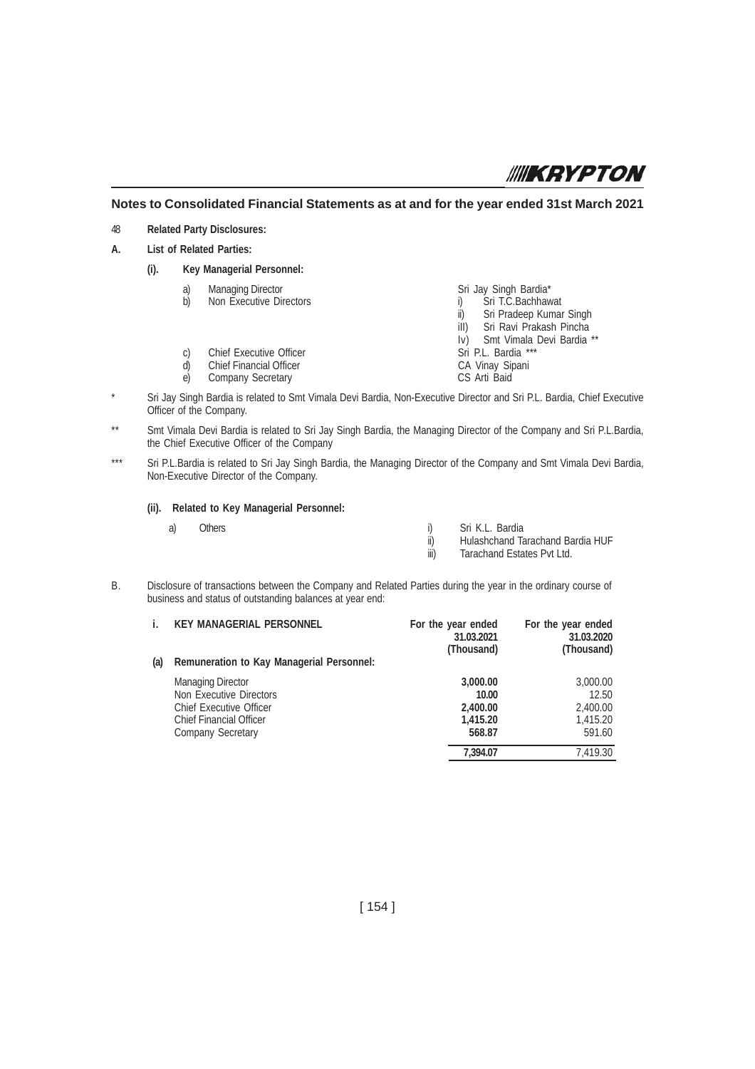## Notes to Consolidated Financial Statements as at and for the year ended 31st March 2021

48 **Related Party Disclosures:**

**A. List of Related Parties:**

**(i). Key Managerial Personnel:**

| | | |
|---|---|---|
| a) | Managing Director | Sri Jay Singh Bardia* |
| b) | Non Executive Directors | i) Sri T.C.Bachhawat |
| | | ii) Sri Pradeep Kumar Singh |
| | | iII) Sri Ravi Prakash Pincha |
| | | Iv) Smt Vimala Devi Bardia ** |
| c) | Chief Executive Officer | Sri P.L. Bardia *** |
| d) | Chief Financial Officer | CA Vinay Sipani |
| e) | Company Secretary | CS Arti Baid |

\* Sri Jay Singh Bardia is related to Smt Vimala Devi Bardia, Non-Executive Director and Sri P.L. Bardia, Chief Executive Officer of the Company.

\** Smt Vimala Devi Bardia is related to Sri Jay Singh Bardia, the Managing Director of the Company and Sri P.L.Bardia, the Chief Executive Officer of the Company

\*** Sri P.L.Bardia is related to Sri Jay Singh Bardia, the Managing Director of the Company and Smt Vimala Devi Bardia, Non-Executive Director of the Company.

**(ii). Related to Key Managerial Personnel:**

a) Others

i) Sri K.L. Bardia
ii) Hulashchand Tarachand Bardia HUF
iii) Tarachand Estates Pvt Ltd.

B. Disclosure of transactions between the Company and Related Parties during the year in the ordinary course of business and status of outstanding balances at year end:

| i. | KEY MANAGERIAL PERSONNEL | For the year ended 31.03.2021 (Thousand) | For the year ended 31.03.2020 (Thousand) |
|---|---|---|---|
| (a) | **Remuneration to Kay Managerial Personnel:** | | |
| | Managing Director | **3,000.00** | 3,000.00 |
| | Non Executive Directors | **10.00** | 12.50 |
| | Chief Executive Officer | **2,400.00** | 2,400.00 |
| | Chief Financial Officer | **1,415.20** | 1,415.20 |
| | Company Secretary | **568.87** | 591.60 |
| | | **7,394.07** | 7,419.30 |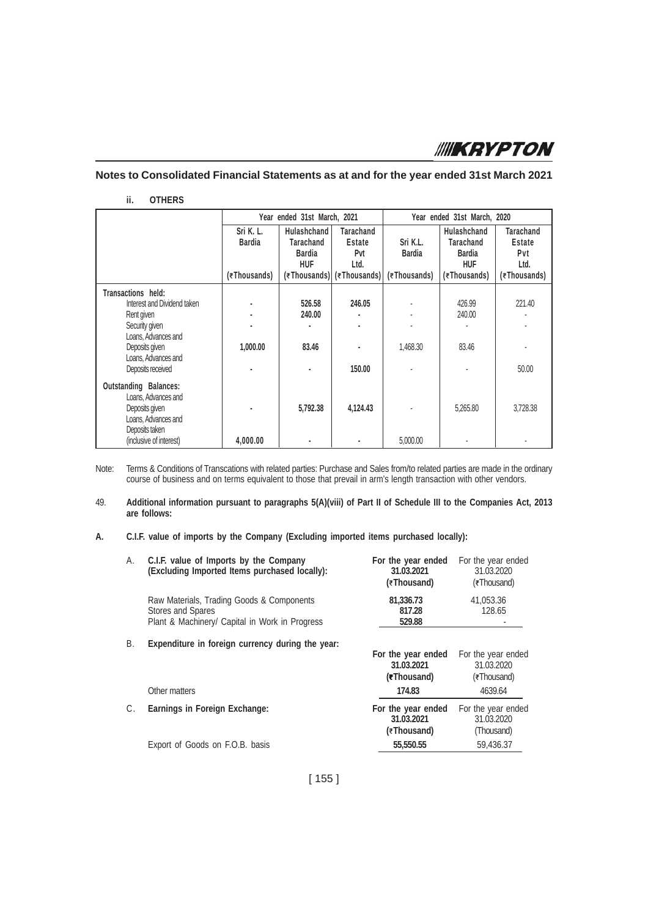## Notes to Consolidated Financial Statements as at and for the year ended 31st March 2021

### ii. OTHERS

| | Year ended 31st March, 2021 | | | Year ended 31st March, 2020 | | |
|---|---|---|---|---|---|---|
| | Sri K. L. Bardia (₹Thousands) | Hulashchand Tarachand Bardia HUF (₹Thousands) | Tarachand Estate Pvt Ltd. (₹Thousands) | Sri K.L. Bardia (₹Thousands) | Hulashchand Tarachand Bardia HUF (₹Thousands) | Tarachand Estate Pvt Ltd. (₹Thousands) |
| **Transactions held:** | | | | | | |
| Interest and Dividend taken | - | 526.58 | 246.05 | - | 426.99 | 221.40 |
| Rent given | - | 240.00 | - | - | 240.00 | - |
| Security given | - | - | - | - | - | - |
| Loans, Advances and Deposits given | 1,000.00 | 83.46 | - | 1,468.30 | 83.46 | - |
| Loans, Advances and Deposits received | - | - | 150.00 | - | - | 50.00 |
| **Outstanding Balances:** | | | | | | |
| Loans, Advances and Deposits given | - | 5,792.38 | 4,124.43 | - | 5,265.80 | 3,728.38 |
| Loans, Advances and Deposits taken (inclusive of interest) | 4,000.00 | - | - | 5,000.00 | - | - |

Note: Terms & Conditions of Transcations with related parties: Purchase and Sales from/to related parties are made in the ordinary course of business and on terms equivalent to those that prevail in arm's length transaction with other vendors.

49. **Additional information pursuant to paragraphs 5(A)(viii) of Part II of Schedule III to the Companies Act, 2013 are follows:**

**A. C.I.F. value of imports by the Company (Excluding imported items purchased locally):**

| A. C.I.F. value of Imports by the Company (Excluding Imported Items purchased locally): | For the year ended 31.03.2021 (₹Thousand) | For the year ended 31.03.2020 (₹Thousand) |
|---|---|---|
| Raw Materials, Trading Goods & Components | 81,336.73 | 41,053.36 |
| Stores and Spares | 817.28 | 128.65 |
| Plant & Machinery/ Capital in Work in Progress | 529.88 | - |

| B. Expenditure in foreign currency during the year: | For the year ended 31.03.2021 (₹Thousand) | For the year ended 31.03.2020 (₹Thousand) |
|---|---|---|
| Other matters | 174.83 | 4639.64 |

| C. Earnings in Foreign Exchange: | For the year ended 31.03.2021 (₹Thousand) | For the year ended 31.03.2020 (Thousand) |
|---|---|---|
| Export of Goods on F.O.B. basis | 55,550.55 | 59,436.37 |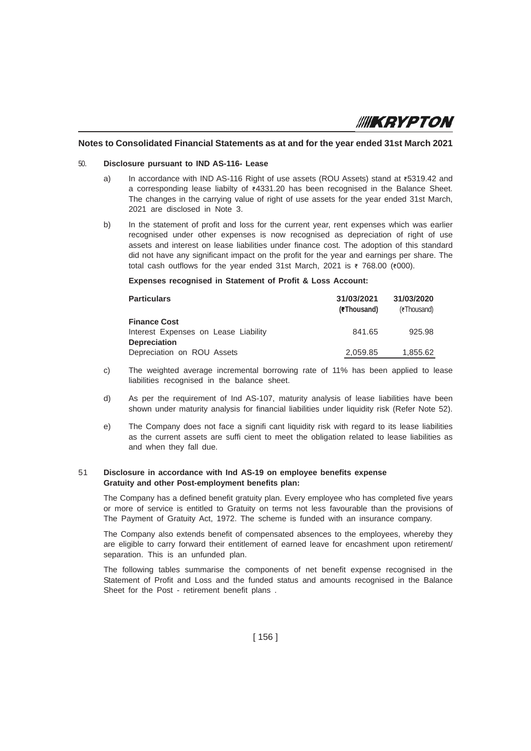## Notes to Consolidated Financial Statements as at and for the year ended 31st March 2021

### 50. Disclosure pursuant to IND AS-116- Lease

a) In accordance with IND AS-116 Right of use assets (ROU Assets) stand at ₹5319.42 and a corresponding lease liabilty of ₹4331.20 has been recognised in the Balance Sheet. The changes in the carrying value of right of use assets for the year ended 31st March, 2021 are disclosed in Note 3.

b) In the statement of profit and loss for the current year, rent expenses which was earlier recognised under other expenses is now recognised as depreciation of right of use assets and interest on lease liabilities under finance cost. The adoption of this standard did not have any significant impact on the profit for the year and earnings per share. The total cash outflows for the year ended 31st March, 2021 is ₹ 768.00 (₹000).

**Expenses recognised in Statement of Profit & Loss Account:**

| Particulars | 31/03/2021 (₹Thousand) | 31/03/2020 (₹Thousand) |
|---|---|---|
| **Finance Cost** | | |
| Interest Expenses on Lease Liability | 841.65 | 925.98 |
| **Depreciation** | | |
| Depreciation on ROU Assets | 2,059.85 | 1,855.62 |

c) The weighted average incremental borrowing rate of 11% has been applied to lease liabilities recognised in the balance sheet.

d) As per the requirement of Ind AS-107, maturity analysis of lease liabilities have been shown under maturity analysis for financial liabilities under liquidity risk (Refer Note 52).

e) The Company does not face a signifi cant liquidity risk with regard to its lease liabilities as the current assets are suffi cient to meet the obligation related to lease liabilities as and when they fall due.

### 51 Disclosure in accordance with Ind AS-19 on employee benefits expense Gratuity and other Post-employment benefits plan:

The Company has a defined benefit gratuity plan. Every employee who has completed five years or more of service is entitled to Gratuity on terms not less favourable than the provisions of The Payment of Gratuity Act, 1972. The scheme is funded with an insurance company.

The Company also extends benefit of compensated absences to the employees, whereby they are eligible to carry forward their entitlement of earned leave for encashment upon retirement/ separation. This is an unfunded plan.

The following tables summarise the components of net benefit expense recognised in the Statement of Profit and Loss and the funded status and amounts recognised in the Balance Sheet for the Post - retirement benefit plans .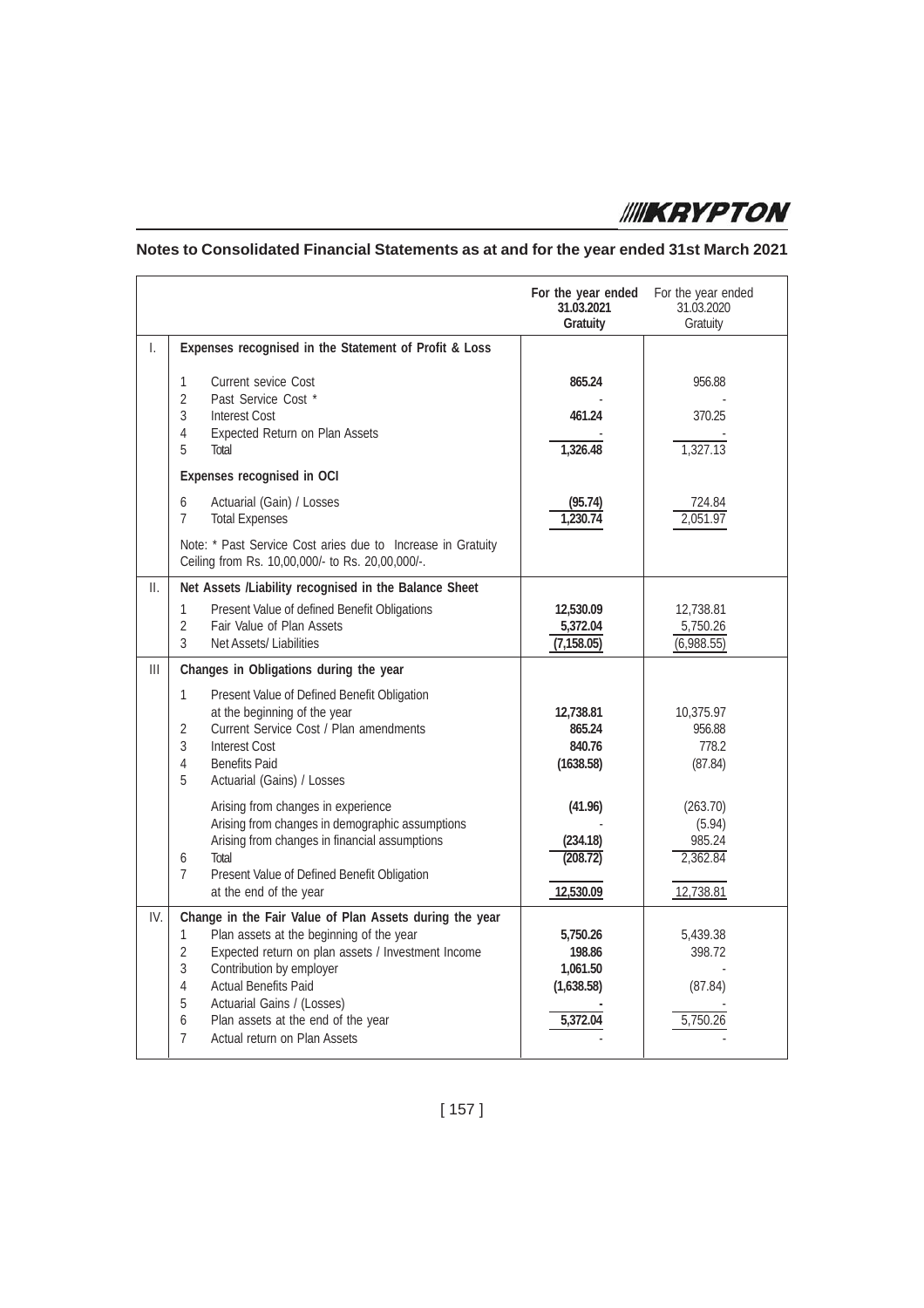## Notes to Consolidated Financial Statements as at and for the year ended 31st March 2021

| | | For the year ended 31.03.2021 Gratuity | For the year ended 31.03.2020 Gratuity |
|---|---|---|---|
| I. | **Expenses recognised in the Statement of Profit & Loss** | | |
| | 1 Current sevice Cost | **865.24** | 956.88 |
| | 2 Past Service Cost * | - | - |
| | 3 Interest Cost | **461.24** | 370.25 |
| | 4 Expected Return on Plan Assets | - | - |
| | 5 Total | **1,326.48** | 1,327.13 |
| | **Expenses recognised in OCI** | | |
| | 6 Actuarial (Gain) / Losses | **(95.74)** | 724.84 |
| | 7 Total Expenses | **1,230.74** | 2,051.97 |
| | Note: * Past Service Cost aries due to Increase in Gratuity Ceiling from Rs. 10,00,000/- to Rs. 20,00,000/-. | | |
| II. | **Net Assets /Liability recognised in the Balance Sheet** | | |
| | 1 Present Value of defined Benefit Obligations | **12,530.09** | 12,738.81 |
| | 2 Fair Value of Plan Assets | **5,372.04** | 5,750.26 |
| | 3 Net Assets/ Liabilities | **(7,158.05)** | (6,988.55) |
| III | **Changes in Obligations during the year** | | |
| | 1 Present Value of Defined Benefit Obligation at the beginning of the year | **12,738.81** | 10,375.97 |
| | 2 Current Service Cost / Plan amendments | **865.24** | 956.88 |
| | 3 Interest Cost | **840.76** | 778.2 |
| | 4 Benefits Paid | **(1638.58)** | (87.84) |
| | 5 Actuarial (Gains) / Losses | | |
| | Arising from changes in experience | **(41.96)** | (263.70) |
| | Arising from changes in demographic assumptions | - | (5.94) |
| | Arising from changes in financial assumptions | **(234.18)** | 985.24 |
| | 6 Total | **(208.72)** | 2,362.84 |
| | 7 Present Value of Defined Benefit Obligation at the end of the year | **12,530.09** | 12,738.81 |
| IV. | **Change in the Fair Value of Plan Assets during the year** | | |
| | 1 Plan assets at the beginning of the year | **5,750.26** | 5,439.38 |
| | 2 Expected return on plan assets / Investment Income | **198.86** | 398.72 |
| | 3 Contribution by employer | **1,061.50** | - |
| | 4 Actual Benefits Paid | **(1,638.58)** | (87.84) |
| | 5 Actuarial Gains / (Losses) | **-** | - |
| | 6 Plan assets at the end of the year | **5,372.04** | 5,750.26 |
| | 7 Actual return on Plan Assets | - | - |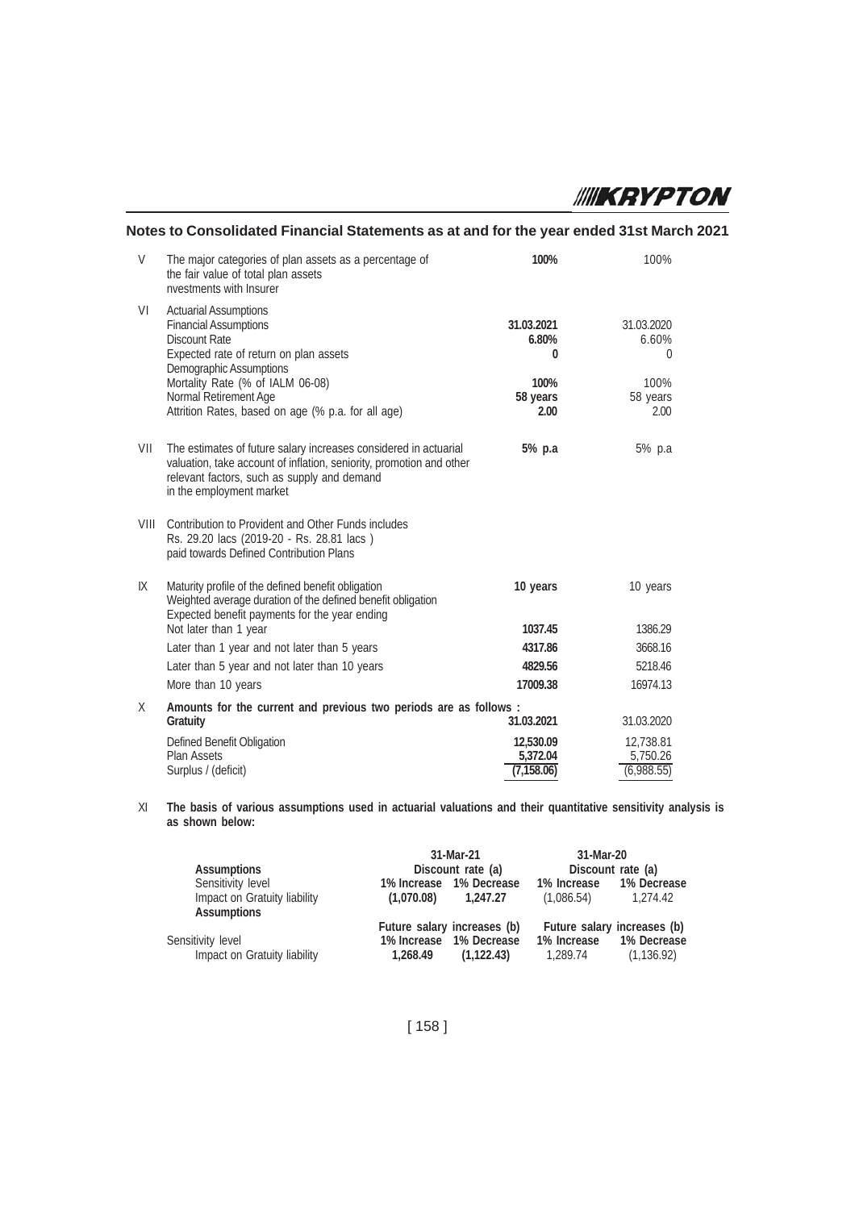## Notes to Consolidated Financial Statements as at and for the year ended 31st March 2021

| | | | |
|---|---|---|---|
| V | The major categories of plan assets as a percentage of the fair value of total plan assets nvestments with Insurer | **100%** | 100% |
| VI | Actuarial Assumptions | | |
| | Financial Assumptions | **31.03.2021** | 31.03.2020 |
| | Discount Rate | **6.80%** | 6.60% |
| | Expected rate of return on plan assets | **0** | 0 |
| | Demographic Assumptions | | |
| | Mortality Rate (% of IALM 06-08) | **100%** | 100% |
| | Normal Retirement Age | **58 years** | 58 years |
| | Attrition Rates, based on age (% p.a. for all age) | **2.00** | 2.00 |
| VII | The estimates of future salary increases considered in actuarial valuation, take account of inflation, seniority, promotion and other relevant factors, such as supply and demand in the employment market | **5% p.a** | 5% p.a |
| VIII | Contribution to Provident and Other Funds includes Rs. 29.20 lacs (2019-20 - Rs. 28.81 lacs ) paid towards Defined Contribution Plans | | |
| IX | Maturity profile of the defined benefit obligation | **10 years** | 10 years |
| | Weighted average duration of the defined benefit obligation | | |
| | Expected benefit payments for the year ending | | |
| | Not later than 1 year | **1037.45** | 1386.29 |
| | Later than 1 year and not later than 5 years | **4317.86** | 3668.16 |
| | Later than 5 year and not later than 10 years | **4829.56** | 5218.46 |
| | More than 10 years | **17009.38** | 16974.13 |
| X | **Amounts for the current and previous two periods are as follows :** | | |
| | **Gratuity** | **31.03.2021** | 31.03.2020 |
| | Defined Benefit Obligation | **12,530.09** | 12,738.81 |
| | Plan Assets | **5,372.04** | 5,750.26 |
| | Surplus / (deficit) | **(7,158.06)** | (6,988.55) |

XI **The basis of various assumptions used in actuarial valuations and their quantitative sensitivity analysis is as shown below:**

| | 31-Mar-21 | | 31-Mar-20 | |
|---|---|---|---|---|
| **Assumptions** | Discount rate (a) | | Discount rate (a) | |
| Sensitivity level | 1% Increase | 1% Decrease | 1% Increase | 1% Decrease |
| Impact on Gratuity liability | **(1,070.08)** | **1,247.27** | (1,086.54) | 1,274.42 |
| **Assumptions** | Future salary increases (b) | | Future salary increases (b) | |
| Sensitivity level | 1% Increase | 1% Decrease | 1% Increase | 1% Decrease |
| Impact on Gratuity liability | **1,268.49** | **(1,122.43)** | 1,289.74 | (1,136.92) |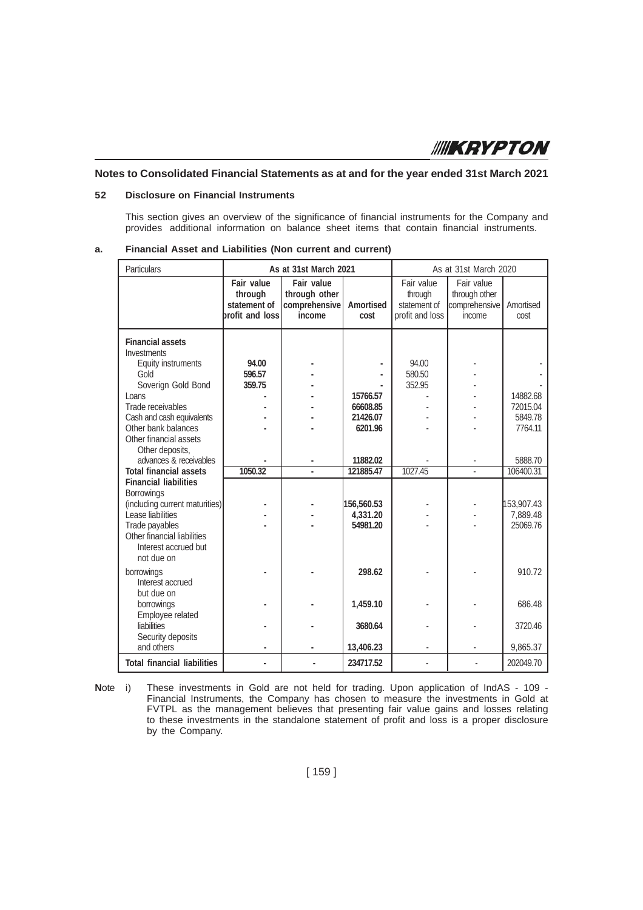## Notes to Consolidated Financial Statements as at and for the year ended 31st March 2021

### 52 Disclosure on Financial Instruments

This section gives an overview of the significance of financial instruments for the Company and provides additional information on balance sheet items that contain financial instruments.

### a. Financial Asset and Liabilities (Non current and current)

| Particulars | As at 31st March 2021 | | | As at 31st March 2020 | | |
|---|---|---|---|---|---|---|
| | **Fair value through statement of profit and loss** | **Fair value through other comprehensive income** | **Amortised cost** | Fair value through statement of profit and loss | Fair value through other comprehensive income | Amortised cost |
| **Financial assets** | | | | | | |
| Investments | | | | | | |
| Equity instruments | **94.00** | **-** | **-** | 94.00 | - | - |
| Gold | **596.57** | **-** | **-** | 580.50 | - | - |
| Soverign Gold Bond | **359.75** | **-** | **-** | 352.95 | - | - |
| Loans | **-** | **-** | **15766.57** | - | - | 14882.68 |
| Trade receivables | **-** | **-** | **66608.85** | - | - | 72015.04 |
| Cash and cash equivalents | **-** | **-** | **21426.07** | - | - | 5849.78 |
| Other bank balances | **-** | **-** | **6201.96** | - | - | 7764.11 |
| Other financial assets | | | | | | |
| Other deposits, advances & receivables | **-** | **-** | **11882.02** | - | - | 5888.70 |
| **Total financial assets** | **1050.32** | **-** | **121885.47** | 1027.45 | - | 106400.31 |
| **Financial liabilities** | | | | | | |
| Borrowings (including current maturities) | **-** | **-** | **156,560.53** | - | - | 153,907.43 |
| Lease liabilities | **-** | **-** | **4,331.20** | - | - | 7,889.48 |
| Trade payables | **-** | **-** | **54981.20** | - | - | 25069.76 |
| Other financial liabilities | | | | | | |
| Interest accrued but not due on borrowings | **-** | **-** | **298.62** | - | - | 910.72 |
| Interest accrued but due on borrowings | **-** | **-** | **1,459.10** | - | - | 686.48 |
| Employee related liabilities | **-** | **-** | **3680.64** | - | - | 3720.46 |
| Security deposits and others | **-** | **-** | **13,406.23** | - | - | 9,865.37 |
| **Total financial liabilities** | **-** | **-** | **234717.52** | - | - | 202049.70 |

**N**ote i) These investments in Gold are not held for trading. Upon application of IndAS - 109 - Financial Instruments, the Company has chosen to measure the investments in Gold at FVTPL as the management believes that presenting fair value gains and losses relating to these investments in the standalone statement of profit and loss is a proper disclosure by the Company.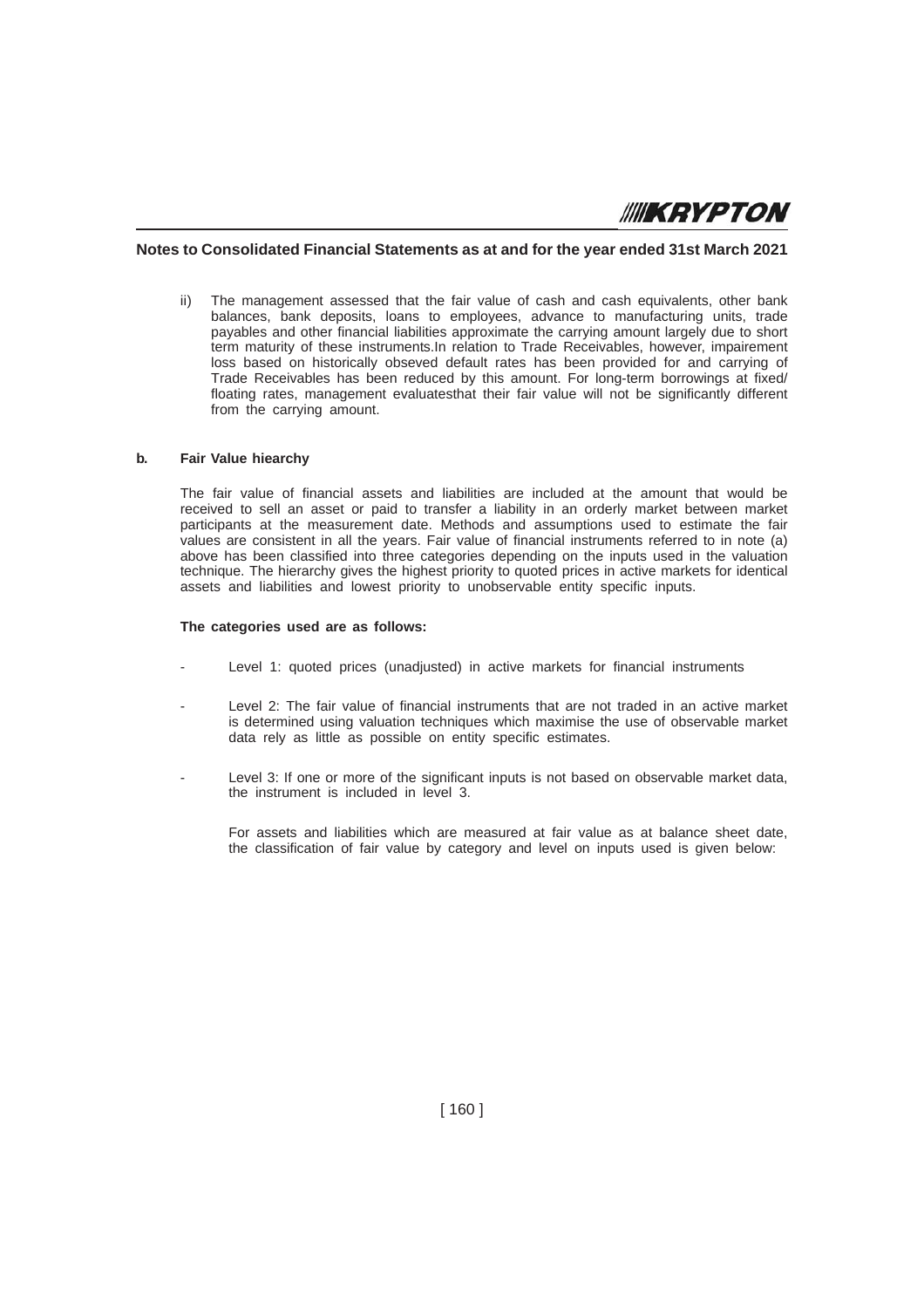## Notes to Consolidated Financial Statements as at and for the year ended 31st March 2021

ii) The management assessed that the fair value of cash and cash equivalents, other bank balances, bank deposits, loans to employees, advance to manufacturing units, trade payables and other financial liabilities approximate the carrying amount largely due to short term maturity of these instruments.In relation to Trade Receivables, however, impairement loss based on historically obseved default rates has been provided for and carrying of Trade Receivables has been reduced by this amount. For long-term borrowings at fixed/ floating rates, management evaluatesthat their fair value will not be significantly different from the carrying amount.

**b. Fair Value hiearchy**

The fair value of financial assets and liabilities are included at the amount that would be received to sell an asset or paid to transfer a liability in an orderly market between market participants at the measurement date. Methods and assumptions used to estimate the fair values are consistent in all the years. Fair value of financial instruments referred to in note (a) above has been classified into three categories depending on the inputs used in the valuation technique. The hierarchy gives the highest priority to quoted prices in active markets for identical assets and liabilities and lowest priority to unobservable entity specific inputs.

**The categories used are as follows:**

- Level 1: quoted prices (unadjusted) in active markets for financial instruments
- Level 2: The fair value of financial instruments that are not traded in an active market is determined using valuation techniques which maximise the use of observable market data rely as little as possible on entity specific estimates.
- Level 3: If one or more of the significant inputs is not based on observable market data, the instrument is included in level 3.

For assets and liabilities which are measured at fair value as at balance sheet date, the classification of fair value by category and level on inputs used is given below: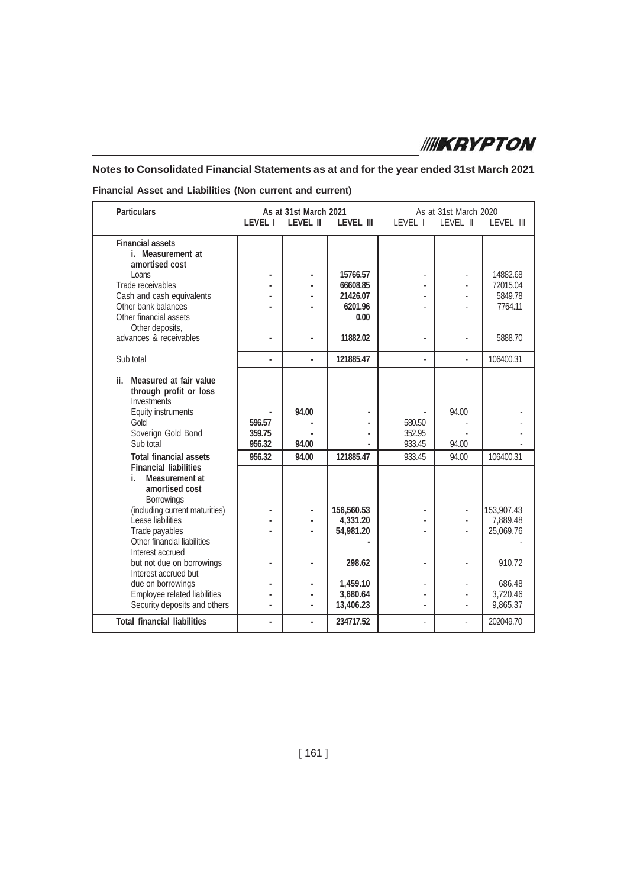## Notes to Consolidated Financial Statements as at and for the year ended 31st March 2021

**Financial Asset and Liabilities (Non current and current)**

| Particulars | As at 31st March 2021 | | | As at 31st March 2020 | | |
|---|---|---|---|---|---|---|
| | LEVEL I | LEVEL II | LEVEL III | LEVEL I | LEVEL II | LEVEL III |
| **Financial assets** | | | | | | |
| **i. Measurement at amortised cost** | | | | | | |
| Loans | - | - | 15766.57 | - | - | 14882.68 |
| Trade receivables | - | - | 66608.85 | - | - | 72015.04 |
| Cash and cash equivalents | - | - | 21426.07 | - | - | 5849.78 |
| Other bank balances | - | - | 6201.96 | - | - | 7764.11 |
| Other financial assets | | | 0.00 | | | |
| Other deposits, advances & receivables | - | - | 11882.02 | - | - | 5888.70 |
| Sub total | - | - | 121885.47 | - | - | 106400.31 |
| **ii. Measured at fair value through profit or loss** | | | | | | |
| Investments | | | | | | |
| Equity instruments | - | 94.00 | - | - | 94.00 | - |
| Gold | 596.57 | - | - | 580.50 | - | - |
| Soverign Gold Bond | 359.75 | - | - | 352.95 | - | - |
| Sub total | 956.32 | 94.00 | - | 933.45 | 94.00 | - |
| **Total financial assets** | 956.32 | 94.00 | 121885.47 | 933.45 | 94.00 | 106400.31 |
| **Financial liabilities** | | | | | | |
| **i. Measurement at amortised cost** | | | | | | |
| Borrowings (including current maturities) | - | - | 156,560.53 | - | - | 153,907.43 |
| Lease liabilities | - | - | 4,331.20 | - | - | 7,889.48 |
| Trade payables | - | - | 54,981.20 | - | - | 25,069.76 |
| Other financial liabilities | | | - | | | - |
| Interest accrued but not due on borrowings | - | - | 298.62 | - | - | 910.72 |
| Interest accrued but due on borrowings | - | - | 1,459.10 | - | - | 686.48 |
| Employee related liabilities | - | - | 3,680.64 | - | - | 3,720.46 |
| Security deposits and others | - | - | 13,406.23 | - | - | 9,865.37 |
| **Total financial liabilities** | - | - | 234717.52 | - | - | 202049.70 |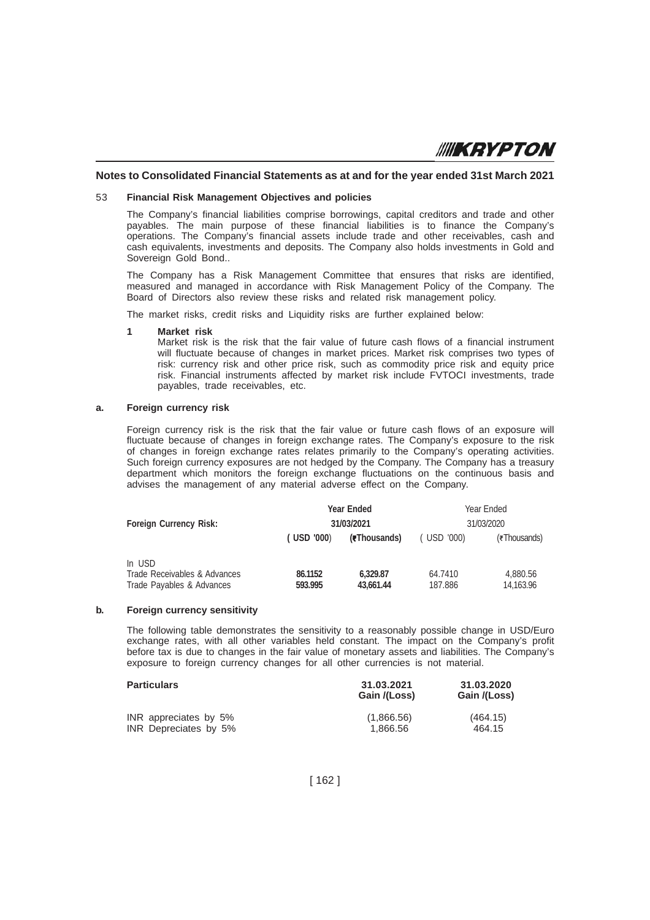## Notes to Consolidated Financial Statements as at and for the year ended 31st March 2021

### 53 Financial Risk Management Objectives and policies

The Company's financial liabilities comprise borrowings, capital creditors and trade and other payables. The main purpose of these financial liabilities is to finance the Company's operations. The Company's financial assets include trade and other receivables, cash and cash equivalents, investments and deposits. The Company also holds investments in Gold and Sovereign Gold Bond..

The Company has a Risk Management Committee that ensures that risks are identified, measured and managed in accordance with Risk Management Policy of the Company. The Board of Directors also review these risks and related risk management policy.

The market risks, credit risks and Liquidity risks are further explained below:

**1 Market risk**

Market risk is the risk that the fair value of future cash flows of a financial instrument will fluctuate because of changes in market prices. Market risk comprises two types of risk: currency risk and other price risk, such as commodity price risk and equity price risk. Financial instruments affected by market risk include FVTOCI investments, trade payables, trade receivables, etc.

**a. Foreign currency risk**

Foreign currency risk is the risk that the fair value or future cash flows of an exposure will fluctuate because of changes in foreign exchange rates. The Company's exposure to the risk of changes in foreign exchange rates relates primarily to the Company's operating activities. Such foreign currency exposures are not hedged by the Company. The Company has a treasury department which monitors the foreign exchange fluctuations on the continuous basis and advises the management of any material adverse effect on the Company.

| Foreign Currency Risk: | Year Ended 31/03/2021 | | Year Ended 31/03/2020 | |
|---|---|---|---|---|
| | (USD '000) | (₹Thousands) | (USD '000) | (₹Thousands) |
| In USD | | | | |
| Trade Receivables & Advances | **86.1152** | **6,329.87** | 64.7410 | 4,880.56 |
| Trade Payables & Advances | **593.995** | **43,661.44** | 187.886 | 14,163.96 |

**b. Foreign currency sensitivity**

The following table demonstrates the sensitivity to a reasonably possible change in USD/Euro exchange rates, with all other variables held constant. The impact on the Company's profit before tax is due to changes in the fair value of monetary assets and liabilities. The Company's exposure to foreign currency changes for all other currencies is not material.

| Particulars | 31.03.2021 Gain /(Loss) | 31.03.2020 Gain /(Loss) |
|---|---|---|
| INR appreciates by 5% | (1,866.56) | (464.15) |
| INR Depreciates by 5% | 1,866.56 | 464.15 |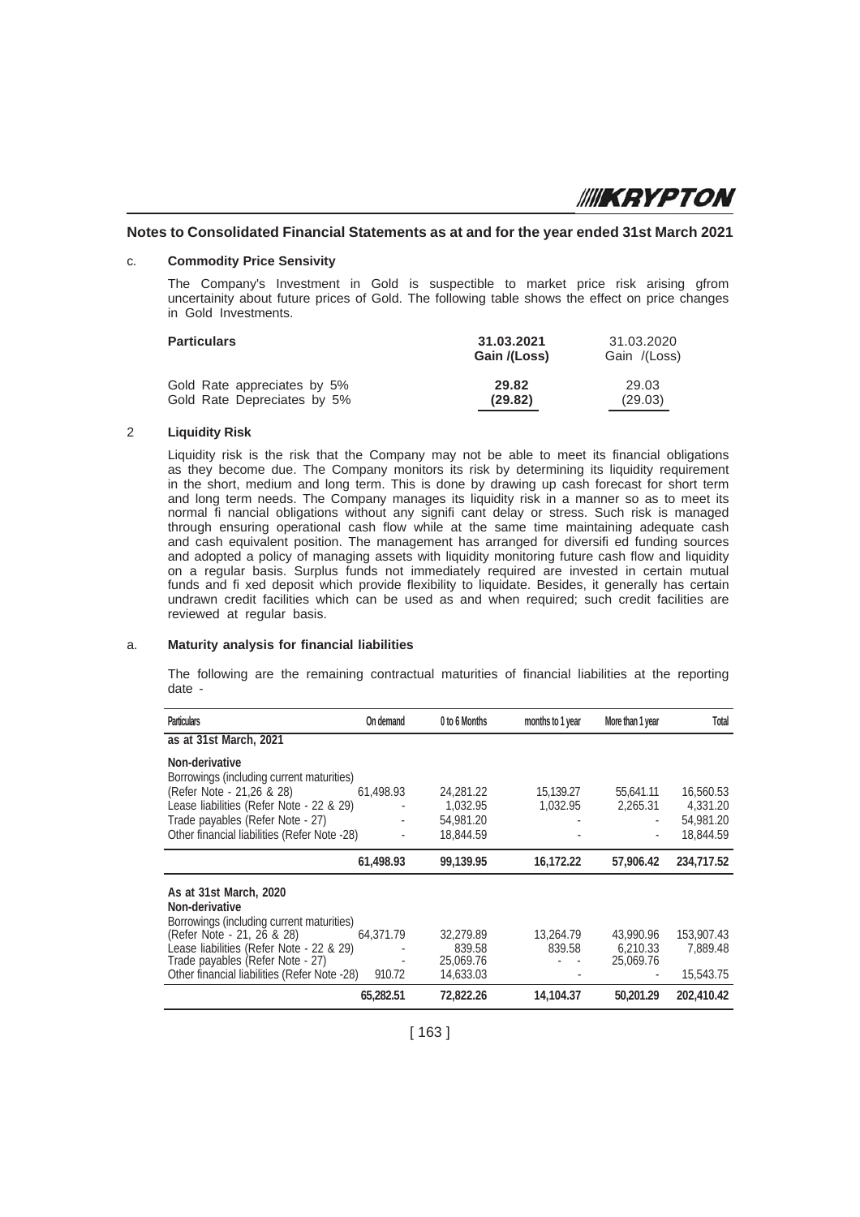## Notes to Consolidated Financial Statements as at and for the year ended 31st March 2021

c. **Commodity Price Sensivity**

The Company's Investment in Gold is suspectible to market price risk arising gfrom uncertainity about future prices of Gold. The following table shows the effect on price changes in Gold Investments.

| Particulars | 31.03.2021 Gain /(Loss) | 31.03.2020 Gain /(Loss) |
|---|---|---|
| Gold Rate appreciates by 5% | **29.82** | 29.03 |
| Gold Rate Depreciates by 5% | **(29.82)** | (29.03) |

2 **Liquidity Risk**

Liquidity risk is the risk that the Company may not be able to meet its financial obligations as they become due. The Company monitors its risk by determining its liquidity requirement in the short, medium and long term. This is done by drawing up cash forecast for short term and long term needs. The Company manages its liquidity risk in a manner so as to meet its normal fi nancial obligations without any signifi cant delay or stress. Such risk is managed through ensuring operational cash flow while at the same time maintaining adequate cash and cash equivalent position. The management has arranged for diversifi ed funding sources and adopted a policy of managing assets with liquidity monitoring future cash flow and liquidity on a regular basis. Surplus funds not immediately required are invested in certain mutual funds and fi xed deposit which provide flexibility to liquidate. Besides, it generally has certain undrawn credit facilities which can be used as and when required; such credit facilities are reviewed at regular basis.

a. **Maturity analysis for financial liabilities**

The following are the remaining contractual maturities of financial liabilities at the reporting date -

| Particulars | On demand | 0 to 6 Months | months to 1 year | More than 1 year | Total |
|---|---|---|---|---|---|
| **as at 31st March, 2021** | | | | | |
| **Non-derivative** | | | | | |
| Borrowings (including current maturities) (Refer Note - 21,26 & 28) | 61,498.93 | 24,281.22 | 15,139.27 | 55,641.11 | 16,560.53 |
| Lease liabilities (Refer Note - 22 & 29) | - | 1,032.95 | 1,032.95 | 2,265.31 | 4,331.20 |
| Trade payables (Refer Note - 27) | - | 54,981.20 | - | - | 54,981.20 |
| Other financial liabilities (Refer Note -28) | - | 18,844.59 | - | - | 18,844.59 |
| | **61,498.93** | **99,139.95** | **16,172.22** | **57,906.42** | **234,717.52** |
| **As at 31st March, 2020** | | | | | |
| **Non-derivative** | | | | | |
| Borrowings (including current maturities) (Refer Note - 21, 26 & 28) | 64,371.79 | 32,279.89 | 13,264.79 | 43,990.96 | 153,907.43 |
| Lease liabilities (Refer Note - 22 & 29) | - | 839.58 | 839.58 | 6,210.33 | 7,889.48 |
| Trade payables (Refer Note - 27) | - | 25,069.76 | - - | 25,069.76 | |
| Other financial liabilities (Refer Note -28) | 910.72 | 14,633.03 | - | - | 15,543.75 |
| | **65,282.51** | **72,822.26** | **14,104.37** | **50,201.29** | **202,410.42** |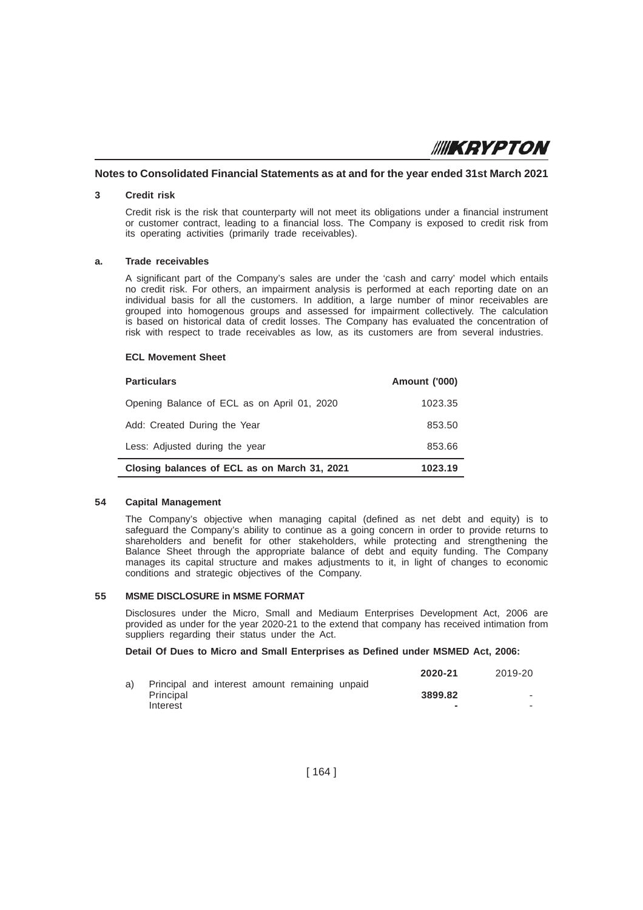## Notes to Consolidated Financial Statements as at and for the year ended 31st March 2021

### 3 Credit risk

Credit risk is the risk that counterparty will not meet its obligations under a financial instrument or customer contract, leading to a financial loss. The Company is exposed to credit risk from its operating activities (primarily trade receivables).

#### a. Trade receivables

A significant part of the Company's sales are under the 'cash and carry' model which entails no credit risk. For others, an impairment analysis is performed at each reporting date on an individual basis for all the customers. In addition, a large number of minor receivables are grouped into homogenous groups and assessed for impairment collectively. The calculation is based on historical data of credit losses. The Company has evaluated the concentration of risk with respect to trade receivables as low, as its customers are from several industries.

**ECL Movement Sheet**

| Particulars | Amount ('000) |
|---|---|
| Opening Balance of ECL as on April 01, 2020 | 1023.35 |
| Add: Created During the Year | 853.50 |
| Less: Adjusted during the year | 853.66 |
| **Closing balances of ECL as on March 31, 2021** | **1023.19** |

### 54 Capital Management

The Company's objective when managing capital (defined as net debt and equity) is to safeguard the Company's ability to continue as a going concern in order to provide returns to shareholders and benefit for other stakeholders, while protecting and strengthening the Balance Sheet through the appropriate balance of debt and equity funding. The Company manages its capital structure and makes adjustments to it, in light of changes to economic conditions and strategic objectives of the Company.

### 55 MSME DISCLOSURE in MSME FORMAT

Disclosures under the Micro, Small and Mediaum Enterprises Development Act, 2006 are provided as under for the year 2020-21 to the extend that company has received intimation from suppliers regarding their status under the Act.

**Detail Of Dues to Micro and Small Enterprises as Defined under MSMED Act, 2006:**

| | | 2020-21 | 2019-20 |
|---|---|---|---|
| a) | Principal and interest amount remaining unpaid | | |
| | Principal | **3899.82** | - |
| | Interest | **-** | - |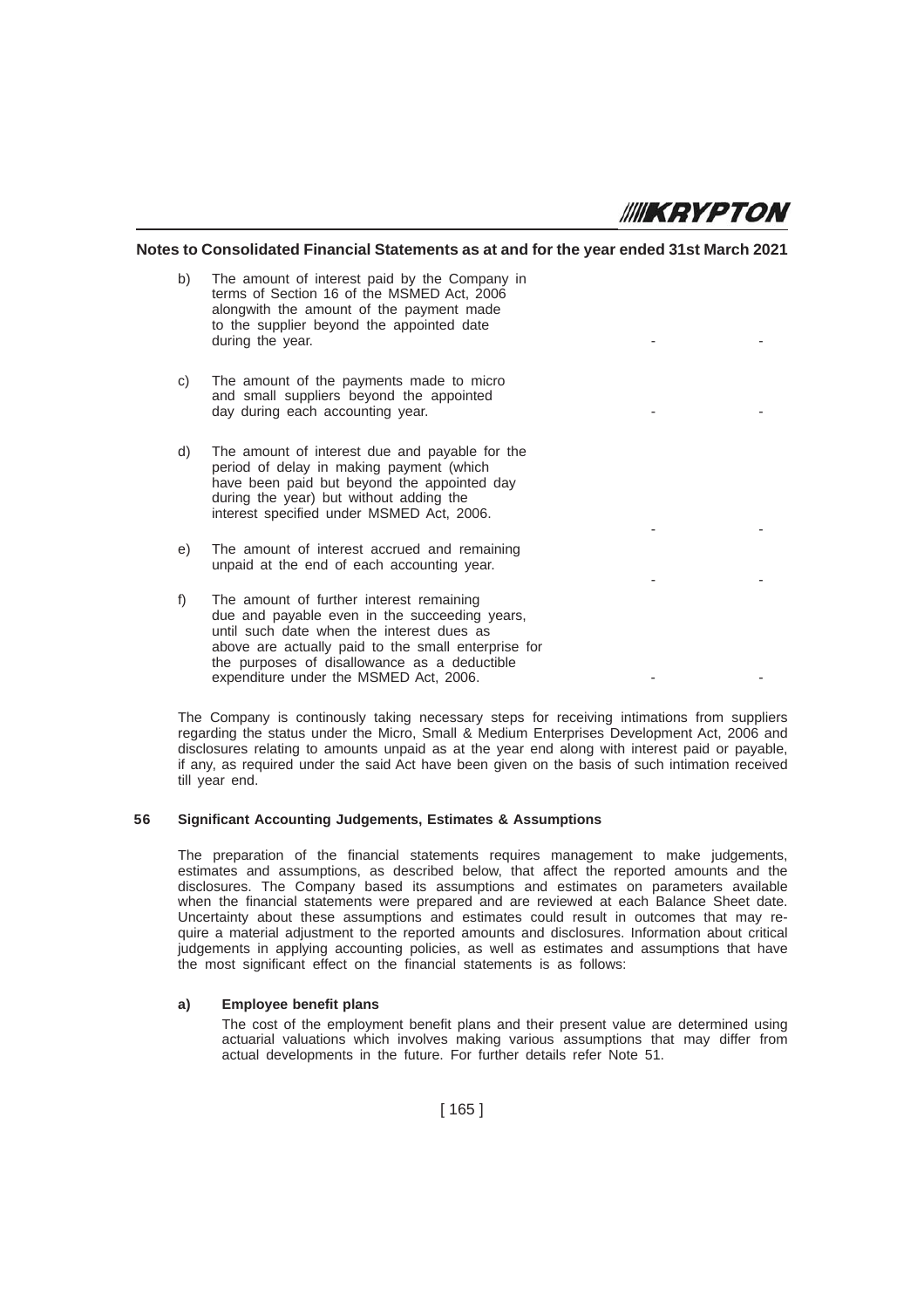## Notes to Consolidated Financial Statements as at and for the year ended 31st March 2021

| | | | |
|---|---|---|---|
| b) | The amount of interest paid by the Company in terms of Section 16 of the MSMED Act, 2006 alongwith the amount of the payment made to the supplier beyond the appointed date during the year. | - | - |
| c) | The amount of the payments made to micro and small suppliers beyond the appointed day during each accounting year. | - | - |
| d) | The amount of interest due and payable for the period of delay in making payment (which have been paid but beyond the appointed day during the year) but without adding the interest specified under MSMED Act, 2006. | - | - |
| e) | The amount of interest accrued and remaining unpaid at the end of each accounting year. | - | - |
| f) | The amount of further interest remaining due and payable even in the succeeding years, until such date when the interest dues as above are actually paid to the small enterprise for the purposes of disallowance as a deductible expenditure under the MSMED Act, 2006. | - | - |

The Company is continously taking necessary steps for receiving intimations from suppliers regarding the status under the Micro, Small & Medium Enterprises Development Act, 2006 and disclosures relating to amounts unpaid as at the year end along with interest paid or payable, if any, as required under the said Act have been given on the basis of such intimation received till year end.

### 56 Significant Accounting Judgements, Estimates & Assumptions

The preparation of the financial statements requires management to make judgements, estimates and assumptions, as described below, that affect the reported amounts and the disclosures. The Company based its assumptions and estimates on parameters available when the financial statements were prepared and are reviewed at each Balance Sheet date. Uncertainty about these assumptions and estimates could result in outcomes that may require a material adjustment to the reported amounts and disclosures. Information about critical judgements in applying accounting policies, as well as estimates and assumptions that have the most significant effect on the financial statements is as follows:

**a) Employee benefit plans**

The cost of the employment benefit plans and their present value are determined using actuarial valuations which involves making various assumptions that may differ from actual developments in the future. For further details refer Note 51.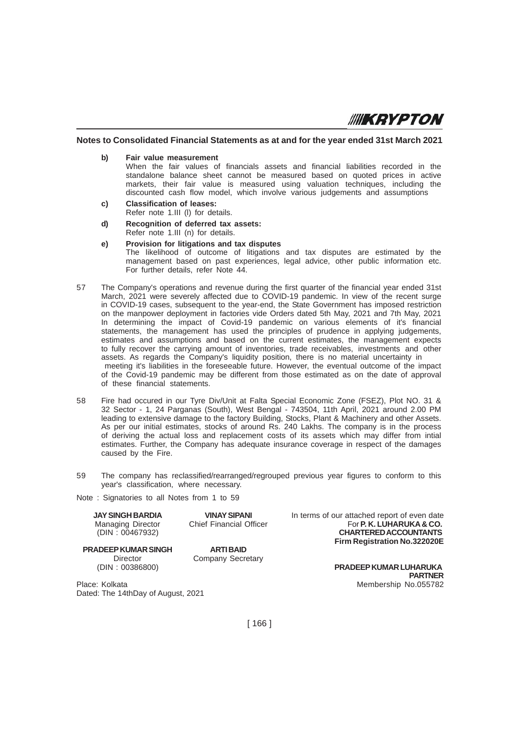## Notes to Consolidated Financial Statements as at and for the year ended 31st March 2021

**b) Fair value measurement**

When the fair values of financials assets and financial liabilities recorded in the standalone balance sheet cannot be measured based on quoted prices in active markets, their fair value is measured using valuation techniques, including the discounted cash flow model, which involve various judgements and assumptions

**c) Classification of leases:**

Refer note 1.III (l) for details.

**d) Recognition of deferred tax assets:**

Refer note 1.III (n) for details.

**e) Provision for litigations and tax disputes**

The likelihood of outcome of litigations and tax disputes are estimated by the management based on past experiences, legal advice, other public information etc. For further details, refer Note 44.

57 The Company's operations and revenue during the first quarter of the financial year ended 31st March, 2021 were severely affected due to COVID-19 pandemic. In view of the recent surge in COVID-19 cases, subsequent to the year-end, the State Government has imposed restriction on the manpower deployment in factories vide Orders dated 5th May, 2021 and 7th May, 2021 In determining the impact of Covid-19 pandemic on various elements of it's financial statements, the management has used the principles of prudence in applying judgements, estimates and assumptions and based on the current estimates, the management expects to fully recover the carrying amount of inventories, trade receivables, investments and other assets. As regards the Company's liquidity position, there is no material uncertainty in meeting it's liabilities in the foreseeable future. However, the eventual outcome of the impact of the Covid-19 pandemic may be different from those estimated as on the date of approval of these financial statements.

58 Fire had occured in our Tyre Div/Unit at Falta Special Economic Zone (FSEZ), Plot NO. 31 & 32 Sector - 1, 24 Parganas (South), West Bengal - 743504, 11th April, 2021 around 2.00 PM leading to extensive damage to the factory Building, Stocks, Plant & Machinery and other Assets. As per our initial estimates, stocks of around Rs. 240 Lakhs. The company is in the process of deriving the actual loss and replacement costs of its assets which may differ from intial estimates. Further, the Company has adequate insurance coverage in respect of the damages caused by the Fire.

59 The company has reclassified/rearranged/regrouped previous year figures to conform to this year's classification, where necessary.

Note : Signatories to all Notes from 1 to 59

**JAY SINGH BARDIA**
Managing Director
(DIN : 00467932)

**VINAY SIPANI**
Chief Financial Officer

**PRADEEP KUMAR SINGH**
Director
(DIN : 00386800)

**ARTI BAID**
Company Secretary

In terms of our attached report of even date
For **P. K. LUHARUKA & CO.**
**CHARTERED ACCOUNTANTS**
**Firm Registration No.322020E**

**PRADEEP KUMAR LUHARUKA**
**PARTNER**
Membership No.055782

Place: Kolkata
Dated: The 14thDay of August, 2021